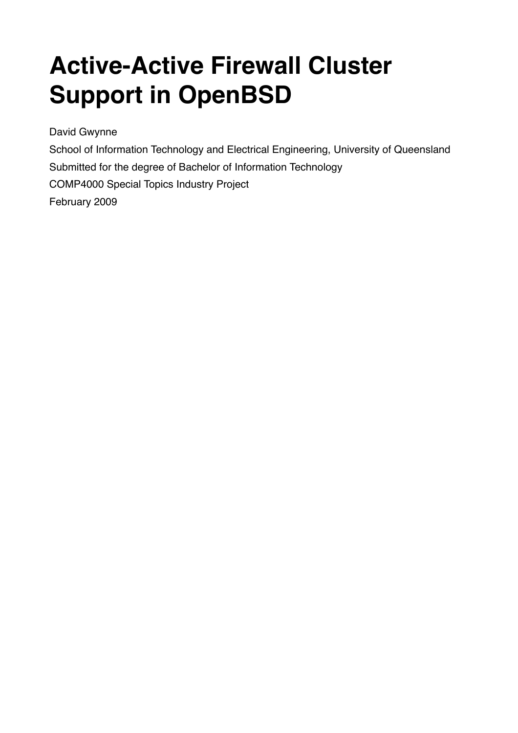# Active-Active Firewall Cluster Support in OpenBSD

David Gwynne

School of Information Technology and Electrical Engineering, University of Queensland

Submitted for the degree of Bachelor of Information Technology

COMP4000 Special Topics Industry Project

February 2009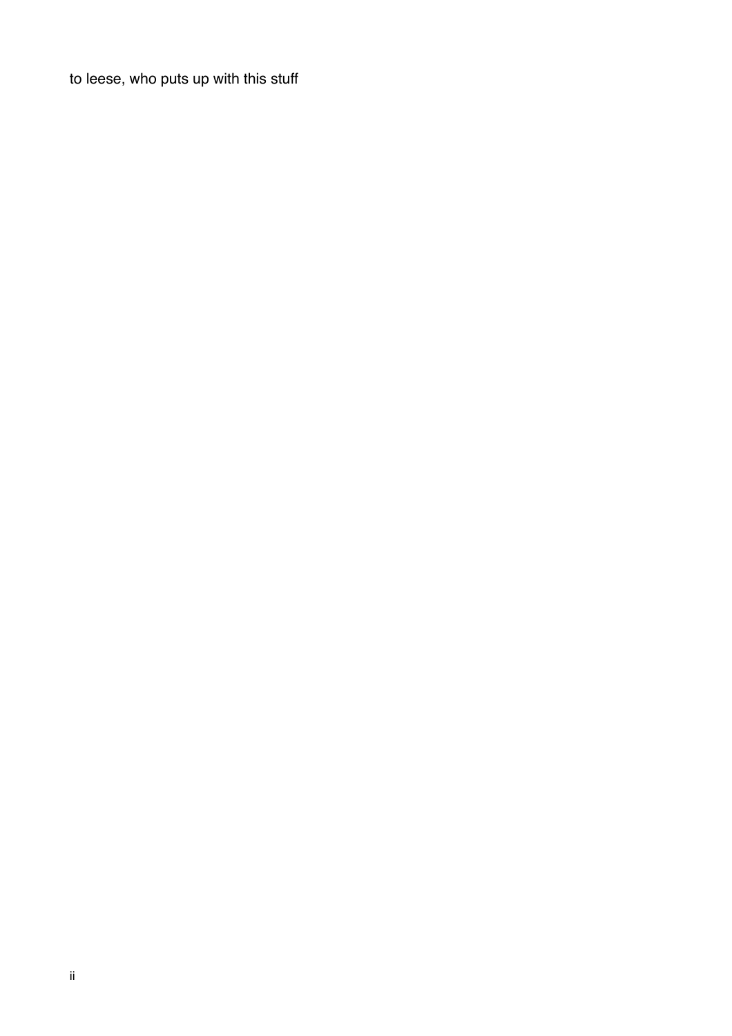to leese, who puts up with this stuff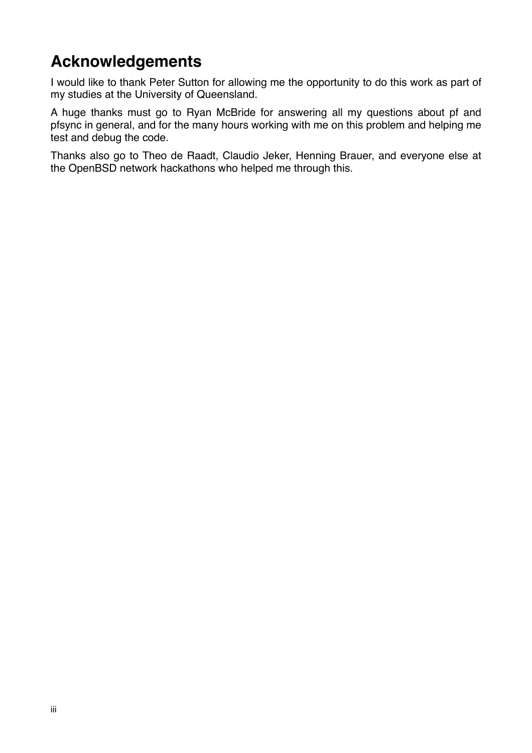# Acknowledgements

I would like to thank Peter Sutton for allowing me the opportunity to do this work as part of my studies at the University of Queensland.

A huge thanks must go to Ryan McBride for answering all my questions about pf and pfsync in general, and for the many hours working with me on this problem and helping me test and debug the code.

Thanks also go to Theo de Raadt, Claudio Jeker, Henning Brauer, and everyone else at the OpenBSD network hackathons who helped me through this.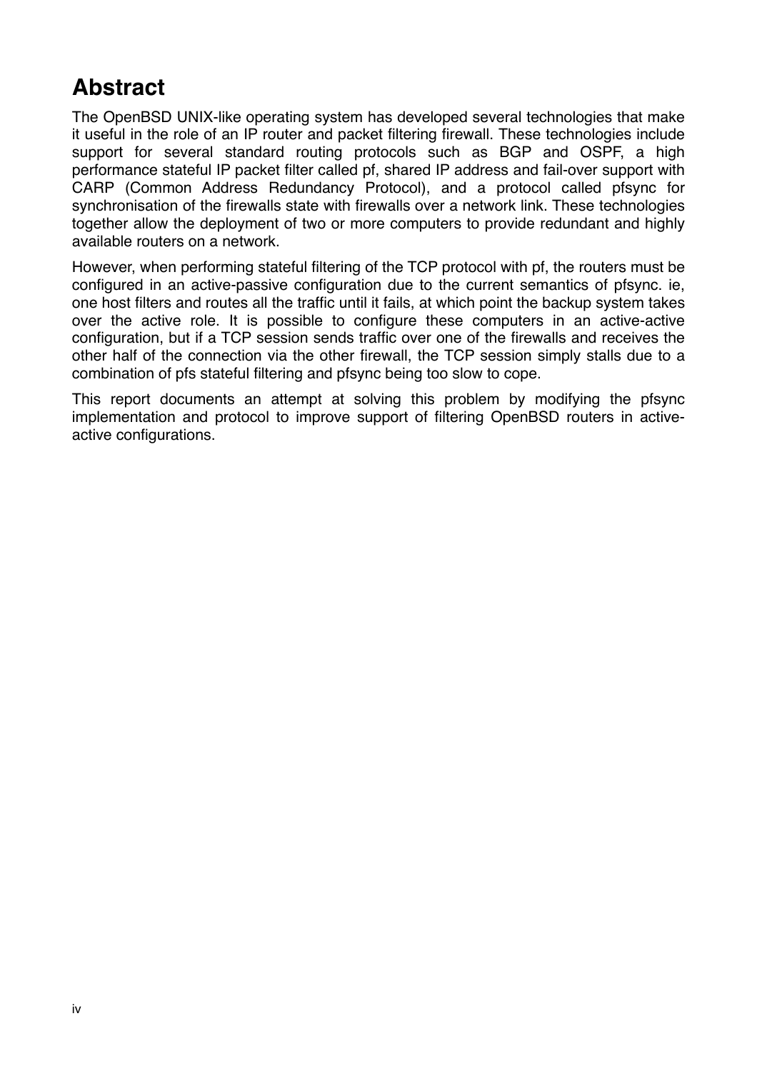# Abstract

The OpenBSD UNIX-like operating system has developed several technologies that make it useful in the role of an IP router and packet filtering firewall. These technologies include support for several standard routing protocols such as BGP and OSPF, a high performance stateful IP packet filter called pf, shared IP address and fail-over support with CARP (Common Address Redundancy Protocol), and a protocol called pfsync for synchronisation of the firewalls state with firewalls over a network link. These technologies together allow the deployment of two or more computers to provide redundant and highly available routers on a network.

However, when performing stateful filtering of the TCP protocol with pf, the routers must be configured in an active-passive configuration due to the current semantics of pfsync. ie, one host filters and routes all the traffic until it fails, at which point the backup system takes over the active role. It is possible to configure these computers in an active-active configuration, but if a TCP session sends traffic over one of the firewalls and receives the other half of the connection via the other firewall, the TCP session simply stalls due to a combination of pfs stateful filtering and pfsync being too slow to cope.

This report documents an attempt at solving this problem by modifying the pfsync implementation and protocol to improve support of filtering OpenBSD routers in active-active configurations.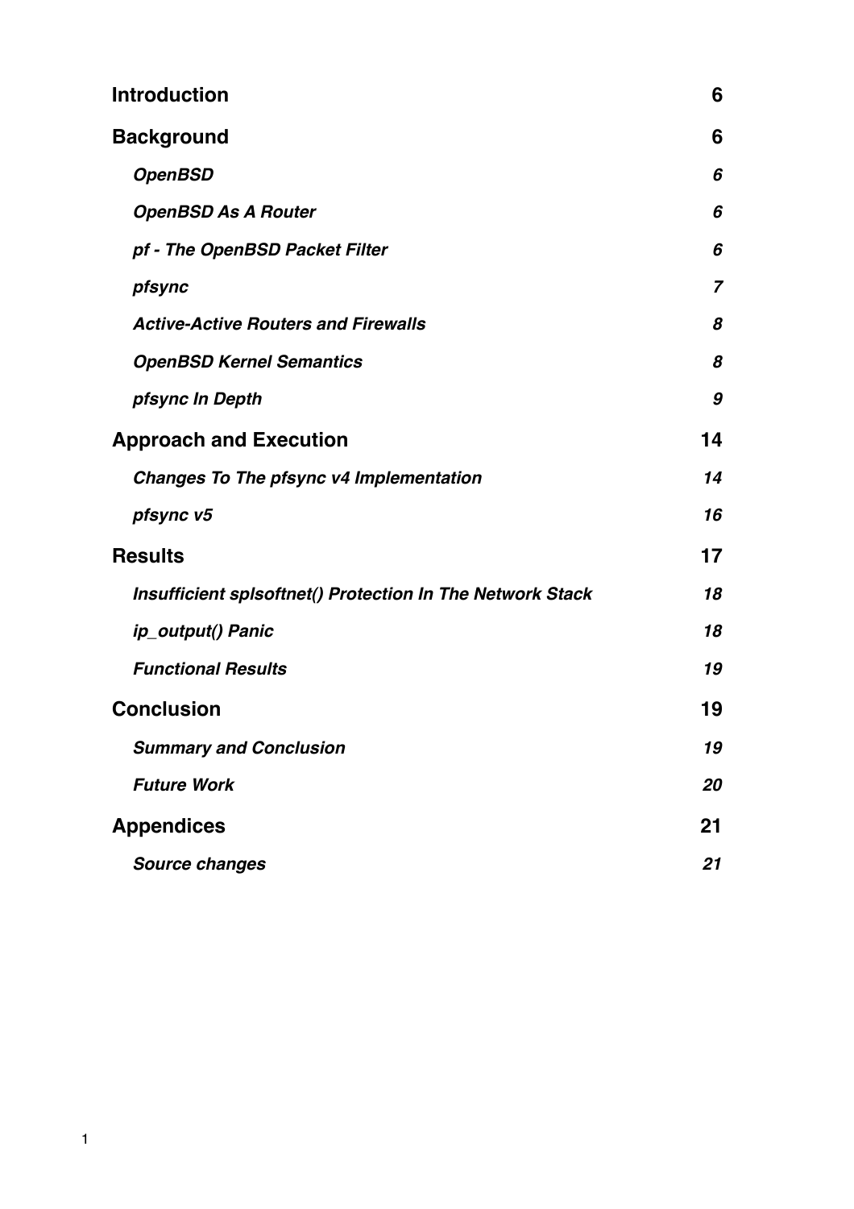| | |
|---|---|
| **Introduction** | **6** |
| **Background** | **6** |
| ***OpenBSD*** | ***6*** |
| ***OpenBSD As A Router*** | ***6*** |
| ***pf - The OpenBSD Packet Filter*** | ***6*** |
| ***pfsync*** | ***7*** |
| ***Active-Active Routers and Firewalls*** | ***8*** |
| ***OpenBSD Kernel Semantics*** | ***8*** |
| ***pfsync In Depth*** | ***9*** |
| **Approach and Execution** | **14** |
| ***Changes To The pfsync v4 Implementation*** | ***14*** |
| ***pfsync v5*** | ***16*** |
| **Results** | **17** |
| ***Insufficient splsoftnet() Protection In The Network Stack*** | ***18*** |
| ***ip_output() Panic*** | ***18*** |
| ***Functional Results*** | ***19*** |
| **Conclusion** | **19** |
| ***Summary and Conclusion*** | ***19*** |
| ***Future Work*** | ***20*** |
| **Appendices** | **21** |
| ***Source changes*** | ***21*** |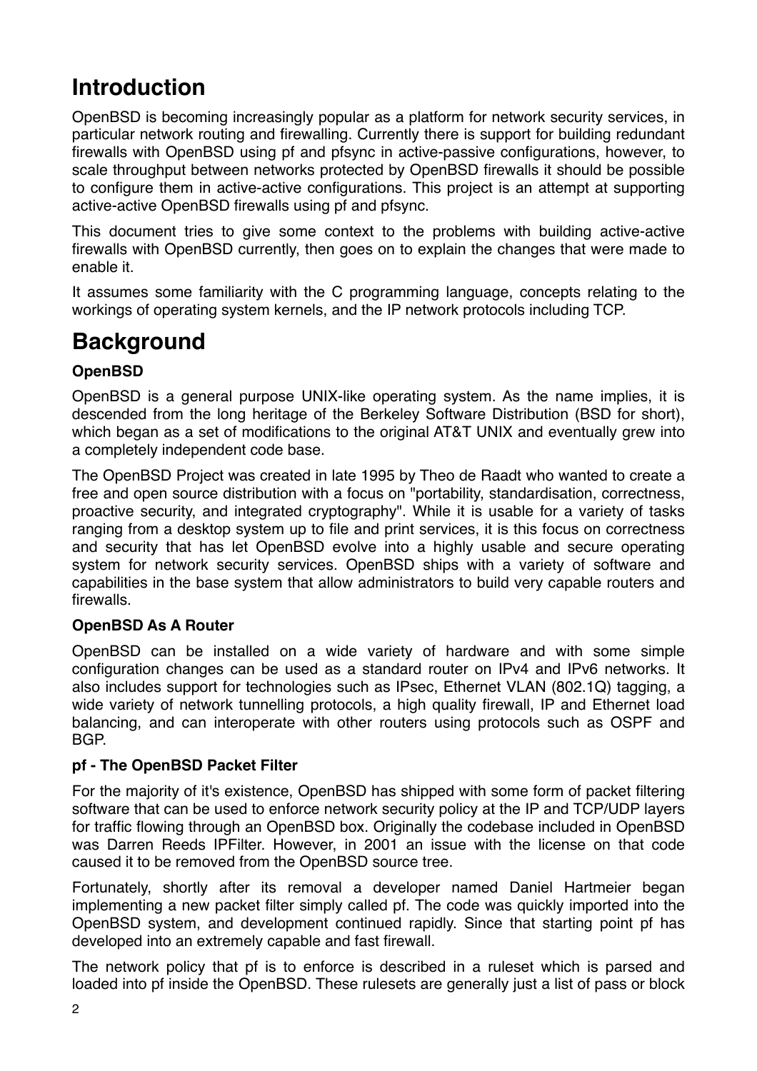# Introduction

OpenBSD is becoming increasingly popular as a platform for network security services, in particular network routing and firewalling. Currently there is support for building redundant firewalls with OpenBSD using pf and pfsync in active-passive configurations, however, to scale throughput between networks protected by OpenBSD firewalls it should be possible to configure them in active-active configurations. This project is an attempt at supporting active-active OpenBSD firewalls using pf and pfsync.

This document tries to give some context to the problems with building active-active firewalls with OpenBSD currently, then goes on to explain the changes that were made to enable it.

It assumes some familiarity with the C programming language, concepts relating to the workings of operating system kernels, and the IP network protocols including TCP.

# Background

### OpenBSD

OpenBSD is a general purpose UNIX-like operating system. As the name implies, it is descended from the long heritage of the Berkeley Software Distribution (BSD for short), which began as a set of modifications to the original AT&T UNIX and eventually grew into a completely independent code base.

The OpenBSD Project was created in late 1995 by Theo de Raadt who wanted to create a free and open source distribution with a focus on "portability, standardisation, correctness, proactive security, and integrated cryptography". While it is usable for a variety of tasks ranging from a desktop system up to file and print services, it is this focus on correctness and security that has let OpenBSD evolve into a highly usable and secure operating system for network security services. OpenBSD ships with a variety of software and capabilities in the base system that allow administrators to build very capable routers and firewalls.

### OpenBSD As A Router

OpenBSD can be installed on a wide variety of hardware and with some simple configuration changes can be used as a standard router on IPv4 and IPv6 networks. It also includes support for technologies such as IPsec, Ethernet VLAN (802.1Q) tagging, a wide variety of network tunnelling protocols, a high quality firewall, IP and Ethernet load balancing, and can interoperate with other routers using protocols such as OSPF and BGP.

### pf - The OpenBSD Packet Filter

For the majority of it's existence, OpenBSD has shipped with some form of packet filtering software that can be used to enforce network security policy at the IP and TCP/UDP layers for traffic flowing through an OpenBSD box. Originally the codebase included in OpenBSD was Darren Reeds IPFilter. However, in 2001 an issue with the license on that code caused it to be removed from the OpenBSD source tree.

Fortunately, shortly after its removal a developer named Daniel Hartmeier began implementing a new packet filter simply called pf. The code was quickly imported into the OpenBSD system, and development continued rapidly. Since that starting point pf has developed into an extremely capable and fast firewall.

The network policy that pf is to enforce is described in a ruleset which is parsed and loaded into pf inside the OpenBSD. These rulesets are generally just a list of pass or block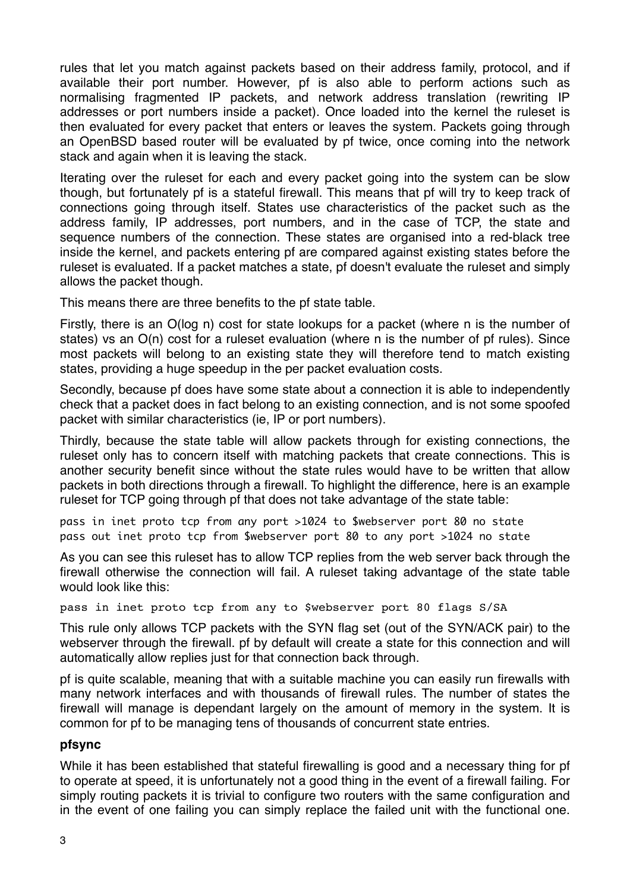rules that let you match against packets based on their address family, protocol, and if available their port number. However, pf is also able to perform actions such as normalising fragmented IP packets, and network address translation (rewriting IP addresses or port numbers inside a packet). Once loaded into the kernel the ruleset is then evaluated for every packet that enters or leaves the system. Packets going through an OpenBSD based router will be evaluated by pf twice, once coming into the network stack and again when it is leaving the stack.

Iterating over the ruleset for each and every packet going into the system can be slow though, but fortunately pf is a stateful firewall. This means that pf will try to keep track of connections going through itself. States use characteristics of the packet such as the address family, IP addresses, port numbers, and in the case of TCP, the state and sequence numbers of the connection. These states are organised into a red-black tree inside the kernel, and packets entering pf are compared against existing states before the ruleset is evaluated. If a packet matches a state, pf doesn't evaluate the ruleset and simply allows the packet though.

This means there are three benefits to the pf state table.

Firstly, there is an O(log n) cost for state lookups for a packet (where n is the number of states) vs an O(n) cost for a ruleset evaluation (where n is the number of pf rules). Since most packets will belong to an existing state they will therefore tend to match existing states, providing a huge speedup in the per packet evaluation costs.

Secondly, because pf does have some state about a connection it is able to independently check that a packet does in fact belong to an existing connection, and is not some spoofed packet with similar characteristics (ie, IP or port numbers).

Thirdly, because the state table will allow packets through for existing connections, the ruleset only has to concern itself with matching packets that create connections. This is another security benefit since without the state rules would have to be written that allow packets in both directions through a firewall. To highlight the difference, here is an example ruleset for TCP going through pf that does not take advantage of the state table:

```
pass in inet proto tcp from any port >1024 to $webserver port 80 no state
pass out inet proto tcp from $webserver port 80 to any port >1024 no state
```

As you can see this ruleset has to allow TCP replies from the web server back through the firewall otherwise the connection will fail. A ruleset taking advantage of the state table would look like this:

```
pass in inet proto tcp from any to $webserver port 80 flags S/SA
```

This rule only allows TCP packets with the SYN flag set (out of the SYN/ACK pair) to the webserver through the firewall. pf by default will create a state for this connection and will automatically allow replies just for that connection back through.

pf is quite scalable, meaning that with a suitable machine you can easily run firewalls with many network interfaces and with thousands of firewall rules. The number of states the firewall will manage is dependant largely on the amount of memory in the system. It is common for pf to be managing tens of thousands of concurrent state entries.

### pfsync

While it has been established that stateful firewalling is good and a necessary thing for pf to operate at speed, it is unfortunately not a good thing in the event of a firewall failing. For simply routing packets it is trivial to configure two routers with the same configuration and in the event of one failing you can simply replace the failed unit with the functional one.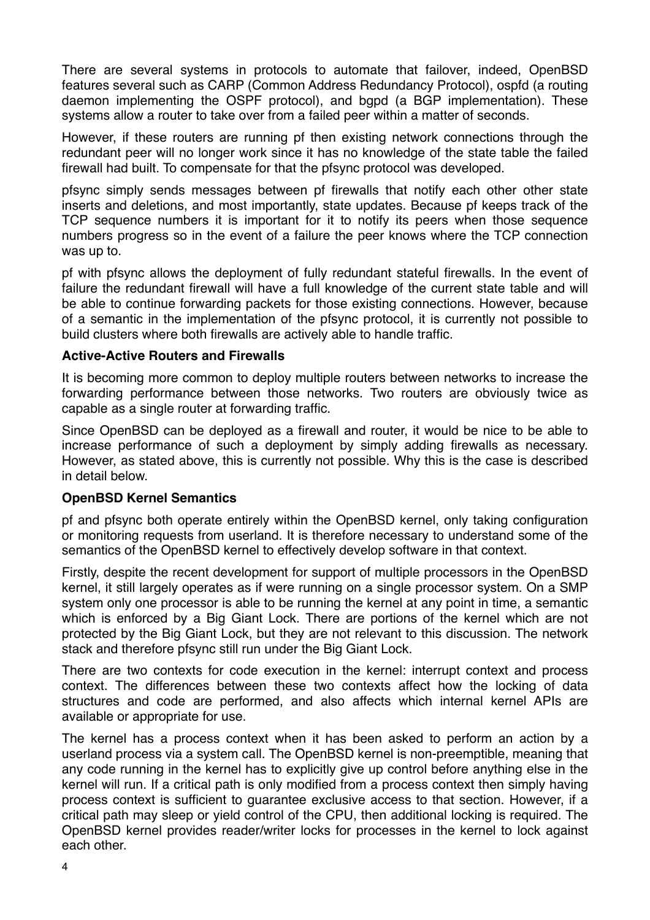There are several systems in protocols to automate that failover, indeed, OpenBSD features several such as CARP (Common Address Redundancy Protocol), ospfd (a routing daemon implementing the OSPF protocol), and bgpd (a BGP implementation). These systems allow a router to take over from a failed peer within a matter of seconds.

However, if these routers are running pf then existing network connections through the redundant peer will no longer work since it has no knowledge of the state table the failed firewall had built. To compensate for that the pfsync protocol was developed.

pfsync simply sends messages between pf firewalls that notify each other other state inserts and deletions, and most importantly, state updates. Because pf keeps track of the TCP sequence numbers it is important for it to notify its peers when those sequence numbers progress so in the event of a failure the peer knows where the TCP connection was up to.

pf with pfsync allows the deployment of fully redundant stateful firewalls. In the event of failure the redundant firewall will have a full knowledge of the current state table and will be able to continue forwarding packets for those existing connections. However, because of a semantic in the implementation of the pfsync protocol, it is currently not possible to build clusters where both firewalls are actively able to handle traffic.

**Active-Active Routers and Firewalls**

It is becoming more common to deploy multiple routers between networks to increase the forwarding performance between those networks. Two routers are obviously twice as capable as a single router at forwarding traffic.

Since OpenBSD can be deployed as a firewall and router, it would be nice to be able to increase performance of such a deployment by simply adding firewalls as necessary. However, as stated above, this is currently not possible. Why this is the case is described in detail below.

**OpenBSD Kernel Semantics**

pf and pfsync both operate entirely within the OpenBSD kernel, only taking configuration or monitoring requests from userland. It is therefore necessary to understand some of the semantics of the OpenBSD kernel to effectively develop software in that context.

Firstly, despite the recent development for support of multiple processors in the OpenBSD kernel, it still largely operates as if were running on a single processor system. On a SMP system only one processor is able to be running the kernel at any point in time, a semantic which is enforced by a Big Giant Lock. There are portions of the kernel which are not protected by the Big Giant Lock, but they are not relevant to this discussion. The network stack and therefore pfsync still run under the Big Giant Lock.

There are two contexts for code execution in the kernel: interrupt context and process context. The differences between these two contexts affect how the locking of data structures and code are performed, and also affects which internal kernel APIs are available or appropriate for use.

The kernel has a process context when it has been asked to perform an action by a userland process via a system call. The OpenBSD kernel is non-preemptible, meaning that any code running in the kernel has to explicitly give up control before anything else in the kernel will run. If a critical path is only modified from a process context then simply having process context is sufficient to guarantee exclusive access to that section. However, if a critical path may sleep or yield control of the CPU, then additional locking is required. The OpenBSD kernel provides reader/writer locks for processes in the kernel to lock against each other.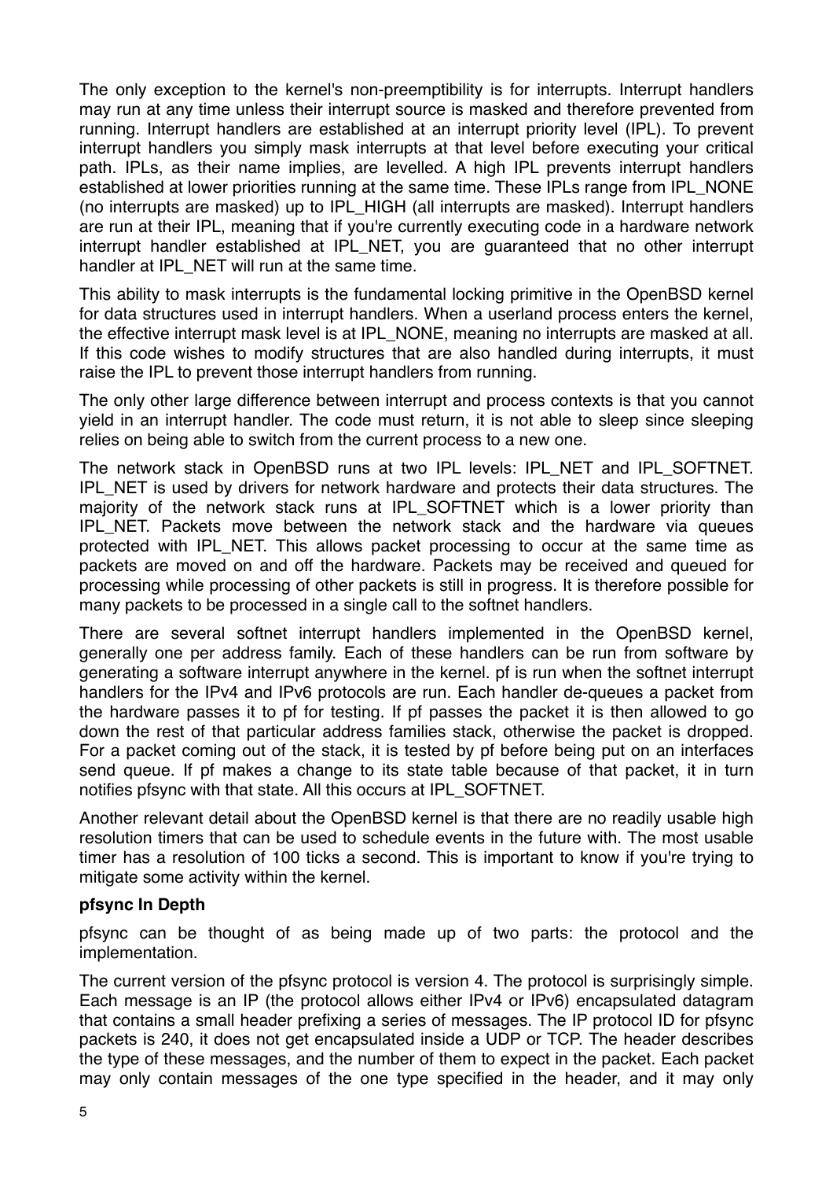The only exception to the kernel's non-preemptibility is for interrupts. Interrupt handlers may run at any time unless their interrupt source is masked and therefore prevented from running. Interrupt handlers are established at an interrupt priority level (IPL). To prevent interrupt handlers you simply mask interrupts at that level before executing your critical path. IPLs, as their name implies, are levelled. A high IPL prevents interrupt handlers established at lower priorities running at the same time. These IPLs range from IPL_NONE (no interrupts are masked) up to IPL_HIGH (all interrupts are masked). Interrupt handlers are run at their IPL, meaning that if you're currently executing code in a hardware network interrupt handler established at IPL_NET, you are guaranteed that no other interrupt handler at IPL_NET will run at the same time.

This ability to mask interrupts is the fundamental locking primitive in the OpenBSD kernel for data structures used in interrupt handlers. When a userland process enters the kernel, the effective interrupt mask level is at IPL_NONE, meaning no interrupts are masked at all. If this code wishes to modify structures that are also handled during interrupts, it must raise the IPL to prevent those interrupt handlers from running.

The only other large difference between interrupt and process contexts is that you cannot yield in an interrupt handler. The code must return, it is not able to sleep since sleeping relies on being able to switch from the current process to a new one.

The network stack in OpenBSD runs at two IPL levels: IPL_NET and IPL_SOFTNET. IPL_NET is used by drivers for network hardware and protects their data structures. The majority of the network stack runs at IPL_SOFTNET which is a lower priority than IPL_NET. Packets move between the network stack and the hardware via queues protected with IPL_NET. This allows packet processing to occur at the same time as packets are moved on and off the hardware. Packets may be received and queued for processing while processing of other packets is still in progress. It is therefore possible for many packets to be processed in a single call to the softnet handlers.

There are several softnet interrupt handlers implemented in the OpenBSD kernel, generally one per address family. Each of these handlers can be run from software by generating a software interrupt anywhere in the kernel. pf is run when the softnet interrupt handlers for the IPv4 and IPv6 protocols are run. Each handler de-queues a packet from the hardware passes it to pf for testing. If pf passes the packet it is then allowed to go down the rest of that particular address families stack, otherwise the packet is dropped. For a packet coming out of the stack, it is tested by pf before being put on an interfaces send queue. If pf makes a change to its state table because of that packet, it in turn notifies pfsync with that state. All this occurs at IPL_SOFTNET.

Another relevant detail about the OpenBSD kernel is that there are no readily usable high resolution timers that can be used to schedule events in the future with. The most usable timer has a resolution of 100 ticks a second. This is important to know if you're trying to mitigate some activity within the kernel.

**pfsync In Depth**

pfsync can be thought of as being made up of two parts: the protocol and the implementation.

The current version of the pfsync protocol is version 4. The protocol is surprisingly simple. Each message is an IP (the protocol allows either IPv4 or IPv6) encapsulated datagram that contains a small header prefixing a series of messages. The IP protocol ID for pfsync packets is 240, it does not get encapsulated inside a UDP or TCP. The header describes the type of these messages, and the number of them to expect in the packet. Each packet may only contain messages of the one type specified in the header, and it may only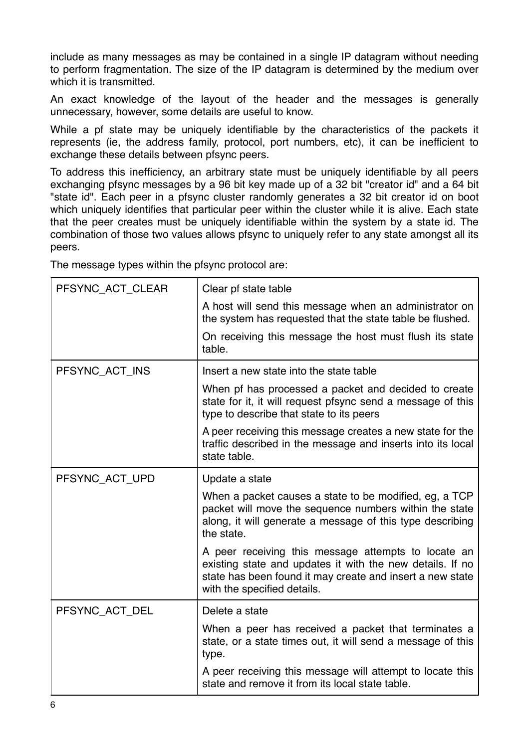include as many messages as may be contained in a single IP datagram without needing to perform fragmentation. The size of the IP datagram is determined by the medium over which it is transmitted.

An exact knowledge of the layout of the header and the messages is generally unnecessary, however, some details are useful to know.

While a pf state may be uniquely identifiable by the characteristics of the packets it represents (ie, the address family, protocol, port numbers, etc), it can be inefficient to exchange these details between pfsync peers.

To address this inefficiency, an arbitrary state must be uniquely identifiable by all peers exchanging pfsync messages by a 96 bit key made up of a 32 bit "creator id" and a 64 bit "state id". Each peer in a pfsync cluster randomly generates a 32 bit creator id on boot which uniquely identifies that particular peer within the cluster while it is alive. Each state that the peer creates must be uniquely identifiable within the system by a state id. The combination of those two values allows pfsync to uniquely refer to any state amongst all its peers.

The message types within the pfsync protocol are:

| | |
|---|---|
| PFSYNC_ACT_CLEAR | Clear pf state table<br><br>A host will send this message when an administrator on the system has requested that the state table be flushed.<br><br>On receiving this message the host must flush its state table. |
| PFSYNC_ACT_INS | Insert a new state into the state table<br><br>When pf has processed a packet and decided to create state for it, it will request pfsync send a message of this type to describe that state to its peers<br><br>A peer receiving this message creates a new state for the traffic described in the message and inserts into its local state table. |
| PFSYNC_ACT_UPD | Update a state<br><br>When a packet causes a state to be modified, eg, a TCP packet will move the sequence numbers within the state along, it will generate a message of this type describing the state.<br><br>A peer receiving this message attempts to locate an existing state and updates it with the new details. If no state has been found it may create and insert a new state with the specified details. |
| PFSYNC_ACT_DEL | Delete a state<br><br>When a peer has received a packet that terminates a state, or a state times out, it will send a message of this type.<br><br>A peer receiving this message will attempt to locate this state and remove it from its local state table. |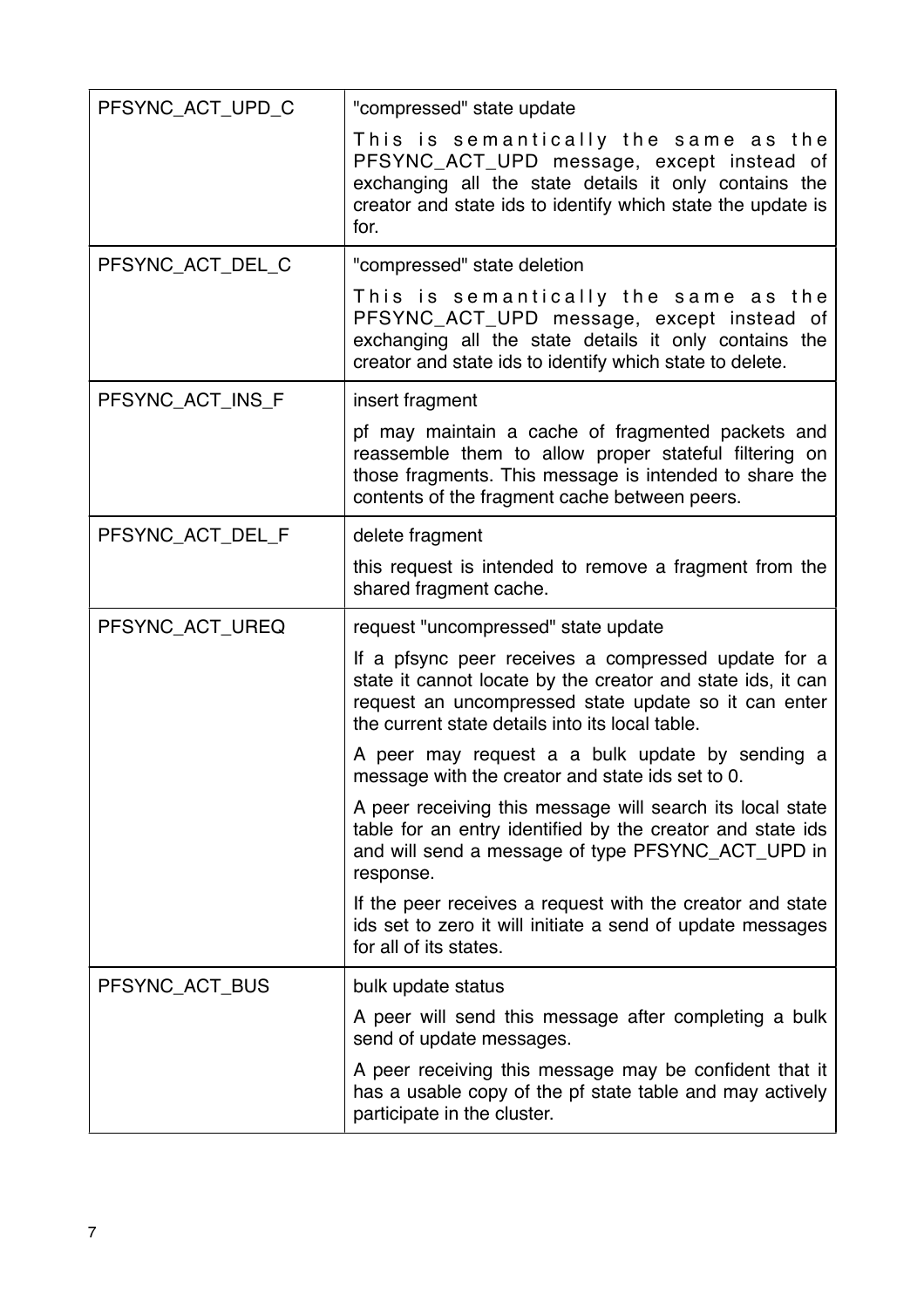| | |
|---|---|
| PFSYNC_ACT_UPD_C | "compressed" state update<br><br>This is semantically the same as the PFSYNC_ACT_UPD message, except instead of exchanging all the state details it only contains the creator and state ids to identify which state the update is for. |
| PFSYNC_ACT_DEL_C | "compressed" state deletion<br><br>This is semantically the same as the PFSYNC_ACT_UPD message, except instead of exchanging all the state details it only contains the creator and state ids to identify which state to delete. |
| PFSYNC_ACT_INS_F | insert fragment<br><br>pf may maintain a cache of fragmented packets and reassemble them to allow proper stateful filtering on those fragments. This message is intended to share the contents of the fragment cache between peers. |
| PFSYNC_ACT_DEL_F | delete fragment<br><br>this request is intended to remove a fragment from the shared fragment cache. |
| PFSYNC_ACT_UREQ | request "uncompressed" state update<br><br>If a pfsync peer receives a compressed update for a state it cannot locate by the creator and state ids, it can request an uncompressed state update so it can enter the current state details into its local table.<br><br>A peer may request a a bulk update by sending a message with the creator and state ids set to 0.<br><br>A peer receiving this message will search its local state table for an entry identified by the creator and state ids and will send a message of type PFSYNC_ACT_UPD in response.<br><br>If the peer receives a request with the creator and state ids set to zero it will initiate a send of update messages for all of its states. |
| PFSYNC_ACT_BUS | bulk update status<br><br>A peer will send this message after completing a bulk send of update messages.<br><br>A peer receiving this message may be confident that it has a usable copy of the pf state table and may actively participate in the cluster. |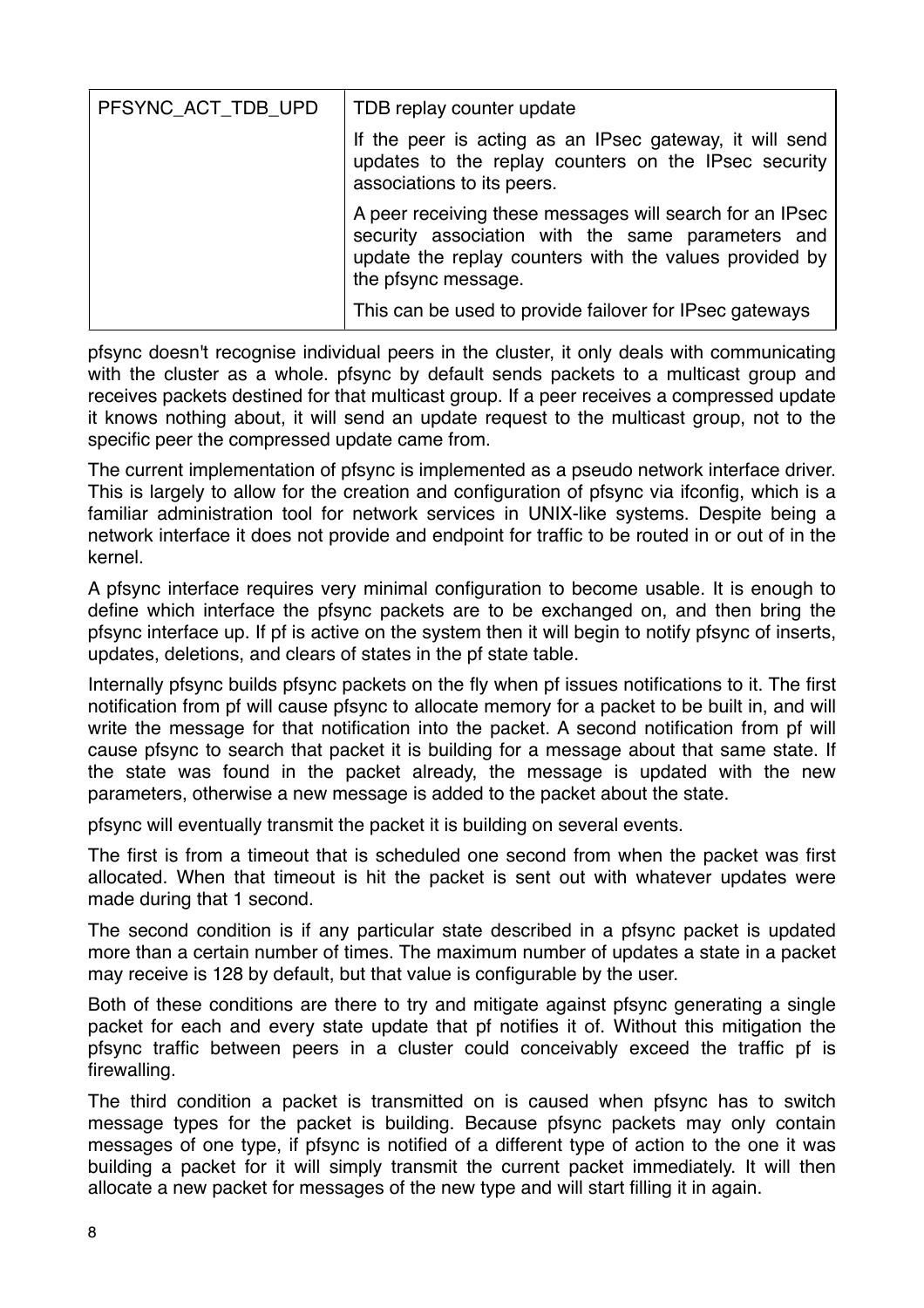| | |
|---|---|
| PFSYNC_ACT_TDB_UPD | TDB replay counter update<br><br>If the peer is acting as an IPsec gateway, it will send updates to the replay counters on the IPsec security associations to its peers.<br><br>A peer receiving these messages will search for an IPsec security association with the same parameters and update the replay counters with the values provided by the pfsync message.<br><br>This can be used to provide failover for IPsec gateways |

pfsync doesn't recognise individual peers in the cluster, it only deals with communicating with the cluster as a whole. pfsync by default sends packets to a multicast group and receives packets destined for that multicast group. If a peer receives a compressed update it knows nothing about, it will send an update request to the multicast group, not to the specific peer the compressed update came from.

The current implementation of pfsync is implemented as a pseudo network interface driver. This is largely to allow for the creation and configuration of pfsync via ifconfig, which is a familiar administration tool for network services in UNIX-like systems. Despite being a network interface it does not provide and endpoint for traffic to be routed in or out of in the kernel.

A pfsync interface requires very minimal configuration to become usable. It is enough to define which interface the pfsync packets are to be exchanged on, and then bring the pfsync interface up. If pf is active on the system then it will begin to notify pfsync of inserts, updates, deletions, and clears of states in the pf state table.

Internally pfsync builds pfsync packets on the fly when pf issues notifications to it. The first notification from pf will cause pfsync to allocate memory for a packet to be built in, and will write the message for that notification into the packet. A second notification from pf will cause pfsync to search that packet it is building for a message about that same state. If the state was found in the packet already, the message is updated with the new parameters, otherwise a new message is added to the packet about the state.

pfsync will eventually transmit the packet it is building on several events.

The first is from a timeout that is scheduled one second from when the packet was first allocated. When that timeout is hit the packet is sent out with whatever updates were made during that 1 second.

The second condition is if any particular state described in a pfsync packet is updated more than a certain number of times. The maximum number of updates a state in a packet may receive is 128 by default, but that value is configurable by the user.

Both of these conditions are there to try and mitigate against pfsync generating a single packet for each and every state update that pf notifies it of. Without this mitigation the pfsync traffic between peers in a cluster could conceivably exceed the traffic pf is firewalling.

The third condition a packet is transmitted on is caused when pfsync has to switch message types for the packet is building. Because pfsync packets may only contain messages of one type, if pfsync is notified of a different type of action to the one it was building a packet for it will simply transmit the current packet immediately. It will then allocate a new packet for messages of the new type and will start filling it in again.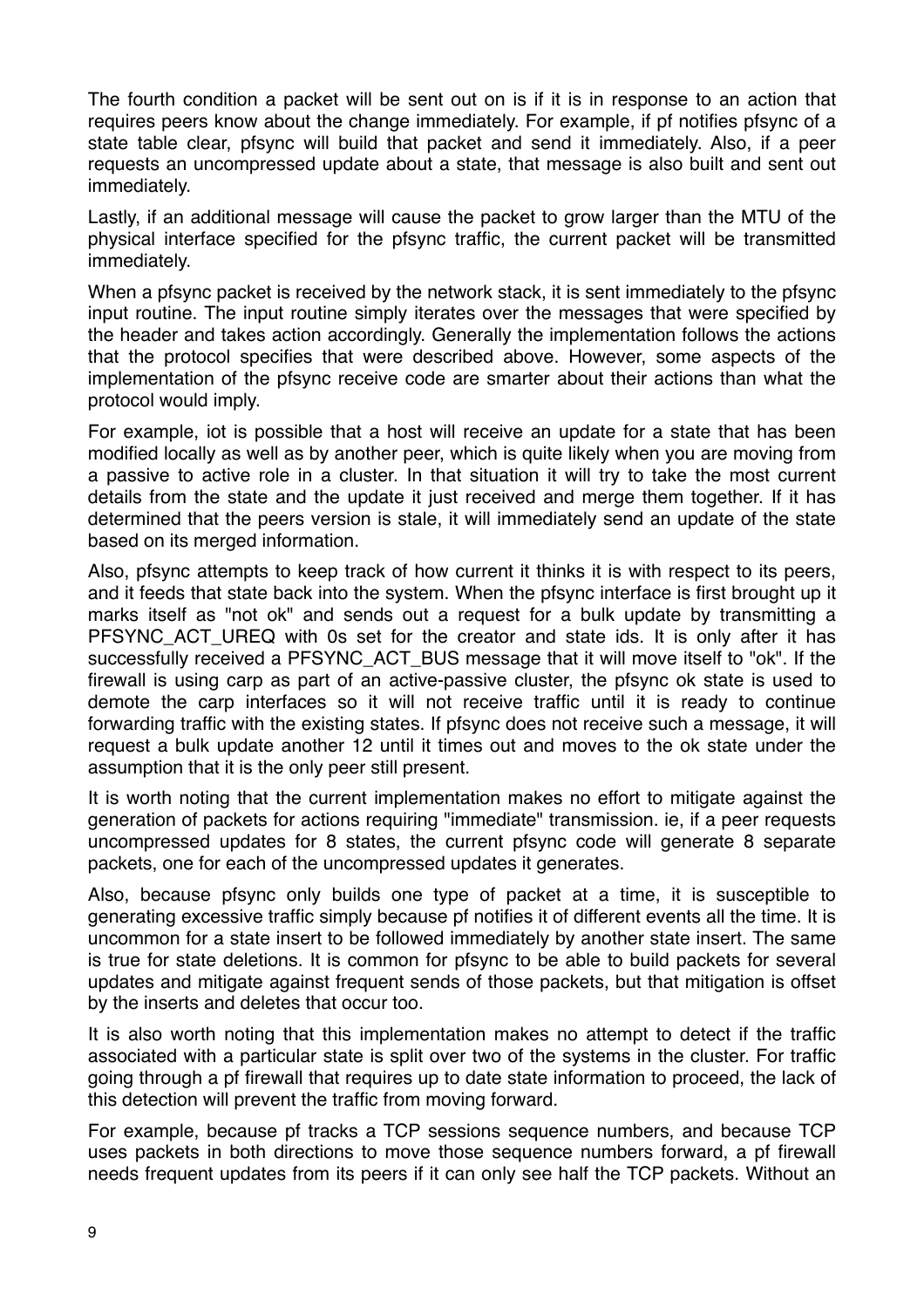The fourth condition a packet will be sent out on is if it is in response to an action that requires peers know about the change immediately. For example, if pf notifies pfsync of a state table clear, pfsync will build that packet and send it immediately. Also, if a peer requests an uncompressed update about a state, that message is also built and sent out immediately.

Lastly, if an additional message will cause the packet to grow larger than the MTU of the physical interface specified for the pfsync traffic, the current packet will be transmitted immediately.

When a pfsync packet is received by the network stack, it is sent immediately to the pfsync input routine. The input routine simply iterates over the messages that were specified by the header and takes action accordingly. Generally the implementation follows the actions that the protocol specifies that were described above. However, some aspects of the implementation of the pfsync receive code are smarter about their actions than what the protocol would imply.

For example, iot is possible that a host will receive an update for a state that has been modified locally as well as by another peer, which is quite likely when you are moving from a passive to active role in a cluster. In that situation it will try to take the most current details from the state and the update it just received and merge them together. If it has determined that the peers version is stale, it will immediately send an update of the state based on its merged information.

Also, pfsync attempts to keep track of how current it thinks it is with respect to its peers, and it feeds that state back into the system. When the pfsync interface is first brought up it marks itself as "not ok" and sends out a request for a bulk update by transmitting a PFSYNC_ACT_UREQ with 0s set for the creator and state ids. It is only after it has successfully received a PFSYNC_ACT_BUS message that it will move itself to "ok". If the firewall is using carp as part of an active-passive cluster, the pfsync ok state is used to demote the carp interfaces so it will not receive traffic until it is ready to continue forwarding traffic with the existing states. If pfsync does not receive such a message, it will request a bulk update another 12 until it times out and moves to the ok state under the assumption that it is the only peer still present.

It is worth noting that the current implementation makes no effort to mitigate against the generation of packets for actions requiring "immediate" transmission. ie, if a peer requests uncompressed updates for 8 states, the current pfsync code will generate 8 separate packets, one for each of the uncompressed updates it generates.

Also, because pfsync only builds one type of packet at a time, it is susceptible to generating excessive traffic simply because pf notifies it of different events all the time. It is uncommon for a state insert to be followed immediately by another state insert. The same is true for state deletions. It is common for pfsync to be able to build packets for several updates and mitigate against frequent sends of those packets, but that mitigation is offset by the inserts and deletes that occur too.

It is also worth noting that this implementation makes no attempt to detect if the traffic associated with a particular state is split over two of the systems in the cluster. For traffic going through a pf firewall that requires up to date state information to proceed, the lack of this detection will prevent the traffic from moving forward.

For example, because pf tracks a TCP sessions sequence numbers, and because TCP uses packets in both directions to move those sequence numbers forward, a pf firewall needs frequent updates from its peers if it can only see half the TCP packets. Without an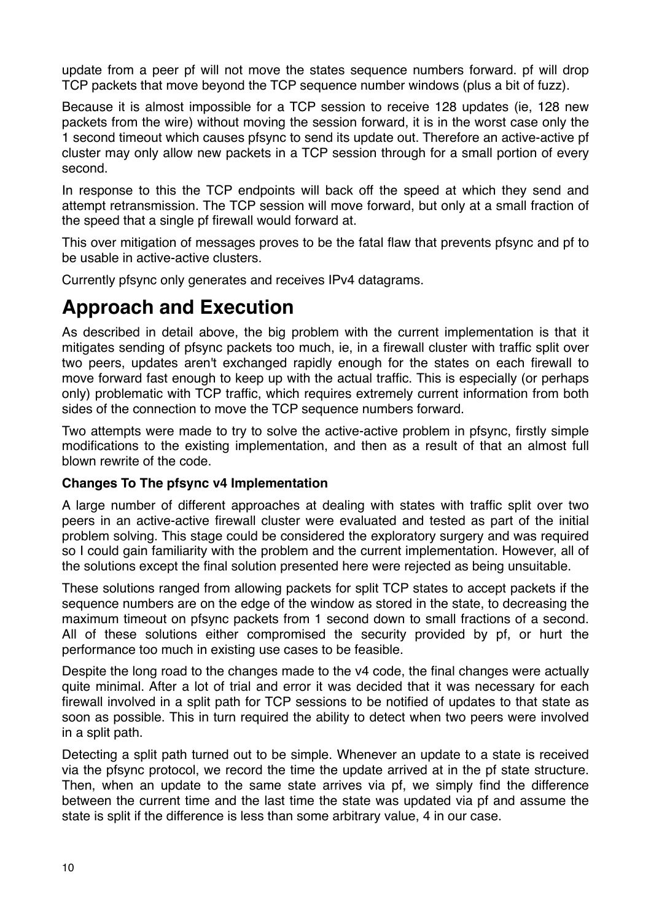update from a peer pf will not move the states sequence numbers forward. pf will drop TCP packets that move beyond the TCP sequence number windows (plus a bit of fuzz).

Because it is almost impossible for a TCP session to receive 128 updates (ie, 128 new packets from the wire) without moving the session forward, it is in the worst case only the 1 second timeout which causes pfsync to send its update out. Therefore an active-active pf cluster may only allow new packets in a TCP session through for a small portion of every second.

In response to this the TCP endpoints will back off the speed at which they send and attempt retransmission. The TCP session will move forward, but only at a small fraction of the speed that a single pf firewall would forward at.

This over mitigation of messages proves to be the fatal flaw that prevents pfsync and pf to be usable in active-active clusters.

Currently pfsync only generates and receives IPv4 datagrams.

# Approach and Execution

As described in detail above, the big problem with the current implementation is that it mitigates sending of pfsync packets too much, ie, in a firewall cluster with traffic split over two peers, updates aren't exchanged rapidly enough for the states on each firewall to move forward fast enough to keep up with the actual traffic. This is especially (or perhaps only) problematic with TCP traffic, which requires extremely current information from both sides of the connection to move the TCP sequence numbers forward.

Two attempts were made to try to solve the active-active problem in pfsync, firstly simple modifications to the existing implementation, and then as a result of that an almost full blown rewrite of the code.

**Changes To The pfsync v4 Implementation**

A large number of different approaches at dealing with states with traffic split over two peers in an active-active firewall cluster were evaluated and tested as part of the initial problem solving. This stage could be considered the exploratory surgery and was required so I could gain familiarity with the problem and the current implementation. However, all of the solutions except the final solution presented here were rejected as being unsuitable.

These solutions ranged from allowing packets for split TCP states to accept packets if the sequence numbers are on the edge of the window as stored in the state, to decreasing the maximum timeout on pfsync packets from 1 second down to small fractions of a second. All of these solutions either compromised the security provided by pf, or hurt the performance too much in existing use cases to be feasible.

Despite the long road to the changes made to the v4 code, the final changes were actually quite minimal. After a lot of trial and error it was decided that it was necessary for each firewall involved in a split path for TCP sessions to be notified of updates to that state as soon as possible. This in turn required the ability to detect when two peers were involved in a split path.

Detecting a split path turned out to be simple. Whenever an update to a state is received via the pfsync protocol, we record the time the update arrived at in the pf state structure. Then, when an update to the same state arrives via pf, we simply find the difference between the current time and the last time the state was updated via pf and assume the state is split if the difference is less than some arbitrary value, 4 in our case.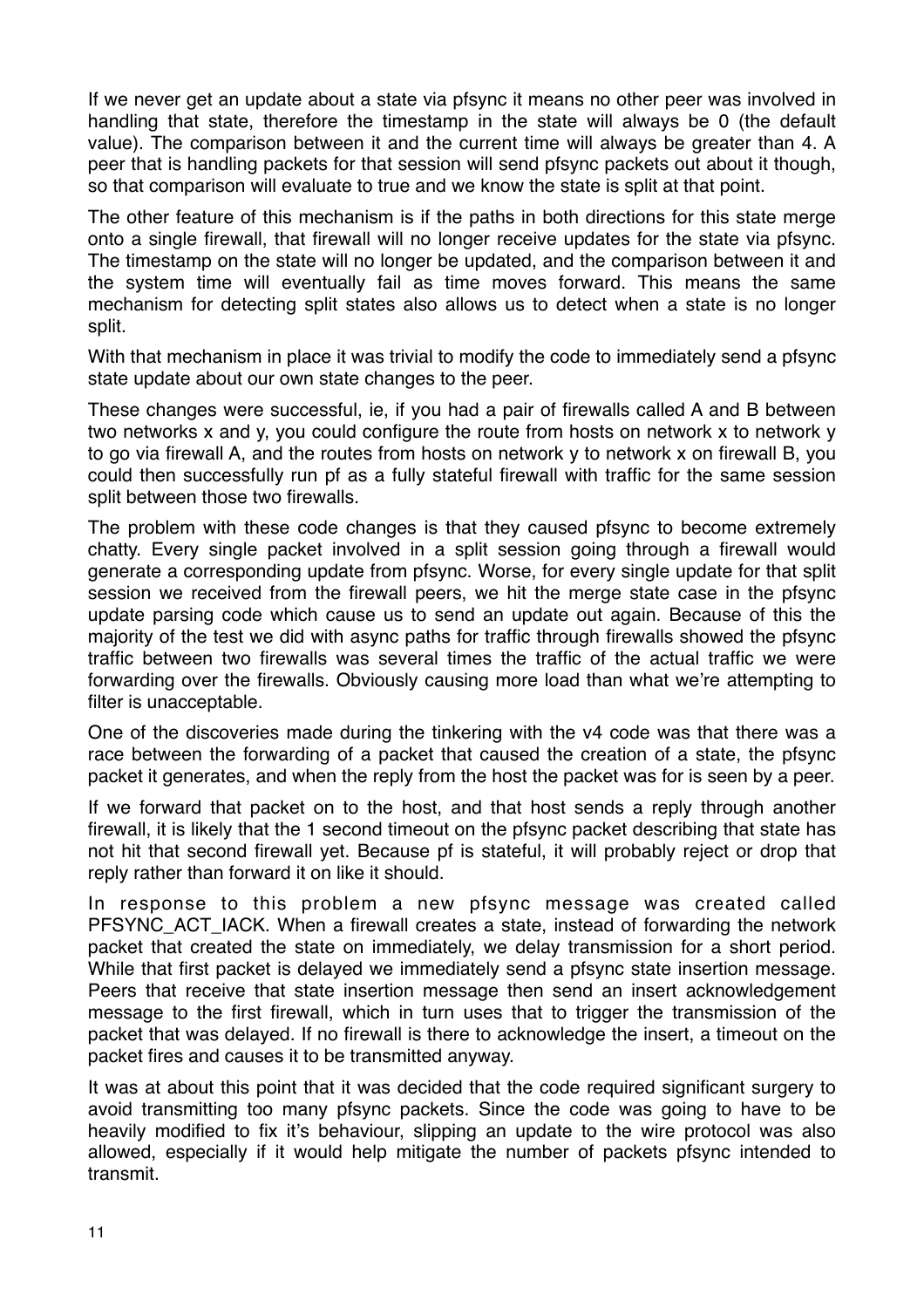If we never get an update about a state via pfsync it means no other peer was involved in handling that state, therefore the timestamp in the state will always be 0 (the default value). The comparison between it and the current time will always be greater than 4. A peer that is handling packets for that session will send pfsync packets out about it though, so that comparison will evaluate to true and we know the state is split at that point.

The other feature of this mechanism is if the paths in both directions for this state merge onto a single firewall, that firewall will no longer receive updates for the state via pfsync. The timestamp on the state will no longer be updated, and the comparison between it and the system time will eventually fail as time moves forward. This means the same mechanism for detecting split states also allows us to detect when a state is no longer split.

With that mechanism in place it was trivial to modify the code to immediately send a pfsync state update about our own state changes to the peer.

These changes were successful, ie, if you had a pair of firewalls called A and B between two networks x and y, you could configure the route from hosts on network x to network y to go via firewall A, and the routes from hosts on network y to network x on firewall B, you could then successfully run pf as a fully stateful firewall with traffic for the same session split between those two firewalls.

The problem with these code changes is that they caused pfsync to become extremely chatty. Every single packet involved in a split session going through a firewall would generate a corresponding update from pfsync. Worse, for every single update for that split session we received from the firewall peers, we hit the merge state case in the pfsync update parsing code which cause us to send an update out again. Because of this the majority of the test we did with async paths for traffic through firewalls showed the pfsync traffic between two firewalls was several times the traffic of the actual traffic we were forwarding over the firewalls. Obviously causing more load than what we're attempting to filter is unacceptable.

One of the discoveries made during the tinkering with the v4 code was that there was a race between the forwarding of a packet that caused the creation of a state, the pfsync packet it generates, and when the reply from the host the packet was for is seen by a peer.

If we forward that packet on to the host, and that host sends a reply through another firewall, it is likely that the 1 second timeout on the pfsync packet describing that state has not hit that second firewall yet. Because pf is stateful, it will probably reject or drop that reply rather than forward it on like it should.

In response to this problem a new pfsync message was created called PFSYNC_ACT_IACK. When a firewall creates a state, instead of forwarding the network packet that created the state on immediately, we delay transmission for a short period. While that first packet is delayed we immediately send a pfsync state insertion message. Peers that receive that state insertion message then send an insert acknowledgement message to the first firewall, which in turn uses that to trigger the transmission of the packet that was delayed. If no firewall is there to acknowledge the insert, a timeout on the packet fires and causes it to be transmitted anyway.

It was at about this point that it was decided that the code required significant surgery to avoid transmitting too many pfsync packets. Since the code was going to have to be heavily modified to fix it's behaviour, slipping an update to the wire protocol was also allowed, especially if it would help mitigate the number of packets pfsync intended to transmit.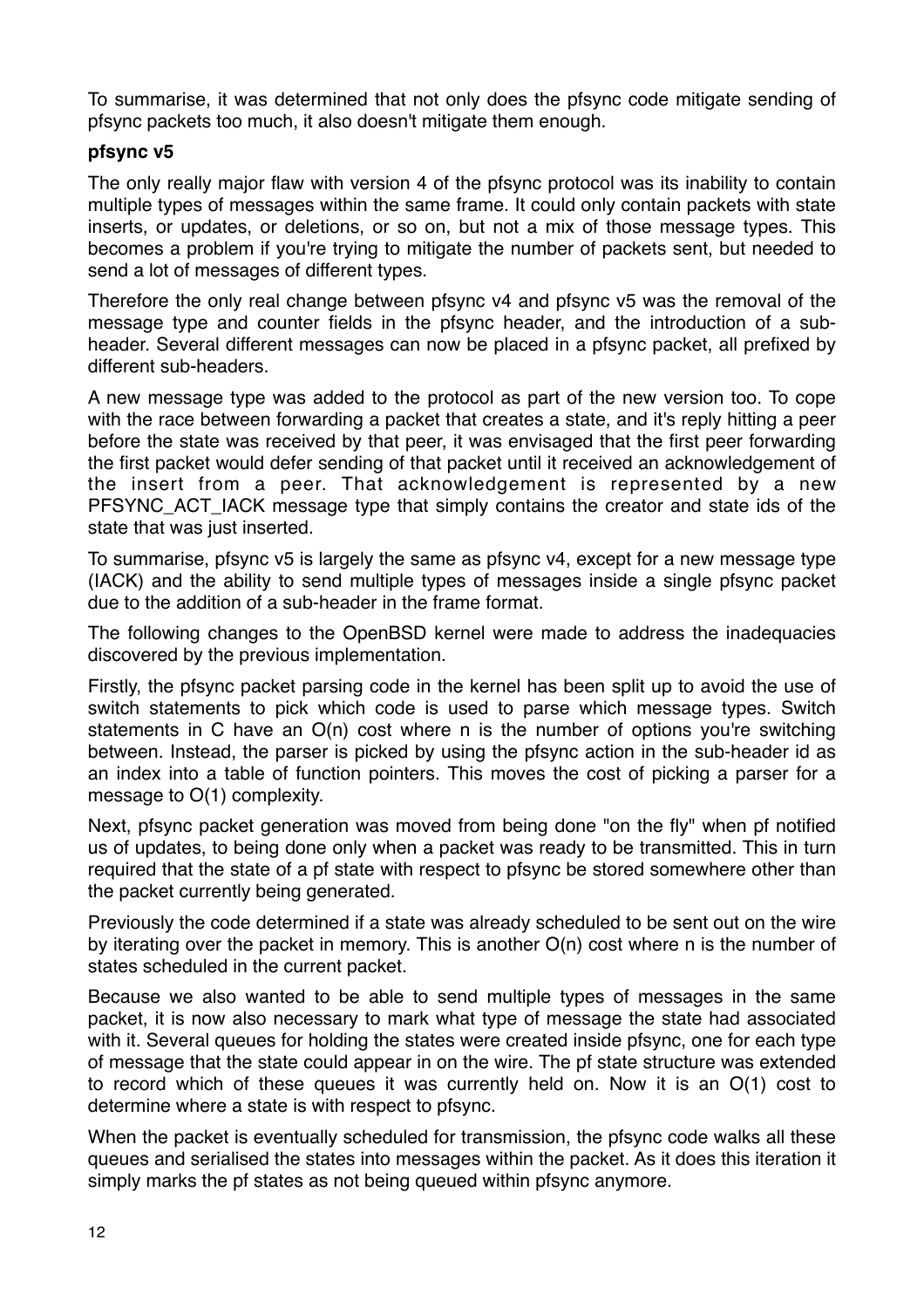To summarise, it was determined that not only does the pfsync code mitigate sending of pfsync packets too much, it also doesn't mitigate them enough.

**pfsync v5**

The only really major flaw with version 4 of the pfsync protocol was its inability to contain multiple types of messages within the same frame. It could only contain packets with state inserts, or updates, or deletions, or so on, but not a mix of those message types. This becomes a problem if you're trying to mitigate the number of packets sent, but needed to send a lot of messages of different types.

Therefore the only real change between pfsync v4 and pfsync v5 was the removal of the message type and counter fields in the pfsync header, and the introduction of a sub-header. Several different messages can now be placed in a pfsync packet, all prefixed by different sub-headers.

A new message type was added to the protocol as part of the new version too. To cope with the race between forwarding a packet that creates a state, and it's reply hitting a peer before the state was received by that peer, it was envisaged that the first peer forwarding the first packet would defer sending of that packet until it received an acknowledgement of the insert from a peer. That acknowledgement is represented by a new PFSYNC_ACT_IACK message type that simply contains the creator and state ids of the state that was just inserted.

To summarise, pfsync v5 is largely the same as pfsync v4, except for a new message type (IACK) and the ability to send multiple types of messages inside a single pfsync packet due to the addition of a sub-header in the frame format.

The following changes to the OpenBSD kernel were made to address the inadequacies discovered by the previous implementation.

Firstly, the pfsync packet parsing code in the kernel has been split up to avoid the use of switch statements to pick which code is used to parse which message types. Switch statements in C have an O(n) cost where n is the number of options you're switching between. Instead, the parser is picked by using the pfsync action in the sub-header id as an index into a table of function pointers. This moves the cost of picking a parser for a message to O(1) complexity.

Next, pfsync packet generation was moved from being done "on the fly" when pf notified us of updates, to being done only when a packet was ready to be transmitted. This in turn required that the state of a pf state with respect to pfsync be stored somewhere other than the packet currently being generated.

Previously the code determined if a state was already scheduled to be sent out on the wire by iterating over the packet in memory. This is another O(n) cost where n is the number of states scheduled in the current packet.

Because we also wanted to be able to send multiple types of messages in the same packet, it is now also necessary to mark what type of message the state had associated with it. Several queues for holding the states were created inside pfsync, one for each type of message that the state could appear in on the wire. The pf state structure was extended to record which of these queues it was currently held on. Now it is an O(1) cost to determine where a state is with respect to pfsync.

When the packet is eventually scheduled for transmission, the pfsync code walks all these queues and serialised the states into messages within the packet. As it does this iteration it simply marks the pf states as not being queued within pfsync anymore.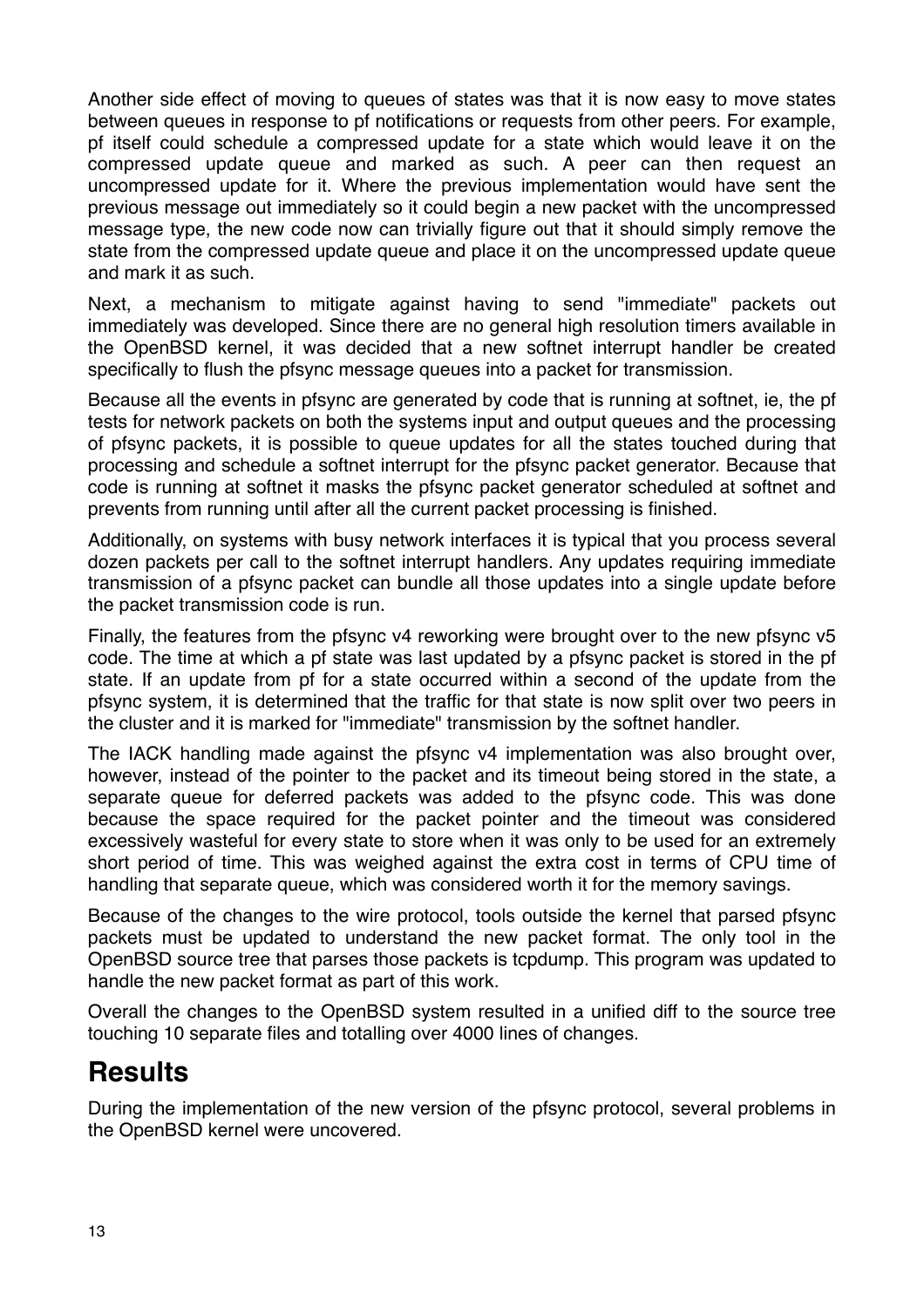Another side effect of moving to queues of states was that it is now easy to move states between queues in response to pf notifications or requests from other peers. For example, pf itself could schedule a compressed update for a state which would leave it on the compressed update queue and marked as such. A peer can then request an uncompressed update for it. Where the previous implementation would have sent the previous message out immediately so it could begin a new packet with the uncompressed message type, the new code now can trivially figure out that it should simply remove the state from the compressed update queue and place it on the uncompressed update queue and mark it as such.

Next, a mechanism to mitigate against having to send "immediate" packets out immediately was developed. Since there are no general high resolution timers available in the OpenBSD kernel, it was decided that a new softnet interrupt handler be created specifically to flush the pfsync message queues into a packet for transmission.

Because all the events in pfsync are generated by code that is running at softnet, ie, the pf tests for network packets on both the systems input and output queues and the processing of pfsync packets, it is possible to queue updates for all the states touched during that processing and schedule a softnet interrupt for the pfsync packet generator. Because that code is running at softnet it masks the pfsync packet generator scheduled at softnet and prevents from running until after all the current packet processing is finished.

Additionally, on systems with busy network interfaces it is typical that you process several dozen packets per call to the softnet interrupt handlers. Any updates requiring immediate transmission of a pfsync packet can bundle all those updates into a single update before the packet transmission code is run.

Finally, the features from the pfsync v4 reworking were brought over to the new pfsync v5 code. The time at which a pf state was last updated by a pfsync packet is stored in the pf state. If an update from pf for a state occurred within a second of the update from the pfsync system, it is determined that the traffic for that state is now split over two peers in the cluster and it is marked for "immediate" transmission by the softnet handler.

The IACK handling made against the pfsync v4 implementation was also brought over, however, instead of the pointer to the packet and its timeout being stored in the state, a separate queue for deferred packets was added to the pfsync code. This was done because the space required for the packet pointer and the timeout was considered excessively wasteful for every state to store when it was only to be used for an extremely short period of time. This was weighed against the extra cost in terms of CPU time of handling that separate queue, which was considered worth it for the memory savings.

Because of the changes to the wire protocol, tools outside the kernel that parsed pfsync packets must be updated to understand the new packet format. The only tool in the OpenBSD source tree that parses those packets is tcpdump. This program was updated to handle the new packet format as part of this work.

Overall the changes to the OpenBSD system resulted in a unified diff to the source tree touching 10 separate files and totalling over 4000 lines of changes.

# Results

During the implementation of the new version of the pfsync protocol, several problems in the OpenBSD kernel were uncovered.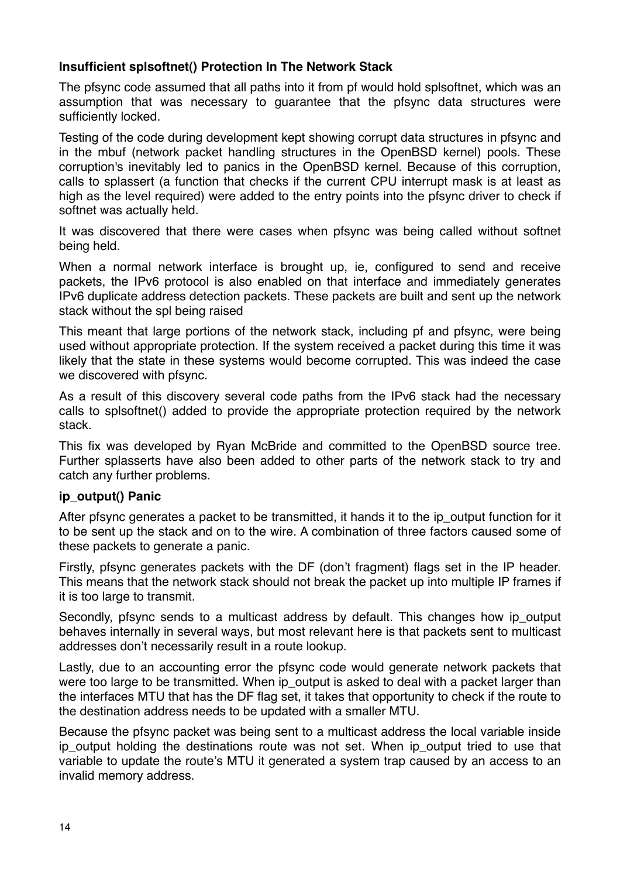### Insufficient splsoftnet() Protection In The Network Stack

The pfsync code assumed that all paths into it from pf would hold splsoftnet, which was an assumption that was necessary to guarantee that the pfsync data structures were sufficiently locked.

Testing of the code during development kept showing corrupt data structures in pfsync and in the mbuf (network packet handling structures in the OpenBSD kernel) pools. These corruption's inevitably led to panics in the OpenBSD kernel. Because of this corruption, calls to splassert (a function that checks if the current CPU interrupt mask is at least as high as the level required) were added to the entry points into the pfsync driver to check if softnet was actually held.

It was discovered that there were cases when pfsync was being called without softnet being held.

When a normal network interface is brought up, ie, configured to send and receive packets, the IPv6 protocol is also enabled on that interface and immediately generates IPv6 duplicate address detection packets. These packets are built and sent up the network stack without the spl being raised

This meant that large portions of the network stack, including pf and pfsync, were being used without appropriate protection. If the system received a packet during this time it was likely that the state in these systems would become corrupted. This was indeed the case we discovered with pfsync.

As a result of this discovery several code paths from the IPv6 stack had the necessary calls to splsoftnet() added to provide the appropriate protection required by the network stack.

This fix was developed by Ryan McBride and committed to the OpenBSD source tree. Further splasserts have also been added to other parts of the network stack to try and catch any further problems.

### ip_output() Panic

After pfsync generates a packet to be transmitted, it hands it to the ip_output function for it to be sent up the stack and on to the wire. A combination of three factors caused some of these packets to generate a panic.

Firstly, pfsync generates packets with the DF (don't fragment) flags set in the IP header. This means that the network stack should not break the packet up into multiple IP frames if it is too large to transmit.

Secondly, pfsync sends to a multicast address by default. This changes how ip_output behaves internally in several ways, but most relevant here is that packets sent to multicast addresses don't necessarily result in a route lookup.

Lastly, due to an accounting error the pfsync code would generate network packets that were too large to be transmitted. When ip_output is asked to deal with a packet larger than the interfaces MTU that has the DF flag set, it takes that opportunity to check if the route to the destination address needs to be updated with a smaller MTU.

Because the pfsync packet was being sent to a multicast address the local variable inside ip_output holding the destinations route was not set. When ip_output tried to use that variable to update the route's MTU it generated a system trap caused by an access to an invalid memory address.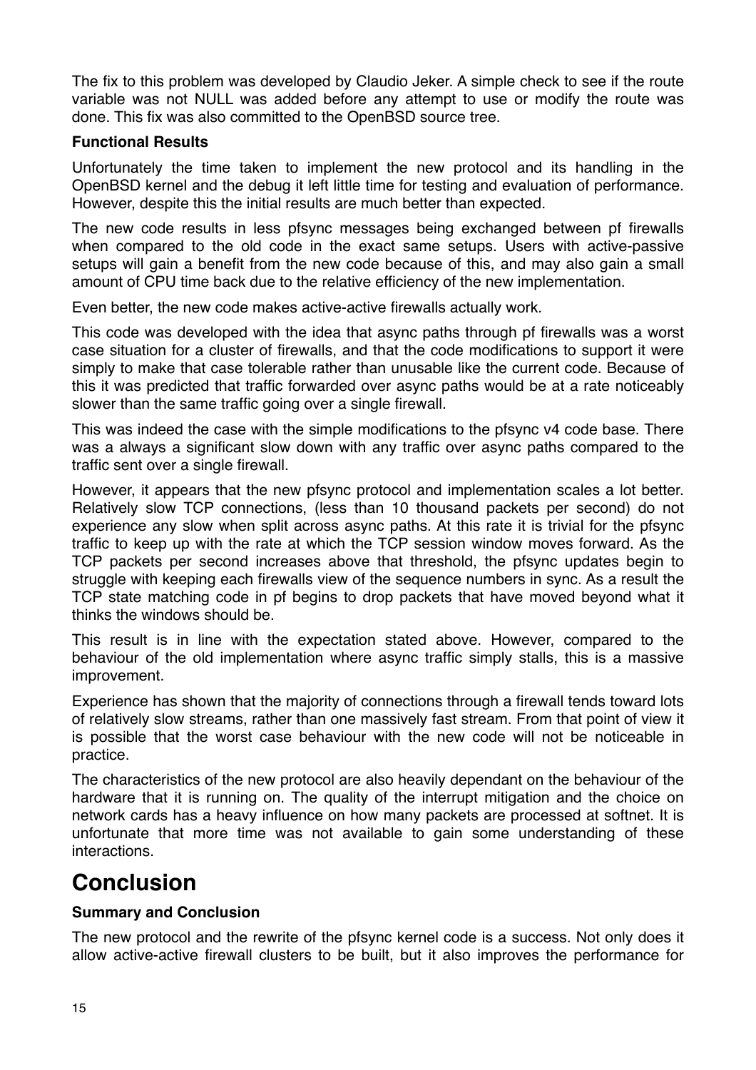The fix to this problem was developed by Claudio Jeker. A simple check to see if the route variable was not NULL was added before any attempt to use or modify the route was done. This fix was also committed to the OpenBSD source tree.

### Functional Results

Unfortunately the time taken to implement the new protocol and its handling in the OpenBSD kernel and the debug it left little time for testing and evaluation of performance. However, despite this the initial results are much better than expected.

The new code results in less pfsync messages being exchanged between pf firewalls when compared to the old code in the exact same setups. Users with active-passive setups will gain a benefit from the new code because of this, and may also gain a small amount of CPU time back due to the relative efficiency of the new implementation.

Even better, the new code makes active-active firewalls actually work.

This code was developed with the idea that async paths through pf firewalls was a worst case situation for a cluster of firewalls, and that the code modifications to support it were simply to make that case tolerable rather than unusable like the current code. Because of this it was predicted that traffic forwarded over async paths would be at a rate noticeably slower than the same traffic going over a single firewall.

This was indeed the case with the simple modifications to the pfsync v4 code base. There was a always a significant slow down with any traffic over async paths compared to the traffic sent over a single firewall.

However, it appears that the new pfsync protocol and implementation scales a lot better. Relatively slow TCP connections, (less than 10 thousand packets per second) do not experience any slow when split across async paths. At this rate it is trivial for the pfsync traffic to keep up with the rate at which the TCP session window moves forward. As the TCP packets per second increases above that threshold, the pfsync updates begin to struggle with keeping each firewalls view of the sequence numbers in sync. As a result the TCP state matching code in pf begins to drop packets that have moved beyond what it thinks the windows should be.

This result is in line with the expectation stated above. However, compared to the behaviour of the old implementation where async traffic simply stalls, this is a massive improvement.

Experience has shown that the majority of connections through a firewall tends toward lots of relatively slow streams, rather than one massively fast stream. From that point of view it is possible that the worst case behaviour with the new code will not be noticeable in practice.

The characteristics of the new protocol are also heavily dependant on the behaviour of the hardware that it is running on. The quality of the interrupt mitigation and the choice on network cards has a heavy influence on how many packets are processed at softnet. It is unfortunate that more time was not available to gain some understanding of these interactions.

# Conclusion

### Summary and Conclusion

The new protocol and the rewrite of the pfsync kernel code is a success. Not only does it allow active-active firewall clusters to be built, but it also improves the performance for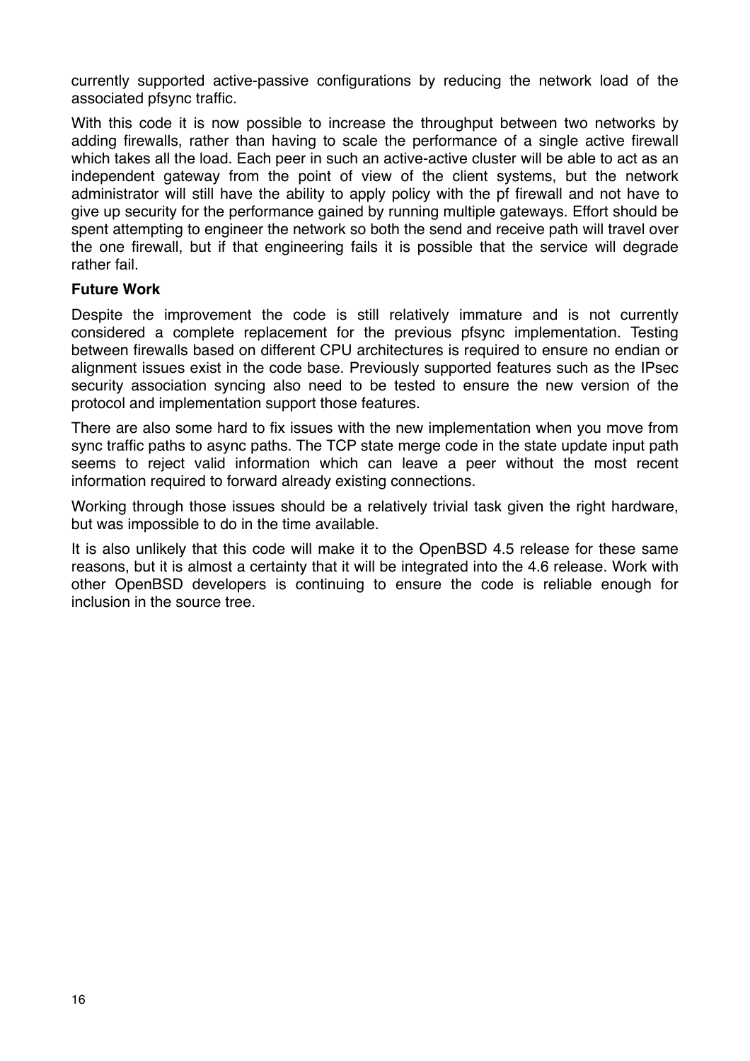currently supported active-passive configurations by reducing the network load of the associated pfsync traffic.

With this code it is now possible to increase the throughput between two networks by adding firewalls, rather than having to scale the performance of a single active firewall which takes all the load. Each peer in such an active-active cluster will be able to act as an independent gateway from the point of view of the client systems, but the network administrator will still have the ability to apply policy with the pf firewall and not have to give up security for the performance gained by running multiple gateways. Effort should be spent attempting to engineer the network so both the send and receive path will travel over the one firewall, but if that engineering fails it is possible that the service will degrade rather fail.

**Future Work**

Despite the improvement the code is still relatively immature and is not currently considered a complete replacement for the previous pfsync implementation. Testing between firewalls based on different CPU architectures is required to ensure no endian or alignment issues exist in the code base. Previously supported features such as the IPsec security association syncing also need to be tested to ensure the new version of the protocol and implementation support those features.

There are also some hard to fix issues with the new implementation when you move from sync traffic paths to async paths. The TCP state merge code in the state update input path seems to reject valid information which can leave a peer without the most recent information required to forward already existing connections.

Working through those issues should be a relatively trivial task given the right hardware, but was impossible to do in the time available.

It is also unlikely that this code will make it to the OpenBSD 4.5 release for these same reasons, but it is almost a certainty that it will be integrated into the 4.6 release. Work with other OpenBSD developers is continuing to ensure the code is reliable enough for inclusion in the source tree.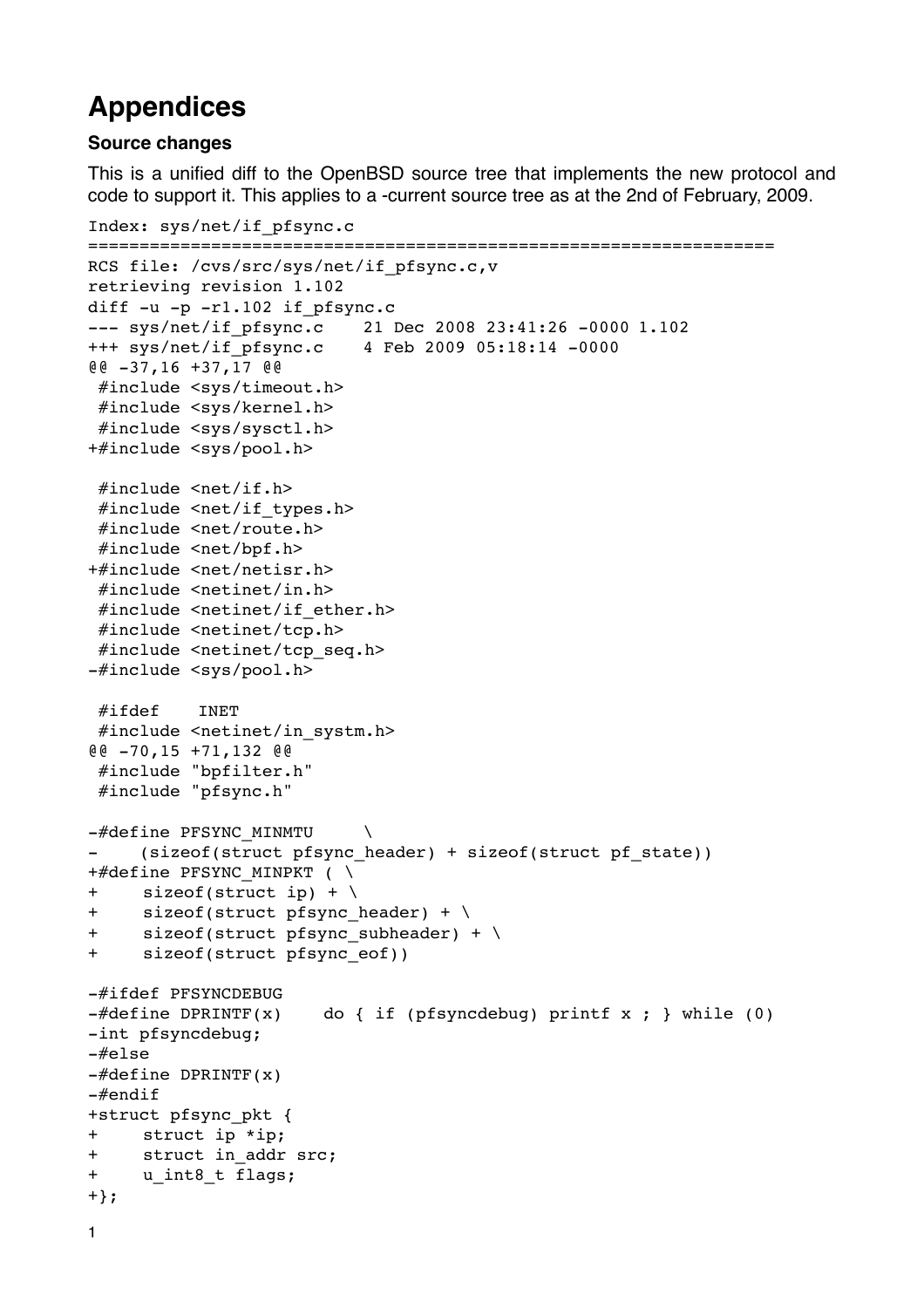# Appendices

### Source changes

This is a unified diff to the OpenBSD source tree that implements the new protocol and code to support it. This applies to a -current source tree as at the 2nd of February, 2009.

```
Index: sys/net/if_pfsync.c
===================================================================
RCS file: /cvs/src/sys/net/if_pfsync.c,v
retrieving revision 1.102
diff -u -p -r1.102 if_pfsync.c
--- sys/net/if_pfsync.c	21 Dec 2008 23:41:26 -0000	1.102
+++ sys/net/if_pfsync.c	4 Feb 2009 05:18:14 -0000
@@ -37,16 +37,17 @@
 #include <sys/timeout.h>
 #include <sys/kernel.h>
 #include <sys/sysctl.h>
+#include <sys/pool.h>
 
 #include <net/if.h>
 #include <net/if_types.h>
 #include <net/route.h>
 #include <net/bpf.h>
+#include <net/netisr.h>
 #include <netinet/in.h>
 #include <netinet/if_ether.h>
 #include <netinet/tcp.h>
 #include <netinet/tcp_seq.h>
-#include <sys/pool.h>
 
 #ifdef	INET
 #include <netinet/in_systm.h>
@@ -70,15 +71,132 @@
 #include "bpfilter.h"
 #include "pfsync.h"
 
-#define PFSYNC_MINMTU	\
-	(sizeof(struct pfsync_header) + sizeof(struct pf_state))
+#define PFSYNC_MINPKT ( \
+	sizeof(struct ip) + \
+	sizeof(struct pfsync_header) + \
+	sizeof(struct pfsync_subheader) + \
+	sizeof(struct pfsync_eof))
 
-#ifdef PFSYNCDEBUG
-#define DPRINTF(x)	do { if (pfsyncdebug) printf x ; } while (0)
-int pfsyncdebug;
-#else
-#define DPRINTF(x)
-#endif
+struct pfsync_pkt {
+	struct ip *ip;
+	struct in_addr src;
+	u_int8_t flags;
+};
```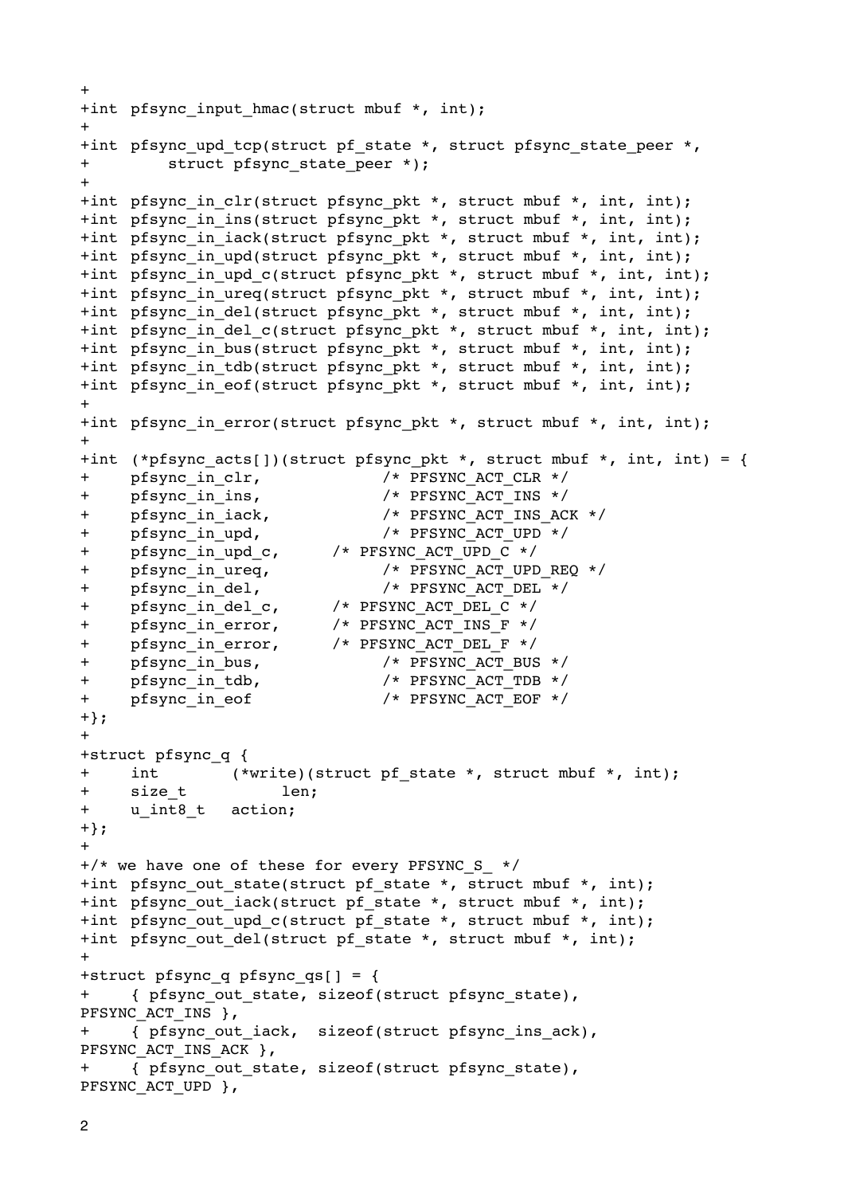```
+
+int pfsync_input_hmac(struct mbuf *, int);
+
+int pfsync_upd_tcp(struct pf_state *, struct pfsync_state_peer *,
+        struct pfsync_state_peer *);
+
+int pfsync_in_clr(struct pfsync_pkt *, struct mbuf *, int, int);
+int pfsync_in_ins(struct pfsync_pkt *, struct mbuf *, int, int);
+int pfsync_in_iack(struct pfsync_pkt *, struct mbuf *, int, int);
+int pfsync_in_upd(struct pfsync_pkt *, struct mbuf *, int, int);
+int pfsync_in_upd_c(struct pfsync_pkt *, struct mbuf *, int, int);
+int pfsync_in_ureq(struct pfsync_pkt *, struct mbuf *, int, int);
+int pfsync_in_del(struct pfsync_pkt *, struct mbuf *, int, int);
+int pfsync_in_del_c(struct pfsync_pkt *, struct mbuf *, int, int);
+int pfsync_in_bus(struct pfsync_pkt *, struct mbuf *, int, int);
+int pfsync_in_tdb(struct pfsync_pkt *, struct mbuf *, int, int);
+int pfsync_in_eof(struct pfsync_pkt *, struct mbuf *, int, int);
+
+int pfsync_in_error(struct pfsync_pkt *, struct mbuf *, int, int);
+
+int (*pfsync_acts[])(struct pfsync_pkt *, struct mbuf *, int, int) = {
+    pfsync_in_clr,             /* PFSYNC_ACT_CLR */
+    pfsync_in_ins,             /* PFSYNC_ACT_INS */
+    pfsync_in_iack,            /* PFSYNC_ACT_INS_ACK */
+    pfsync_in_upd,             /* PFSYNC_ACT_UPD */
+    pfsync_in_upd_c,      /* PFSYNC_ACT_UPD_C */
+    pfsync_in_ureq,            /* PFSYNC_ACT_UPD_REQ */
+    pfsync_in_del,             /* PFSYNC_ACT_DEL */
+    pfsync_in_del_c,      /* PFSYNC_ACT_DEL_C */
+    pfsync_in_error,      /* PFSYNC_ACT_INS_F */
+    pfsync_in_error,      /* PFSYNC_ACT_DEL_F */
+    pfsync_in_bus,             /* PFSYNC_ACT_BUS */
+    pfsync_in_tdb,             /* PFSYNC_ACT_TDB */
+    pfsync_in_eof              /* PFSYNC_ACT_EOF */
+};
+
+struct pfsync_q {
+    int        (*write)(struct pf_state *, struct mbuf *, int);
+    size_t          len;
+    u_int8_t   action;
+};
+
+/* we have one of these for every PFSYNC_S_ */
+int pfsync_out_state(struct pf_state *, struct mbuf *, int);
+int pfsync_out_iack(struct pf_state *, struct mbuf *, int);
+int pfsync_out_upd_c(struct pf_state *, struct mbuf *, int);
+int pfsync_out_del(struct pf_state *, struct mbuf *, int);
+
+struct pfsync_q pfsync_qs[] = {
+    { pfsync_out_state, sizeof(struct pfsync_state),
PFSYNC_ACT_INS },
+    { pfsync_out_iack,  sizeof(struct pfsync_ins_ack),
PFSYNC_ACT_INS_ACK },
+    { pfsync_out_state, sizeof(struct pfsync_state),
PFSYNC_ACT_UPD },
```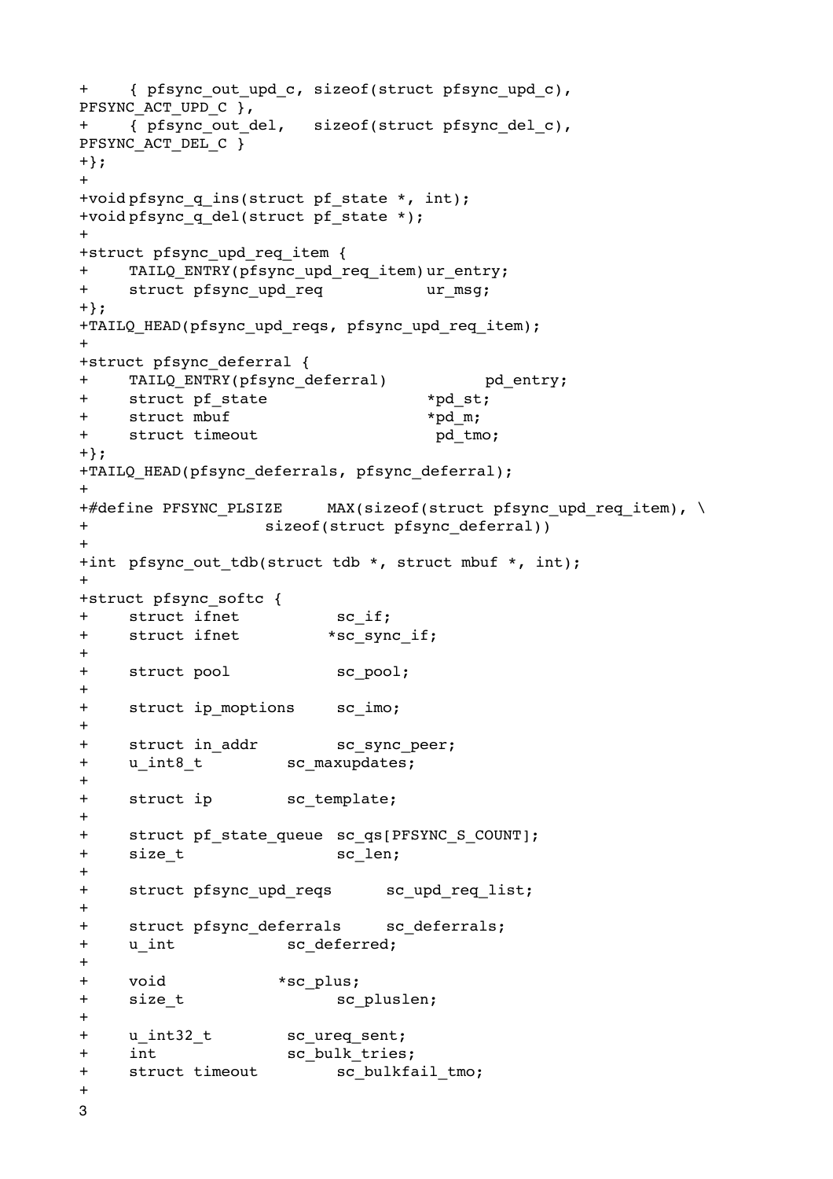```
+	{ pfsync_out_upd_c, sizeof(struct pfsync_upd_c),
PFSYNC_ACT_UPD_C },
+	{ pfsync_out_del,   sizeof(struct pfsync_del_c),
PFSYNC_ACT_DEL_C }
+};
+
+void	pfsync_q_ins(struct pf_state *, int);
+void	pfsync_q_del(struct pf_state *);
+
+struct pfsync_upd_req_item {
+	TAILQ_ENTRY(pfsync_upd_req_item)	ur_entry;
+	struct pfsync_upd_req			ur_msg;
+};
+TAILQ_HEAD(pfsync_upd_reqs, pfsync_upd_req_item);
+
+struct pfsync_deferral {
+	TAILQ_ENTRY(pfsync_deferral)		 pd_entry;
+	struct pf_state				*pd_st;
+	struct mbuf				*pd_m;
+	struct timeout				 pd_tmo;
+};
+TAILQ_HEAD(pfsync_deferrals, pfsync_deferral);
+
+#define PFSYNC_PLSIZE	MAX(sizeof(struct pfsync_upd_req_item), \
+			    sizeof(struct pfsync_deferral))
+
+int	pfsync_out_tdb(struct tdb *, struct mbuf *, int);
+
+struct pfsync_softc {
+	struct ifnet		 sc_if;
+	struct ifnet		*sc_sync_if;
+
+	struct pool		 sc_pool;
+
+	struct ip_moptions	 sc_imo;
+
+	struct in_addr		 sc_sync_peer;
+	u_int8_t		 sc_maxupdates;
+
+	struct ip		 sc_template;
+
+	struct pf_state_queue	 sc_qs[PFSYNC_S_COUNT];
+	size_t			 sc_len;
+
+	struct pfsync_upd_reqs	 sc_upd_req_list;
+
+	struct pfsync_deferrals	 sc_deferrals;
+	u_int			 sc_deferred;
+
+	void			*sc_plus;
+	size_t			 sc_pluslen;
+
+	u_int32_t		 sc_ureq_sent;
+	int			 sc_bulk_tries;
+	struct timeout		 sc_bulkfail_tmo;
+
```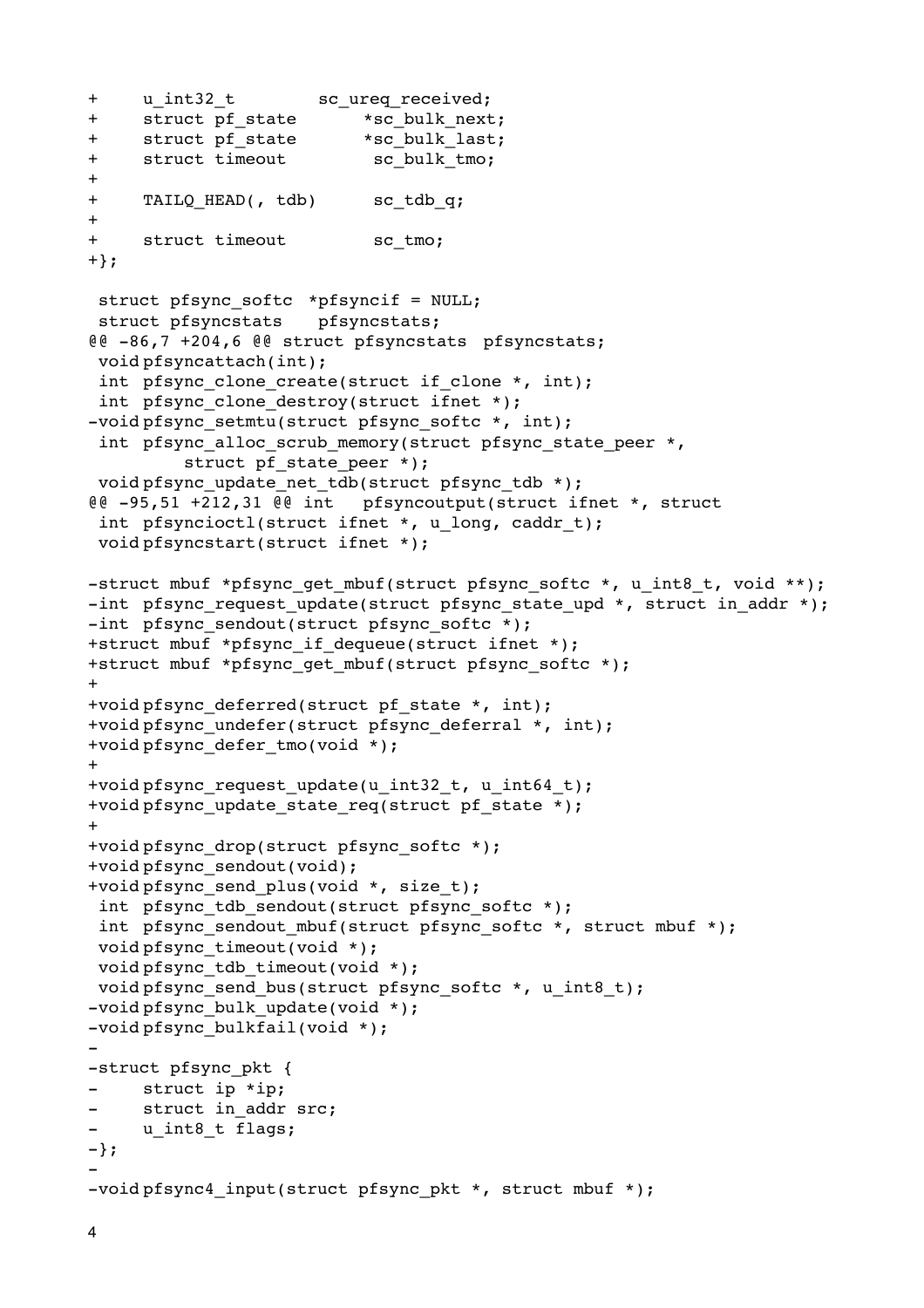```
+	u_int32_t	 sc_ureq_received;
+	struct pf_state	*sc_bulk_next;
+	struct pf_state	*sc_bulk_last;
+	struct timeout	 sc_bulk_tmo;
+
+	TAILQ_HEAD(, tdb)	 sc_tdb_q;
+
+	struct timeout	 sc_tmo;
+};

 struct pfsync_softc	*pfsyncif = NULL;
 struct pfsyncstats	 pfsyncstats;
@@ -86,7 +204,6 @@ struct pfsyncstats	 pfsyncstats;
 void	pfsyncattach(int);
 int	pfsync_clone_create(struct if_clone *, int);
 int	pfsync_clone_destroy(struct ifnet *);
-void	pfsync_setmtu(struct pfsync_softc *, int);
 int	pfsync_alloc_scrub_memory(struct pfsync_state_peer *,
	    struct pf_state_peer *);
 void	pfsync_update_net_tdb(struct pfsync_tdb *);
@@ -95,51 +212,31 @@ int	pfsyncoutput(struct ifnet *, struct
 int	pfsyncioctl(struct ifnet *, u_long, caddr_t);
 void	pfsyncstart(struct ifnet *);

-struct mbuf *pfsync_get_mbuf(struct pfsync_softc *, u_int8_t, void **);
-int	pfsync_request_update(struct pfsync_state_upd *, struct in_addr *);
-int	pfsync_sendout(struct pfsync_softc *);
+struct mbuf *pfsync_if_dequeue(struct ifnet *);
+struct mbuf *pfsync_get_mbuf(struct pfsync_softc *);
+
+void	pfsync_deferred(struct pf_state *, int);
+void	pfsync_undefer(struct pfsync_deferral *, int);
+void	pfsync_defer_tmo(void *);
+
+void	pfsync_request_update(u_int32_t, u_int64_t);
+void	pfsync_update_state_req(struct pf_state *);
+
+void	pfsync_drop(struct pfsync_softc *);
+void	pfsync_sendout(void);
+void	pfsync_send_plus(void *, size_t);
 int	pfsync_tdb_sendout(struct pfsync_softc *);
 int	pfsync_sendout_mbuf(struct pfsync_softc *, struct mbuf *);
 void	pfsync_timeout(void *);
 void	pfsync_tdb_timeout(void *);
 void	pfsync_send_bus(struct pfsync_softc *, u_int8_t);
-void	pfsync_bulk_update(void *);
-void	pfsync_bulkfail(void *);
-
-struct pfsync_pkt {
-	struct ip *ip;
-	struct in_addr src;
-	u_int8_t flags;
-};
-
-void	pfsync4_input(struct pfsync_pkt *, struct mbuf *);
```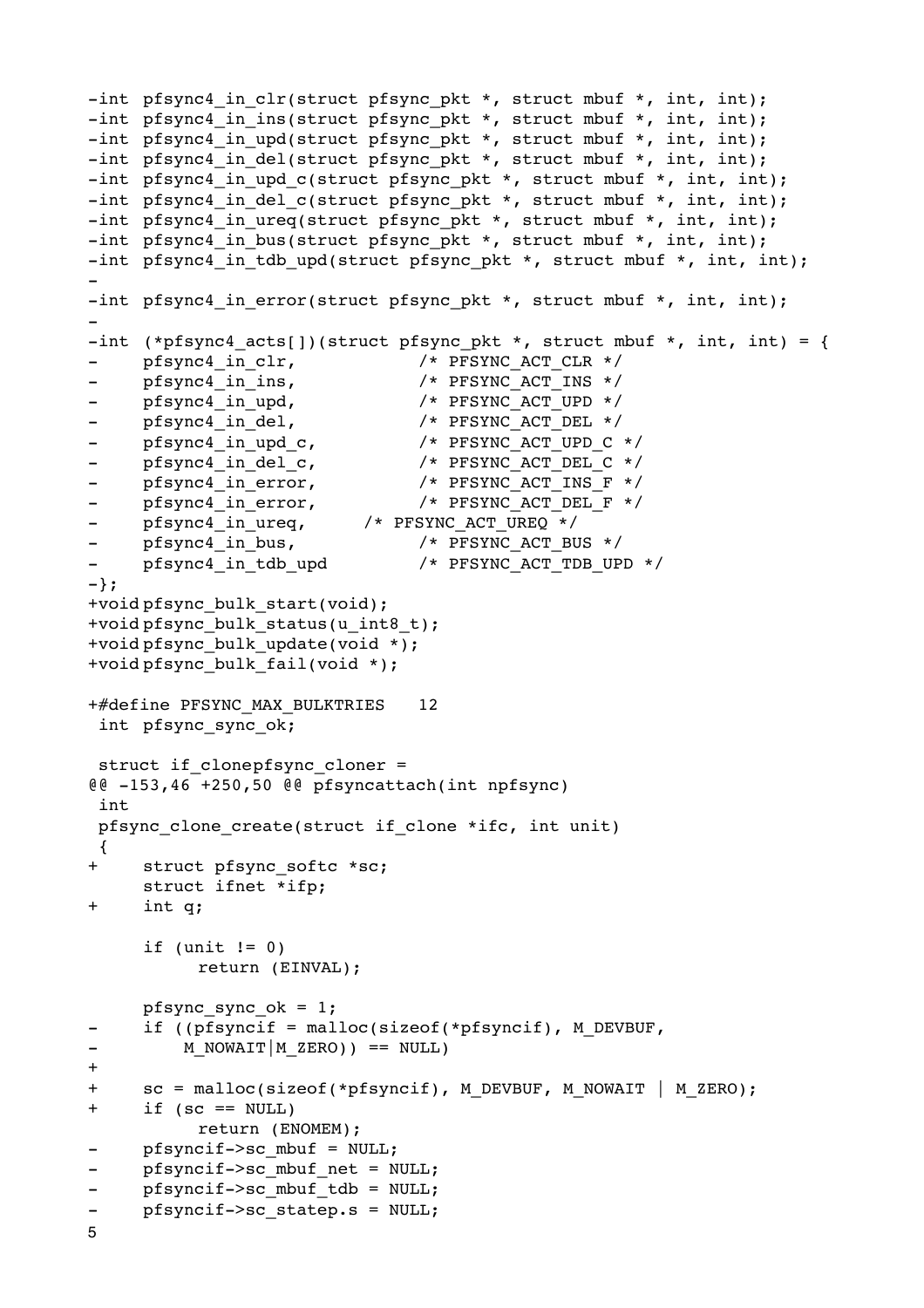```
-int pfsync4_in_clr(struct pfsync_pkt *, struct mbuf *, int, int);
-int pfsync4_in_ins(struct pfsync_pkt *, struct mbuf *, int, int);
-int pfsync4_in_upd(struct pfsync_pkt *, struct mbuf *, int, int);
-int pfsync4_in_del(struct pfsync_pkt *, struct mbuf *, int, int);
-int pfsync4_in_upd_c(struct pfsync_pkt *, struct mbuf *, int, int);
-int pfsync4_in_del_c(struct pfsync_pkt *, struct mbuf *, int, int);
-int pfsync4_in_ureq(struct pfsync_pkt *, struct mbuf *, int, int);
-int pfsync4_in_bus(struct pfsync_pkt *, struct mbuf *, int, int);
-int pfsync4_in_tdb_upd(struct pfsync_pkt *, struct mbuf *, int, int);
-
-int pfsync4_in_error(struct pfsync_pkt *, struct mbuf *, int, int);
-
-int (*pfsync4_acts[])(struct pfsync_pkt *, struct mbuf *, int, int) = {
-	pfsync4_in_clr,			/* PFSYNC_ACT_CLR */
-	pfsync4_in_ins,			/* PFSYNC_ACT_INS */
-	pfsync4_in_upd,			/* PFSYNC_ACT_UPD */
-	pfsync4_in_del,			/* PFSYNC_ACT_DEL */
-	pfsync4_in_upd_c,		/* PFSYNC_ACT_UPD_C */
-	pfsync4_in_del_c,		/* PFSYNC_ACT_DEL_C */
-	pfsync4_in_error,		/* PFSYNC_ACT_INS_F */
-	pfsync4_in_error,		/* PFSYNC_ACT_DEL_F */
-	pfsync4_in_ureq,	/* PFSYNC_ACT_UREQ */
-	pfsync4_in_bus,			/* PFSYNC_ACT_BUS */
-	pfsync4_in_tdb_upd		/* PFSYNC_ACT_TDB_UPD */
-};
+void	pfsync_bulk_start(void);
+void	pfsync_bulk_status(u_int8_t);
+void	pfsync_bulk_update(void *);
+void	pfsync_bulk_fail(void *);

+#define PFSYNC_MAX_BULKTRIES	12
 int	pfsync_sync_ok;

 struct if_clone	pfsync_cloner =
@@ -153,46 +250,50 @@ pfsyncattach(int npfsync)
 int
 pfsync_clone_create(struct if_clone *ifc, int unit)
 {
+	struct pfsync_softc *sc;
 	struct ifnet *ifp;
+	int q;

 	if (unit != 0)
 		return (EINVAL);

 	pfsync_sync_ok = 1;
-	if ((pfsyncif = malloc(sizeof(*pfsyncif), M_DEVBUF,
-	    M_NOWAIT|M_ZERO)) == NULL)
+
+	sc = malloc(sizeof(*pfsyncif), M_DEVBUF, M_NOWAIT | M_ZERO);
+	if (sc == NULL)
 		return (ENOMEM);
-	pfsyncif->sc_mbuf = NULL;
-	pfsyncif->sc_mbuf_net = NULL;
-	pfsyncif->sc_mbuf_tdb = NULL;
-	pfsyncif->sc_statep.s = NULL;
```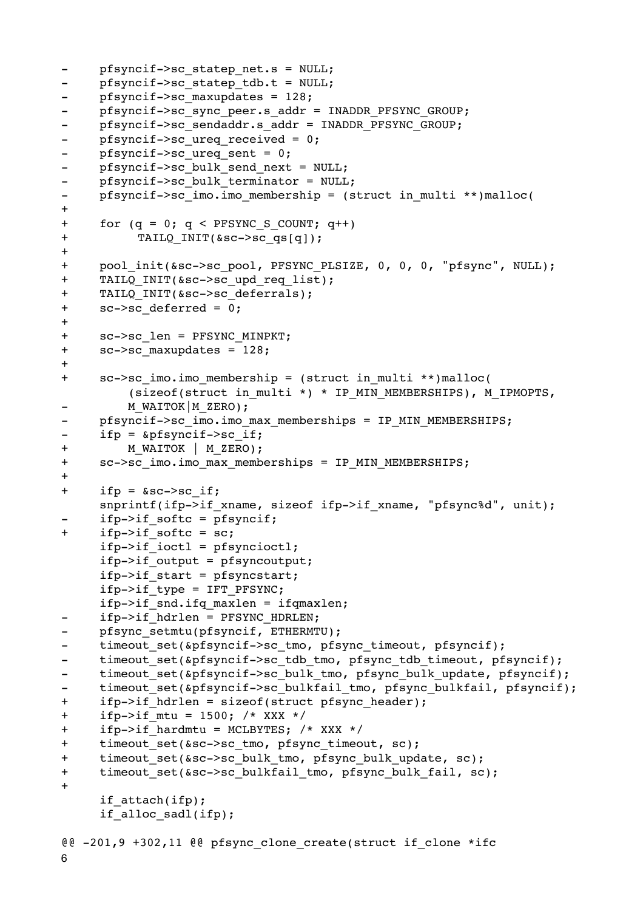```
-	pfsyncif->sc_statep_net.s = NULL;
-	pfsyncif->sc_statep_tdb.t = NULL;
-	pfsyncif->sc_maxupdates = 128;
-	pfsyncif->sc_sync_peer.s_addr = INADDR_PFSYNC_GROUP;
-	pfsyncif->sc_sendaddr.s_addr = INADDR_PFSYNC_GROUP;
-	pfsyncif->sc_ureq_received = 0;
-	pfsyncif->sc_ureq_sent = 0;
-	pfsyncif->sc_bulk_send_next = NULL;
-	pfsyncif->sc_bulk_terminator = NULL;
-	pfsyncif->sc_imo.imo_membership = (struct in_multi **)malloc(
+
+	for (q = 0; q < PFSYNC_S_COUNT; q++)
+		TAILQ_INIT(&sc->sc_qs[q]);
+
+	pool_init(&sc->sc_pool, PFSYNC_PLSIZE, 0, 0, 0, "pfsync", NULL);
+	TAILQ_INIT(&sc->sc_upd_req_list);
+	TAILQ_INIT(&sc->sc_deferrals);
+	sc->sc_deferred = 0;
+
+	sc->sc_len = PFSYNC_MINPKT;
+	sc->sc_maxupdates = 128;
+
+	sc->sc_imo.imo_membership = (struct in_multi **)malloc(
	    (sizeof(struct in_multi *) * IP_MIN_MEMBERSHIPS), M_IPMOPTS,
-	    M_WAITOK|M_ZERO);
-	pfsyncif->sc_imo.imo_max_memberships = IP_MIN_MEMBERSHIPS;
-	ifp = &pfsyncif->sc_if;
+	    M_WAITOK | M_ZERO);
+	sc->sc_imo.imo_max_memberships = IP_MIN_MEMBERSHIPS;
+
+	ifp = &sc->sc_if;
	snprintf(ifp->if_xname, sizeof ifp->if_xname, "pfsync%d", unit);
-	ifp->if_softc = pfsyncif;
+	ifp->if_softc = sc;
	ifp->if_ioctl = pfsyncioctl;
	ifp->if_output = pfsyncoutput;
	ifp->if_start = pfsyncstart;
	ifp->if_type = IFT_PFSYNC;
	ifp->if_snd.ifq_maxlen = ifqmaxlen;
-	ifp->if_hdrlen = PFSYNC_HDRLEN;
-	pfsync_setmtu(pfsyncif, ETHERMTU);
-	timeout_set(&pfsyncif->sc_tmo, pfsync_timeout, pfsyncif);
-	timeout_set(&pfsyncif->sc_tdb_tmo, pfsync_tdb_timeout, pfsyncif);
-	timeout_set(&pfsyncif->sc_bulk_tmo, pfsync_bulk_update, pfsyncif);
-	timeout_set(&pfsyncif->sc_bulkfail_tmo, pfsync_bulkfail, pfsyncif);
+	ifp->if_hdrlen = sizeof(struct pfsync_header);
+	ifp->if_mtu = 1500; /* XXX */
+	ifp->if_hardmtu = MCLBYTES; /* XXX */
+	timeout_set(&sc->sc_tmo, pfsync_timeout, sc);
+	timeout_set(&sc->sc_bulk_tmo, pfsync_bulk_update, sc);
+	timeout_set(&sc->sc_bulkfail_tmo, pfsync_bulk_fail, sc);
+
	if_attach(ifp);
	if_alloc_sadl(ifp);

@@ -201,9 +302,11 @@ pfsync_clone_create(struct if_clone *ifc
```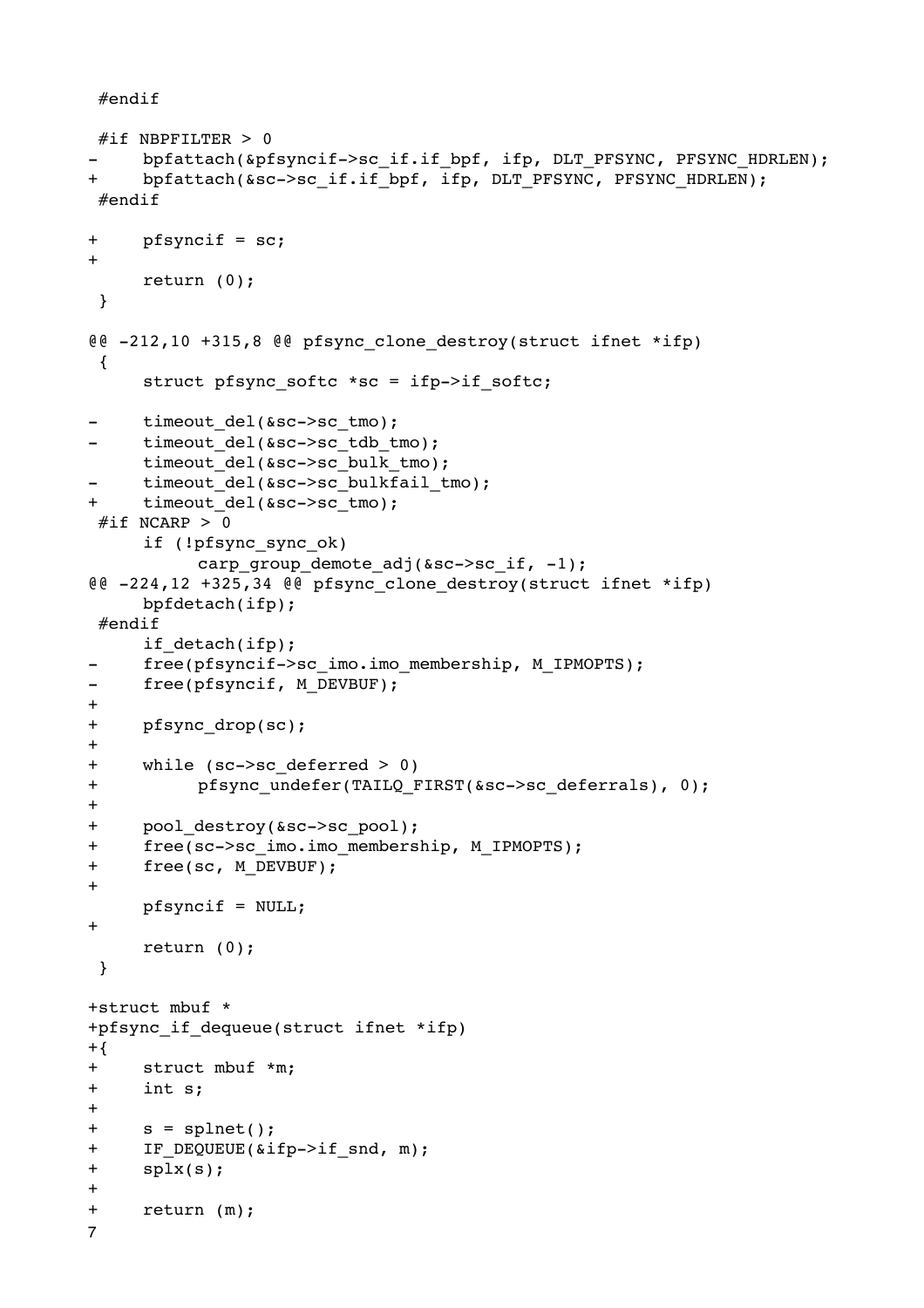```
 #endif

 #if NBPFILTER > 0
-	bpfattach(&pfsyncif->sc_if.if_bpf, ifp, DLT_PFSYNC, PFSYNC_HDRLEN);
+	bpfattach(&sc->sc_if.if_bpf, ifp, DLT_PFSYNC, PFSYNC_HDRLEN);
 #endif

+	pfsyncif = sc;
+
 	return (0);
 }

@@ -212,10 +315,8 @@ pfsync_clone_destroy(struct ifnet *ifp)
 {
 	struct pfsync_softc *sc = ifp->if_softc;

-	timeout_del(&sc->sc_tmo);
-	timeout_del(&sc->sc_tdb_tmo);
 	timeout_del(&sc->sc_bulk_tmo);
-	timeout_del(&sc->sc_bulkfail_tmo);
+	timeout_del(&sc->sc_tmo);
 #if NCARP > 0
 	if (!pfsync_sync_ok)
 		carp_group_demote_adj(&sc->sc_if, -1);
@@ -224,12 +325,34 @@ pfsync_clone_destroy(struct ifnet *ifp)
 	bpfdetach(ifp);
 #endif
 	if_detach(ifp);
-	free(pfsyncif->sc_imo.imo_membership, M_IPMOPTS);
-	free(pfsyncif, M_DEVBUF);
+
+	pfsync_drop(sc);
+
+	while (sc->sc_deferred > 0)
+		pfsync_undefer(TAILQ_FIRST(&sc->sc_deferrals), 0);
+
+	pool_destroy(&sc->sc_pool);
+	free(sc->sc_imo.imo_membership, M_IPMOPTS);
+	free(sc, M_DEVBUF);
+
 	pfsyncif = NULL;
+
 	return (0);
 }

+struct mbuf *
+pfsync_if_dequeue(struct ifnet *ifp)
+{
+	struct mbuf *m;
+	int s;
+
+	s = splnet();
+	IF_DEQUEUE(&ifp->if_snd, m);
+	splx(s);
+
+	return (m);
```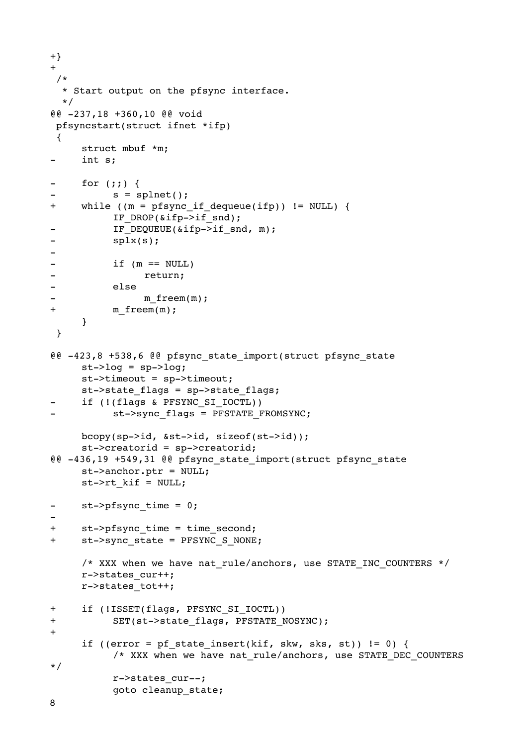```
+}
+
 /*
  * Start output on the pfsync interface.
  */
@@ -237,18 +360,10 @@ void
 pfsyncstart(struct ifnet *ifp)
 {
 	struct mbuf *m;
-	int s;
 
-	for (;;) {
-		s = splnet();
+	while ((m = pfsync_if_dequeue(ifp)) != NULL) {
 		IF_DROP(&ifp->if_snd);
-		IF_DEQUEUE(&ifp->if_snd, m);
-		splx(s);
-
-		if (m == NULL)
-			return;
-		else
-			m_freem(m);
+		m_freem(m);
 	}
 }
 
@@ -423,8 +538,6 @@ pfsync_state_import(struct pfsync_state
 	st->log = sp->log;
 	st->timeout = sp->timeout;
 	st->state_flags = sp->state_flags;
-	if (!(flags & PFSYNC_SI_IOCTL))
-		st->sync_flags = PFSTATE_FROMSYNC;
 
 	bcopy(sp->id, &st->id, sizeof(st->id));
 	st->creatorid = sp->creatorid;
@@ -436,19 +549,31 @@ pfsync_state_import(struct pfsync_state
 	st->anchor.ptr = NULL;
 	st->rt_kif = NULL;
 
-	st->pfsync_time = 0;
-
+	st->pfsync_time = time_second;
+	st->sync_state = PFSYNC_S_NONE;
 
 	/* XXX when we have nat_rule/anchors, use STATE_INC_COUNTERS */
 	r->states_cur++;
 	r->states_tot++;
 
+	if (!ISSET(flags, PFSYNC_SI_IOCTL))
+		SET(st->state_flags, PFSTATE_NOSYNC);
+
 	if ((error = pf_state_insert(kif, skw, sks, st)) != 0) {
 		/* XXX when we have nat_rule/anchors, use STATE_DEC_COUNTERS
*/
 		r->states_cur--;
 		goto cleanup_state;
```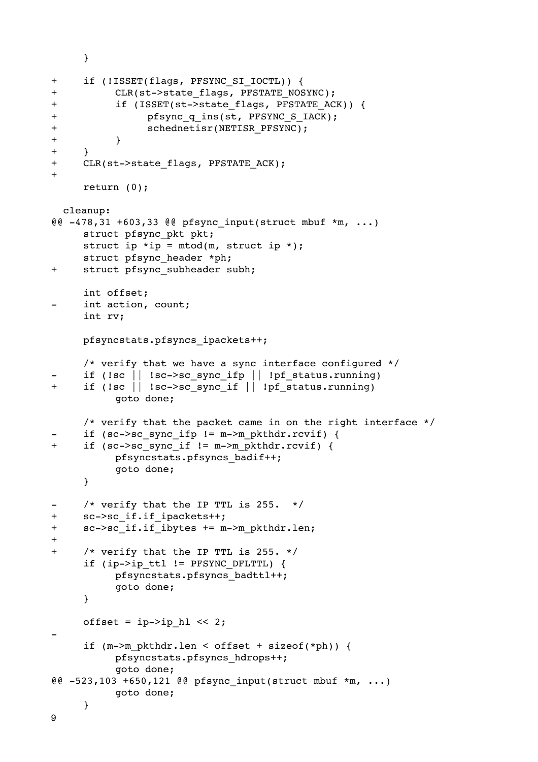```
	}

+	if (!ISSET(flags, PFSYNC_SI_IOCTL)) {
+		CLR(st->state_flags, PFSTATE_NOSYNC);
+		if (ISSET(st->state_flags, PFSTATE_ACK)) {
+			pfsync_q_ins(st, PFSYNC_S_IACK);
+			schednetisr(NETISR_PFSYNC);
+		}
+	}
+	CLR(st->state_flags, PFSTATE_ACK);
+
	return (0);

 cleanup:
@@ -478,31 +603,33 @@ pfsync_input(struct mbuf *m, ...)
	struct pfsync_pkt pkt;
	struct ip *ip = mtod(m, struct ip *);
	struct pfsync_header *ph;
+	struct pfsync_subheader subh;

	int offset;
-	int action, count;
	int rv;

	pfsyncstats.pfsyncs_ipackets++;

	/* verify that we have a sync interface configured */
-	if (!sc || !sc->sc_sync_ifp || !pf_status.running)
+	if (!sc || !sc->sc_sync_if || !pf_status.running)
		goto done;

	/* verify that the packet came in on the right interface */
-	if (sc->sc_sync_ifp != m->m_pkthdr.rcvif) {
+	if (sc->sc_sync_if != m->m_pkthdr.rcvif) {
		pfsyncstats.pfsyncs_badif++;
		goto done;
	}

-	/* verify that the IP TTL is 255.  */
+	sc->sc_if.if_ipackets++;
+	sc->sc_if.if_ibytes += m->m_pkthdr.len;
+
+	/* verify that the IP TTL is 255. */
	if (ip->ip_ttl != PFSYNC_DFLTTL) {
		pfsyncstats.pfsyncs_badttl++;
		goto done;
	}

	offset = ip->ip_hl << 2;
-
	if (m->m_pkthdr.len < offset + sizeof(*ph)) {
		pfsyncstats.pfsyncs_hdrops++;
		goto done;
@@ -523,103 +650,121 @@ pfsync_input(struct mbuf *m, ...)
		goto done;
	}
```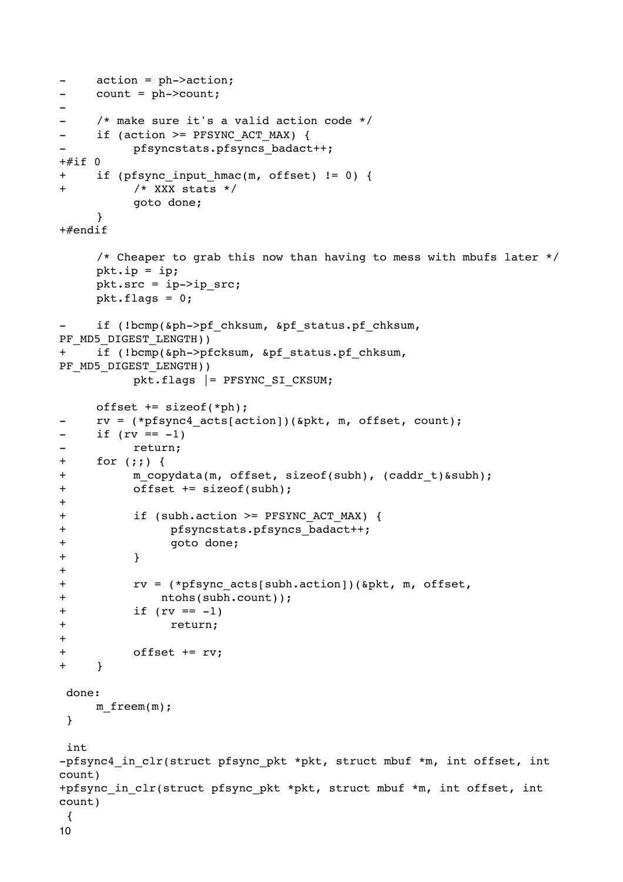```
-	action = ph->action;
-	count = ph->count;
-
-	/* make sure it's a valid action code */
-	if (action >= PFSYNC_ACT_MAX) {
-		pfsyncstats.pfsyncs_badact++;
+#if 0
+	if (pfsync_input_hmac(m, offset) != 0) {
+		/* XXX stats */
		goto done;
	}
+#endif

	/* Cheaper to grab this now than having to mess with mbufs later */
	pkt.ip = ip;
	pkt.src = ip->ip_src;
	pkt.flags = 0;

-	if (!bcmp(&ph->pf_chksum, &pf_status.pf_chksum,
PF_MD5_DIGEST_LENGTH))
+	if (!bcmp(&ph->pfcksum, &pf_status.pf_chksum,
PF_MD5_DIGEST_LENGTH))
		pkt.flags |= PFSYNC_SI_CKSUM;

	offset += sizeof(*ph);
-	rv = (*pfsync4_acts[action])(&pkt, m, offset, count);
-	if (rv == -1)
-		return;
+	for (;;) {
+		m_copydata(m, offset, sizeof(subh), (caddr_t)&subh);
+		offset += sizeof(subh);
+
+		if (subh.action >= PFSYNC_ACT_MAX) {
+			pfsyncstats.pfsyncs_badact++;
+			goto done;
+		}
+
+		rv = (*pfsync_acts[subh.action])(&pkt, m, offset,
+		    ntohs(subh.count));
+		if (rv == -1)
+			return;
+
+		offset += rv;
+	}

 done:
	m_freem(m);
 }

 int
-pfsync4_in_clr(struct pfsync_pkt *pkt, struct mbuf *m, int offset, int
count)
+pfsync_in_clr(struct pfsync_pkt *pkt, struct mbuf *m, int offset, int
count)
 {
```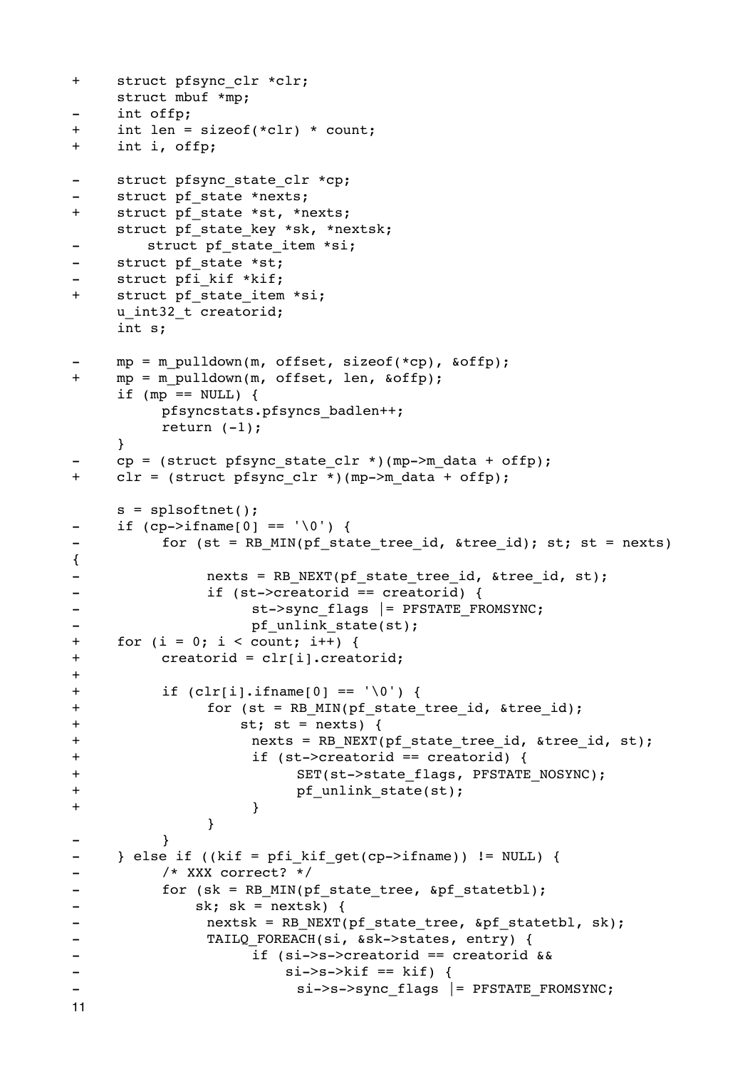```
+	struct pfsync_clr *clr;
 	struct mbuf *mp;
-	int offp;
+	int len = sizeof(*clr) * count;
+	int i, offp;

-	struct pfsync_state_clr *cp;
-	struct pf_state *nexts;
+	struct pf_state *st, *nexts;
 	struct pf_state_key *sk, *nextsk;
-	    struct pf_state_item *si;
-	struct pf_state *st;
-	struct pfi_kif *kif;
+	struct pf_state_item *si;
 	u_int32_t creatorid;
 	int s;

-	mp = m_pulldown(m, offset, sizeof(*cp), &offp);
+	mp = m_pulldown(m, offset, len, &offp);
 	if (mp == NULL) {
 		pfsyncstats.pfsyncs_badlen++;
 		return (-1);
 	}
-	cp = (struct pfsync_state_clr *)(mp->m_data + offp);
+	clr = (struct pfsync_clr *)(mp->m_data + offp);

 	s = splsoftnet();
-	if (cp->ifname[0] == '\0') {
-		for (st = RB_MIN(pf_state_tree_id, &tree_id); st; st = nexts)
{
-			nexts = RB_NEXT(pf_state_tree_id, &tree_id, st);
-			if (st->creatorid == creatorid) {
-				st->sync_flags |= PFSTATE_FROMSYNC;
-				pf_unlink_state(st);
+	for (i = 0; i < count; i++) {
+		creatorid = clr[i].creatorid;
+
+		if (clr[i].ifname[0] == '\0') {
+			for (st = RB_MIN(pf_state_tree_id, &tree_id);
+			    st; st = nexts) {
+				nexts = RB_NEXT(pf_state_tree_id, &tree_id, st);
+				if (st->creatorid == creatorid) {
+					SET(st->state_flags, PFSTATE_NOSYNC);
+					pf_unlink_state(st);
+				}
 			}
-		}
-	} else if ((kif = pfi_kif_get(cp->ifname)) != NULL) {
-		/* XXX correct? */
-		for (sk = RB_MIN(pf_state_tree, &pf_statetbl);
-		    sk; sk = nextsk) {
-			nextsk = RB_NEXT(pf_state_tree, &pf_statetbl, sk);
-			TAILQ_FOREACH(si, &sk->states, entry) {
-				if (si->s->creatorid == creatorid &&
-				    si->s->kif == kif) {
-					si->s->sync_flags |= PFSTATE_FROMSYNC;
```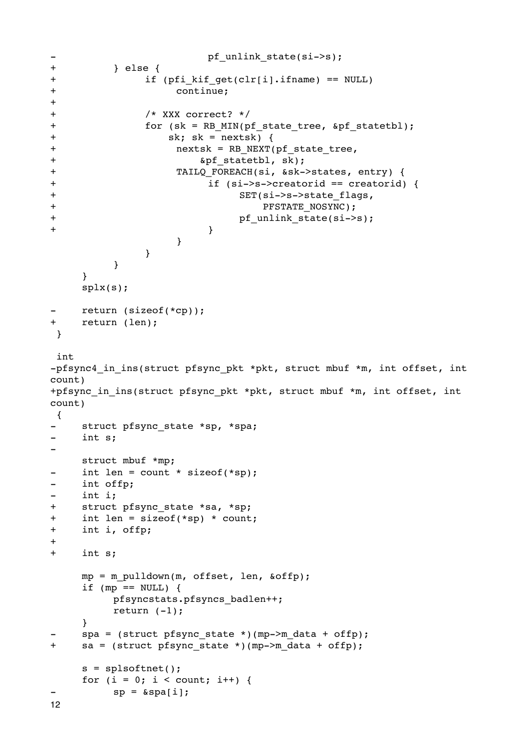```
-                           pf_unlink_state(si->s);
+           } else {
+                if (pfi_kif_get(clr[i].ifname) == NULL)
+                     continue;
+
+                /* XXX correct? */
+                for (sk = RB_MIN(pf_state_tree, &pf_statetbl);
+                    sk; sk = nextsk) {
+                     nextsk = RB_NEXT(pf_state_tree,
+                         &pf_statetbl, sk);
+                     TAILQ_FOREACH(si, &sk->states, entry) {
+                          if (si->s->creatorid == creatorid) {
+                               SET(si->s->state_flags,
+                                   PFSTATE_NOSYNC);
+                               pf_unlink_state(si->s);
+                          }
                     }
                }
           }
      }
      splx(s);

-     return (sizeof(*cp));
+     return (len);
 }

 int
-pfsync4_in_ins(struct pfsync_pkt *pkt, struct mbuf *m, int offset, int
count)
+pfsync_in_ins(struct pfsync_pkt *pkt, struct mbuf *m, int offset, int
count)
 {
-     struct pfsync_state *sp, *spa;
-     int s;
-
      struct mbuf *mp;
-     int len = count * sizeof(*sp);
-     int offp;
-     int i;
+     struct pfsync_state *sa, *sp;
+     int len = sizeof(*sp) * count;
+     int i, offp;
+
+     int s;

      mp = m_pulldown(m, offset, len, &offp);
      if (mp == NULL) {
           pfsyncstats.pfsyncs_badlen++;
           return (-1);
      }
-     spa = (struct pfsync_state *)(mp->m_data + offp);
+     sa = (struct pfsync_state *)(mp->m_data + offp);

      s = splsoftnet();
      for (i = 0; i < count; i++) {
-          sp = &spa[i];
```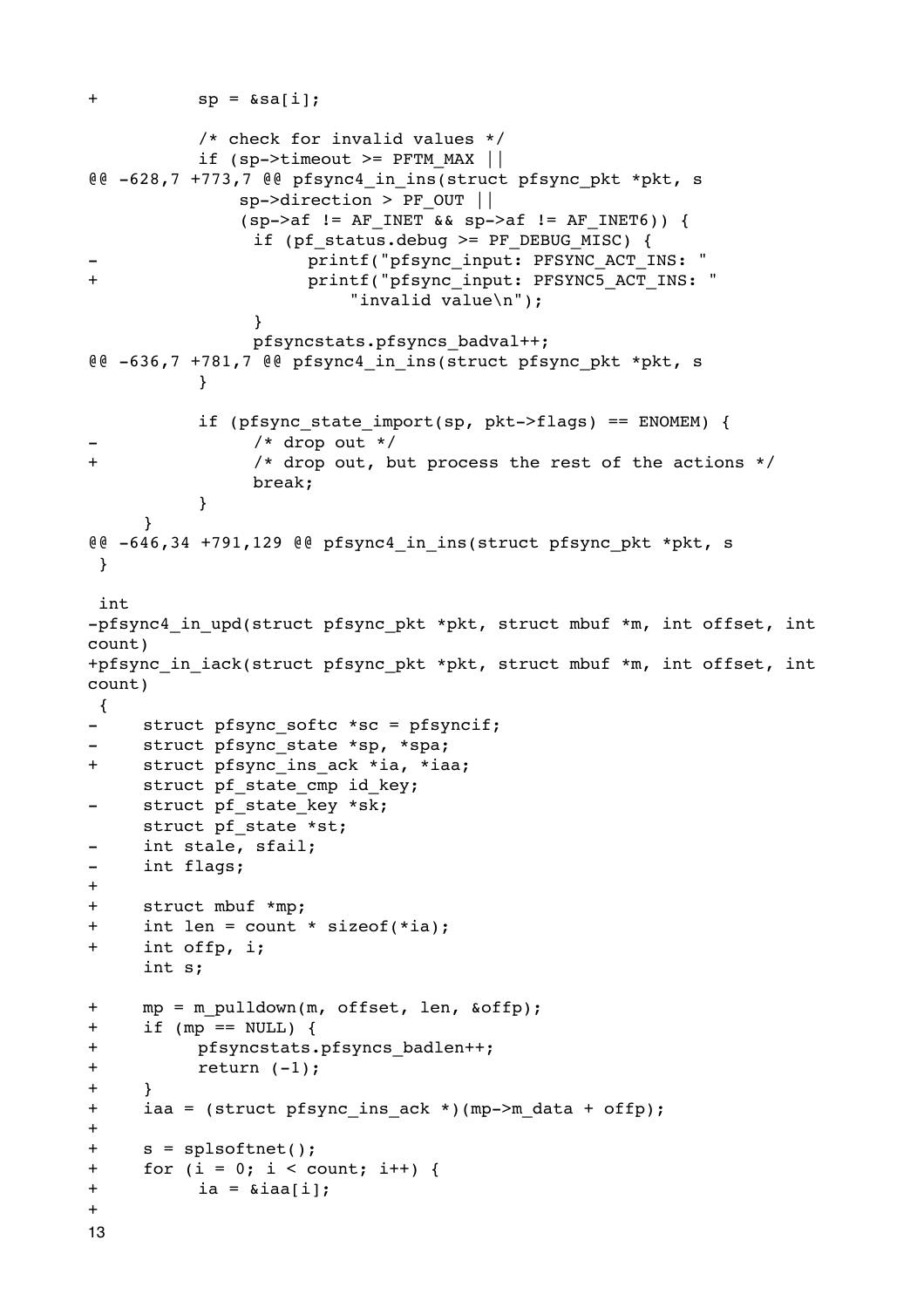```
+		sp = &sa[i];

		/* check for invalid values */
		if (sp->timeout >= PFTM_MAX ||
@@ -628,7 +773,7 @@ pfsync4_in_ins(struct pfsync_pkt *pkt, s
		    sp->direction > PF_OUT ||
		    (sp->af != AF_INET && sp->af != AF_INET6)) {
			if (pf_status.debug >= PF_DEBUG_MISC) {
-				printf("pfsync_input: PFSYNC_ACT_INS: "
+				printf("pfsync_input: PFSYNC5_ACT_INS: "
				    "invalid value\n");
			}
			pfsyncstats.pfsyncs_badval++;
@@ -636,7 +781,7 @@ pfsync4_in_ins(struct pfsync_pkt *pkt, s
		}

		if (pfsync_state_import(sp, pkt->flags) == ENOMEM) {
-			/* drop out */
+			/* drop out, but process the rest of the actions */
			break;
		}
	}
@@ -646,34 +791,129 @@ pfsync4_in_ins(struct pfsync_pkt *pkt, s
 }

 int
-pfsync4_in_upd(struct pfsync_pkt *pkt, struct mbuf *m, int offset, int
count)
+pfsync_in_iack(struct pfsync_pkt *pkt, struct mbuf *m, int offset, int
count)
 {
-	struct pfsync_softc *sc = pfsyncif;
-	struct pfsync_state *sp, *spa;
+	struct pfsync_ins_ack *ia, *iaa;
	struct pf_state_cmp id_key;
-	struct pf_state_key *sk;
	struct pf_state *st;
-	int stale, sfail;
-	int flags;
+
+	struct mbuf *mp;
+	int len = count * sizeof(*ia);
+	int offp, i;
	int s;

+	mp = m_pulldown(m, offset, len, &offp);
+	if (mp == NULL) {
+		pfsyncstats.pfsyncs_badlen++;
+		return (-1);
+	}
+	iaa = (struct pfsync_ins_ack *)(mp->m_data + offp);
+
+	s = splsoftnet();
+	for (i = 0; i < count; i++) {
+		ia = &iaa[i];
+
```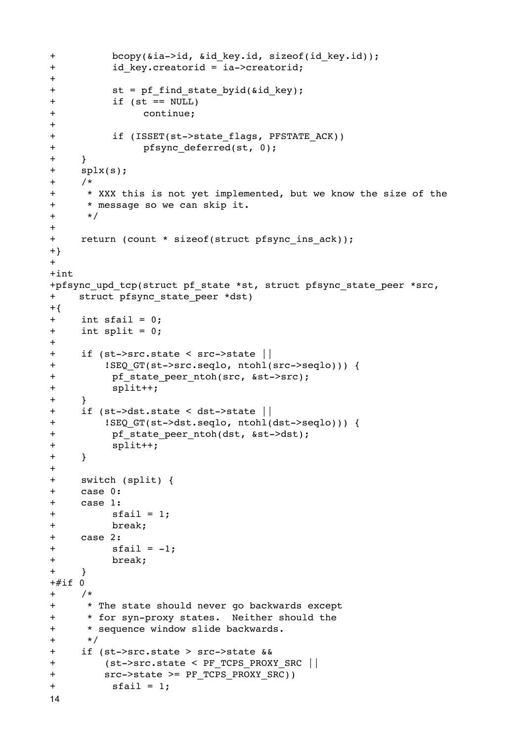```
+		bcopy(&ia->id, &id_key.id, sizeof(id_key.id));
+		id_key.creatorid = ia->creatorid;
+
+		st = pf_find_state_byid(&id_key);
+		if (st == NULL)
+			continue;
+
+		if (ISSET(st->state_flags, PFSTATE_ACK))
+			pfsync_deferred(st, 0);
+	}
+	splx(s);
+	/*
+	 * XXX this is not yet implemented, but we know the size of the
+	 * message so we can skip it.
+	 */
+
+	return (count * sizeof(struct pfsync_ins_ack));
+}
+
+int
+pfsync_upd_tcp(struct pf_state *st, struct pfsync_state_peer *src,
+    struct pfsync_state_peer *dst)
+{
+	int sfail = 0;
+	int split = 0;
+
+	if (st->src.state < src->state ||
+	    !SEQ_GT(st->src.seqlo, ntohl(src->seqlo))) {
+		pf_state_peer_ntoh(src, &st->src);
+		split++;
+	}
+	if (st->dst.state < dst->state ||
+	    !SEQ_GT(st->dst.seqlo, ntohl(dst->seqlo))) {
+		pf_state_peer_ntoh(dst, &st->dst);
+		split++;
+	}
+
+	switch (split) {
+	case 0:
+	case 1:
+		sfail = 1;
+		break;
+	case 2:
+		sfail = -1;
+		break;
+	}
+#if 0
+	/*
+	 * The state should never go backwards except
+	 * for syn-proxy states.  Neither should the
+	 * sequence window slide backwards.
+	 */
+	if (st->src.state > src->state &&
+	    (st->src.state < PF_TCPS_PROXY_SRC ||
+	    src->state >= PF_TCPS_PROXY_SRC))
+		sfail = 1;
```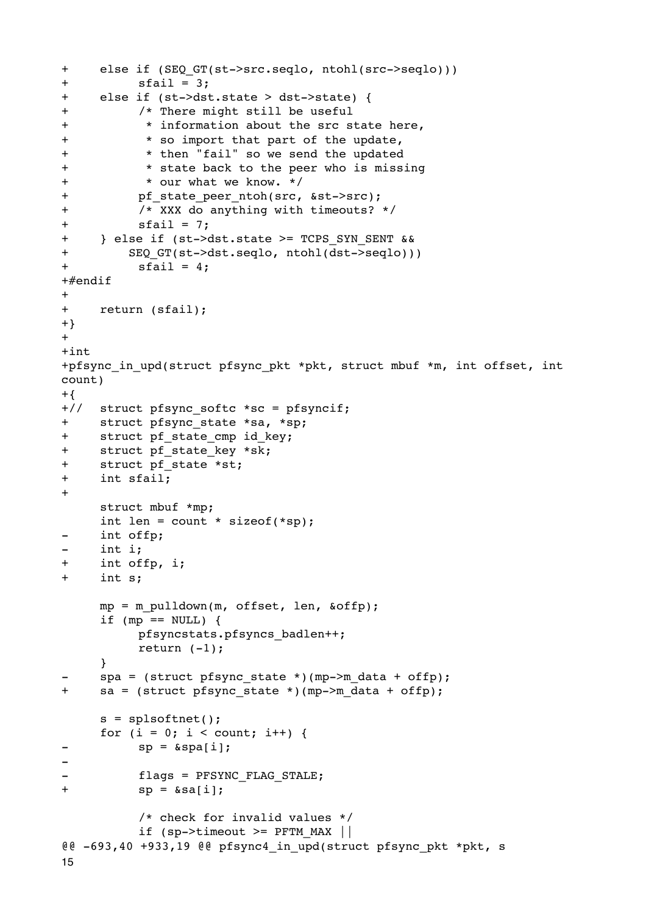```
+	else if (SEQ_GT(st->src.seqlo, ntohl(src->seqlo)))
+		sfail = 3;
+	else if (st->dst.state > dst->state) {
+		/* There might still be useful
+		 * information about the src state here,
+		 * so import that part of the update,
+		 * then "fail" so we send the updated
+		 * state back to the peer who is missing
+		 * our what we know. */
+		pf_state_peer_ntoh(src, &st->src);
+		/* XXX do anything with timeouts? */
+		sfail = 7;
+	} else if (st->dst.state >= TCPS_SYN_SENT &&
+	    SEQ_GT(st->dst.seqlo, ntohl(dst->seqlo)))
+		sfail = 4;
+#endif
+
+	return (sfail);
+}
+
+int
+pfsync_in_upd(struct pfsync_pkt *pkt, struct mbuf *m, int offset, int
count)
+{
+//	struct pfsync_softc *sc = pfsyncif;
+	struct pfsync_state *sa, *sp;
+	struct pf_state_cmp id_key;
+	struct pf_state_key *sk;
+	struct pf_state *st;
+	int sfail;
+
 	struct mbuf *mp;
 	int len = count * sizeof(*sp);
-	int offp;
-	int i;
+	int offp, i;
+	int s;
 
 	mp = m_pulldown(m, offset, len, &offp);
 	if (mp == NULL) {
 		pfsyncstats.pfsyncs_badlen++;
 		return (-1);
 	}
-	spa = (struct pfsync_state *)(mp->m_data + offp);
+	sa = (struct pfsync_state *)(mp->m_data + offp);
 
 	s = splsoftnet();
 	for (i = 0; i < count; i++) {
-		sp = &spa[i];
-
-		flags = PFSYNC_FLAG_STALE;
+		sp = &sa[i];
 
 		/* check for invalid values */
 		if (sp->timeout >= PFTM_MAX ||
@@ -693,40 +933,19 @@ pfsync4_in_upd(struct pfsync_pkt *pkt, s
```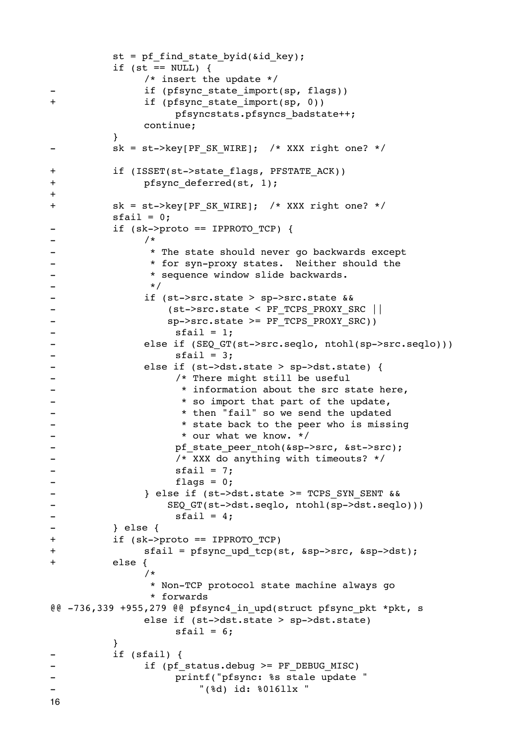```
		st = pf_find_state_byid(&id_key);
		if (st == NULL) {
			/* insert the update */
-			if (pfsync_state_import(sp, flags))
+			if (pfsync_state_import(sp, 0))
				pfsyncstats.pfsyncs_badstate++;
			continue;
		}
-		sk = st->key[PF_SK_WIRE];  /* XXX right one? */

+		if (ISSET(st->state_flags, PFSTATE_ACK))
+			pfsync_deferred(st, 1);
+
+		sk = st->key[PF_SK_WIRE];  /* XXX right one? */
		sfail = 0;
-		if (sk->proto == IPPROTO_TCP) {
-			/*
-			 * The state should never go backwards except
-			 * for syn-proxy states.  Neither should the
-			 * sequence window slide backwards.
-			 */
-			if (st->src.state > sp->src.state &&
-			    (st->src.state < PF_TCPS_PROXY_SRC ||
-			    sp->src.state >= PF_TCPS_PROXY_SRC))
-				sfail = 1;
-			else if (SEQ_GT(st->src.seqlo, ntohl(sp->src.seqlo)))
-				sfail = 3;
-			else if (st->dst.state > sp->dst.state) {
-				/* There might still be useful
-				 * information about the src state here,
-				 * so import that part of the update,
-				 * then "fail" so we send the updated
-				 * state back to the peer who is missing
-				 * our what we know. */
-				pf_state_peer_ntoh(&sp->src, &st->src);
-				/* XXX do anything with timeouts? */
-				sfail = 7;
-				flags = 0;
-			} else if (st->dst.state >= TCPS_SYN_SENT &&
-			    SEQ_GT(st->dst.seqlo, ntohl(sp->dst.seqlo)))
-				sfail = 4;
-		} else {
+		if (sk->proto == IPPROTO_TCP)
+			sfail = pfsync_upd_tcp(st, &sp->src, &sp->dst);
+		else {
			/*
			 * Non-TCP protocol state machine always go
			 * forwards
@@ -736,339 +955,279 @@ pfsync4_in_upd(struct pfsync_pkt *pkt, s
			else if (st->dst.state > sp->dst.state)
				sfail = 6;
		}
-		if (sfail) {
-			if (pf_status.debug >= PF_DEBUG_MISC)
-				printf("pfsync: %s stale update "
-				    "(%d) id: %016llx "
```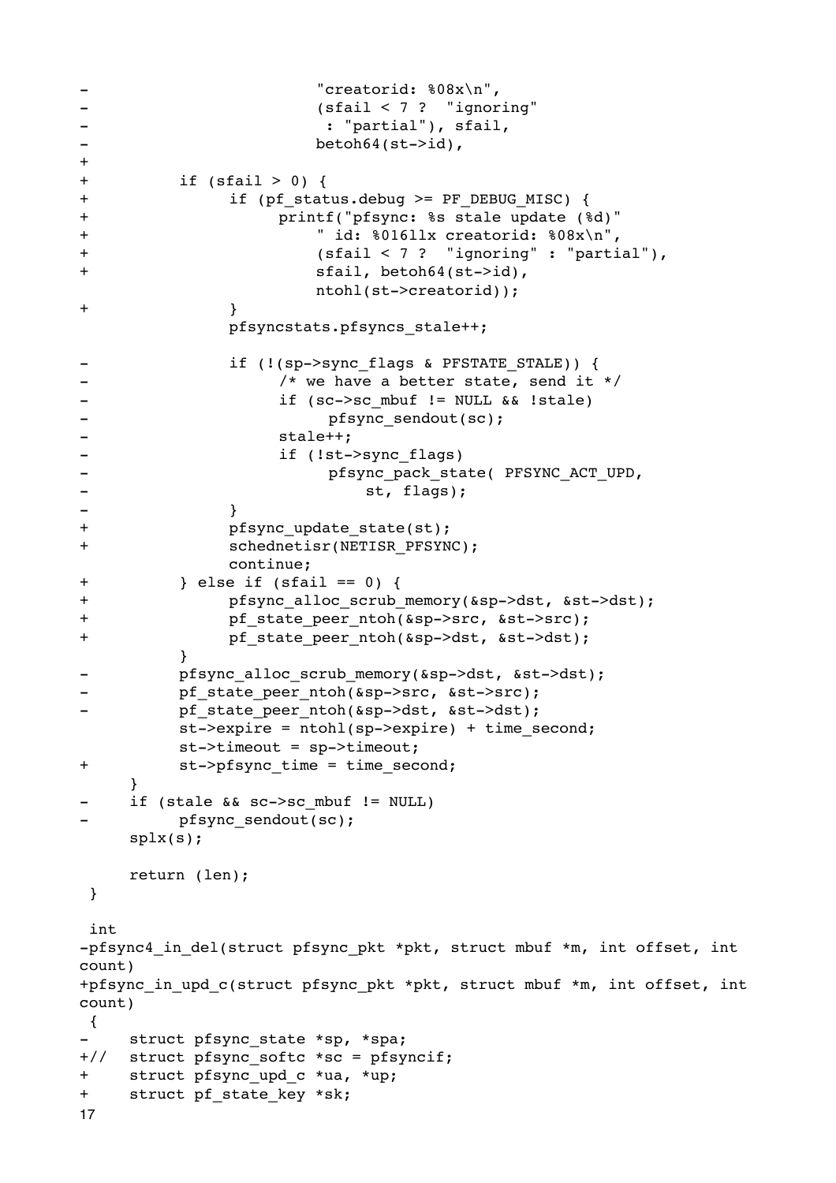```
-                       "creatorid: %08x\n",
-                       (sfail < 7 ?  "ignoring"
-                        : "partial"), sfail,
-                       betoh64(st->id),
+
+           if (sfail > 0) {
+                if (pf_status.debug >= PF_DEBUG_MISC) {
+                     printf("pfsync: %s stale update (%d)"
+                         " id: %016llx creatorid: %08x\n",
+                         (sfail < 7 ?  "ignoring" : "partial"),
+                         sfail, betoh64(st->id),
                          ntohl(st->creatorid));
+                }
                 pfsyncstats.pfsyncs_stale++;

-                if (!(sp->sync_flags & PFSTATE_STALE)) {
-                     /* we have a better state, send it */
-                     if (sc->sc_mbuf != NULL && !stale)
-                          pfsync_sendout(sc);
-                     stale++;
-                     if (!st->sync_flags)
-                          pfsync_pack_state( PFSYNC_ACT_UPD,
-                              st, flags);
-                }
+                pfsync_update_state(st);
+                schednetisr(NETISR_PFSYNC);
                 continue;
+           } else if (sfail == 0) {
+                pfsync_alloc_scrub_memory(&sp->dst, &st->dst);
+                pf_state_peer_ntoh(&sp->src, &st->src);
+                pf_state_peer_ntoh(&sp->dst, &st->dst);
           }
-           pfsync_alloc_scrub_memory(&sp->dst, &st->dst);
-           pf_state_peer_ntoh(&sp->src, &st->src);
-           pf_state_peer_ntoh(&sp->dst, &st->dst);
           st->expire = ntohl(sp->expire) + time_second;
           st->timeout = sp->timeout;
+           st->pfsync_time = time_second;
      }
-     if (stale && sc->sc_mbuf != NULL)
-           pfsync_sendout(sc);
      splx(s);

      return (len);
 }

 int
-pfsync4_in_del(struct pfsync_pkt *pkt, struct mbuf *m, int offset, int
count)
+pfsync_in_upd_c(struct pfsync_pkt *pkt, struct mbuf *m, int offset, int
count)
 {
-     struct pfsync_state *sp, *spa;
+//   struct pfsync_softc *sc = pfsyncif;
+     struct pfsync_upd_c *ua, *up;
+     struct pf_state_key *sk;
```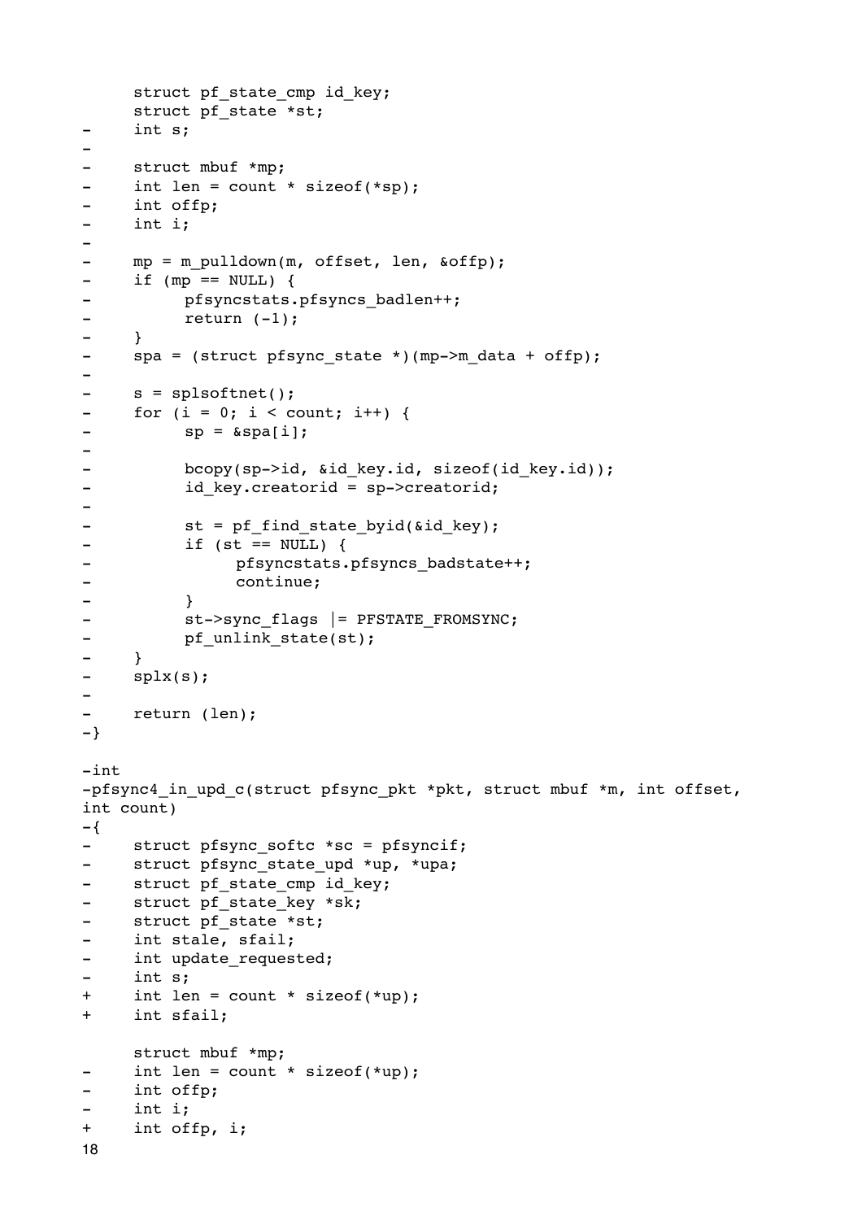```
	struct pf_state_cmp id_key;
	struct pf_state *st;
-	int s;
-
-	struct mbuf *mp;
-	int len = count * sizeof(*sp);
-	int offp;
-	int i;
-
-	mp = m_pulldown(m, offset, len, &offp);
-	if (mp == NULL) {
-		pfsyncstats.pfsyncs_badlen++;
-		return (-1);
-	}
-	spa = (struct pfsync_state *)(mp->m_data + offp);
-
-	s = splsoftnet();
-	for (i = 0; i < count; i++) {
-		sp = &spa[i];
-
-		bcopy(sp->id, &id_key.id, sizeof(id_key.id));
-		id_key.creatorid = sp->creatorid;
-
-		st = pf_find_state_byid(&id_key);
-		if (st == NULL) {
-			pfsyncstats.pfsyncs_badstate++;
-			continue;
-		}
-		st->sync_flags |= PFSTATE_FROMSYNC;
-		pf_unlink_state(st);
-	}
-	splx(s);
-
-	return (len);
-}

-int
-pfsync4_in_upd_c(struct pfsync_pkt *pkt, struct mbuf *m, int offset,
int count)
-{
-	struct pfsync_softc *sc = pfsyncif;
-	struct pfsync_state_upd *up, *upa;
-	struct pf_state_cmp id_key;
-	struct pf_state_key *sk;
-	struct pf_state *st;
-	int stale, sfail;
-	int update_requested;
-	int s;
+	int len = count * sizeof(*up);
+	int sfail;

	struct mbuf *mp;
-	int len = count * sizeof(*up);
-	int offp;
-	int i;
+	int offp, i;
```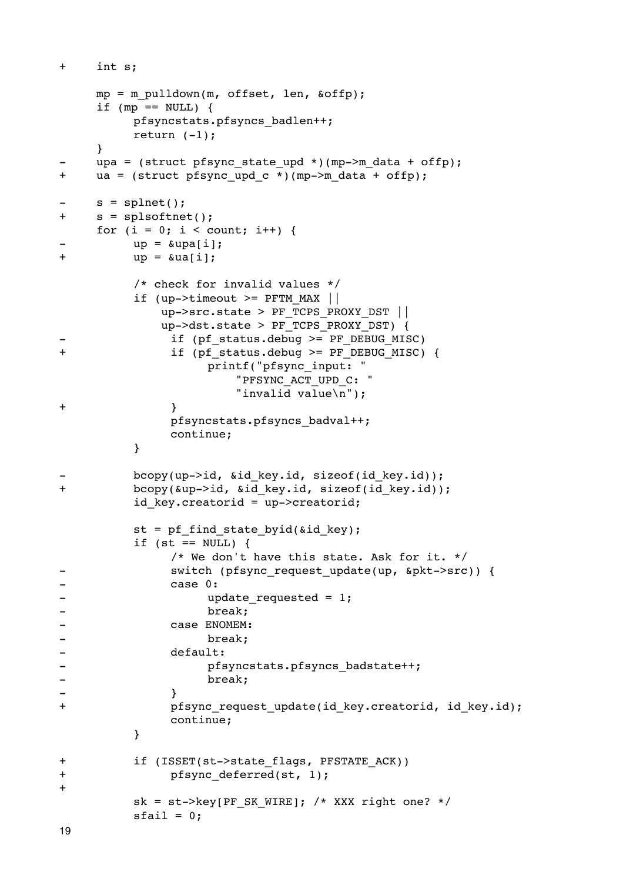```
+	int s;

	mp = m_pulldown(m, offset, len, &offp);
	if (mp == NULL) {
		pfsyncstats.pfsyncs_badlen++;
		return (-1);
	}
-	upa = (struct pfsync_state_upd *)(mp->m_data + offp);
+	ua = (struct pfsync_upd_c *)(mp->m_data + offp);

-	s = splnet();
+	s = splsoftnet();
	for (i = 0; i < count; i++) {
-		up = &upa[i];
+		up = &ua[i];

		/* check for invalid values */
		if (up->timeout >= PFTM_MAX ||
		    up->src.state > PF_TCPS_PROXY_DST ||
		    up->dst.state > PF_TCPS_PROXY_DST) {
-			if (pf_status.debug >= PF_DEBUG_MISC)
+			if (pf_status.debug >= PF_DEBUG_MISC) {
				printf("pfsync_input: "
				    "PFSYNC_ACT_UPD_C: "
				    "invalid value\n");
+			}
			pfsyncstats.pfsyncs_badval++;
			continue;
		}

-		bcopy(up->id, &id_key.id, sizeof(id_key.id));
+		bcopy(&up->id, &id_key.id, sizeof(id_key.id));
		id_key.creatorid = up->creatorid;

		st = pf_find_state_byid(&id_key);
		if (st == NULL) {
			/* We don't have this state. Ask for it. */
-			switch (pfsync_request_update(up, &pkt->src)) {
-			case 0:
-				update_requested = 1;
-				break;
-			case ENOMEM:
-				break;
-			default:
-				pfsyncstats.pfsyncs_badstate++;
-				break;
-			}
+			pfsync_request_update(id_key.creatorid, id_key.id);
			continue;
		}

+		if (ISSET(st->state_flags, PFSTATE_ACK))
+			pfsync_deferred(st, 1);
+
		sk = st->key[PF_SK_WIRE]; /* XXX right one? */
		sfail = 0;
```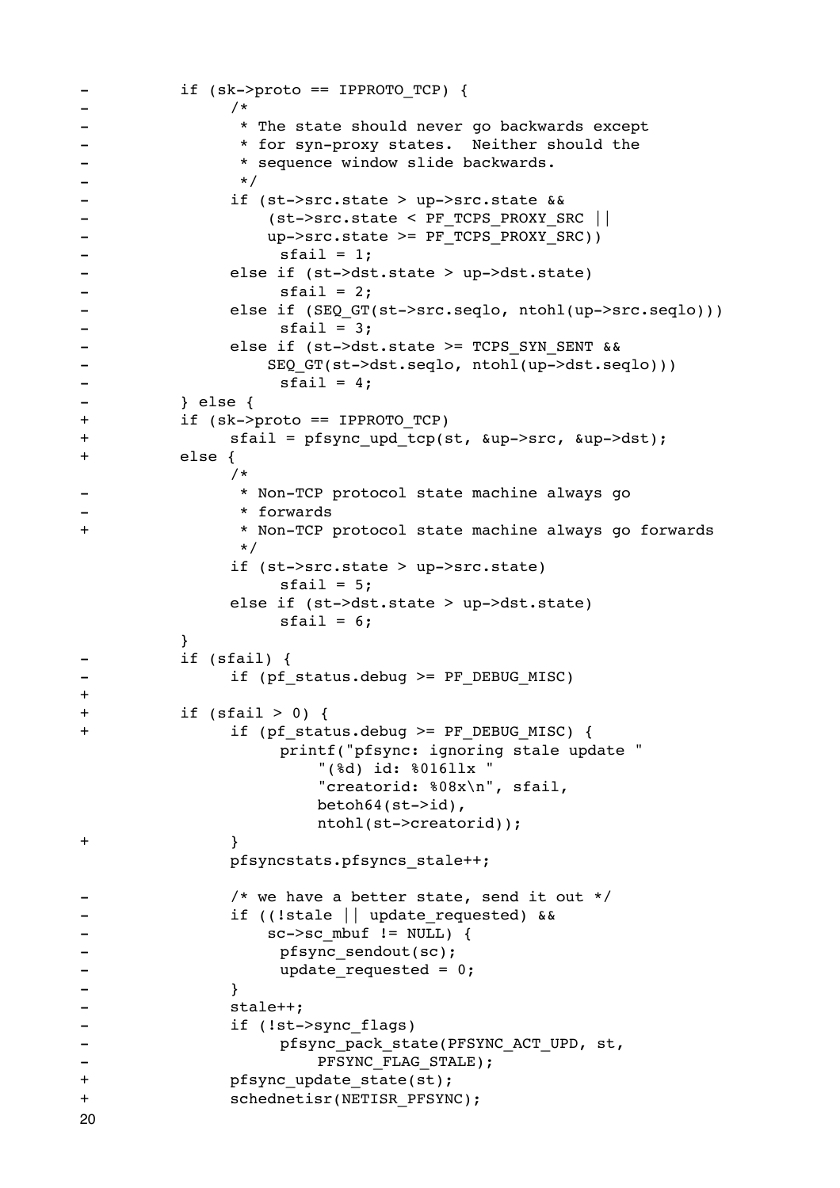```
-		if (sk->proto == IPPROTO_TCP) {
-			/*
-			 * The state should never go backwards except
-			 * for syn-proxy states.  Neither should the
-			 * sequence window slide backwards.
-			 */
-			if (st->src.state > up->src.state &&
-			    (st->src.state < PF_TCPS_PROXY_SRC ||
-			    up->src.state >= PF_TCPS_PROXY_SRC))
-				sfail = 1;
-			else if (st->dst.state > up->dst.state)
-				sfail = 2;
-			else if (SEQ_GT(st->src.seqlo, ntohl(up->src.seqlo)))
-				sfail = 3;
-			else if (st->dst.state >= TCPS_SYN_SENT &&
-			    SEQ_GT(st->dst.seqlo, ntohl(up->dst.seqlo)))
-				sfail = 4;
-		} else {
+		if (sk->proto == IPPROTO_TCP)
+			sfail = pfsync_upd_tcp(st, &up->src, &up->dst);
+		else {
			/*
-			 * Non-TCP protocol state machine always go
-			 * forwards
+			 * Non-TCP protocol state machine always go forwards
			 */
			if (st->src.state > up->src.state)
				sfail = 5;
			else if (st->dst.state > up->dst.state)
				sfail = 6;
		}
-		if (sfail) {
-			if (pf_status.debug >= PF_DEBUG_MISC)
+
+		if (sfail > 0) {
+			if (pf_status.debug >= PF_DEBUG_MISC) {
				printf("pfsync: ignoring stale update "
				    "(%d) id: %016llx "
				    "creatorid: %08x\n", sfail,
				    betoh64(st->id),
				    ntohl(st->creatorid));
+			}
			pfsyncstats.pfsyncs_stale++;

-			/* we have a better state, send it out */
-			if ((!stale || update_requested) &&
-			    sc->sc_mbuf != NULL) {
-				pfsync_sendout(sc);
-				update_requested = 0;
-			}
-			stale++;
-			if (!st->sync_flags)
-				pfsync_pack_state(PFSYNC_ACT_UPD, st,
-				    PFSYNC_FLAG_STALE);
+			pfsync_update_state(st);
+			schednetisr(NETISR_PFSYNC);
```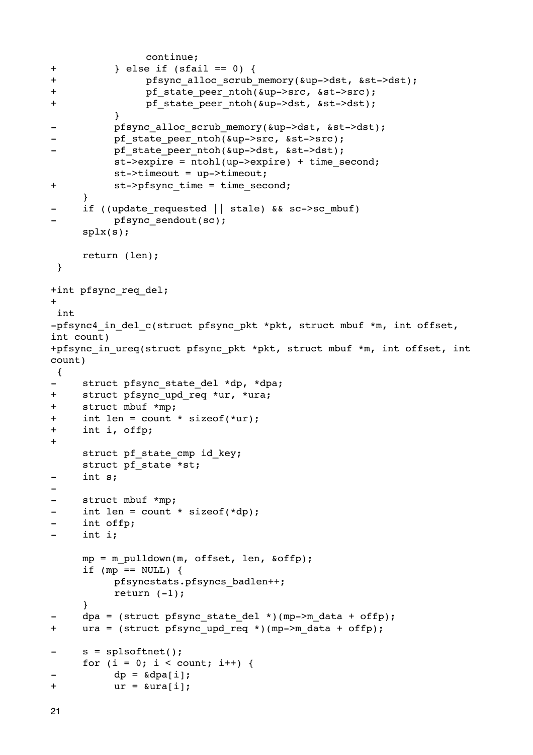```
 			continue;
+		} else if (sfail == 0) {
+			pfsync_alloc_scrub_memory(&up->dst, &st->dst);
+			pf_state_peer_ntoh(&up->src, &st->src);
+			pf_state_peer_ntoh(&up->dst, &st->dst);
 		}
-		pfsync_alloc_scrub_memory(&up->dst, &st->dst);
-		pf_state_peer_ntoh(&up->src, &st->src);
-		pf_state_peer_ntoh(&up->dst, &st->dst);
 		st->expire = ntohl(up->expire) + time_second;
 		st->timeout = up->timeout;
+		st->pfsync_time = time_second;
 	}
-	if ((update_requested || stale) && sc->sc_mbuf)
-		pfsync_sendout(sc);
 	splx(s);

 	return (len);
 }

+int pfsync_req_del;
+
 int
-pfsync4_in_del_c(struct pfsync_pkt *pkt, struct mbuf *m, int offset,
int count)
+pfsync_in_ureq(struct pfsync_pkt *pkt, struct mbuf *m, int offset, int
count)
 {
-	struct pfsync_state_del *dp, *dpa;
+	struct pfsync_upd_req *ur, *ura;
+	struct mbuf *mp;
+	int len = count * sizeof(*ur);
+	int i, offp;
+
 	struct pf_state_cmp id_key;
 	struct pf_state *st;
-	int s;
-
-	struct mbuf *mp;
-	int len = count * sizeof(*dp);
-	int offp;
-	int i;

 	mp = m_pulldown(m, offset, len, &offp);
 	if (mp == NULL) {
 		pfsyncstats.pfsyncs_badlen++;
 		return (-1);
 	}
-	dpa = (struct pfsync_state_del *)(mp->m_data + offp);
+	ura = (struct pfsync_upd_req *)(mp->m_data + offp);

-	s = splsoftnet();
 	for (i = 0; i < count; i++) {
-		dp = &dpa[i];
+		ur = &ura[i];
```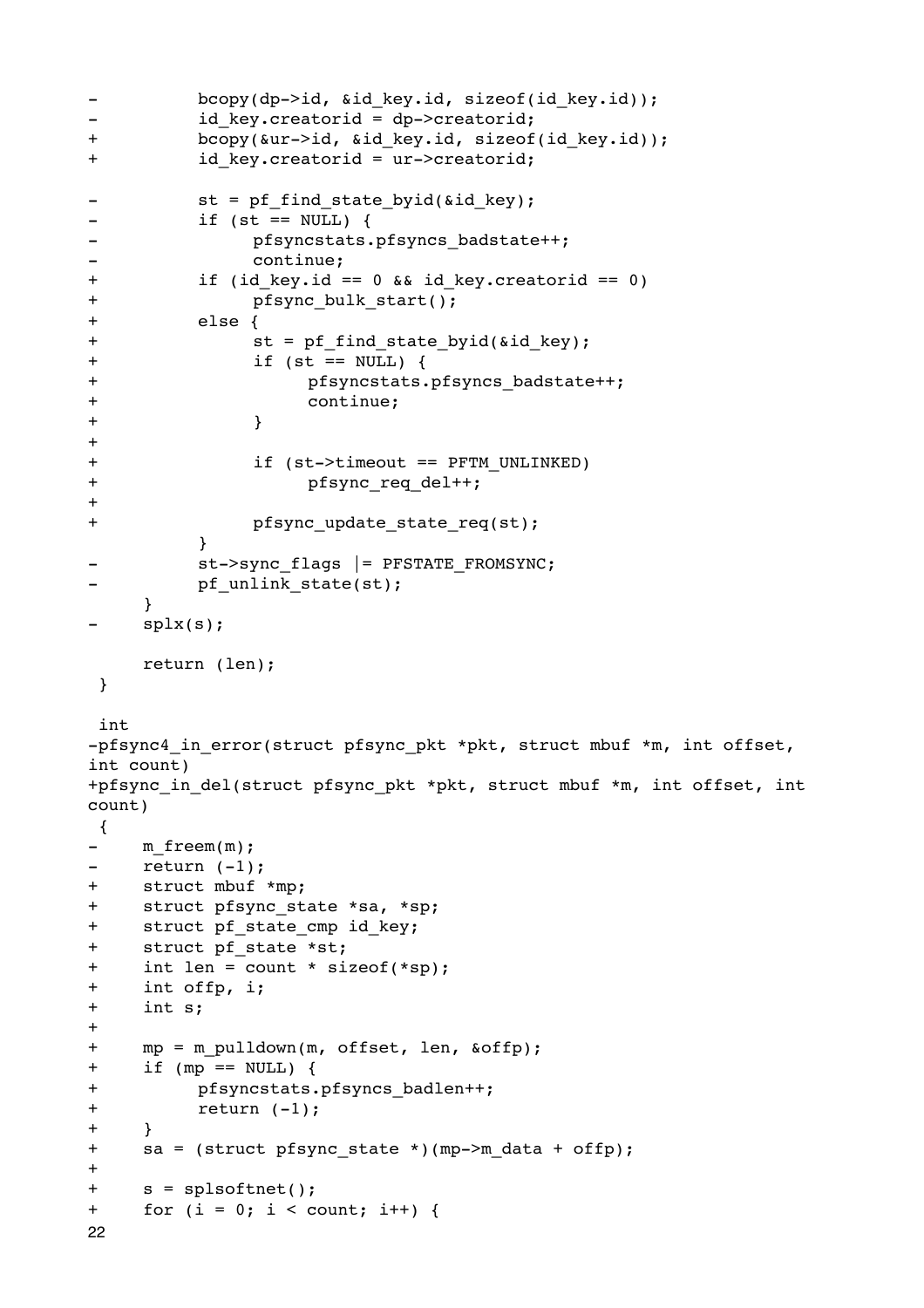```
-           bcopy(dp->id, &id_key.id, sizeof(id_key.id));
-           id_key.creatorid = dp->creatorid;
+           bcopy(&ur->id, &id_key.id, sizeof(id_key.id));
+           id_key.creatorid = ur->creatorid;

-           st = pf_find_state_byid(&id_key);
-           if (st == NULL) {
-                pfsyncstats.pfsyncs_badstate++;
-                continue;
+           if (id_key.id == 0 && id_key.creatorid == 0)
+                pfsync_bulk_start();
+           else {
+                st = pf_find_state_byid(&id_key);
+                if (st == NULL) {
+                     pfsyncstats.pfsyncs_badstate++;
+                     continue;
+                }
+
+                if (st->timeout == PFTM_UNLINKED)
+                     pfsync_req_del++;
+
+                pfsync_update_state_req(st);
            }
-           st->sync_flags |= PFSTATE_FROMSYNC;
-           pf_unlink_state(st);
      }
-     splx(s);

      return (len);
 }

 int
-pfsync4_in_error(struct pfsync_pkt *pkt, struct mbuf *m, int offset,
int count)
+pfsync_in_del(struct pfsync_pkt *pkt, struct mbuf *m, int offset, int
count)
 {
-     m_freem(m);
-     return (-1);
+     struct mbuf *mp;
+     struct pfsync_state *sa, *sp;
+     struct pf_state_cmp id_key;
+     struct pf_state *st;
+     int len = count * sizeof(*sp);
+     int offp, i;
+     int s;
+
+     mp = m_pulldown(m, offset, len, &offp);
+     if (mp == NULL) {
+           pfsyncstats.pfsyncs_badlen++;
+           return (-1);
+     }
+     sa = (struct pfsync_state *)(mp->m_data + offp);
+
+     s = splsoftnet();
+     for (i = 0; i < count; i++) {
```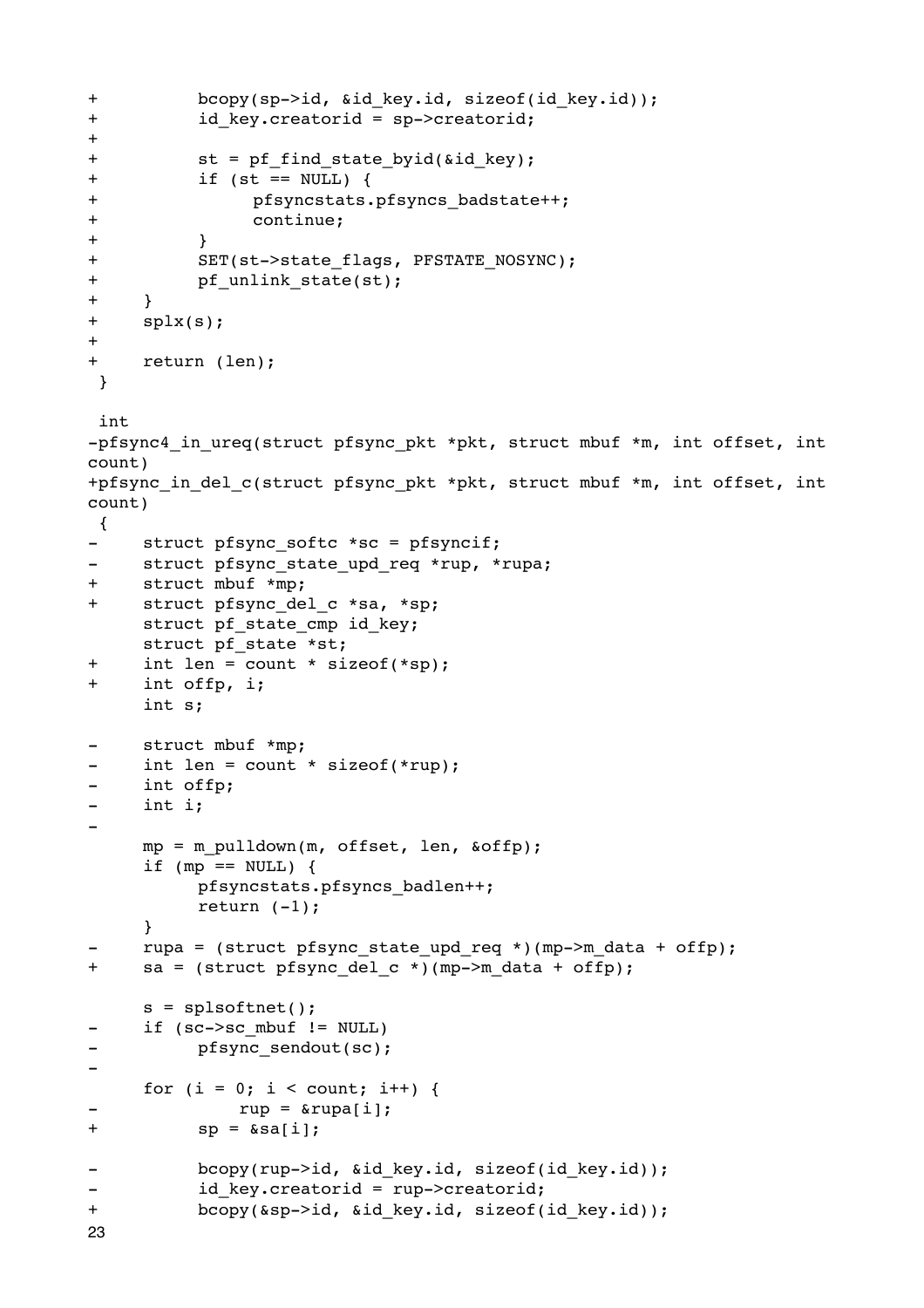```
+           bcopy(sp->id, &id_key.id, sizeof(id_key.id));
+           id_key.creatorid = sp->creatorid;
+
+           st = pf_find_state_byid(&id_key);
+           if (st == NULL) {
+                pfsyncstats.pfsyncs_badstate++;
+                continue;
+           }
+           SET(st->state_flags, PFSTATE_NOSYNC);
+           pf_unlink_state(st);
+      }
+      splx(s);
+
+      return (len);
 }

 int
-pfsync4_in_ureq(struct pfsync_pkt *pkt, struct mbuf *m, int offset, int
count)
+pfsync_in_del_c(struct pfsync_pkt *pkt, struct mbuf *m, int offset, int
count)
 {
-      struct pfsync_softc *sc = pfsyncif;
-      struct pfsync_state_upd_req *rup, *rupa;
+      struct mbuf *mp;
+      struct pfsync_del_c *sa, *sp;
       struct pf_state_cmp id_key;
       struct pf_state *st;
+      int len = count * sizeof(*sp);
+      int offp, i;
       int s;

-      struct mbuf *mp;
-      int len = count * sizeof(*rup);
-      int offp;
-      int i;
-
       mp = m_pulldown(m, offset, len, &offp);
       if (mp == NULL) {
            pfsyncstats.pfsyncs_badlen++;
            return (-1);
       }
-      rupa = (struct pfsync_state_upd_req *)(mp->m_data + offp);
+      sa = (struct pfsync_del_c *)(mp->m_data + offp);

       s = splsoftnet();
-      if (sc->sc_mbuf != NULL)
-           pfsync_sendout(sc);
-
       for (i = 0; i < count; i++) {
-               rup = &rupa[i];
+           sp = &sa[i];

-           bcopy(rup->id, &id_key.id, sizeof(id_key.id));
-           id_key.creatorid = rup->creatorid;
+           bcopy(&sp->id, &id_key.id, sizeof(id_key.id));
```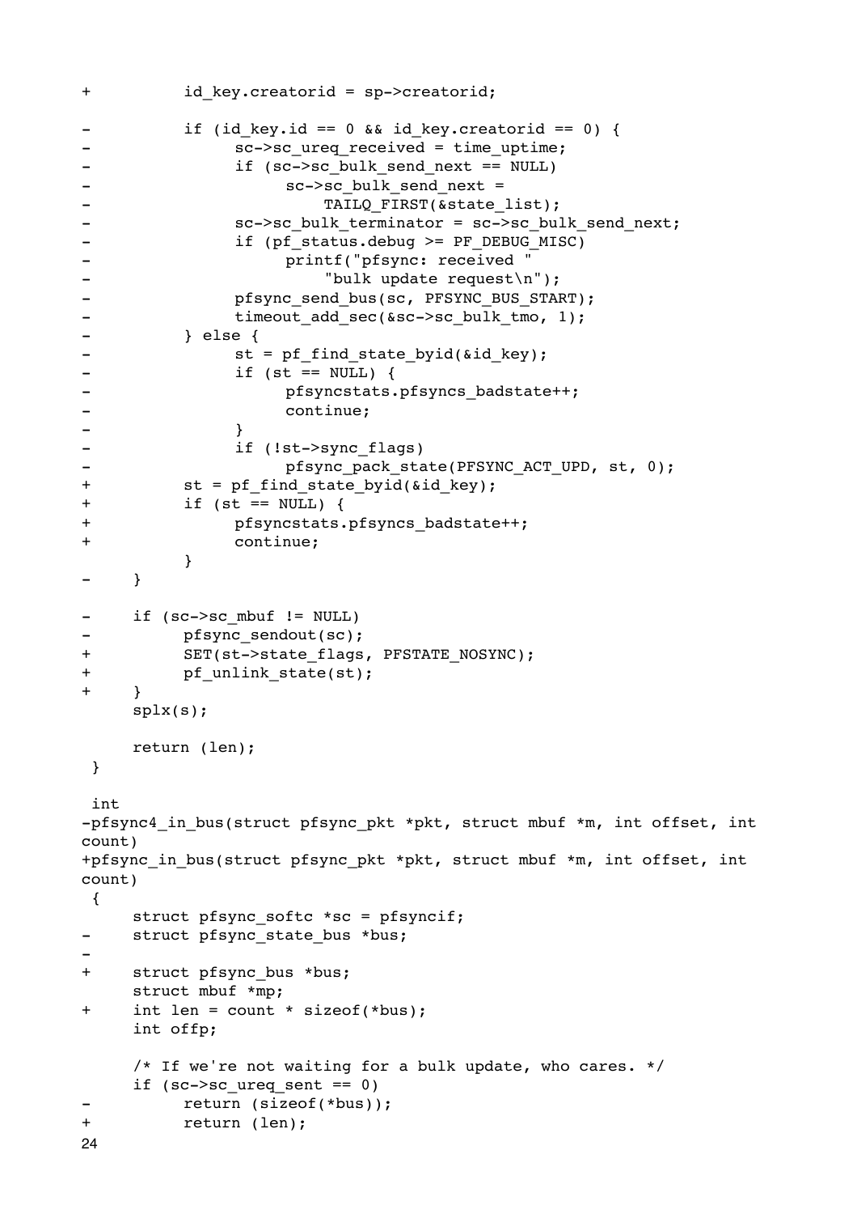```
+		id_key.creatorid = sp->creatorid;

-		if (id_key.id == 0 && id_key.creatorid == 0) {
-			sc->sc_ureq_received = time_uptime;
-			if (sc->sc_bulk_send_next == NULL)
-				sc->sc_bulk_send_next =
-				    TAILQ_FIRST(&state_list);
-			sc->sc_bulk_terminator = sc->sc_bulk_send_next;
-			if (pf_status.debug >= PF_DEBUG_MISC)
-				printf("pfsync: received "
-				    "bulk update request\n");
-			pfsync_send_bus(sc, PFSYNC_BUS_START);
-			timeout_add_sec(&sc->sc_bulk_tmo, 1);
-		} else {
-			st = pf_find_state_byid(&id_key);
-			if (st == NULL) {
-				pfsyncstats.pfsyncs_badstate++;
-				continue;
-			}
-			if (!st->sync_flags)
-				pfsync_pack_state(PFSYNC_ACT_UPD, st, 0);
+		st = pf_find_state_byid(&id_key);
+		if (st == NULL) {
+			pfsyncstats.pfsyncs_badstate++;
+			continue;
		}
-	}

-	if (sc->sc_mbuf != NULL)
-		pfsync_sendout(sc);
+		SET(st->state_flags, PFSTATE_NOSYNC);
+		pf_unlink_state(st);
+	}
	splx(s);

	return (len);
 }

 int
-pfsync4_in_bus(struct pfsync_pkt *pkt, struct mbuf *m, int offset, int
count)
+pfsync_in_bus(struct pfsync_pkt *pkt, struct mbuf *m, int offset, int
count)
 {
	struct pfsync_softc *sc = pfsyncif;
-	struct pfsync_state_bus *bus;
-
+	struct pfsync_bus *bus;
	struct mbuf *mp;
+	int len = count * sizeof(*bus);
	int offp;

	/* If we're not waiting for a bulk update, who cares. */
	if (sc->sc_ureq_sent == 0)
-		return (sizeof(*bus));
+		return (len);
```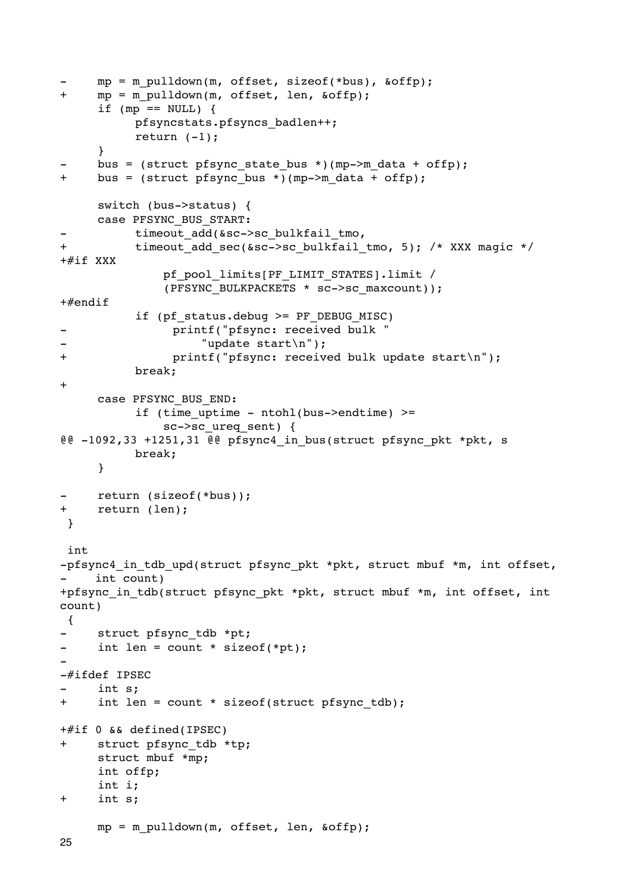```
-	mp = m_pulldown(m, offset, sizeof(*bus), &offp);
+	mp = m_pulldown(m, offset, len, &offp);
 	if (mp == NULL) {
 		pfsyncstats.pfsyncs_badlen++;
 		return (-1);
 	}
-	bus = (struct pfsync_state_bus *)(mp->m_data + offp);
+	bus = (struct pfsync_bus *)(mp->m_data + offp);
 
 	switch (bus->status) {
 	case PFSYNC_BUS_START:
-		timeout_add(&sc->sc_bulkfail_tmo,
+		timeout_add_sec(&sc->sc_bulkfail_tmo, 5); /* XXX magic */
+#if XXX
 		    pf_pool_limits[PF_LIMIT_STATES].limit /
 		    (PFSYNC_BULKPACKETS * sc->sc_maxcount));
+#endif
 		if (pf_status.debug >= PF_DEBUG_MISC)
-			printf("pfsync: received bulk "
-			    "update start\n");
+			printf("pfsync: received bulk update start\n");
 		break;
+
 	case PFSYNC_BUS_END:
 		if (time_uptime - ntohl(bus->endtime) >=
 		    sc->sc_ureq_sent) {
@@ -1092,33 +1251,31 @@ pfsync4_in_bus(struct pfsync_pkt *pkt, s
 		break;
 	}
 
-	return (sizeof(*bus));
+	return (len);
 }
 
 int
-pfsync4_in_tdb_upd(struct pfsync_pkt *pkt, struct mbuf *m, int offset,
-    int count)
+pfsync_in_tdb(struct pfsync_pkt *pkt, struct mbuf *m, int offset, int
count)
 {
-	struct pfsync_tdb *pt;
-	int len = count * sizeof(*pt);
-
-#ifdef IPSEC
-	int s;
+	int len = count * sizeof(struct pfsync_tdb);
 
+#if 0 && defined(IPSEC)
+	struct pfsync_tdb *tp;
 	struct mbuf *mp;
 	int offp;
 	int i;
+	int s;
 
 	mp = m_pulldown(m, offset, len, &offp);
```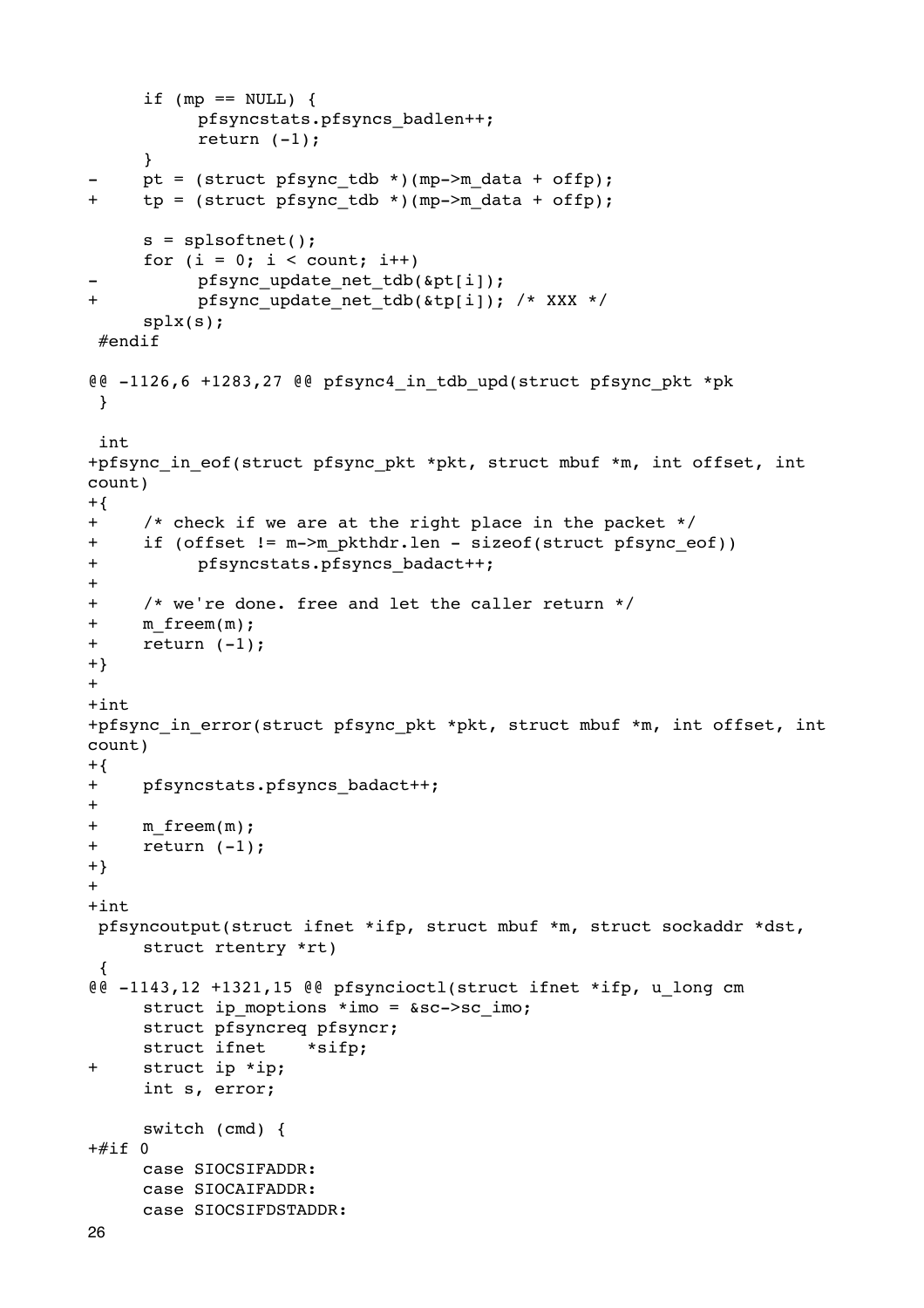```
     if (mp == NULL) {
          pfsyncstats.pfsyncs_badlen++;
          return (-1);
     }
-    pt = (struct pfsync_tdb *)(mp->m_data + offp);
+    tp = (struct pfsync_tdb *)(mp->m_data + offp);

     s = splsoftnet();
     for (i = 0; i < count; i++)
-         pfsync_update_net_tdb(&pt[i]);
+         pfsync_update_net_tdb(&tp[i]); /* XXX */
     splx(s);
 #endif

@@ -1126,6 +1283,27 @@ pfsync4_in_tdb_upd(struct pfsync_pkt *pk
 }

 int
+pfsync_in_eof(struct pfsync_pkt *pkt, struct mbuf *m, int offset, int
count)
+{
+    /* check if we are at the right place in the packet */
+    if (offset != m->m_pkthdr.len - sizeof(struct pfsync_eof))
+         pfsyncstats.pfsyncs_badact++;
+
+    /* we're done. free and let the caller return */
+    m_freem(m);
+    return (-1);
+}
+
+int
+pfsync_in_error(struct pfsync_pkt *pkt, struct mbuf *m, int offset, int
count)
+{
+    pfsyncstats.pfsyncs_badact++;
+
+    m_freem(m);
+    return (-1);
+}
+
+int
 pfsyncoutput(struct ifnet *ifp, struct mbuf *m, struct sockaddr *dst,
     struct rtentry *rt)
 {
@@ -1143,12 +1321,15 @@ pfsyncioctl(struct ifnet *ifp, u_long cm
     struct ip_moptions *imo = &sc->sc_imo;
     struct pfsyncreq pfsyncr;
     struct ifnet    *sifp;
+    struct ip *ip;
     int s, error;

     switch (cmd) {
+#if 0
     case SIOCSIFADDR:
     case SIOCAIFADDR:
     case SIOCSIFDSTADDR:
```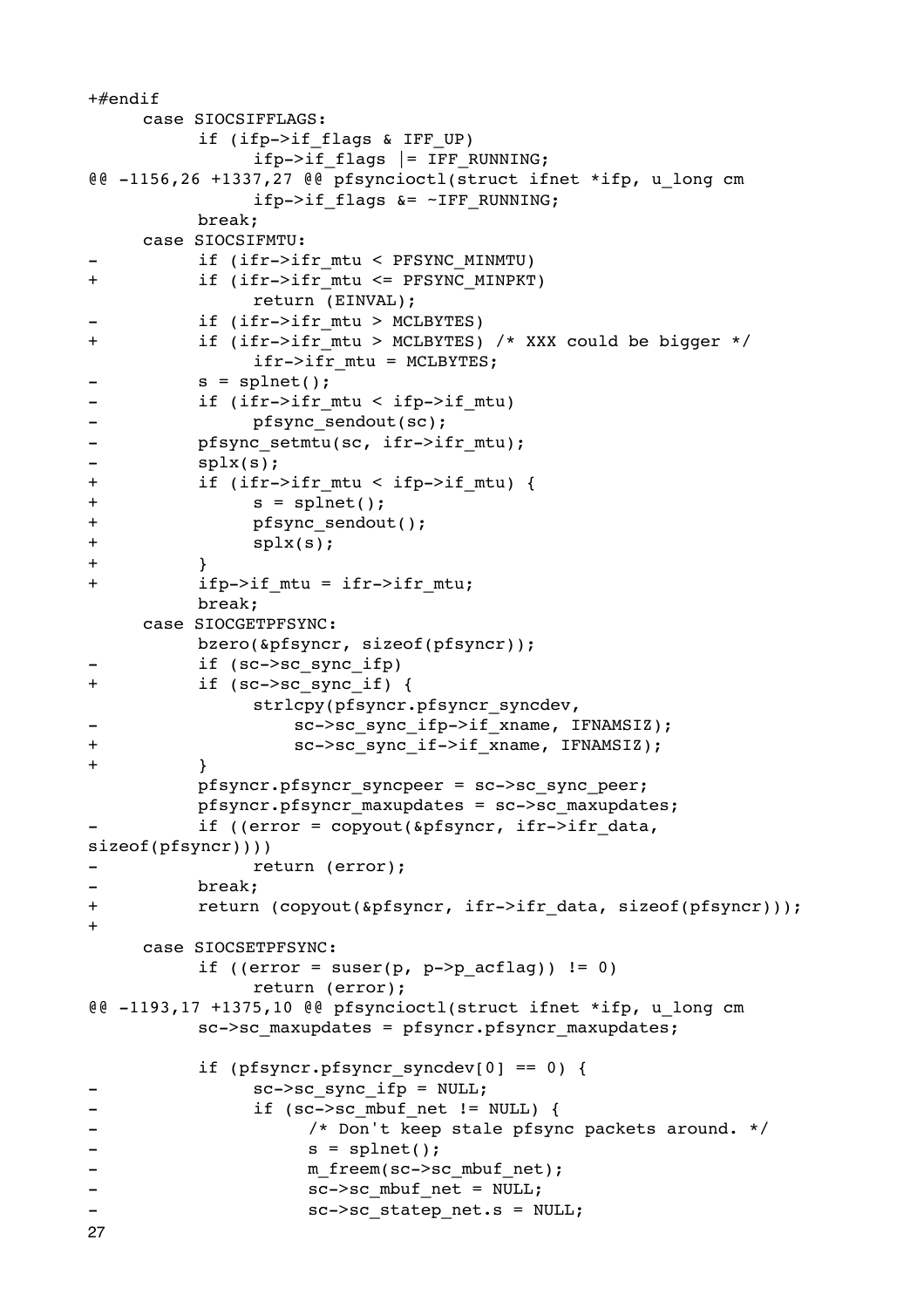```
+#endif
     case SIOCSIFFLAGS:
          if (ifp->if_flags & IFF_UP)
               ifp->if_flags |= IFF_RUNNING;
@@ -1156,26 +1337,27 @@ pfsyncioctl(struct ifnet *ifp, u_long cm
               ifp->if_flags &= ~IFF_RUNNING;
          break;
     case SIOCSIFMTU:
-          if (ifr->ifr_mtu < PFSYNC_MINMTU)
+          if (ifr->ifr_mtu <= PFSYNC_MINPKT)
               return (EINVAL);
-          if (ifr->ifr_mtu > MCLBYTES)
+          if (ifr->ifr_mtu > MCLBYTES) /* XXX could be bigger */
               ifr->ifr_mtu = MCLBYTES;
-          s = splnet();
-          if (ifr->ifr_mtu < ifp->if_mtu)
-               pfsync_sendout(sc);
-          pfsync_setmtu(sc, ifr->ifr_mtu);
-          splx(s);
+          if (ifr->ifr_mtu < ifp->if_mtu) {
+               s = splnet();
+               pfsync_sendout();
+               splx(s);
+          }
+          ifp->if_mtu = ifr->ifr_mtu;
          break;
     case SIOCGETPFSYNC:
          bzero(&pfsyncr, sizeof(pfsyncr));
-          if (sc->sc_sync_ifp)
+          if (sc->sc_sync_if) {
               strlcpy(pfsyncr.pfsyncr_syncdev,
-                   sc->sc_sync_ifp->if_xname, IFNAMSIZ);
+                   sc->sc_sync_if->if_xname, IFNAMSIZ);
+          }
          pfsyncr.pfsyncr_syncpeer = sc->sc_sync_peer;
          pfsyncr.pfsyncr_maxupdates = sc->sc_maxupdates;
-          if ((error = copyout(&pfsyncr, ifr->ifr_data,
sizeof(pfsyncr))))
-               return (error);
-          break;
+          return (copyout(&pfsyncr, ifr->ifr_data, sizeof(pfsyncr)));
+
     case SIOCSETPFSYNC:
          if ((error = suser(p, p->p_acflag)) != 0)
               return (error);
@@ -1193,17 +1375,10 @@ pfsyncioctl(struct ifnet *ifp, u_long cm
          sc->sc_maxupdates = pfsyncr.pfsyncr_maxupdates;

          if (pfsyncr.pfsyncr_syncdev[0] == 0) {
-               sc->sc_sync_ifp = NULL;
-               if (sc->sc_mbuf_net != NULL) {
-                    /* Don't keep stale pfsync packets around. */
-                    s = splnet();
-                    m_freem(sc->sc_mbuf_net);
-                    sc->sc_mbuf_net = NULL;
-                    sc->sc_statep_net.s = NULL;
```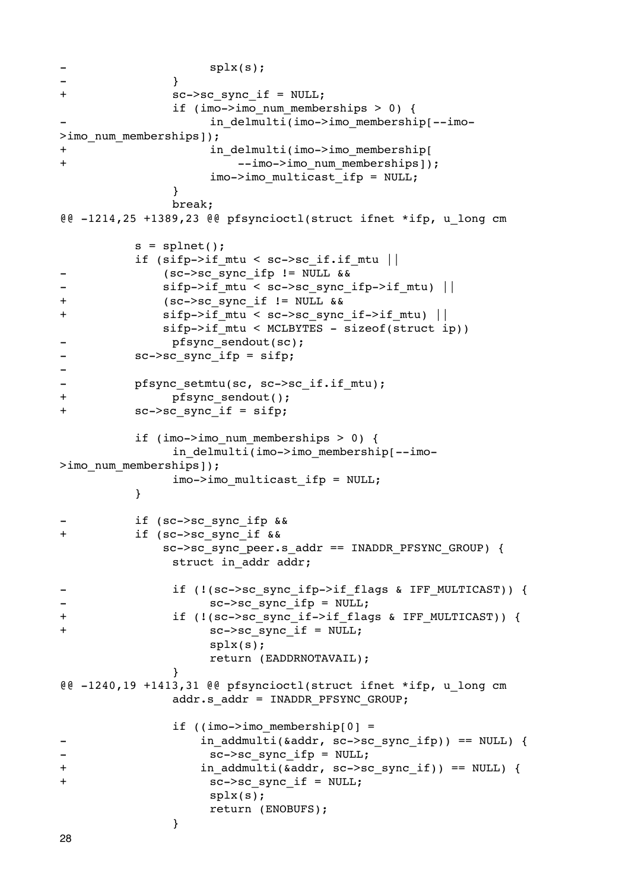```
-                       splx(s);
-               }
+               sc->sc_sync_if = NULL;
                if (imo->imo_num_memberships > 0) {
-                       in_delmulti(imo->imo_membership[--imo-
>imo_num_memberships]);
+                       in_delmulti(imo->imo_membership[
+                           --imo->imo_num_memberships]);
                        imo->imo_multicast_ifp = NULL;
                }
                break;
@@ -1214,25 +1389,23 @@ pfsyncioctl(struct ifnet *ifp, u_long cm

            s = splnet();
            if (sifp->if_mtu < sc->sc_if.if_mtu ||
-               (sc->sc_sync_ifp != NULL &&
-               sifp->if_mtu < sc->sc_sync_ifp->if_mtu) ||
+               (sc->sc_sync_if != NULL &&
+               sifp->if_mtu < sc->sc_sync_if->if_mtu) ||
                sifp->if_mtu < MCLBYTES - sizeof(struct ip))
-                   pfsync_sendout(sc);
-           sc->sc_sync_ifp = sifp;
-
-           pfsync_setmtu(sc, sc->sc_if.if_mtu);
+                   pfsync_sendout();
+           sc->sc_sync_if = sifp;

            if (imo->imo_num_memberships > 0) {
                    in_delmulti(imo->imo_membership[--imo-
>imo_num_memberships]);
                    imo->imo_multicast_ifp = NULL;
            }

-           if (sc->sc_sync_ifp &&
+           if (sc->sc_sync_if &&
                sc->sc_sync_peer.s_addr == INADDR_PFSYNC_GROUP) {
                    struct in_addr addr;

-                   if (!(sc->sc_sync_ifp->if_flags & IFF_MULTICAST)) {
-                           sc->sc_sync_ifp = NULL;
+                   if (!(sc->sc_sync_if->if_flags & IFF_MULTICAST)) {
+                           sc->sc_sync_if = NULL;
                            splx(s);
                            return (EADDRNOTAVAIL);
                    }
@@ -1240,19 +1413,31 @@ pfsyncioctl(struct ifnet *ifp, u_long cm
                    addr.s_addr = INADDR_PFSYNC_GROUP;

                    if ((imo->imo_membership[0] =
-                       in_addmulti(&addr, sc->sc_sync_ifp)) == NULL) {
-                           sc->sc_sync_ifp = NULL;
+                       in_addmulti(&addr, sc->sc_sync_if)) == NULL) {
+                           sc->sc_sync_if = NULL;
                            splx(s);
                            return (ENOBUFS);
                    }
```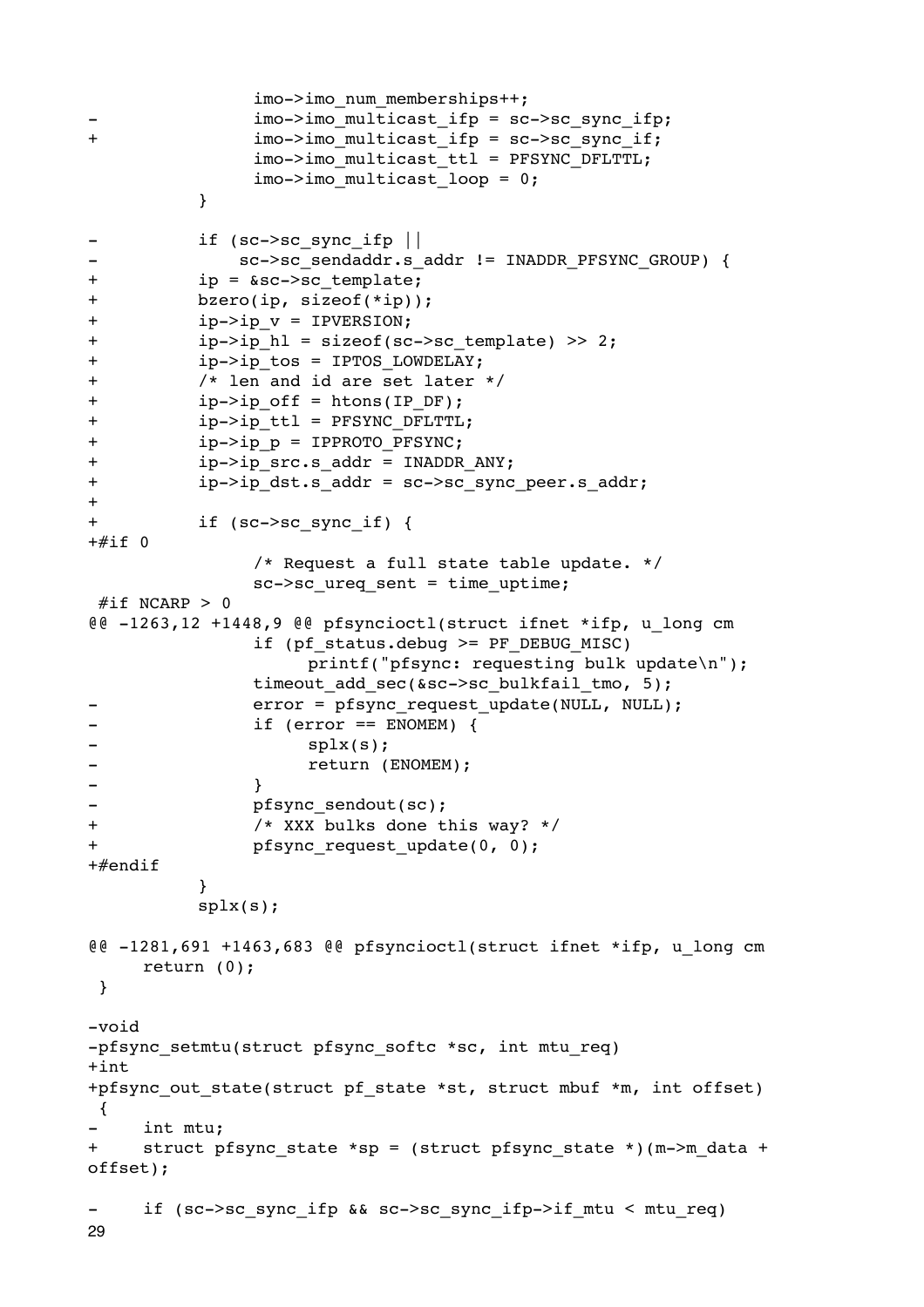```
                imo->imo_num_memberships++;
-               imo->imo_multicast_ifp = sc->sc_sync_ifp;
+               imo->imo_multicast_ifp = sc->sc_sync_if;
                imo->imo_multicast_ttl = PFSYNC_DFLTTL;
                imo->imo_multicast_loop = 0;
        }

-       if (sc->sc_sync_ifp ||
-           sc->sc_sendaddr.s_addr != INADDR_PFSYNC_GROUP) {
+       ip = &sc->sc_template;
+       bzero(ip, sizeof(*ip));
+       ip->ip_v = IPVERSION;
+       ip->ip_hl = sizeof(sc->sc_template) >> 2;
+       ip->ip_tos = IPTOS_LOWDELAY;
+       /* len and id are set later */
+       ip->ip_off = htons(IP_DF);
+       ip->ip_ttl = PFSYNC_DFLTTL;
+       ip->ip_p = IPPROTO_PFSYNC;
+       ip->ip_src.s_addr = INADDR_ANY;
+       ip->ip_dst.s_addr = sc->sc_sync_peer.s_addr;
+
+       if (sc->sc_sync_if) {
+#if 0
                /* Request a full state table update. */
                sc->sc_ureq_sent = time_uptime;
 #if NCARP > 0
@@ -1263,12 +1448,9 @@ pfsyncioctl(struct ifnet *ifp, u_long cm
                if (pf_status.debug >= PF_DEBUG_MISC)
                        printf("pfsync: requesting bulk update\n");
                timeout_add_sec(&sc->sc_bulkfail_tmo, 5);
-               error = pfsync_request_update(NULL, NULL);
-               if (error == ENOMEM) {
-                       splx(s);
-                       return (ENOMEM);
-               }
-               pfsync_sendout(sc);
+               /* XXX bulks done this way? */
+               pfsync_request_update(0, 0);
+#endif
        }
        splx(s);

@@ -1281,691 +1463,683 @@ pfsyncioctl(struct ifnet *ifp, u_long cm
    return (0);
 }

-void
-pfsync_setmtu(struct pfsync_softc *sc, int mtu_req)
+int
+pfsync_out_state(struct pf_state *st, struct mbuf *m, int offset)
 {
-   int mtu;
+   struct pfsync_state *sp = (struct pfsync_state *)(m->m_data +
offset);

-   if (sc->sc_sync_ifp && sc->sc_sync_ifp->if_mtu < mtu_req)
```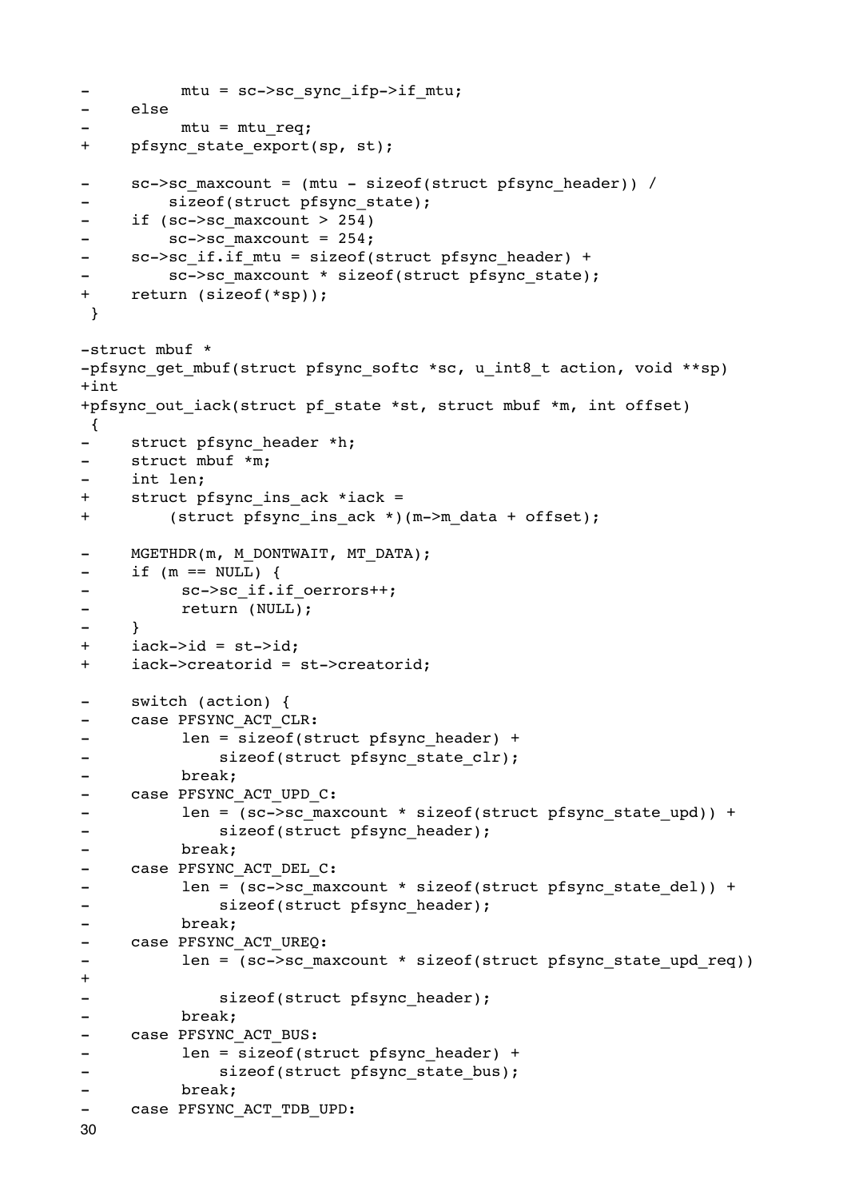```
-           mtu = sc->sc_sync_ifp->if_mtu;
-     else
-           mtu = mtu_req;
+     pfsync_state_export(sp, st);

-     sc->sc_maxcount = (mtu - sizeof(struct pfsync_header)) /
-         sizeof(struct pfsync_state);
-     if (sc->sc_maxcount > 254)
-         sc->sc_maxcount = 254;
-     sc->sc_if.if_mtu = sizeof(struct pfsync_header) +
-         sc->sc_maxcount * sizeof(struct pfsync_state);
+     return (sizeof(*sp));
 }

-struct mbuf *
-pfsync_get_mbuf(struct pfsync_softc *sc, u_int8_t action, void **sp)
+int
+pfsync_out_iack(struct pf_state *st, struct mbuf *m, int offset)
 {
-     struct pfsync_header *h;
-     struct mbuf *m;
-     int len;
+     struct pfsync_ins_ack *iack =
+         (struct pfsync_ins_ack *)(m->m_data + offset);

-     MGETHDR(m, M_DONTWAIT, MT_DATA);
-     if (m == NULL) {
-           sc->sc_if.if_oerrors++;
-           return (NULL);
-     }
+     iack->id = st->id;
+     iack->creatorid = st->creatorid;

-     switch (action) {
-     case PFSYNC_ACT_CLR:
-           len = sizeof(struct pfsync_header) +
-               sizeof(struct pfsync_state_clr);
-           break;
-     case PFSYNC_ACT_UPD_C:
-           len = (sc->sc_maxcount * sizeof(struct pfsync_state_upd)) +
-               sizeof(struct pfsync_header);
-           break;
-     case PFSYNC_ACT_DEL_C:
-           len = (sc->sc_maxcount * sizeof(struct pfsync_state_del)) +
-               sizeof(struct pfsync_header);
-           break;
-     case PFSYNC_ACT_UREQ:
-           len = (sc->sc_maxcount * sizeof(struct pfsync_state_upd_req))
+
-               sizeof(struct pfsync_header);
-           break;
-     case PFSYNC_ACT_BUS:
-           len = sizeof(struct pfsync_header) +
-               sizeof(struct pfsync_state_bus);
-           break;
-     case PFSYNC_ACT_TDB_UPD:
```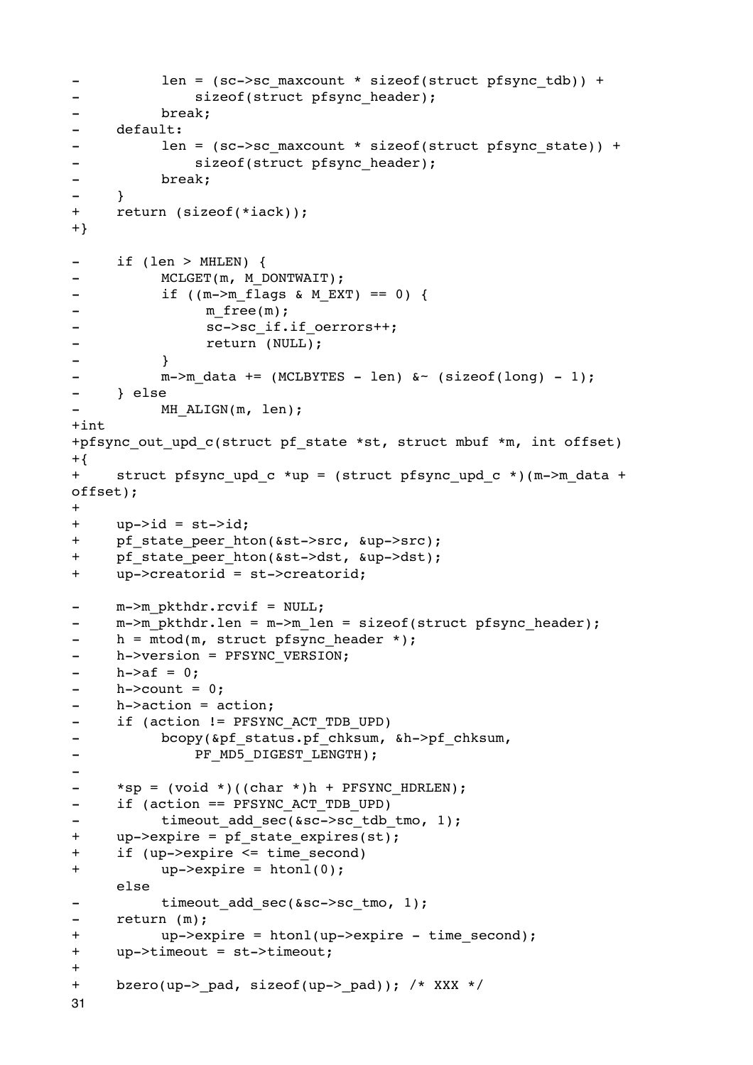```
-           len = (sc->sc_maxcount * sizeof(struct pfsync_tdb)) +
-               sizeof(struct pfsync_header);
-           break;
-     default:
-           len = (sc->sc_maxcount * sizeof(struct pfsync_state)) +
-               sizeof(struct pfsync_header);
-           break;
-     }
+     return (sizeof(*iack));
+}

-     if (len > MHLEN) {
-           MCLGET(m, M_DONTWAIT);
-           if ((m->m_flags & M_EXT) == 0) {
-                 m_free(m);
-                 sc->sc_if.if_oerrors++;
-                 return (NULL);
-           }
-           m->m_data += (MCLBYTES - len) &~ (sizeof(long) - 1);
-     } else
-           MH_ALIGN(m, len);
+int
+pfsync_out_upd_c(struct pf_state *st, struct mbuf *m, int offset)
+{
+     struct pfsync_upd_c *up = (struct pfsync_upd_c *)(m->m_data +
offset);
+
+     up->id = st->id;
+     pf_state_peer_hton(&st->src, &up->src);
+     pf_state_peer_hton(&st->dst, &up->dst);
+     up->creatorid = st->creatorid;

-     m->m_pkthdr.rcvif = NULL;
-     m->m_pkthdr.len = m->m_len = sizeof(struct pfsync_header);
-     h = mtod(m, struct pfsync_header *);
-     h->version = PFSYNC_VERSION;
-     h->af = 0;
-     h->count = 0;
-     h->action = action;
-     if (action != PFSYNC_ACT_TDB_UPD)
-           bcopy(&pf_status.pf_chksum, &h->pf_chksum,
-               PF_MD5_DIGEST_LENGTH);
-
-     *sp = (void *)((char *)h + PFSYNC_HDRLEN);
-     if (action == PFSYNC_ACT_TDB_UPD)
-           timeout_add_sec(&sc->sc_tdb_tmo, 1);
+     up->expire = pf_state_expires(st);
+     if (up->expire <= time_second)
+           up->expire = htonl(0);
      else
-           timeout_add_sec(&sc->sc_tmo, 1);
-     return (m);
+           up->expire = htonl(up->expire - time_second);
+     up->timeout = st->timeout;
+
+     bzero(up->_pad, sizeof(up->_pad)); /* XXX */
```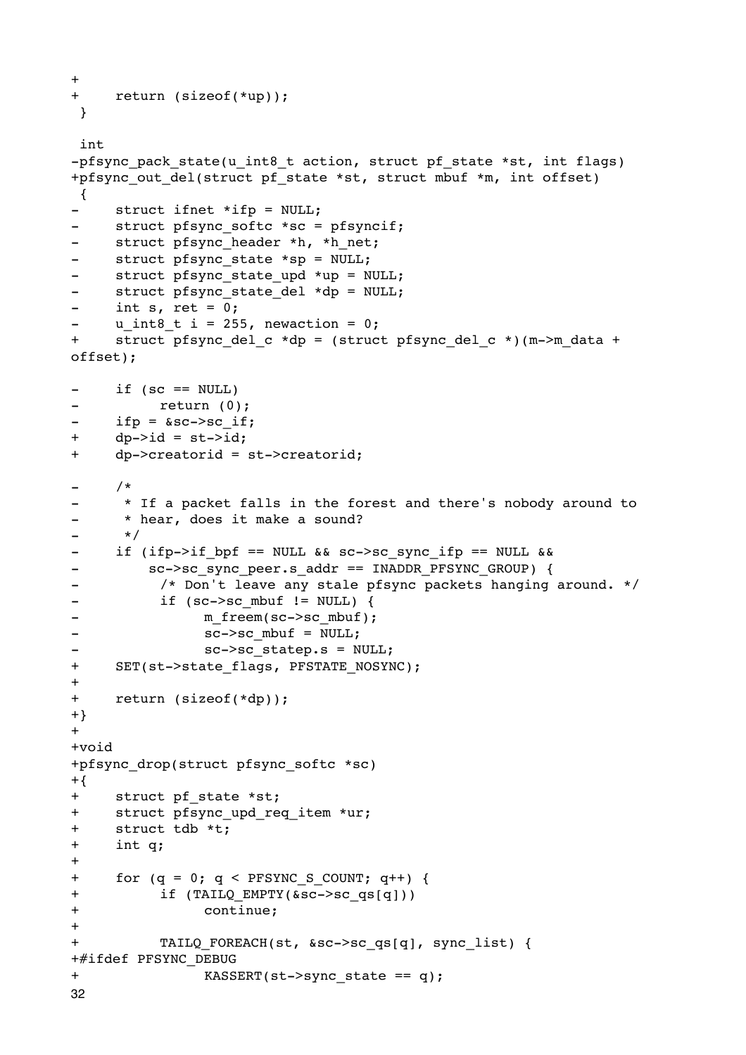```
+
+	return (sizeof(*up));
 }

 int
-pfsync_pack_state(u_int8_t action, struct pf_state *st, int flags)
+pfsync_out_del(struct pf_state *st, struct mbuf *m, int offset)
 {
-	struct ifnet *ifp = NULL;
-	struct pfsync_softc *sc = pfsyncif;
-	struct pfsync_header *h, *h_net;
-	struct pfsync_state *sp = NULL;
-	struct pfsync_state_upd *up = NULL;
-	struct pfsync_state_del *dp = NULL;
-	int s, ret = 0;
-	u_int8_t i = 255, newaction = 0;
+	struct pfsync_del_c *dp = (struct pfsync_del_c *)(m->m_data +
offset);

-	if (sc == NULL)
-		return (0);
-	ifp = &sc->sc_if;
+	dp->id = st->id;
+	dp->creatorid = st->creatorid;

-	/*
-	 * If a packet falls in the forest and there's nobody around to
-	 * hear, does it make a sound?
-	 */
-	if (ifp->if_bpf == NULL && sc->sc_sync_ifp == NULL &&
-	    sc->sc_sync_peer.s_addr == INADDR_PFSYNC_GROUP) {
-		/* Don't leave any stale pfsync packets hanging around. */
-		if (sc->sc_mbuf != NULL) {
-			m_freem(sc->sc_mbuf);
-			sc->sc_mbuf = NULL;
-			sc->sc_statep.s = NULL;
+	SET(st->state_flags, PFSTATE_NOSYNC);
+
+	return (sizeof(*dp));
+}
+
+void
+pfsync_drop(struct pfsync_softc *sc)
+{
+	struct pf_state *st;
+	struct pfsync_upd_req_item *ur;
+	struct tdb *t;
+	int q;
+
+	for (q = 0; q < PFSYNC_S_COUNT; q++) {
+		if (TAILQ_EMPTY(&sc->sc_qs[q]))
+			continue;
+
+		TAILQ_FOREACH(st, &sc->sc_qs[q], sync_list) {
+#ifdef PFSYNC_DEBUG
+			KASSERT(st->sync_state == q);
```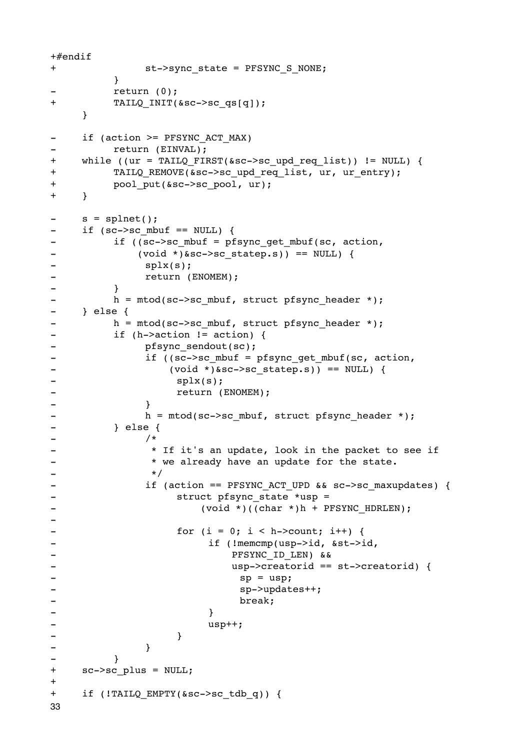```
+#endif
+               st->sync_state = PFSYNC_S_NONE;
           }
-          return (0);
+          TAILQ_INIT(&sc->sc_qs[q]);
     }

-    if (action >= PFSYNC_ACT_MAX)
-          return (EINVAL);
+    while ((ur = TAILQ_FIRST(&sc->sc_upd_req_list)) != NULL) {
+          TAILQ_REMOVE(&sc->sc_upd_req_list, ur, ur_entry);
+          pool_put(&sc->sc_pool, ur);
+    }

-    s = splnet();
-    if (sc->sc_mbuf == NULL) {
-          if ((sc->sc_mbuf = pfsync_get_mbuf(sc, action,
-               (void *)&sc->sc_statep.s)) == NULL) {
-                splx(s);
-                return (ENOMEM);
-          }
-          h = mtod(sc->sc_mbuf, struct pfsync_header *);
-    } else {
-          h = mtod(sc->sc_mbuf, struct pfsync_header *);
-          if (h->action != action) {
-                pfsync_sendout(sc);
-                if ((sc->sc_mbuf = pfsync_get_mbuf(sc, action,
-                    (void *)&sc->sc_statep.s)) == NULL) {
-                     splx(s);
-                     return (ENOMEM);
-                }
-                h = mtod(sc->sc_mbuf, struct pfsync_header *);
-          } else {
-                /*
-                 * If it's an update, look in the packet to see if
-                 * we already have an update for the state.
-                 */
-                if (action == PFSYNC_ACT_UPD && sc->sc_maxupdates) {
-                     struct pfsync_state *usp =
-                         (void *)((char *)h + PFSYNC_HDRLEN);
-
-                     for (i = 0; i < h->count; i++) {
-                          if (!memcmp(usp->id, &st->id,
-                              PFSYNC_ID_LEN) &&
-                              usp->creatorid == st->creatorid) {
-                               sp = usp;
-                               sp->updates++;
-                               break;
-                          }
-                          usp++;
-                     }
-                }
-          }
+    sc->sc_plus = NULL;
+
+    if (!TAILQ_EMPTY(&sc->sc_tdb_q)) {
```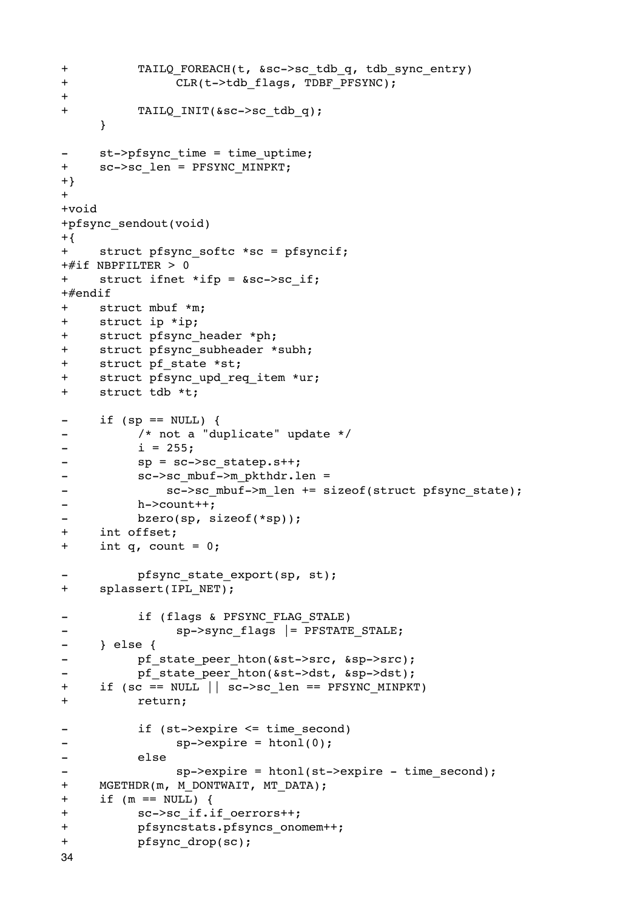```
+		TAILQ_FOREACH(t, &sc->sc_tdb_q, tdb_sync_entry)
+			CLR(t->tdb_flags, TDBF_PFSYNC);
+
+		TAILQ_INIT(&sc->sc_tdb_q);
	}

-	st->pfsync_time = time_uptime;
+	sc->sc_len = PFSYNC_MINPKT;
+}
+
+void
+pfsync_sendout(void)
+{
+	struct pfsync_softc *sc = pfsyncif;
+#if NBPFILTER > 0
+	struct ifnet *ifp = &sc->sc_if;
+#endif
+	struct mbuf *m;
+	struct ip *ip;
+	struct pfsync_header *ph;
+	struct pfsync_subheader *subh;
+	struct pf_state *st;
+	struct pfsync_upd_req_item *ur;
+	struct tdb *t;

-	if (sp == NULL) {
-		/* not a "duplicate" update */
-		i = 255;
-		sp = sc->sc_statep.s++;
-		sc->sc_mbuf->m_pkthdr.len =
-		    sc->sc_mbuf->m_len += sizeof(struct pfsync_state);
-		h->count++;
-		bzero(sp, sizeof(*sp));
+	int offset;
+	int q, count = 0;

-		pfsync_state_export(sp, st);
+	splassert(IPL_NET);

-		if (flags & PFSYNC_FLAG_STALE)
-			sp->sync_flags |= PFSTATE_STALE;
-	} else {
-		pf_state_peer_hton(&st->src, &sp->src);
-		pf_state_peer_hton(&st->dst, &sp->dst);
+	if (sc == NULL || sc->sc_len == PFSYNC_MINPKT)
+		return;

-		if (st->expire <= time_second)
-			sp->expire = htonl(0);
-		else
-			sp->expire = htonl(st->expire - time_second);
+	MGETHDR(m, M_DONTWAIT, MT_DATA);
+	if (m == NULL) {
+		sc->sc_if.if_oerrors++;
+		pfsyncstats.pfsyncs_onomem++;
+		pfsync_drop(sc);
```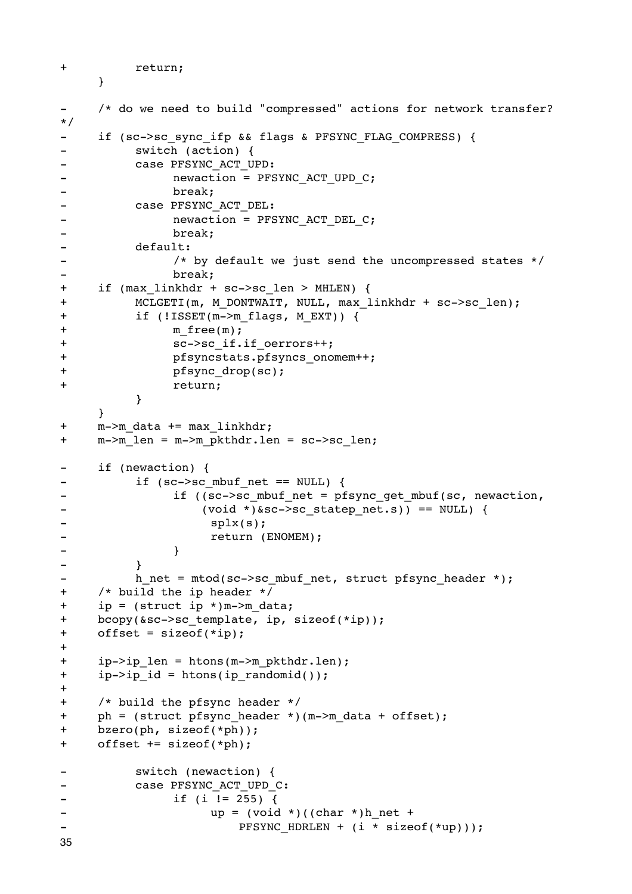```
+           return;
      }

-     /* do we need to build "compressed" actions for network transfer?
*/
-     if (sc->sc_sync_ifp && flags & PFSYNC_FLAG_COMPRESS) {
-           switch (action) {
-           case PFSYNC_ACT_UPD:
-                 newaction = PFSYNC_ACT_UPD_C;
-                 break;
-           case PFSYNC_ACT_DEL:
-                 newaction = PFSYNC_ACT_DEL_C;
-                 break;
-           default:
-                 /* by default we just send the uncompressed states */
-                 break;
+     if (max_linkhdr + sc->sc_len > MHLEN) {
+           MCLGETI(m, M_DONTWAIT, NULL, max_linkhdr + sc->sc_len);
+           if (!ISSET(m->m_flags, M_EXT)) {
+                 m_free(m);
+                 sc->sc_if.if_oerrors++;
+                 pfsyncstats.pfsyncs_onomem++;
+                 pfsync_drop(sc);
+                 return;
            }
      }
+     m->m_data += max_linkhdr;
+     m->m_len = m->m_pkthdr.len = sc->sc_len;

-     if (newaction) {
-           if (sc->sc_mbuf_net == NULL) {
-                 if ((sc->sc_mbuf_net = pfsync_get_mbuf(sc, newaction,
-                     (void *)&sc->sc_statep_net.s)) == NULL) {
-                       splx(s);
-                       return (ENOMEM);
-                 }
-           }
-           h_net = mtod(sc->sc_mbuf_net, struct pfsync_header *);
+     /* build the ip header */
+     ip = (struct ip *)m->m_data;
+     bcopy(&sc->sc_template, ip, sizeof(*ip));
+     offset = sizeof(*ip);
+
+     ip->ip_len = htons(m->m_pkthdr.len);
+     ip->ip_id = htons(ip_randomid());
+
+     /* build the pfsync header */
+     ph = (struct pfsync_header *)(m->m_data + offset);
+     bzero(ph, sizeof(*ph));
+     offset += sizeof(*ph);

-           switch (newaction) {
-           case PFSYNC_ACT_UPD_C:
-                 if (i != 255) {
-                       up = (void *)((char *)h_net +
-                           PFSYNC_HDRLEN + (i * sizeof(*up)));
```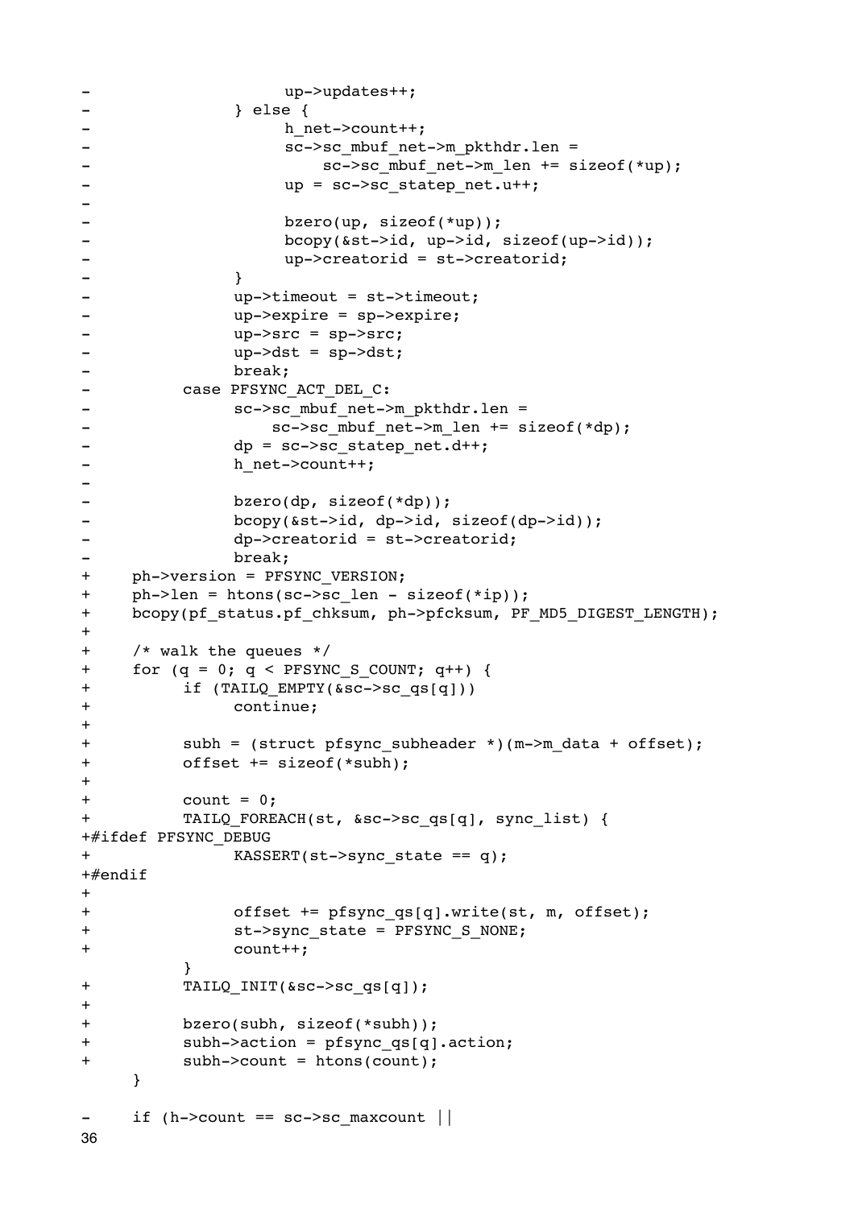```
-                       up->updates++;
-               } else {
-                       h_net->count++;
-                       sc->sc_mbuf_net->m_pkthdr.len =
-                           sc->sc_mbuf_net->m_len += sizeof(*up);
-                       up = sc->sc_statep_net.u++;
-
-                       bzero(up, sizeof(*up));
-                       bcopy(&st->id, up->id, sizeof(up->id));
-                       up->creatorid = st->creatorid;
-               }
-               up->timeout = st->timeout;
-               up->expire = sp->expire;
-               up->src = sp->src;
-               up->dst = sp->dst;
-               break;
-       case PFSYNC_ACT_DEL_C:
-               sc->sc_mbuf_net->m_pkthdr.len =
-                   sc->sc_mbuf_net->m_len += sizeof(*dp);
-               dp = sc->sc_statep_net.d++;
-               h_net->count++;
-
-               bzero(dp, sizeof(*dp));
-               bcopy(&st->id, dp->id, sizeof(dp->id));
-               dp->creatorid = st->creatorid;
-               break;
+       ph->version = PFSYNC_VERSION;
+       ph->len = htons(sc->sc_len - sizeof(*ip));
+       bcopy(pf_status.pf_chksum, ph->pfcksum, PF_MD5_DIGEST_LENGTH);
+
+       /* walk the queues */
+       for (q = 0; q < PFSYNC_S_COUNT; q++) {
+               if (TAILQ_EMPTY(&sc->sc_qs[q]))
+                       continue;
+
+               subh = (struct pfsync_subheader *)(m->m_data + offset);
+               offset += sizeof(*subh);
+
+               count = 0;
+               TAILQ_FOREACH(st, &sc->sc_qs[q], sync_list) {
+#ifdef PFSYNC_DEBUG
+                       KASSERT(st->sync_state == q);
+#endif
+
+                       offset += pfsync_qs[q].write(st, m, offset);
+                       st->sync_state = PFSYNC_S_NONE;
+                       count++;
                }
+               TAILQ_INIT(&sc->sc_qs[q]);
+
+               bzero(subh, sizeof(*subh));
+               subh->action = pfsync_qs[q].action;
+               subh->count = htons(count);
        }

-       if (h->count == sc->sc_maxcount ||
```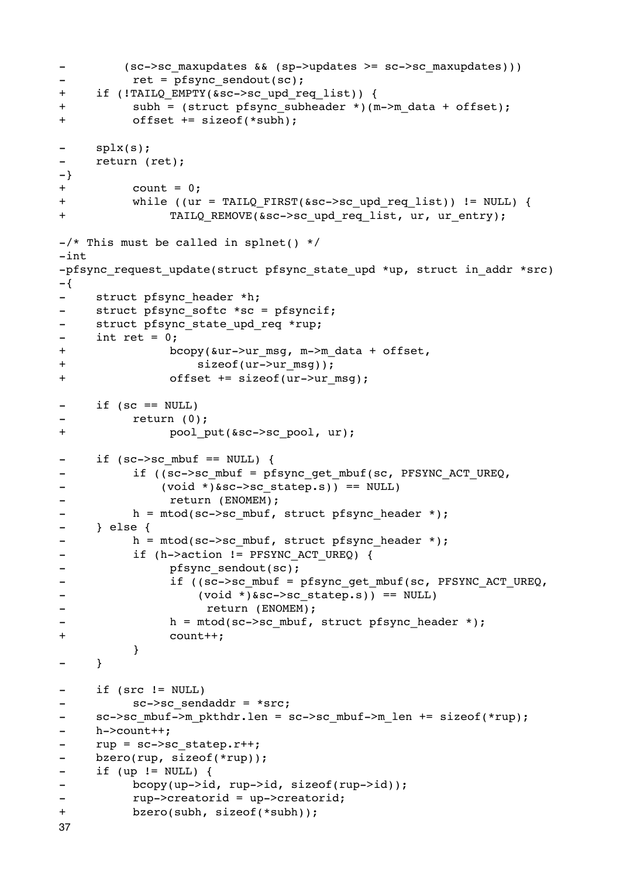```
-	    (sc->sc_maxupdates && (sp->updates >= sc->sc_maxupdates)))
-		ret = pfsync_sendout(sc);
+	if (!TAILQ_EMPTY(&sc->sc_upd_req_list)) {
+		subh = (struct pfsync_subheader *)(m->m_data + offset);
+		offset += sizeof(*subh);

-	splx(s);
-	return (ret);
-}
+		count = 0;
+		while ((ur = TAILQ_FIRST(&sc->sc_upd_req_list)) != NULL) {
+			TAILQ_REMOVE(&sc->sc_upd_req_list, ur, ur_entry);

-/* This must be called in splnet() */
-int
-pfsync_request_update(struct pfsync_state_upd *up, struct in_addr *src)
-{
-	struct pfsync_header *h;
-	struct pfsync_softc *sc = pfsyncif;
-	struct pfsync_state_upd_req *rup;
-	int ret = 0;
+			bcopy(&ur->ur_msg, m->m_data + offset,
+			    sizeof(ur->ur_msg));
+			offset += sizeof(ur->ur_msg);

-	if (sc == NULL)
-		return (0);
+			pool_put(&sc->sc_pool, ur);

-	if (sc->sc_mbuf == NULL) {
-		if ((sc->sc_mbuf = pfsync_get_mbuf(sc, PFSYNC_ACT_UREQ,
-		    (void *)&sc->sc_statep.s)) == NULL)
-			return (ENOMEM);
-		h = mtod(sc->sc_mbuf, struct pfsync_header *);
-	} else {
-		h = mtod(sc->sc_mbuf, struct pfsync_header *);
-		if (h->action != PFSYNC_ACT_UREQ) {
-			pfsync_sendout(sc);
-			if ((sc->sc_mbuf = pfsync_get_mbuf(sc, PFSYNC_ACT_UREQ,
-			    (void *)&sc->sc_statep.s)) == NULL)
-				return (ENOMEM);
-			h = mtod(sc->sc_mbuf, struct pfsync_header *);
+			count++;
		}
-	}

-	if (src != NULL)
-		sc->sc_sendaddr = *src;
-	sc->sc_mbuf->m_pkthdr.len = sc->sc_mbuf->m_len += sizeof(*rup);
-	h->count++;
-	rup = sc->sc_statep.r++;
-	bzero(rup, sizeof(*rup));
-	if (up != NULL) {
-		bcopy(up->id, rup->id, sizeof(rup->id));
-		rup->creatorid = up->creatorid;
+		bzero(subh, sizeof(*subh));
```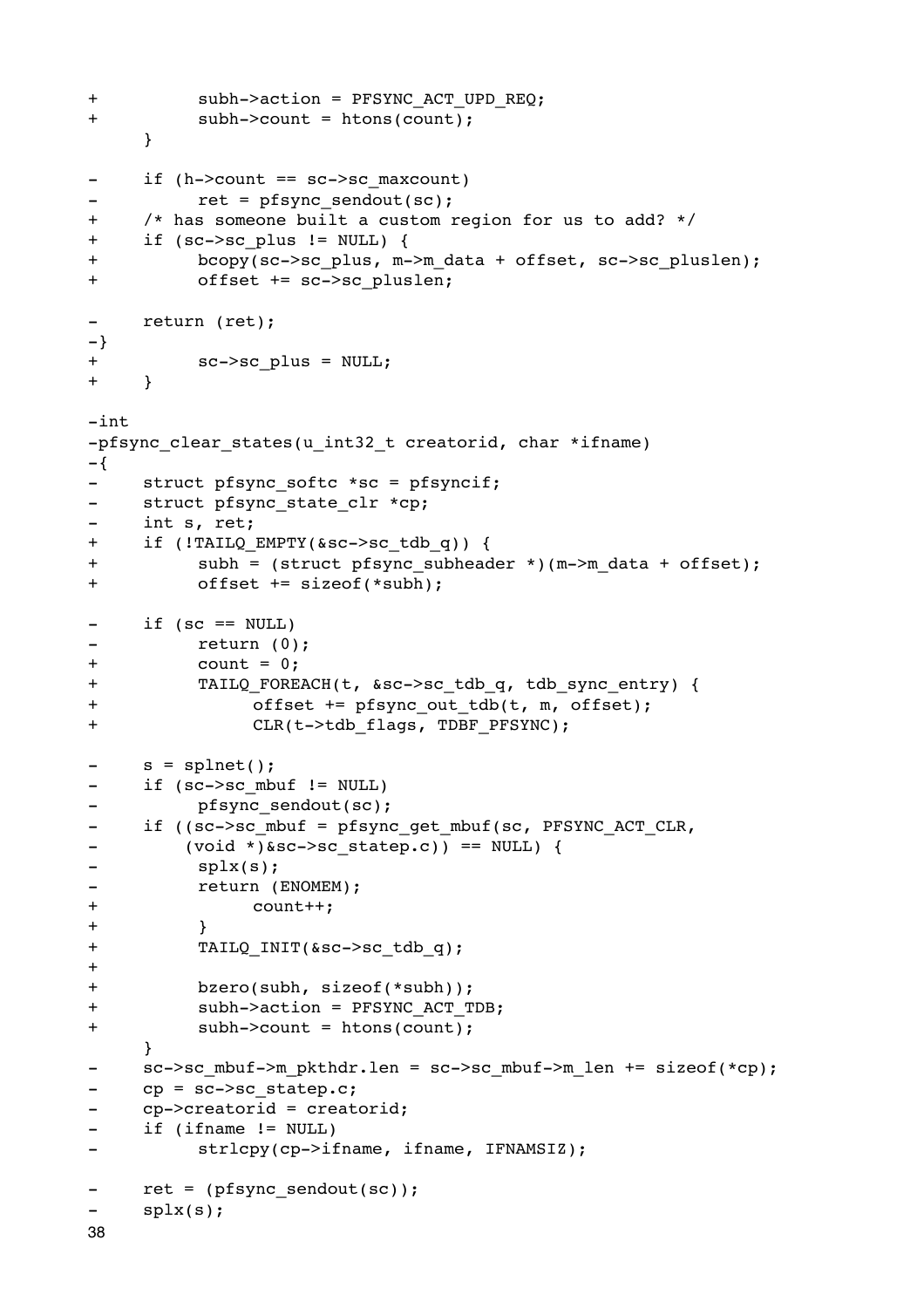```
+		subh->action = PFSYNC_ACT_UPD_REQ;
+		subh->count = htons(count);
 	}
 
-	if (h->count == sc->sc_maxcount)
-		ret = pfsync_sendout(sc);
+	/* has someone built a custom region for us to add? */
+	if (sc->sc_plus != NULL) {
+		bcopy(sc->sc_plus, m->m_data + offset, sc->sc_pluslen);
+		offset += sc->sc_pluslen;
 
-	return (ret);
-}
+		sc->sc_plus = NULL;
+	}
 
-int
-pfsync_clear_states(u_int32_t creatorid, char *ifname)
-{
-	struct pfsync_softc *sc = pfsyncif;
-	struct pfsync_state_clr *cp;
-	int s, ret;
+	if (!TAILQ_EMPTY(&sc->sc_tdb_q)) {
+		subh = (struct pfsync_subheader *)(m->m_data + offset);
+		offset += sizeof(*subh);
 
-	if (sc == NULL)
-		return (0);
+		count = 0;
+		TAILQ_FOREACH(t, &sc->sc_tdb_q, tdb_sync_entry) {
+			offset += pfsync_out_tdb(t, m, offset);
+			CLR(t->tdb_flags, TDBF_PFSYNC);
 
-	s = splnet();
-	if (sc->sc_mbuf != NULL)
-		pfsync_sendout(sc);
-	if ((sc->sc_mbuf = pfsync_get_mbuf(sc, PFSYNC_ACT_CLR,
-	    (void *)&sc->sc_statep.c)) == NULL) {
-		splx(s);
-		return (ENOMEM);
+			count++;
+		}
+		TAILQ_INIT(&sc->sc_tdb_q);
+
+		bzero(subh, sizeof(*subh));
+		subh->action = PFSYNC_ACT_TDB;
+		subh->count = htons(count);
 	}
-	sc->sc_mbuf->m_pkthdr.len = sc->sc_mbuf->m_len += sizeof(*cp);
-	cp = sc->sc_statep.c;
-	cp->creatorid = creatorid;
-	if (ifname != NULL)
-		strlcpy(cp->ifname, ifname, IFNAMSIZ);
 
-	ret = (pfsync_sendout(sc));
-	splx(s);
```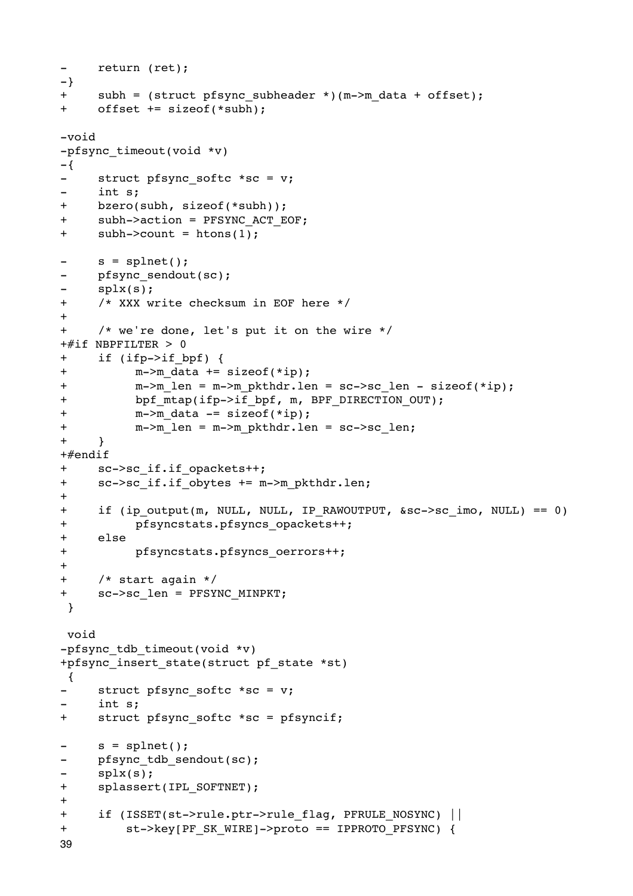```
-	return (ret);
-}
+	subh = (struct pfsync_subheader *)(m->m_data + offset);
+	offset += sizeof(*subh);

-void
-pfsync_timeout(void *v)
-{
-	struct pfsync_softc *sc = v;
-	int s;
+	bzero(subh, sizeof(*subh));
+	subh->action = PFSYNC_ACT_EOF;
+	subh->count = htons(1);

-	s = splnet();
-	pfsync_sendout(sc);
-	splx(s);
+	/* XXX write checksum in EOF here */
+
+	/* we're done, let's put it on the wire */
+#if NBPFILTER > 0
+	if (ifp->if_bpf) {
+		m->m_data += sizeof(*ip);
+		m->m_len = m->m_pkthdr.len = sc->sc_len - sizeof(*ip);
+		bpf_mtap(ifp->if_bpf, m, BPF_DIRECTION_OUT);
+		m->m_data -= sizeof(*ip);
+		m->m_len = m->m_pkthdr.len = sc->sc_len;
+	}
+#endif
+	sc->sc_if.if_opackets++;
+	sc->sc_if.if_obytes += m->m_pkthdr.len;
+
+	if (ip_output(m, NULL, NULL, IP_RAWOUTPUT, &sc->sc_imo, NULL) == 0)
+		pfsyncstats.pfsyncs_opackets++;
+	else
+		pfsyncstats.pfsyncs_oerrors++;
+
+	/* start again */
+	sc->sc_len = PFSYNC_MINPKT;
 }

 void
-pfsync_tdb_timeout(void *v)
+pfsync_insert_state(struct pf_state *st)
 {
-	struct pfsync_softc *sc = v;
-	int s;
+	struct pfsync_softc *sc = pfsyncif;

-	s = splnet();
-	pfsync_tdb_sendout(sc);
-	splx(s);
+	splassert(IPL_SOFTNET);
+
+	if (ISSET(st->rule.ptr->rule_flag, PFRULE_NOSYNC) ||
+	    st->key[PF_SK_WIRE]->proto == IPPROTO_PFSYNC) {
```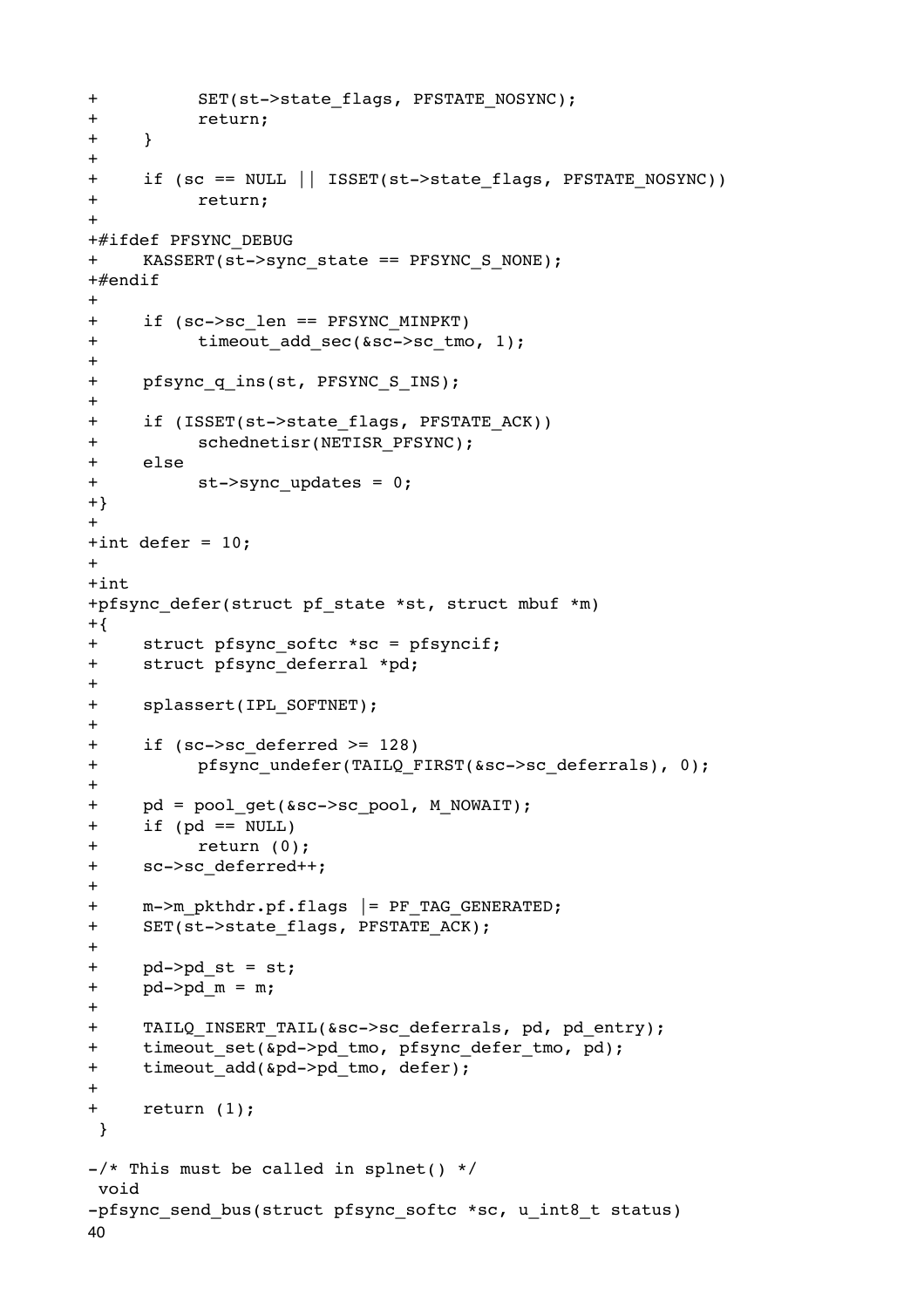```
+		SET(st->state_flags, PFSTATE_NOSYNC);
+		return;
+	}
+
+	if (sc == NULL || ISSET(st->state_flags, PFSTATE_NOSYNC))
+		return;
+
+#ifdef PFSYNC_DEBUG
+	KASSERT(st->sync_state == PFSYNC_S_NONE);
+#endif
+
+	if (sc->sc_len == PFSYNC_MINPKT)
+		timeout_add_sec(&sc->sc_tmo, 1);
+
+	pfsync_q_ins(st, PFSYNC_S_INS);
+
+	if (ISSET(st->state_flags, PFSTATE_ACK))
+		schednetisr(NETISR_PFSYNC);
+	else
+		st->sync_updates = 0;
+}
+
+int defer = 10;
+
+int
+pfsync_defer(struct pf_state *st, struct mbuf *m)
+{
+	struct pfsync_softc *sc = pfsyncif;
+	struct pfsync_deferral *pd;
+
+	splassert(IPL_SOFTNET);
+
+	if (sc->sc_deferred >= 128)
+		pfsync_undefer(TAILQ_FIRST(&sc->sc_deferrals), 0);
+
+	pd = pool_get(&sc->sc_pool, M_NOWAIT);
+	if (pd == NULL)
+		return (0);
+	sc->sc_deferred++;
+
+	m->m_pkthdr.pf.flags |= PF_TAG_GENERATED;
+	SET(st->state_flags, PFSTATE_ACK);
+
+	pd->pd_st = st;
+	pd->pd_m = m;
+
+	TAILQ_INSERT_TAIL(&sc->sc_deferrals, pd, pd_entry);
+	timeout_set(&pd->pd_tmo, pfsync_defer_tmo, pd);
+	timeout_add(&pd->pd_tmo, defer);
+
+	return (1);
 }

-/* This must be called in splnet() */
 void
-pfsync_send_bus(struct pfsync_softc *sc, u_int8_t status)
```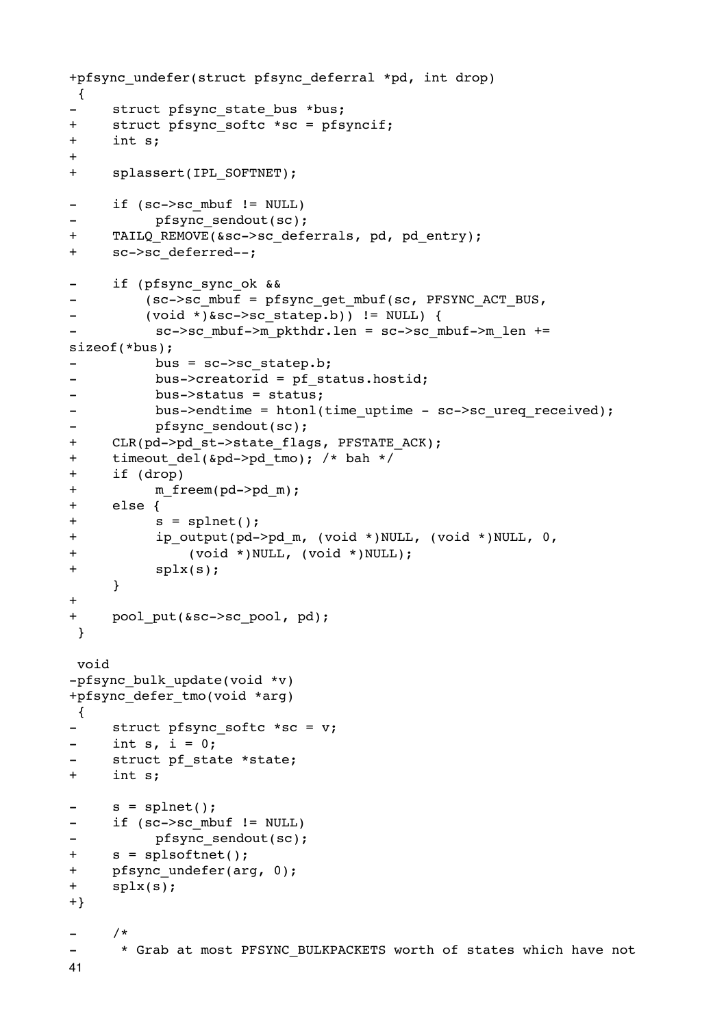```
+pfsync_undefer(struct pfsync_deferral *pd, int drop)
 {
-	struct pfsync_state_bus *bus;
+	struct pfsync_softc *sc = pfsyncif;
+	int s;
+
+	splassert(IPL_SOFTNET);

-	if (sc->sc_mbuf != NULL)
-		pfsync_sendout(sc);
+	TAILQ_REMOVE(&sc->sc_deferrals, pd, pd_entry);
+	sc->sc_deferred--;

-	if (pfsync_sync_ok &&
-	    (sc->sc_mbuf = pfsync_get_mbuf(sc, PFSYNC_ACT_BUS,
-	    (void *)&sc->sc_statep.b)) != NULL) {
-		sc->sc_mbuf->m_pkthdr.len = sc->sc_mbuf->m_len +=
sizeof(*bus);
-		bus = sc->sc_statep.b;
-		bus->creatorid = pf_status.hostid;
-		bus->status = status;
-		bus->endtime = htonl(time_uptime - sc->sc_ureq_received);
-		pfsync_sendout(sc);
+	CLR(pd->pd_st->state_flags, PFSTATE_ACK);
+	timeout_del(&pd->pd_tmo); /* bah */
+	if (drop)
+		m_freem(pd->pd_m);
+	else {
+		s = splnet();
+		ip_output(pd->pd_m, (void *)NULL, (void *)NULL, 0,
+		    (void *)NULL, (void *)NULL);
+		splx(s);
 	}
+
+	pool_put(&sc->sc_pool, pd);
 }

 void
-pfsync_bulk_update(void *v)
+pfsync_defer_tmo(void *arg)
 {
-	struct pfsync_softc *sc = v;
-	int s, i = 0;
-	struct pf_state *state;
+	int s;

-	s = splnet();
-	if (sc->sc_mbuf != NULL)
-		pfsync_sendout(sc);
+	s = splsoftnet();
+	pfsync_undefer(arg, 0);
+	splx(s);
+}

-	/*
-	 * Grab at most PFSYNC_BULKPACKETS worth of states which have not
```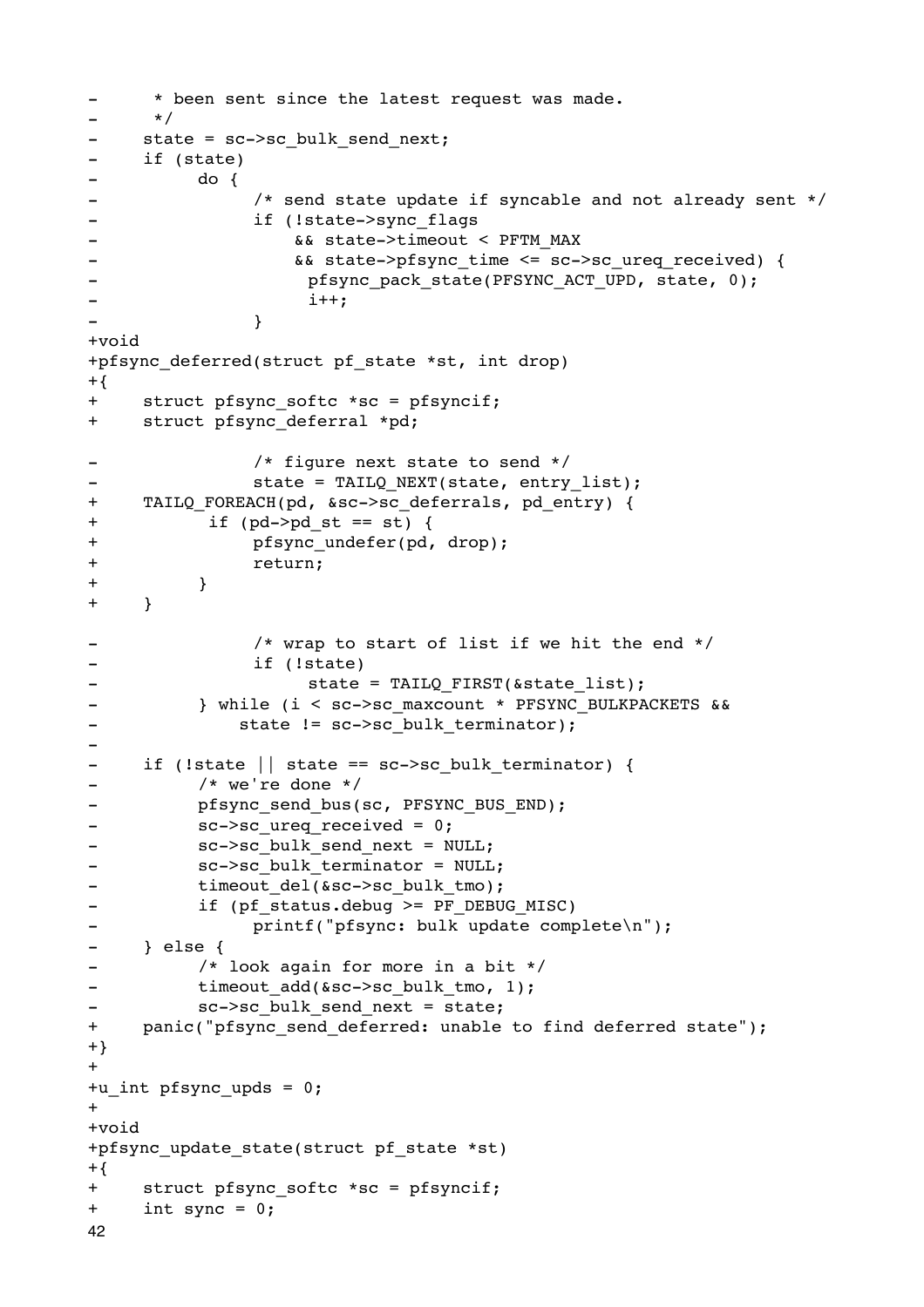```
-        * been sent since the latest request was made.
-        */
-       state = sc->sc_bulk_send_next;
-       if (state)
-               do {
-                       /* send state update if syncable and not already sent */
-                       if (!state->sync_flags
-                           && state->timeout < PFTM_MAX
-                           && state->pfsync_time <= sc->sc_ureq_received) {
-                               pfsync_pack_state(PFSYNC_ACT_UPD, state, 0);
-                               i++;
-                       }
+void
+pfsync_deferred(struct pf_state *st, int drop)
+{
+       struct pfsync_softc *sc = pfsyncif;
+       struct pfsync_deferral *pd;

-                       /* figure next state to send */
-                       state = TAILQ_NEXT(state, entry_list);
+       TAILQ_FOREACH(pd, &sc->sc_deferrals, pd_entry) {
+                if (pd->pd_st == st) {
+                       pfsync_undefer(pd, drop);
+                       return;
+               }
+       }

-                       /* wrap to start of list if we hit the end */
-                       if (!state)
-                               state = TAILQ_FIRST(&state_list);
-               } while (i < sc->sc_maxcount * PFSYNC_BULKPACKETS &&
-                   state != sc->sc_bulk_terminator);
-
-       if (!state || state == sc->sc_bulk_terminator) {
-               /* we're done */
-               pfsync_send_bus(sc, PFSYNC_BUS_END);
-               sc->sc_ureq_received = 0;
-               sc->sc_bulk_send_next = NULL;
-               sc->sc_bulk_terminator = NULL;
-               timeout_del(&sc->sc_bulk_tmo);
-               if (pf_status.debug >= PF_DEBUG_MISC)
-                       printf("pfsync: bulk update complete\n");
-       } else {
-               /* look again for more in a bit */
-               timeout_add(&sc->sc_bulk_tmo, 1);
-               sc->sc_bulk_send_next = state;
+       panic("pfsync_send_deferred: unable to find deferred state");
+}
+
+u_int pfsync_upds = 0;
+
+void
+pfsync_update_state(struct pf_state *st)
+{
+       struct pfsync_softc *sc = pfsyncif;
+       int sync = 0;
```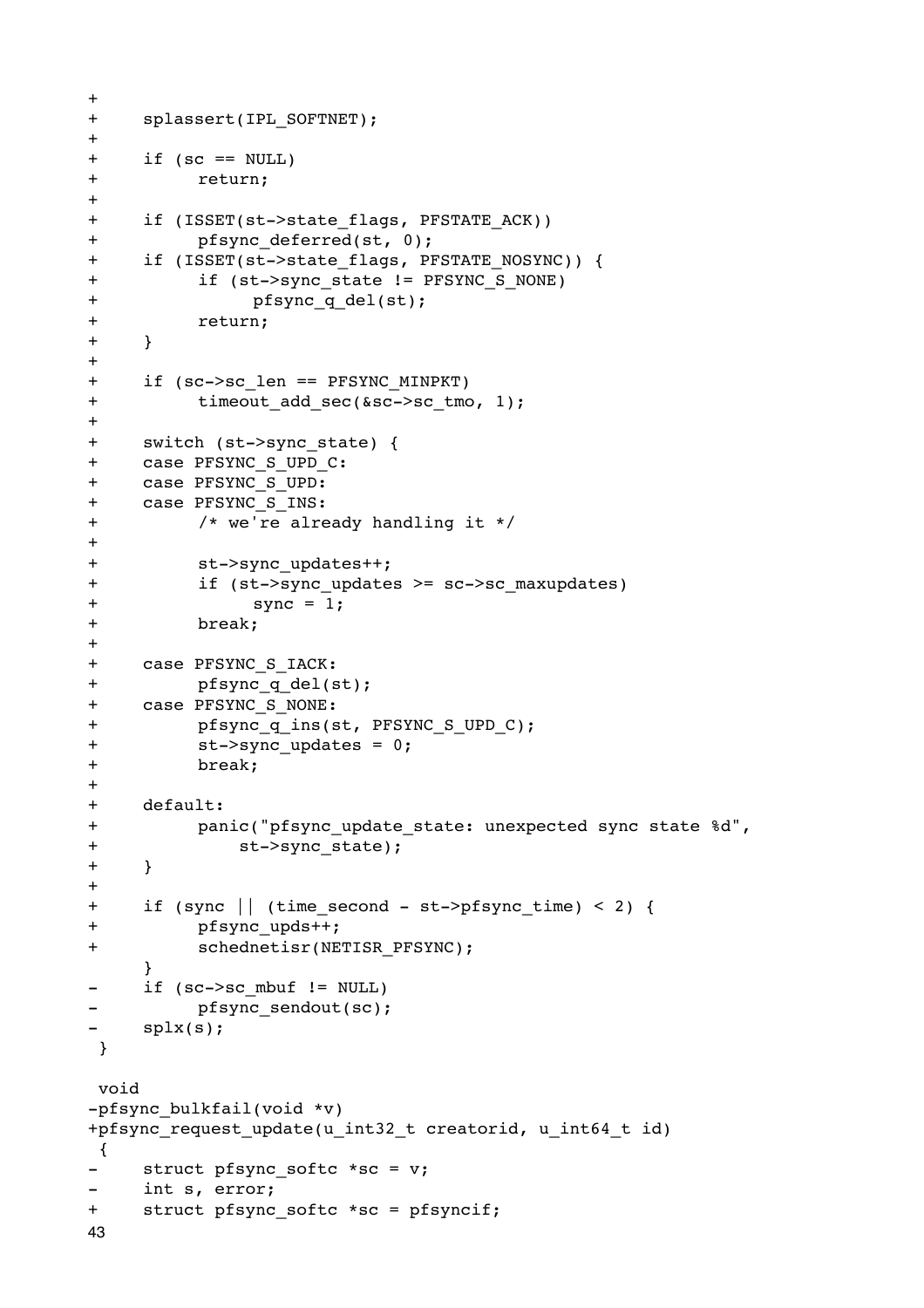```
+
+	splassert(IPL_SOFTNET);
+
+	if (sc == NULL)
+		return;
+
+	if (ISSET(st->state_flags, PFSTATE_ACK))
+		pfsync_deferred(st, 0);
+	if (ISSET(st->state_flags, PFSTATE_NOSYNC)) {
+		if (st->sync_state != PFSYNC_S_NONE)
+			pfsync_q_del(st);
+		return;
+	}
+
+	if (sc->sc_len == PFSYNC_MINPKT)
+		timeout_add_sec(&sc->sc_tmo, 1);
+
+	switch (st->sync_state) {
+	case PFSYNC_S_UPD_C:
+	case PFSYNC_S_UPD:
+	case PFSYNC_S_INS:
+		/* we're already handling it */
+
+		st->sync_updates++;
+		if (st->sync_updates >= sc->sc_maxupdates)
+			sync = 1;
+		break;
+
+	case PFSYNC_S_IACK:
+		pfsync_q_del(st);
+	case PFSYNC_S_NONE:
+		pfsync_q_ins(st, PFSYNC_S_UPD_C);
+		st->sync_updates = 0;
+		break;
+
+	default:
+		panic("pfsync_update_state: unexpected sync state %d",
+		    st->sync_state);
+	}
+
+	if (sync || (time_second - st->pfsync_time) < 2) {
+		pfsync_upds++;
+		schednetisr(NETISR_PFSYNC);
 	}
-	if (sc->sc_mbuf != NULL)
-		pfsync_sendout(sc);
-	splx(s);
 }

 void
-pfsync_bulkfail(void *v)
+pfsync_request_update(u_int32_t creatorid, u_int64_t id)
 {
-	struct pfsync_softc *sc = v;
-	int s, error;
+	struct pfsync_softc *sc = pfsyncif;
```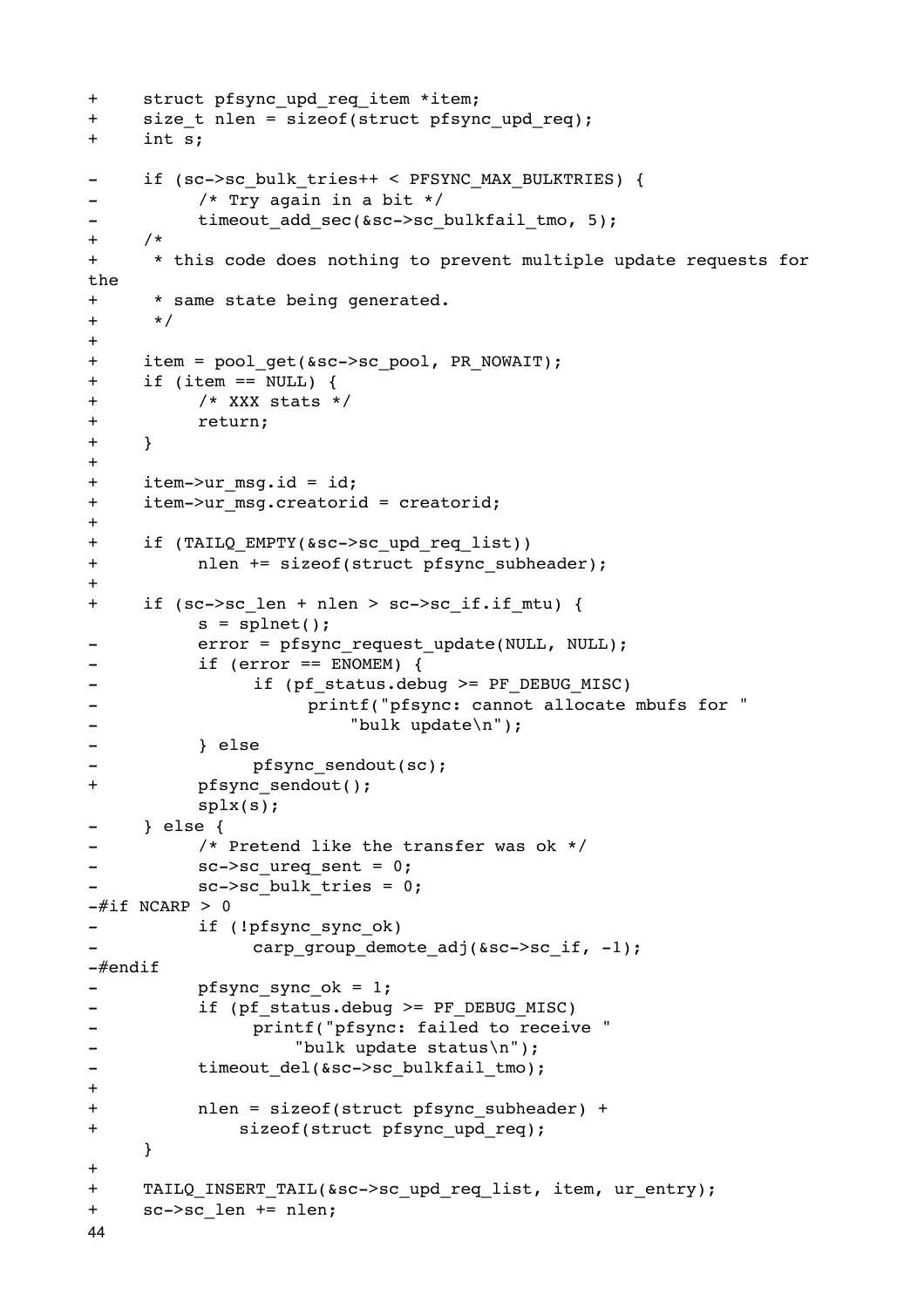```
+	struct pfsync_upd_req_item *item;
+	size_t nlen = sizeof(struct pfsync_upd_req);
+	int s;

-	if (sc->sc_bulk_tries++ < PFSYNC_MAX_BULKTRIES) {
-		/* Try again in a bit */
-		timeout_add_sec(&sc->sc_bulkfail_tmo, 5);
+	/*
+	 * this code does nothing to prevent multiple update requests for
the
+	 * same state being generated.
+	 */
+
+	item = pool_get(&sc->sc_pool, PR_NOWAIT);
+	if (item == NULL) {
+		/* XXX stats */
+		return;
+	}
+
+	item->ur_msg.id = id;
+	item->ur_msg.creatorid = creatorid;
+
+	if (TAILQ_EMPTY(&sc->sc_upd_req_list))
+		nlen += sizeof(struct pfsync_subheader);
+
+	if (sc->sc_len + nlen > sc->sc_if.if_mtu) {
		s = splnet();
-		error = pfsync_request_update(NULL, NULL);
-		if (error == ENOMEM) {
-			if (pf_status.debug >= PF_DEBUG_MISC)
-				printf("pfsync: cannot allocate mbufs for "
-				    "bulk update\n");
-		} else
-			pfsync_sendout(sc);
+		pfsync_sendout();
		splx(s);
-	} else {
-		/* Pretend like the transfer was ok */
-		sc->sc_ureq_sent = 0;
-		sc->sc_bulk_tries = 0;
-#if NCARP > 0
-		if (!pfsync_sync_ok)
-			carp_group_demote_adj(&sc->sc_if, -1);
-#endif
-		pfsync_sync_ok = 1;
-		if (pf_status.debug >= PF_DEBUG_MISC)
-			printf("pfsync: failed to receive "
-			    "bulk update status\n");
-		timeout_del(&sc->sc_bulkfail_tmo);
+
+		nlen = sizeof(struct pfsync_subheader) +
+		    sizeof(struct pfsync_upd_req);
	}
+
+	TAILQ_INSERT_TAIL(&sc->sc_upd_req_list, item, ur_entry);
+	sc->sc_len += nlen;
```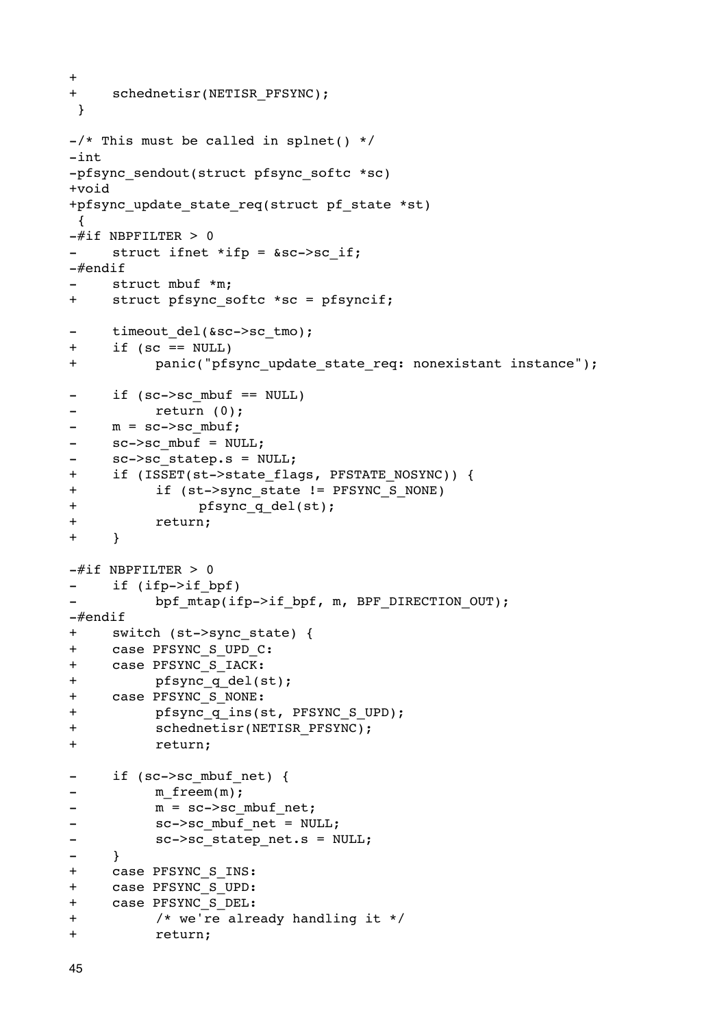```
+
+	schednetisr(NETISR_PFSYNC);
 }

-/* This must be called in splnet() */
-int
-pfsync_sendout(struct pfsync_softc *sc)
+void
+pfsync_update_state_req(struct pf_state *st)
 {
-#if NBPFILTER > 0
-	struct ifnet *ifp = &sc->sc_if;
-#endif
-	struct mbuf *m;
+	struct pfsync_softc *sc = pfsyncif;

-	timeout_del(&sc->sc_tmo);
+	if (sc == NULL)
+		panic("pfsync_update_state_req: nonexistant instance");

-	if (sc->sc_mbuf == NULL)
-		return (0);
-	m = sc->sc_mbuf;
-	sc->sc_mbuf = NULL;
-	sc->sc_statep.s = NULL;
+	if (ISSET(st->state_flags, PFSTATE_NOSYNC)) {
+		if (st->sync_state != PFSYNC_S_NONE)
+			pfsync_q_del(st);
+		return;
+	}

-#if NBPFILTER > 0
-	if (ifp->if_bpf)
-		bpf_mtap(ifp->if_bpf, m, BPF_DIRECTION_OUT);
-#endif
+	switch (st->sync_state) {
+	case PFSYNC_S_UPD_C:
+	case PFSYNC_S_IACK:
+		pfsync_q_del(st);
+	case PFSYNC_S_NONE:
+		pfsync_q_ins(st, PFSYNC_S_UPD);
+		schednetisr(NETISR_PFSYNC);
+		return;

-	if (sc->sc_mbuf_net) {
-		m_freem(m);
-		m = sc->sc_mbuf_net;
-		sc->sc_mbuf_net = NULL;
-		sc->sc_statep_net.s = NULL;
-	}
+	case PFSYNC_S_INS:
+	case PFSYNC_S_UPD:
+	case PFSYNC_S_DEL:
+		/* we're already handling it */
+		return;
```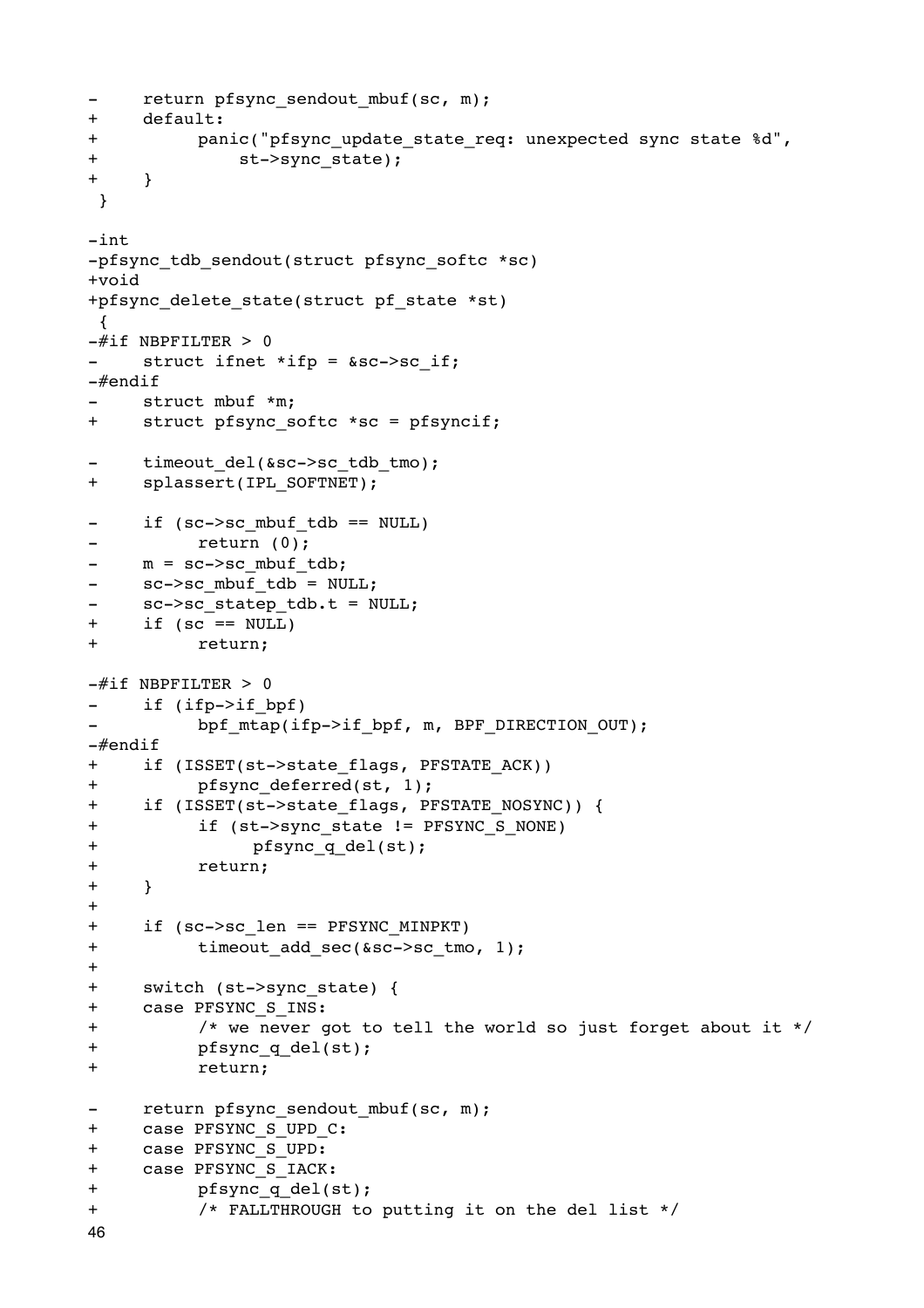```
-	return pfsync_sendout_mbuf(sc, m);
+	default:
+		panic("pfsync_update_state_req: unexpected sync state %d",
+		    st->sync_state);
+	}
 }

-int
-pfsync_tdb_sendout(struct pfsync_softc *sc)
+void
+pfsync_delete_state(struct pf_state *st)
 {
-#if NBPFILTER > 0
-	struct ifnet *ifp = &sc->sc_if;
-#endif
-	struct mbuf *m;
+	struct pfsync_softc *sc = pfsyncif;

-	timeout_del(&sc->sc_tdb_tmo);
+	splassert(IPL_SOFTNET);

-	if (sc->sc_mbuf_tdb == NULL)
-		return (0);
-	m = sc->sc_mbuf_tdb;
-	sc->sc_mbuf_tdb = NULL;
-	sc->sc_statep_tdb.t = NULL;
+	if (sc == NULL)
+		return;

-#if NBPFILTER > 0
-	if (ifp->if_bpf)
-		bpf_mtap(ifp->if_bpf, m, BPF_DIRECTION_OUT);
-#endif
+	if (ISSET(st->state_flags, PFSTATE_ACK))
+		pfsync_deferred(st, 1);
+	if (ISSET(st->state_flags, PFSTATE_NOSYNC)) {
+		if (st->sync_state != PFSYNC_S_NONE)
+			pfsync_q_del(st);
+		return;
+	}
+
+	if (sc->sc_len == PFSYNC_MINPKT)
+		timeout_add_sec(&sc->sc_tmo, 1);
+
+	switch (st->sync_state) {
+	case PFSYNC_S_INS:
+		/* we never got to tell the world so just forget about it */
+		pfsync_q_del(st);
+		return;

-	return pfsync_sendout_mbuf(sc, m);
+	case PFSYNC_S_UPD_C:
+	case PFSYNC_S_UPD:
+	case PFSYNC_S_IACK:
+		pfsync_q_del(st);
+		/* FALLTHROUGH to putting it on the del list */
```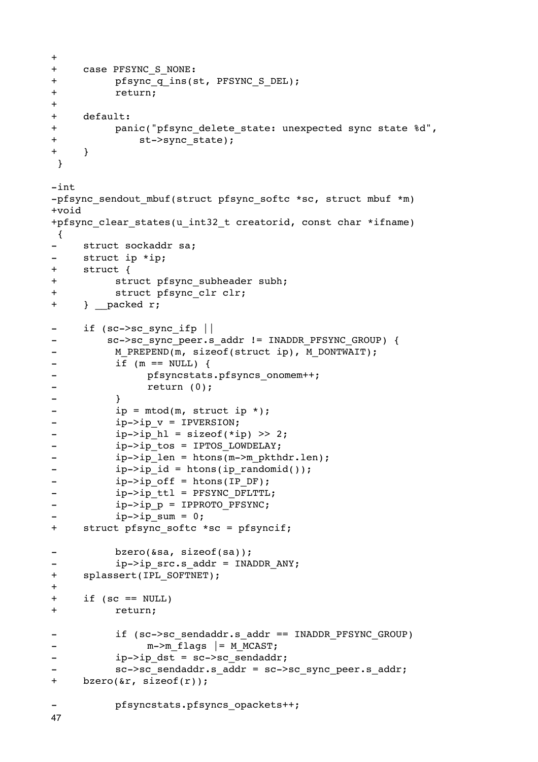```
+
+	case PFSYNC_S_NONE:
+		pfsync_q_ins(st, PFSYNC_S_DEL);
+		return;
+
+	default:
+		panic("pfsync_delete_state: unexpected sync state %d",
+		    st->sync_state);
+	}
 }

-int
-pfsync_sendout_mbuf(struct pfsync_softc *sc, struct mbuf *m)
+void
+pfsync_clear_states(u_int32_t creatorid, const char *ifname)
 {
-	struct sockaddr sa;
-	struct ip *ip;
+	struct {
+		struct pfsync_subheader subh;
+		struct pfsync_clr clr;
+	} __packed r;

-	if (sc->sc_sync_ifp ||
-	    sc->sc_sync_peer.s_addr != INADDR_PFSYNC_GROUP) {
-		M_PREPEND(m, sizeof(struct ip), M_DONTWAIT);
-		if (m == NULL) {
-			pfsyncstats.pfsyncs_onomem++;
-			return (0);
-		}
-		ip = mtod(m, struct ip *);
-		ip->ip_v = IPVERSION;
-		ip->ip_hl = sizeof(*ip) >> 2;
-		ip->ip_tos = IPTOS_LOWDELAY;
-		ip->ip_len = htons(m->m_pkthdr.len);
-		ip->ip_id = htons(ip_randomid());
-		ip->ip_off = htons(IP_DF);
-		ip->ip_ttl = PFSYNC_DFLTTL;
-		ip->ip_p = IPPROTO_PFSYNC;
-		ip->ip_sum = 0;
+	struct pfsync_softc *sc = pfsyncif;

-		bzero(&sa, sizeof(sa));
-		ip->ip_src.s_addr = INADDR_ANY;
+	splassert(IPL_SOFTNET);
+
+	if (sc == NULL)
+		return;

-		if (sc->sc_sendaddr.s_addr == INADDR_PFSYNC_GROUP)
-			m->m_flags |= M_MCAST;
-		ip->ip_dst = sc->sc_sendaddr;
-		sc->sc_sendaddr.s_addr = sc->sc_sync_peer.s_addr;
+	bzero(&r, sizeof(r));

-		pfsyncstats.pfsyncs_opackets++;
```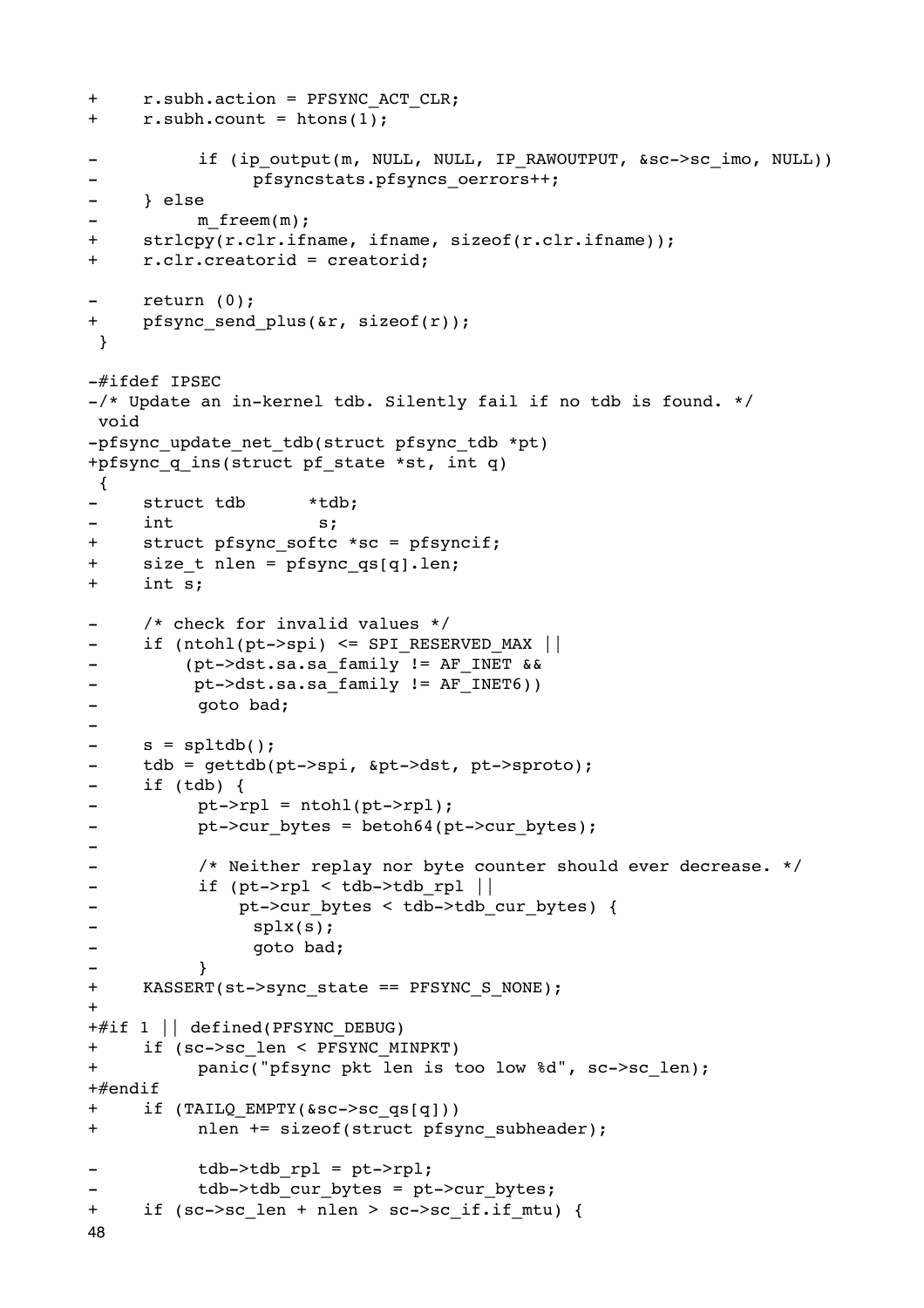```
+	r.subh.action = PFSYNC_ACT_CLR;
+	r.subh.count = htons(1);

-		if (ip_output(m, NULL, NULL, IP_RAWOUTPUT, &sc->sc_imo, NULL))
-			pfsyncstats.pfsyncs_oerrors++;
-	} else
-		m_freem(m);
+	strlcpy(r.clr.ifname, ifname, sizeof(r.clr.ifname));
+	r.clr.creatorid = creatorid;

-	return (0);
+	pfsync_send_plus(&r, sizeof(r));
 }

-#ifdef IPSEC
-/* Update an in-kernel tdb. Silently fail if no tdb is found. */
 void
-pfsync_update_net_tdb(struct pfsync_tdb *pt)
+pfsync_q_ins(struct pf_state *st, int q)
 {
-	struct tdb		*tdb;
-	int			 s;
+	struct pfsync_softc *sc = pfsyncif;
+	size_t nlen = pfsync_qs[q].len;
+	int s;

-	/* check for invalid values */
-	if (ntohl(pt->spi) <= SPI_RESERVED_MAX ||
-	    (pt->dst.sa.sa_family != AF_INET &&
-	     pt->dst.sa.sa_family != AF_INET6))
-		goto bad;
-
-	s = spltdb();
-	tdb = gettdb(pt->spi, &pt->dst, pt->sproto);
-	if (tdb) {
-		pt->rpl = ntohl(pt->rpl);
-		pt->cur_bytes = betoh64(pt->cur_bytes);
-
-		/* Neither replay nor byte counter should ever decrease. */
-		if (pt->rpl < tdb->tdb_rpl ||
-		    pt->cur_bytes < tdb->tdb_cur_bytes) {
-			splx(s);
-			goto bad;
-		}
+	KASSERT(st->sync_state == PFSYNC_S_NONE);
+
+#if 1 || defined(PFSYNC_DEBUG)
+	if (sc->sc_len < PFSYNC_MINPKT)
+		panic("pfsync pkt len is too low %d", sc->sc_len);
+#endif
+	if (TAILQ_EMPTY(&sc->sc_qs[q]))
+		nlen += sizeof(struct pfsync_subheader);

-		tdb->tdb_rpl = pt->rpl;
-		tdb->tdb_cur_bytes = pt->cur_bytes;
+	if (sc->sc_len + nlen > sc->sc_if.if_mtu) {
```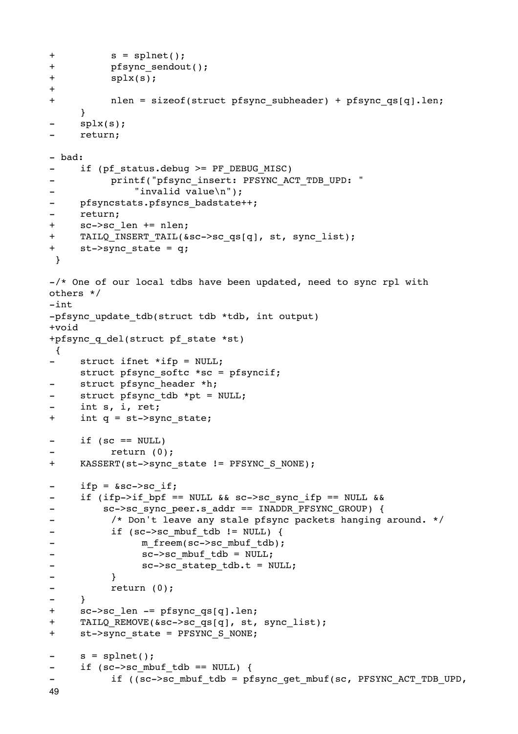```
+		s = splnet();
+		pfsync_sendout();
+		splx(s);
+
+		nlen = sizeof(struct pfsync_subheader) + pfsync_qs[q].len;
	}
-	splx(s);
-	return;

- bad:
-	if (pf_status.debug >= PF_DEBUG_MISC)
-		printf("pfsync_insert: PFSYNC_ACT_TDB_UPD: "
-		    "invalid value\n");
-	pfsyncstats.pfsyncs_badstate++;
-	return;
+	sc->sc_len += nlen;
+	TAILQ_INSERT_TAIL(&sc->sc_qs[q], st, sync_list);
+	st->sync_state = q;
 }

-/* One of our local tdbs have been updated, need to sync rpl with
others */
-int
-pfsync_update_tdb(struct tdb *tdb, int output)
+void
+pfsync_q_del(struct pf_state *st)
 {
-	struct ifnet *ifp = NULL;
	struct pfsync_softc *sc = pfsyncif;
-	struct pfsync_header *h;
-	struct pfsync_tdb *pt = NULL;
-	int s, i, ret;
+	int q = st->sync_state;

-	if (sc == NULL)
-		return (0);
+	KASSERT(st->sync_state != PFSYNC_S_NONE);

-	ifp = &sc->sc_if;
-	if (ifp->if_bpf == NULL && sc->sc_sync_ifp == NULL &&
-	    sc->sc_sync_peer.s_addr == INADDR_PFSYNC_GROUP) {
-		/* Don't leave any stale pfsync packets hanging around. */
-		if (sc->sc_mbuf_tdb != NULL) {
-			m_freem(sc->sc_mbuf_tdb);
-			sc->sc_mbuf_tdb = NULL;
-			sc->sc_statep_tdb.t = NULL;
-		}
-		return (0);
-	}
+	sc->sc_len -= pfsync_qs[q].len;
+	TAILQ_REMOVE(&sc->sc_qs[q], st, sync_list);
+	st->sync_state = PFSYNC_S_NONE;

-	s = splnet();
-	if (sc->sc_mbuf_tdb == NULL) {
-		if ((sc->sc_mbuf_tdb = pfsync_get_mbuf(sc, PFSYNC_ACT_TDB_UPD,
```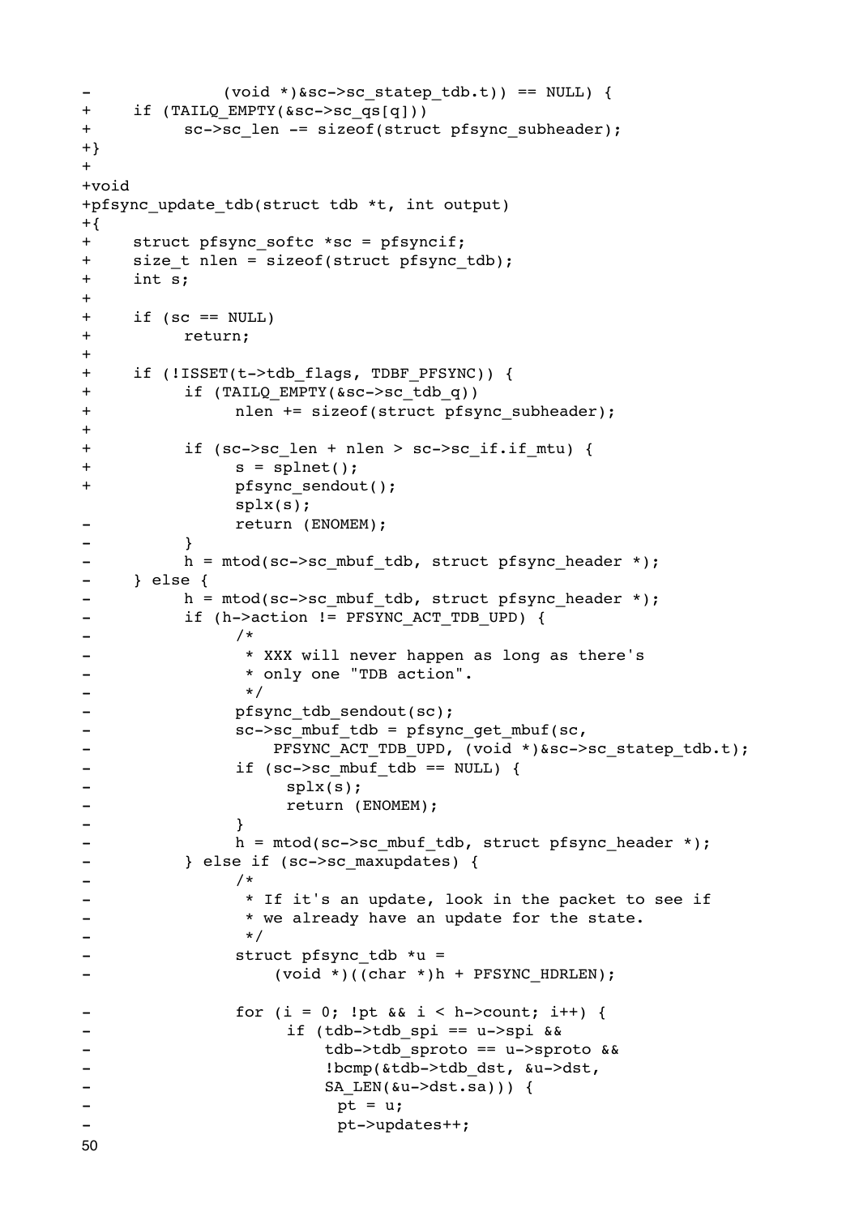```
-               (void *)&sc->sc_statep_tdb.t)) == NULL) {
+     if (TAILQ_EMPTY(&sc->sc_qs[q]))
+           sc->sc_len -= sizeof(struct pfsync_subheader);
+}
+
+void
+pfsync_update_tdb(struct tdb *t, int output)
+{
+     struct pfsync_softc *sc = pfsyncif;
+     size_t nlen = sizeof(struct pfsync_tdb);
+     int s;
+
+     if (sc == NULL)
+           return;
+
+     if (!ISSET(t->tdb_flags, TDBF_PFSYNC)) {
+           if (TAILQ_EMPTY(&sc->sc_tdb_q))
+                 nlen += sizeof(struct pfsync_subheader);
+
+           if (sc->sc_len + nlen > sc->sc_if.if_mtu) {
+                 s = splnet();
+                 pfsync_sendout();
                  splx(s);
-                 return (ENOMEM);
-           }
-           h = mtod(sc->sc_mbuf_tdb, struct pfsync_header *);
-     } else {
-           h = mtod(sc->sc_mbuf_tdb, struct pfsync_header *);
-           if (h->action != PFSYNC_ACT_TDB_UPD) {
-                 /*
-                  * XXX will never happen as long as there's
-                  * only one "TDB action".
-                  */
-                 pfsync_tdb_sendout(sc);
-                 sc->sc_mbuf_tdb = pfsync_get_mbuf(sc,
-                     PFSYNC_ACT_TDB_UPD, (void *)&sc->sc_statep_tdb.t);
-                 if (sc->sc_mbuf_tdb == NULL) {
-                       splx(s);
-                       return (ENOMEM);
-                 }
-                 h = mtod(sc->sc_mbuf_tdb, struct pfsync_header *);
-           } else if (sc->sc_maxupdates) {
-                 /*
-                  * If it's an update, look in the packet to see if
-                  * we already have an update for the state.
-                  */
-                 struct pfsync_tdb *u =
-                     (void *)((char *)h + PFSYNC_HDRLEN);

-                 for (i = 0; !pt && i < h->count; i++) {
-                       if (tdb->tdb_spi == u->spi &&
-                           tdb->tdb_sproto == u->sproto &&
-                           !bcmp(&tdb->tdb_dst, &u->dst,
-                           SA_LEN(&u->dst.sa))) {
-                             pt = u;
-                             pt->updates++;
```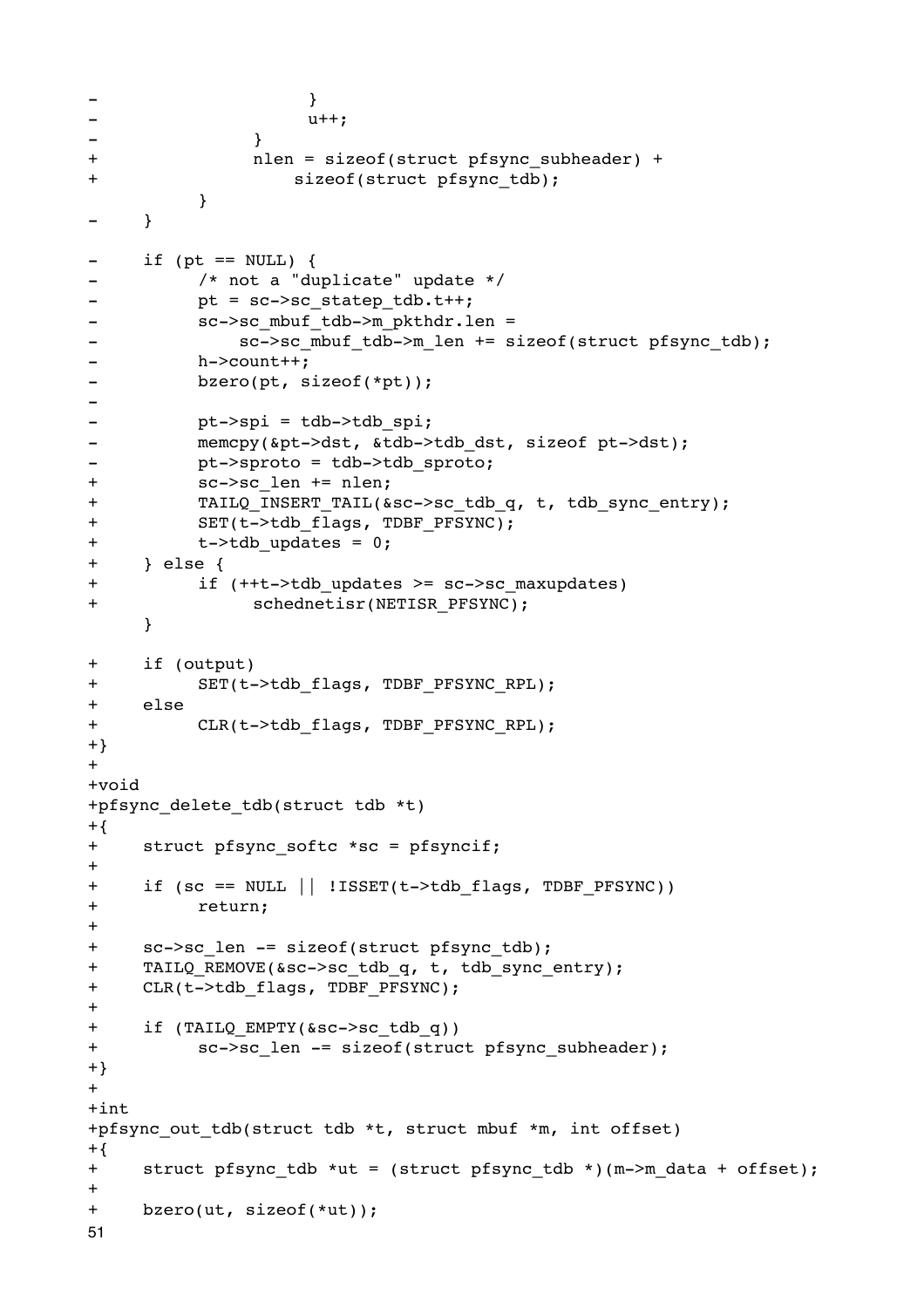```
-                       }
-                       u++;
-               }
+               nlen = sizeof(struct pfsync_subheader) +
+                   sizeof(struct pfsync_tdb);
        }
-       }

-       if (pt == NULL) {
-               /* not a "duplicate" update */
-               pt = sc->sc_statep_tdb.t++;
-               sc->sc_mbuf_tdb->m_pkthdr.len =
-                   sc->sc_mbuf_tdb->m_len += sizeof(struct pfsync_tdb);
-               h->count++;
-               bzero(pt, sizeof(*pt));
-
-               pt->spi = tdb->tdb_spi;
-               memcpy(&pt->dst, &tdb->tdb_dst, sizeof pt->dst);
-               pt->sproto = tdb->tdb_sproto;
+               sc->sc_len += nlen;
+               TAILQ_INSERT_TAIL(&sc->sc_tdb_q, t, tdb_sync_entry);
+               SET(t->tdb_flags, TDBF_PFSYNC);
+               t->tdb_updates = 0;
+       } else {
+               if (++t->tdb_updates >= sc->sc_maxupdates)
+                       schednetisr(NETISR_PFSYNC);
        }

+       if (output)
+               SET(t->tdb_flags, TDBF_PFSYNC_RPL);
+       else
+               CLR(t->tdb_flags, TDBF_PFSYNC_RPL);
+}
+
+void
+pfsync_delete_tdb(struct tdb *t)
+{
+       struct pfsync_softc *sc = pfsyncif;
+
+       if (sc == NULL || !ISSET(t->tdb_flags, TDBF_PFSYNC))
+               return;
+
+       sc->sc_len -= sizeof(struct pfsync_tdb);
+       TAILQ_REMOVE(&sc->sc_tdb_q, t, tdb_sync_entry);
+       CLR(t->tdb_flags, TDBF_PFSYNC);
+
+       if (TAILQ_EMPTY(&sc->sc_tdb_q))
+               sc->sc_len -= sizeof(struct pfsync_subheader);
+}
+
+int
+pfsync_out_tdb(struct tdb *t, struct mbuf *m, int offset)
+{
+       struct pfsync_tdb *ut = (struct pfsync_tdb *)(m->m_data + offset);
+
+       bzero(ut, sizeof(*ut));
```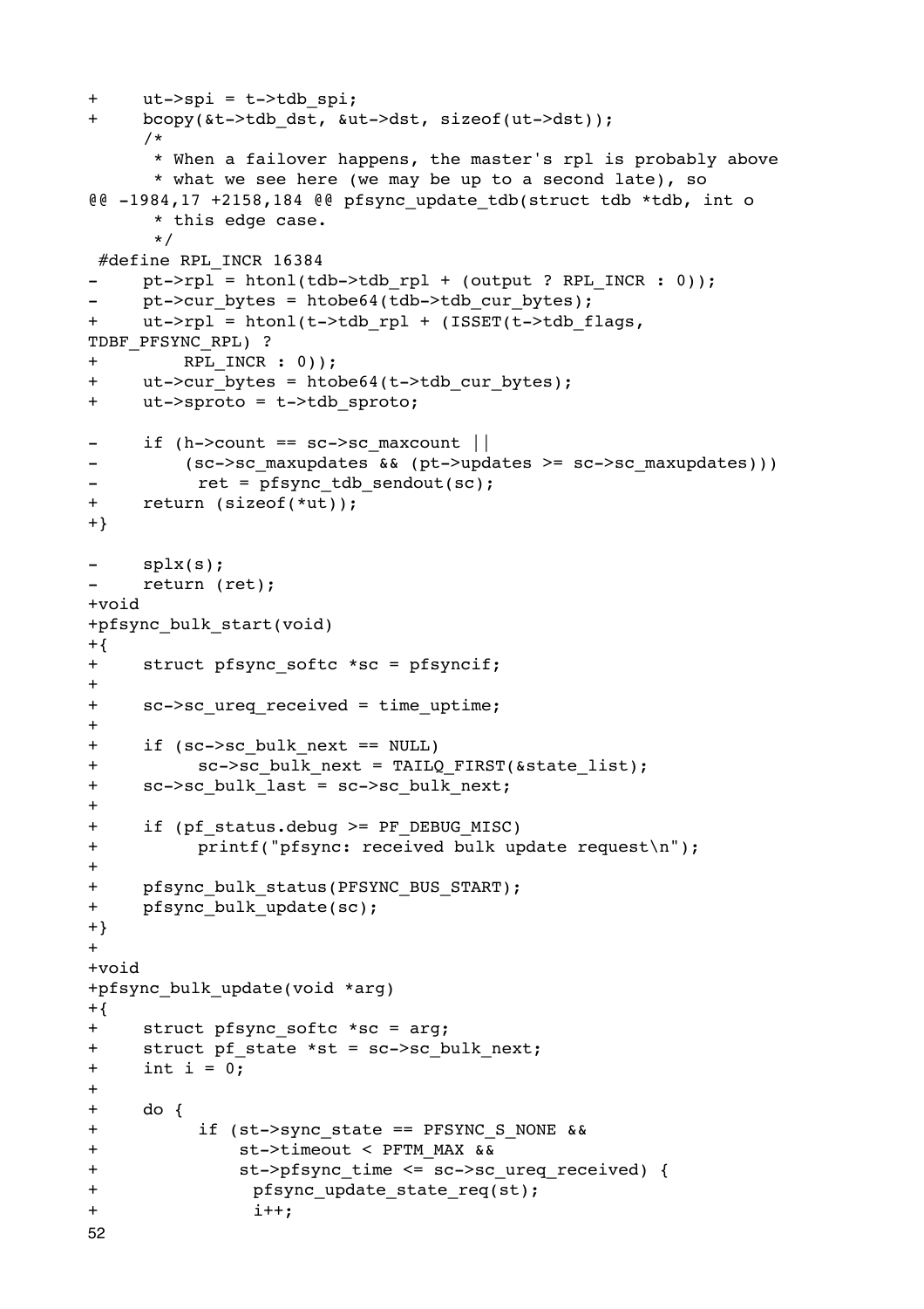```
+	ut->spi = t->tdb_spi;
+	bcopy(&t->tdb_dst, &ut->dst, sizeof(ut->dst));
 	/*
 	 * When a failover happens, the master's rpl is probably above
 	 * what we see here (we may be up to a second late), so
@@ -1984,17 +2158,184 @@ pfsync_update_tdb(struct tdb *tdb, int o
 	 * this edge case.
 	 */
 #define RPL_INCR 16384
-	pt->rpl = htonl(tdb->tdb_rpl + (output ? RPL_INCR : 0));
-	pt->cur_bytes = htobe64(tdb->tdb_cur_bytes);
+	ut->rpl = htonl(t->tdb_rpl + (ISSET(t->tdb_flags,
TDBF_PFSYNC_RPL) ?
+	    RPL_INCR : 0));
+	ut->cur_bytes = htobe64(t->tdb_cur_bytes);
+	ut->sproto = t->tdb_sproto;

-	if (h->count == sc->sc_maxcount ||
-	    (sc->sc_maxupdates && (pt->updates >= sc->sc_maxupdates)))
-		ret = pfsync_tdb_sendout(sc);
+	return (sizeof(*ut));
+}

-	splx(s);
-	return (ret);
+void
+pfsync_bulk_start(void)
+{
+	struct pfsync_softc *sc = pfsyncif;
+
+	sc->sc_ureq_received = time_uptime;
+
+	if (sc->sc_bulk_next == NULL)
+		sc->sc_bulk_next = TAILQ_FIRST(&state_list);
+	sc->sc_bulk_last = sc->sc_bulk_next;
+
+	if (pf_status.debug >= PF_DEBUG_MISC)
+		printf("pfsync: received bulk update request\n");
+
+	pfsync_bulk_status(PFSYNC_BUS_START);
+	pfsync_bulk_update(sc);
+}
+
+void
+pfsync_bulk_update(void *arg)
+{
+	struct pfsync_softc *sc = arg;
+	struct pf_state *st = sc->sc_bulk_next;
+	int i = 0;
+
+	do {
+		if (st->sync_state == PFSYNC_S_NONE &&
+		    st->timeout < PFTM_MAX &&
+		    st->pfsync_time <= sc->sc_ureq_received) {
+			pfsync_update_state_req(st);
+			i++;
```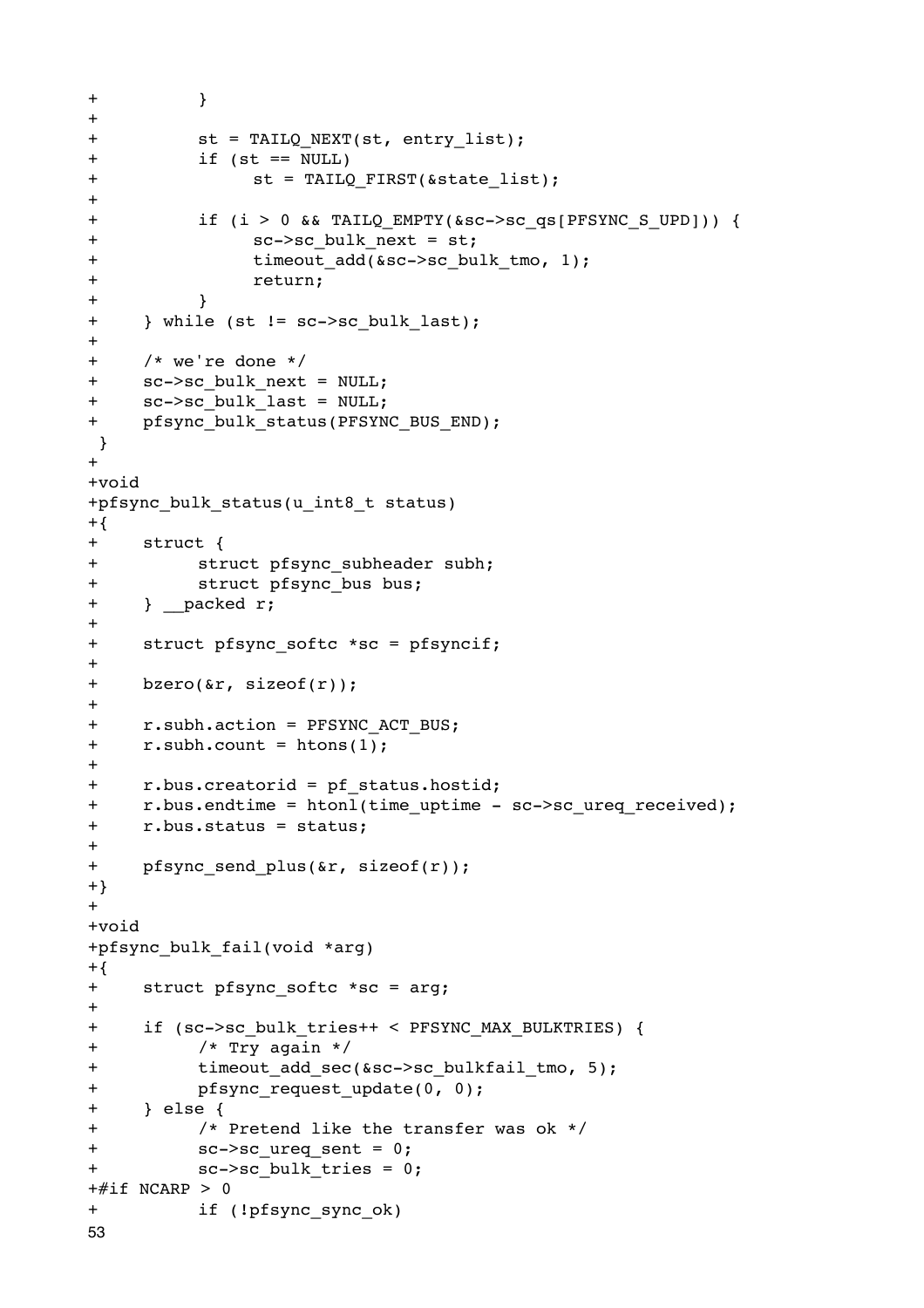```
+		}
+
+		st = TAILQ_NEXT(st, entry_list);
+		if (st == NULL)
+			st = TAILQ_FIRST(&state_list);
+
+		if (i > 0 && TAILQ_EMPTY(&sc->sc_qs[PFSYNC_S_UPD])) {
+			sc->sc_bulk_next = st;
+			timeout_add(&sc->sc_bulk_tmo, 1);
+			return;
+		}
+	} while (st != sc->sc_bulk_last);
+
+	/* we're done */
+	sc->sc_bulk_next = NULL;
+	sc->sc_bulk_last = NULL;
+	pfsync_bulk_status(PFSYNC_BUS_END);
 }
+
+void
+pfsync_bulk_status(u_int8_t status)
+{
+	struct {
+		struct pfsync_subheader subh;
+		struct pfsync_bus bus;
+	} __packed r;
+
+	struct pfsync_softc *sc = pfsyncif;
+
+	bzero(&r, sizeof(r));
+
+	r.subh.action = PFSYNC_ACT_BUS;
+	r.subh.count = htons(1);
+
+	r.bus.creatorid = pf_status.hostid;
+	r.bus.endtime = htonl(time_uptime - sc->sc_ureq_received);
+	r.bus.status = status;
+
+	pfsync_send_plus(&r, sizeof(r));
+}
+
+void
+pfsync_bulk_fail(void *arg)
+{
+	struct pfsync_softc *sc = arg;
+
+	if (sc->sc_bulk_tries++ < PFSYNC_MAX_BULKTRIES) {
+		/* Try again */
+		timeout_add_sec(&sc->sc_bulkfail_tmo, 5);
+		pfsync_request_update(0, 0);
+	} else {
+		/* Pretend like the transfer was ok */
+		sc->sc_ureq_sent = 0;
+		sc->sc_bulk_tries = 0;
+#if NCARP > 0
+		if (!pfsync_sync_ok)
```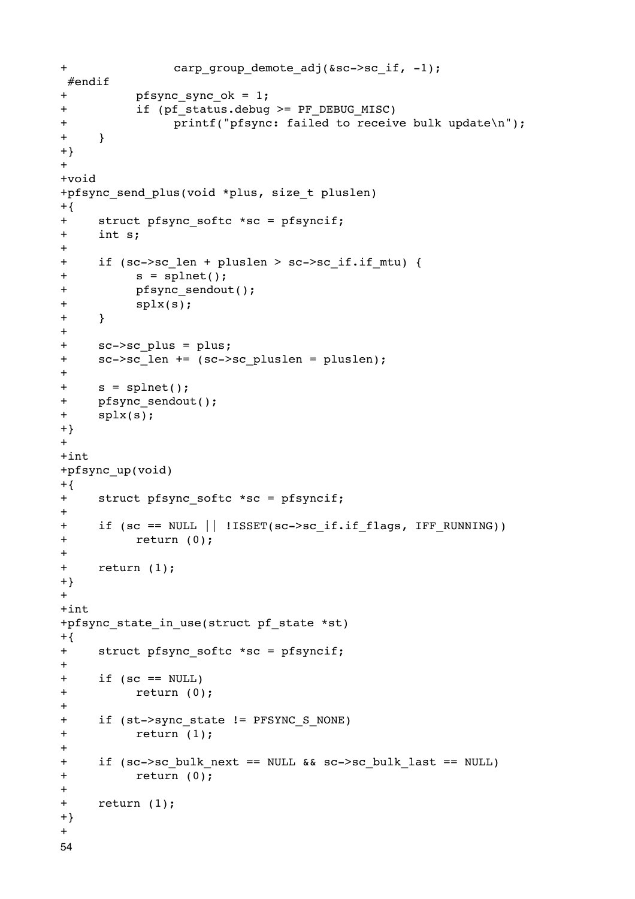```
+               carp_group_demote_adj(&sc->sc_if, -1);
 #endif
+          pfsync_sync_ok = 1;
+          if (pf_status.debug >= PF_DEBUG_MISC)
+               printf("pfsync: failed to receive bulk update\n");
+     }
+}
+
+void
+pfsync_send_plus(void *plus, size_t pluslen)
+{
+     struct pfsync_softc *sc = pfsyncif;
+     int s;
+
+     if (sc->sc_len + pluslen > sc->sc_if.if_mtu) {
+          s = splnet();
+          pfsync_sendout();
+          splx(s);
+     }
+
+     sc->sc_plus = plus;
+     sc->sc_len += (sc->sc_pluslen = pluslen);
+
+     s = splnet();
+     pfsync_sendout();
+     splx(s);
+}
+
+int
+pfsync_up(void)
+{
+     struct pfsync_softc *sc = pfsyncif;
+
+     if (sc == NULL || !ISSET(sc->sc_if.if_flags, IFF_RUNNING))
+          return (0);
+
+     return (1);
+}
+
+int
+pfsync_state_in_use(struct pf_state *st)
+{
+     struct pfsync_softc *sc = pfsyncif;
+
+     if (sc == NULL)
+          return (0);
+
+     if (st->sync_state != PFSYNC_S_NONE)
+          return (1);
+
+     if (sc->sc_bulk_next == NULL && sc->sc_bulk_last == NULL)
+          return (0);
+
+     return (1);
+}
+
```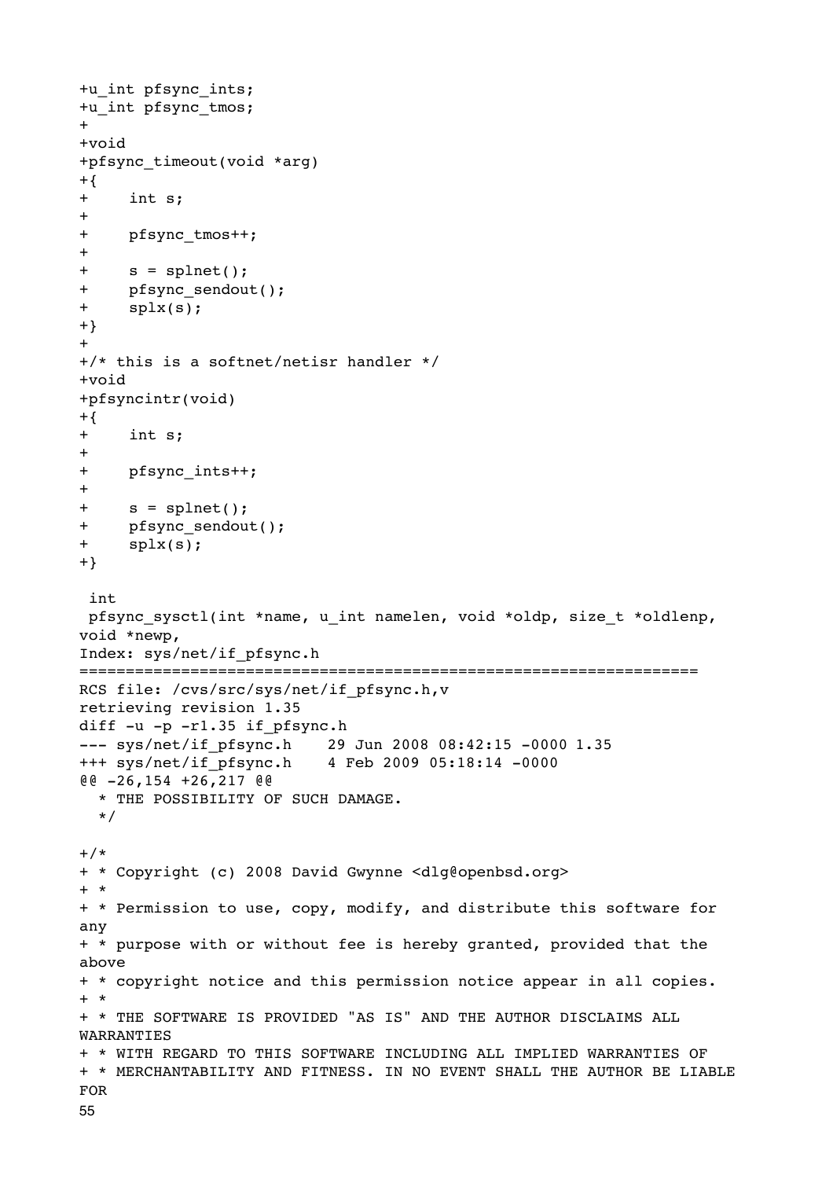```
+u_int pfsync_ints;
+u_int pfsync_tmos;
+
+void
+pfsync_timeout(void *arg)
+{
+	int s;
+
+	pfsync_tmos++;
+
+	s = splnet();
+	pfsync_sendout();
+	splx(s);
+}
+
+/* this is a softnet/netisr handler */
+void
+pfsyncintr(void)
+{
+	int s;
+
+	pfsync_ints++;
+
+	s = splnet();
+	pfsync_sendout();
+	splx(s);
+}

 int
 pfsync_sysctl(int *name, u_int namelen, void *oldp, size_t *oldlenp,
void *newp,
Index: sys/net/if_pfsync.h
===================================================================
RCS file: /cvs/src/sys/net/if_pfsync.h,v
retrieving revision 1.35
diff -u -p -r1.35 if_pfsync.h
--- sys/net/if_pfsync.h	29 Jun 2008 08:42:15 -0000 1.35
+++ sys/net/if_pfsync.h	4 Feb 2009 05:18:14 -0000
@@ -26,154 +26,217 @@
  * THE POSSIBILITY OF SUCH DAMAGE.
  */

+/*
+ * Copyright (c) 2008 David Gwynne <dlg@openbsd.org>
+ *
+ * Permission to use, copy, modify, and distribute this software for
any
+ * purpose with or without fee is hereby granted, provided that the
above
+ * copyright notice and this permission notice appear in all copies.
+ *
+ * THE SOFTWARE IS PROVIDED "AS IS" AND THE AUTHOR DISCLAIMS ALL
WARRANTIES
+ * WITH REGARD TO THIS SOFTWARE INCLUDING ALL IMPLIED WARRANTIES OF
+ * MERCHANTABILITY AND FITNESS. IN NO EVENT SHALL THE AUTHOR BE LIABLE
FOR
```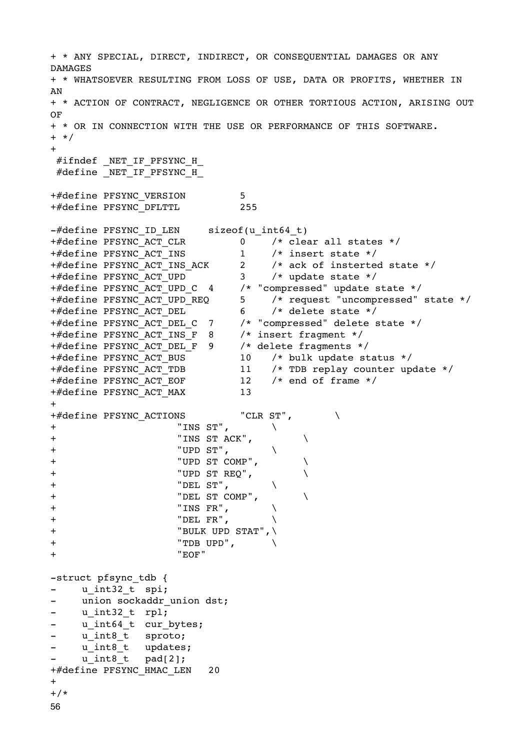```
+ * ANY SPECIAL, DIRECT, INDIRECT, OR CONSEQUENTIAL DAMAGES OR ANY
DAMAGES
+ * WHATSOEVER RESULTING FROM LOSS OF USE, DATA OR PROFITS, WHETHER IN
AN
+ * ACTION OF CONTRACT, NEGLIGENCE OR OTHER TORTIOUS ACTION, ARISING OUT
OF
+ * OR IN CONNECTION WITH THE USE OR PERFORMANCE OF THIS SOFTWARE.
+ */
+
 #ifndef _NET_IF_PFSYNC_H_
 #define _NET_IF_PFSYNC_H_

+#define PFSYNC_VERSION         5
+#define PFSYNC_DFLTTL          255

-#define PFSYNC_ID_LEN     sizeof(u_int64_t)
+#define PFSYNC_ACT_CLR         0     /* clear all states */
+#define PFSYNC_ACT_INS         1     /* insert state */
+#define PFSYNC_ACT_INS_ACK     2     /* ack of insterted state */
+#define PFSYNC_ACT_UPD         3     /* update state */
+#define PFSYNC_ACT_UPD_C  4    /* "compressed" update state */
+#define PFSYNC_ACT_UPD_REQ     5     /* request "uncompressed" state */
+#define PFSYNC_ACT_DEL         6     /* delete state */
+#define PFSYNC_ACT_DEL_C  7    /* "compressed" delete state */
+#define PFSYNC_ACT_INS_F  8    /* insert fragment */
+#define PFSYNC_ACT_DEL_F  9    /* delete fragments */
+#define PFSYNC_ACT_BUS         10    /* bulk update status */
+#define PFSYNC_ACT_TDB         11    /* TDB replay counter update */
+#define PFSYNC_ACT_EOF         12    /* end of frame */
+#define PFSYNC_ACT_MAX         13
+
+#define PFSYNC_ACTIONS         "CLR ST",       \
+                   "INS ST",       \
+                   "INS ST ACK",        \
+                   "UPD ST",       \
+                   "UPD ST COMP",       \
+                   "UPD ST REQ",        \
+                   "DEL ST",       \
+                   "DEL ST COMP",       \
+                   "INS FR",       \
+                   "DEL FR",       \
+                   "BULK UPD STAT",\
+                   "TDB UPD",      \
+                   "EOF"

-struct pfsync_tdb {
-    u_int32_t  spi;
-    union sockaddr_union dst;
-    u_int32_t  rpl;
-    u_int64_t  cur_bytes;
-    u_int8_t   sproto;
-    u_int8_t   updates;
-    u_int8_t   pad[2];
+#define PFSYNC_HMAC_LEN   20
+
+/*
```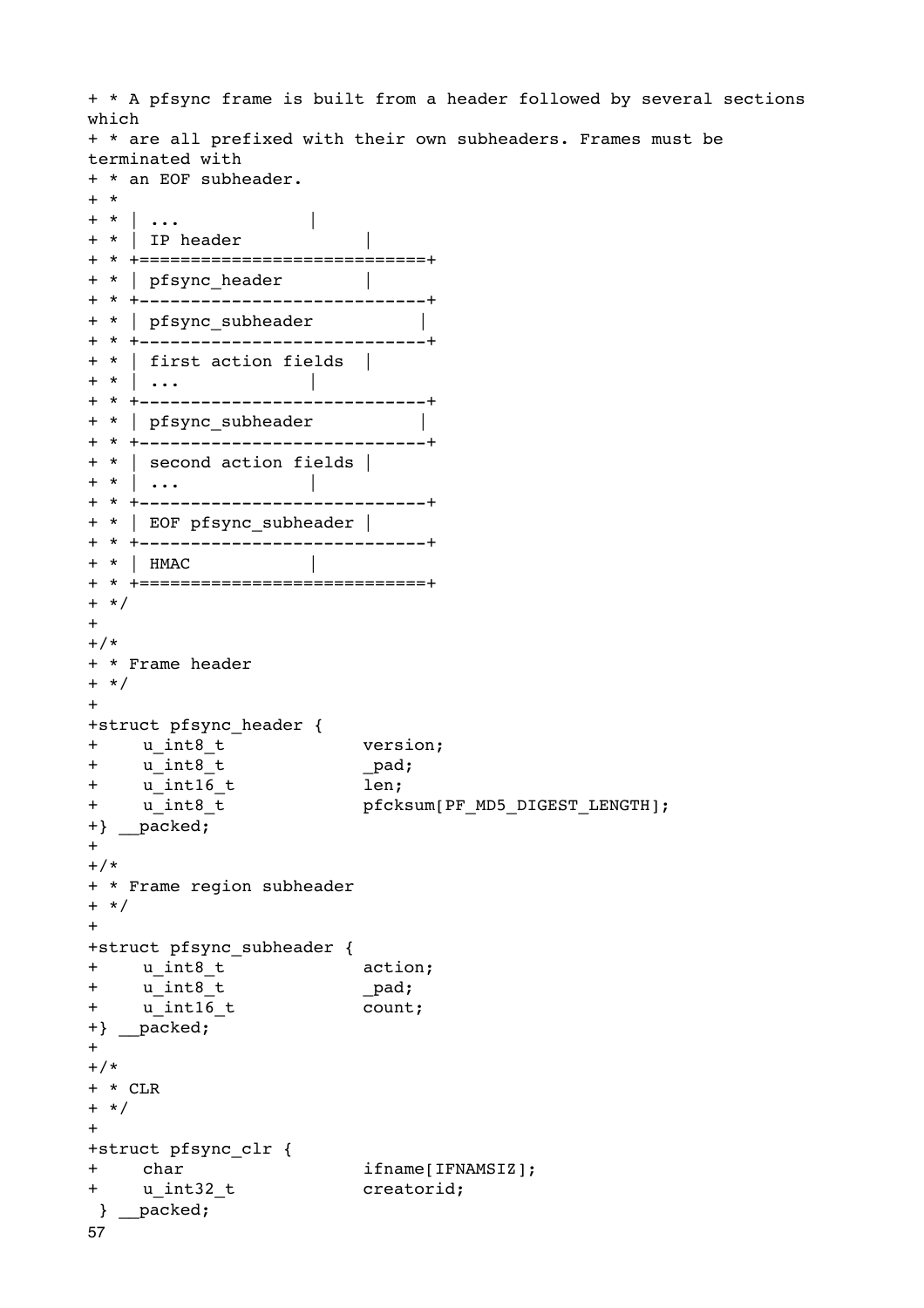```
+ * A pfsync frame is built from a header followed by several sections
which
+ * are all prefixed with their own subheaders. Frames must be
terminated with
+ * an EOF subheader.
+ *
+ * | ...            |
+ * | IP header           |
+ * +============================+
+ * | pfsync_header       |
+ * +----------------------------+
+ * | pfsync_subheader          |
+ * +----------------------------+
+ * | first action fields  |
+ * | ...            |
+ * +----------------------------+
+ * | pfsync_subheader          |
+ * +----------------------------+
+ * | second action fields |
+ * | ...            |
+ * +----------------------------+
+ * | EOF pfsync_subheader |
+ * +----------------------------+
+ * | HMAC           |
+ * +============================+
+ */
+
+/*
+ * Frame header
+ */
+
+struct pfsync_header {
+	u_int8_t			version;
+	u_int8_t			_pad;
+	u_int16_t			len;
+	u_int8_t			pfcksum[PF_MD5_DIGEST_LENGTH];
+} __packed;
+
+/*
+ * Frame region subheader
+ */
+
+struct pfsync_subheader {
+	u_int8_t			action;
+	u_int8_t			_pad;
+	u_int16_t			count;
+} __packed;
+
+/*
+ * CLR
+ */
+
+struct pfsync_clr {
+	char				ifname[IFNAMSIZ];
+	u_int32_t			creatorid;
 } __packed;
```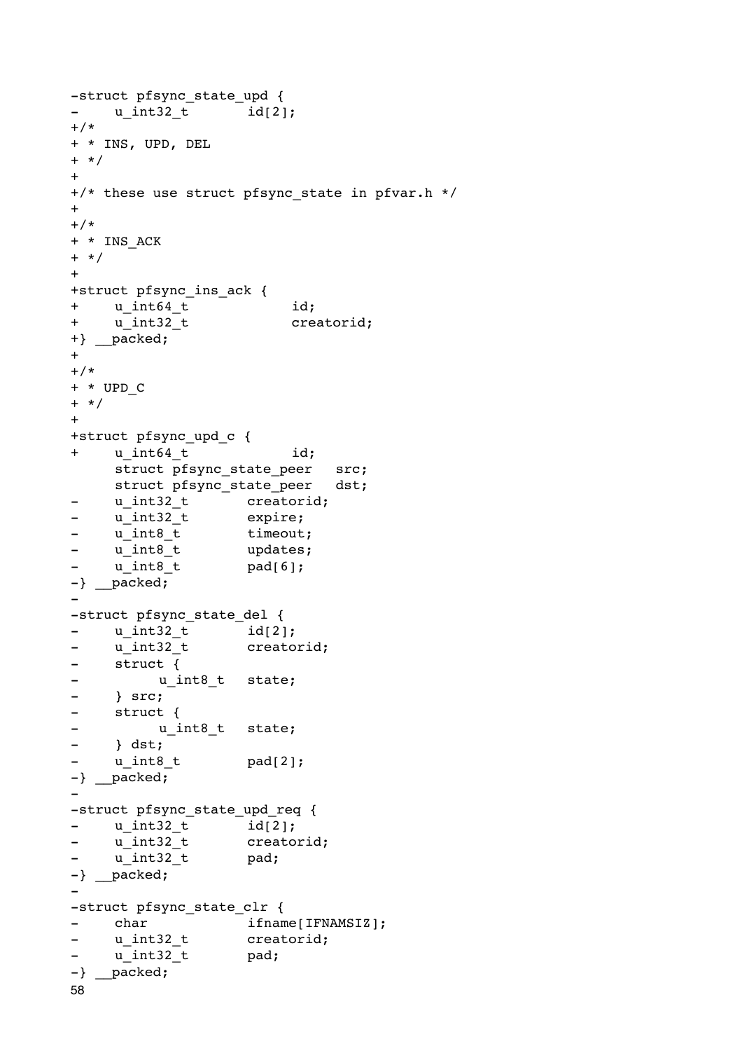```
-struct pfsync_state_upd {
-	u_int32_t		id[2];
+/*
+ * INS, UPD, DEL
+ */
+
+/* these use struct pfsync_state in pfvar.h */
+
+/*
+ * INS_ACK
+ */
+
+struct pfsync_ins_ack {
+	u_int64_t			id;
+	u_int32_t			creatorid;
+} __packed;
+
+/*
+ * UPD_C
+ */
+
+struct pfsync_upd_c {
+	u_int64_t			id;
 	struct pfsync_state_peer	src;
 	struct pfsync_state_peer	dst;
-	u_int32_t		creatorid;
-	u_int32_t		expire;
-	u_int8_t		timeout;
-	u_int8_t		updates;
-	u_int8_t		pad[6];
-} __packed;
-
-struct pfsync_state_del {
-	u_int32_t		id[2];
-	u_int32_t		creatorid;
-	struct {
-		u_int8_t	state;
-	} src;
-	struct {
-		u_int8_t	state;
-	} dst;
-	u_int8_t		pad[2];
-} __packed;
-
-struct pfsync_state_upd_req {
-	u_int32_t		id[2];
-	u_int32_t		creatorid;
-	u_int32_t		pad;
-} __packed;
-
-struct pfsync_state_clr {
-	char			ifname[IFNAMSIZ];
-	u_int32_t		creatorid;
-	u_int32_t		pad;
-} __packed;
```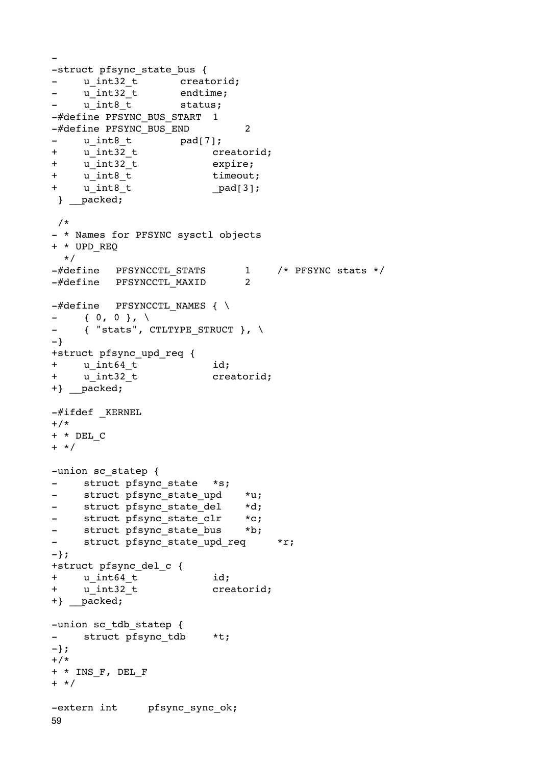```
-
-struct pfsync_state_bus {
-	u_int32_t	creatorid;
-	u_int32_t	endtime;
-	u_int8_t	status;
-#define PFSYNC_BUS_START	1
-#define PFSYNC_BUS_END		2
-	u_int8_t	pad[7];
+	u_int32_t		creatorid;
+	u_int32_t		expire;
+	u_int8_t		timeout;
+	u_int8_t		_pad[3];
 } __packed;

 /*
- * Names for PFSYNC sysctl objects
+ * UPD_REQ
  */
-#define	PFSYNCCTL_STATS		1	/* PFSYNC stats */
-#define	PFSYNCCTL_MAXID		2

-#define	PFSYNCCTL_NAMES { \
-	{ 0, 0 }, \
-	{ "stats", CTLTYPE_STRUCT }, \
-}
+struct pfsync_upd_req {
+	u_int64_t		id;
+	u_int32_t		creatorid;
+} __packed;

-#ifdef _KERNEL
+/*
+ * DEL_C
+ */

-union sc_statep {
-	struct pfsync_state	*s;
-	struct pfsync_state_upd	*u;
-	struct pfsync_state_del	*d;
-	struct pfsync_state_clr	*c;
-	struct pfsync_state_bus	*b;
-	struct pfsync_state_upd_req	*r;
-};
+struct pfsync_del_c {
+	u_int64_t		id;
+	u_int32_t		creatorid;
+} __packed;

-union sc_tdb_statep {
-	struct pfsync_tdb	*t;
-};
+/*
+ * INS_F, DEL_F
+ */

-extern int	pfsync_sync_ok;
```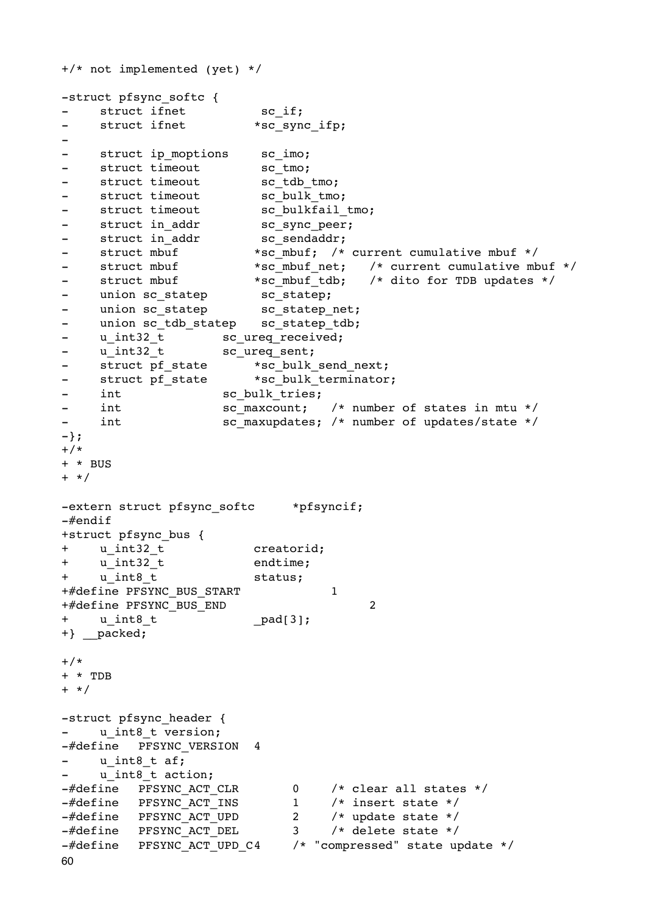```
+/* not implemented (yet) */

-struct pfsync_softc {
-	struct ifnet		 sc_if;
-	struct ifnet		*sc_sync_ifp;
-
-	struct ip_moptions	 sc_imo;
-	struct timeout		 sc_tmo;
-	struct timeout		 sc_tdb_tmo;
-	struct timeout		 sc_bulk_tmo;
-	struct timeout		 sc_bulkfail_tmo;
-	struct in_addr		 sc_sync_peer;
-	struct in_addr		 sc_sendaddr;
-	struct mbuf		*sc_mbuf;	/* current cumulative mbuf */
-	struct mbuf		*sc_mbuf_net;	/* current cumulative mbuf */
-	struct mbuf		*sc_mbuf_tdb;	/* dito for TDB updates */
-	union sc_statep		 sc_statep;
-	union sc_statep		 sc_statep_net;
-	union sc_tdb_statep	 sc_statep_tdb;
-	u_int32_t		sc_ureq_received;
-	u_int32_t		sc_ureq_sent;
-	struct pf_state		*sc_bulk_send_next;
-	struct pf_state		*sc_bulk_terminator;
-	int			sc_bulk_tries;
-	int			sc_maxcount;	/* number of states in mtu */
-	int			sc_maxupdates;	/* number of updates/state */
-};
+/*
+ * BUS
+ */

-extern struct pfsync_softc	*pfsyncif;
-#endif
+struct pfsync_bus {
+	u_int32_t		creatorid;
+	u_int32_t		endtime;
+	u_int8_t		status;
+#define PFSYNC_BUS_START		1
+#define PFSYNC_BUS_END			2
+	u_int8_t		_pad[3];
+} __packed;

+/*
+ * TDB
+ */

-struct pfsync_header {
-	u_int8_t version;
-#define	PFSYNC_VERSION	4
-	u_int8_t af;
-	u_int8_t action;
-#define	PFSYNC_ACT_CLR		0	/* clear all states */
-#define	PFSYNC_ACT_INS		1	/* insert state */
-#define	PFSYNC_ACT_UPD		2	/* update state */
-#define	PFSYNC_ACT_DEL		3	/* delete state */
-#define	PFSYNC_ACT_UPD_C	4	/* "compressed" state update */
```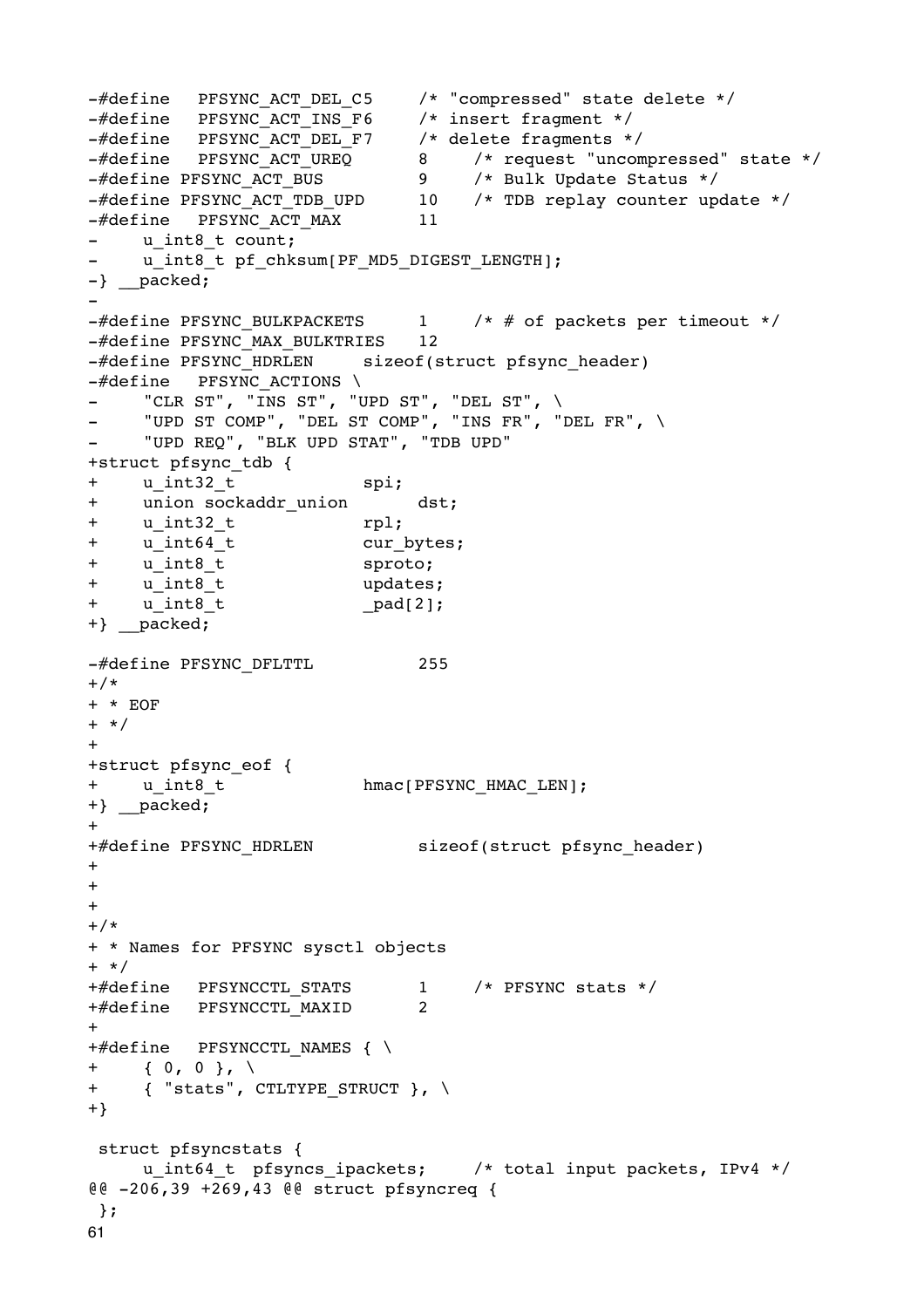```
-#define   PFSYNC_ACT_DEL_C5    /* "compressed" state delete */
-#define   PFSYNC_ACT_INS_F6    /* insert fragment */
-#define   PFSYNC_ACT_DEL_F7    /* delete fragments */
-#define   PFSYNC_ACT_UREQ      8    /* request "uncompressed" state */
-#define PFSYNC_ACT_BUS         9    /* Bulk Update Status */
-#define PFSYNC_ACT_TDB_UPD     10   /* TDB replay counter update */
-#define   PFSYNC_ACT_MAX       11
-    u_int8_t count;
-    u_int8_t pf_chksum[PF_MD5_DIGEST_LENGTH];
-} __packed;
-
-#define PFSYNC_BULKPACKETS     1    /* # of packets per timeout */
-#define PFSYNC_MAX_BULKTRIES   12
-#define PFSYNC_HDRLEN     sizeof(struct pfsync_header)
-#define   PFSYNC_ACTIONS \
-    "CLR ST", "INS ST", "UPD ST", "DEL ST", \
-    "UPD ST COMP", "DEL ST COMP", "INS FR", "DEL FR", \
-    "UPD REQ", "BLK UPD STAT", "TDB UPD"
+struct pfsync_tdb {
+    u_int32_t            spi;
+    union sockaddr_union       dst;
+    u_int32_t            rpl;
+    u_int64_t            cur_bytes;
+    u_int8_t             sproto;
+    u_int8_t             updates;
+    u_int8_t             _pad[2];
+} __packed;

-#define PFSYNC_DFLTTL          255
+/*
+ * EOF
+ */
+
+struct pfsync_eof {
+    u_int8_t             hmac[PFSYNC_HMAC_LEN];
+} __packed;
+
+#define PFSYNC_HDRLEN          sizeof(struct pfsync_header)
+
+
+
+/*
+ * Names for PFSYNC sysctl objects
+ */
+#define   PFSYNCCTL_STATS      1    /* PFSYNC stats */
+#define   PFSYNCCTL_MAXID      2
+
+#define   PFSYNCCTL_NAMES { \
+    { 0, 0 }, \
+    { "stats", CTLTYPE_STRUCT }, \
+}

 struct pfsyncstats {
     u_int64_t  pfsyncs_ipackets;    /* total input packets, IPv4 */
@@ -206,39 +269,43 @@ struct pfsyncreq {
 };
```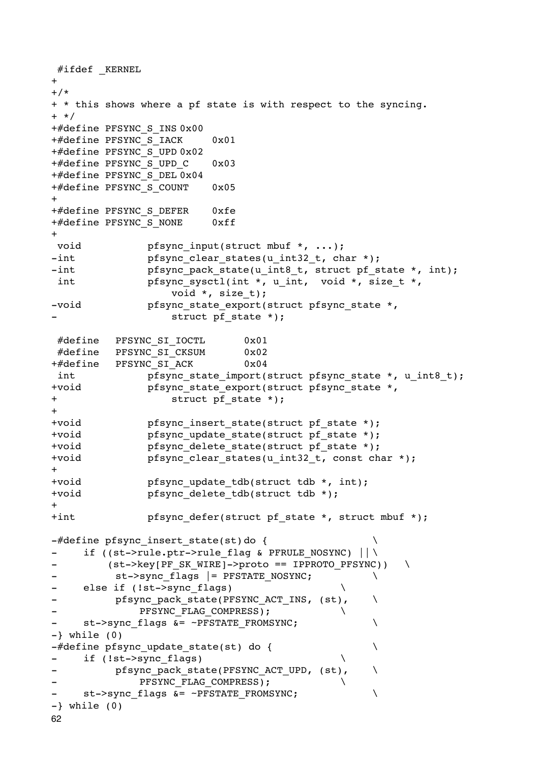```
 #ifdef _KERNEL
+
+/*
+ * this shows where a pf state is with respect to the syncing.
+ */
+#define PFSYNC_S_INS 0x00
+#define PFSYNC_S_IACK     0x01
+#define PFSYNC_S_UPD 0x02
+#define PFSYNC_S_UPD_C    0x03
+#define PFSYNC_S_DEL 0x04
+#define PFSYNC_S_COUNT    0x05
+
+#define PFSYNC_S_DEFER    0xfe
+#define PFSYNC_S_NONE     0xff
+
 void           pfsync_input(struct mbuf *, ...);
-int            pfsync_clear_states(u_int32_t, char *);
-int            pfsync_pack_state(u_int8_t, struct pf_state *, int);
 int            pfsync_sysctl(int *, u_int,  void *, size_t *,
                    void *, size_t);
-void           pfsync_state_export(struct pfsync_state *,
-                   struct pf_state *);

 #define   PFSYNC_SI_IOCTL      0x01
 #define   PFSYNC_SI_CKSUM      0x02
+#define   PFSYNC_SI_ACK        0x04
 int            pfsync_state_import(struct pfsync_state *, u_int8_t);
+void           pfsync_state_export(struct pfsync_state *,
+                   struct pf_state *);
+
+void           pfsync_insert_state(struct pf_state *);
+void           pfsync_update_state(struct pf_state *);
+void           pfsync_delete_state(struct pf_state *);
+void           pfsync_clear_states(u_int32_t, const char *);
+
+void           pfsync_update_tdb(struct tdb *, int);
+void           pfsync_delete_tdb(struct tdb *);
+
+int            pfsync_defer(struct pf_state *, struct mbuf *);

-#define pfsync_insert_state(st)do {                 \
-    if ((st->rule.ptr->rule_flag & PFRULE_NOSYNC) ||\
-        (st->key[PF_SK_WIRE]->proto == IPPROTO_PFSYNC))   \
-         st->sync_flags |= PFSTATE_NOSYNC;         \
-    else if (!st->sync_flags)               \
-         pfsync_pack_state(PFSYNC_ACT_INS, (st),    \
-             PFSYNC_FLAG_COMPRESS);         \
-    st->sync_flags &= ~PFSTATE_FROMSYNC;           \
-} while (0)
-#define pfsync_update_state(st) do {                \
-    if (!st->sync_flags)                    \
-         pfsync_pack_state(PFSYNC_ACT_UPD, (st),    \
-             PFSYNC_FLAG_COMPRESS);         \
-    st->sync_flags &= ~PFSTATE_FROMSYNC;           \
-} while (0)
```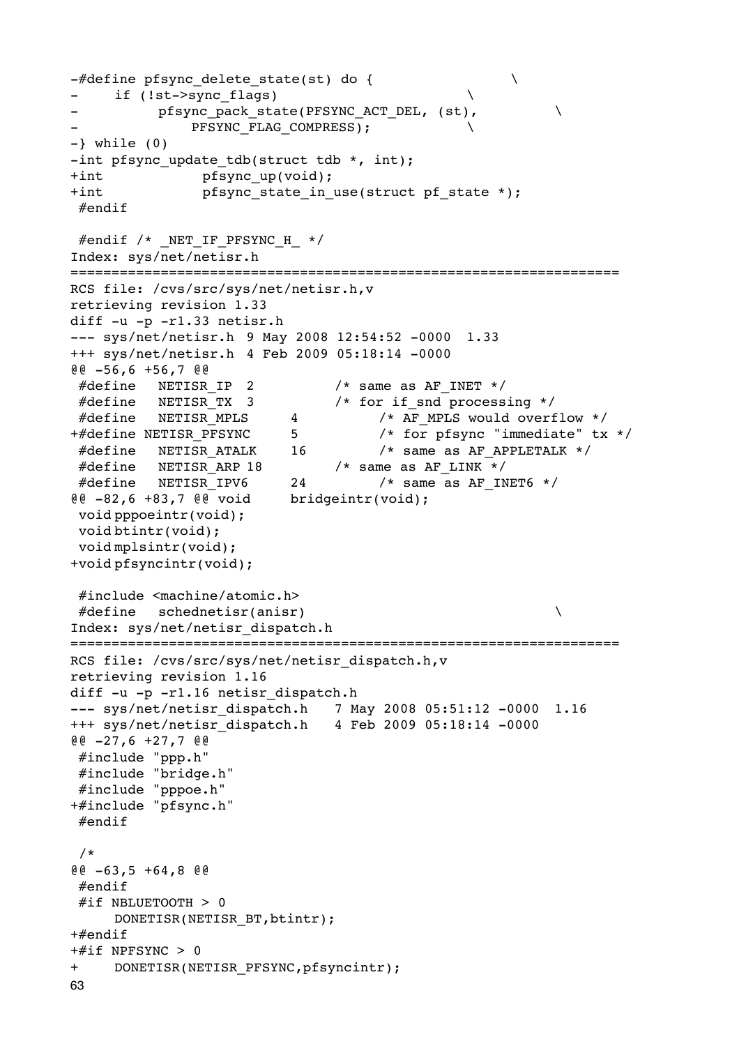```
-#define pfsync_delete_state(st) do {                   \
-     if (!st->sync_flags)                              \
-          pfsync_pack_state(PFSYNC_ACT_DEL, (st),      \
-              PFSYNC_FLAG_COMPRESS);                   \
-} while (0)
-int pfsync_update_tdb(struct tdb *, int);
+int            pfsync_up(void);
+int            pfsync_state_in_use(struct pf_state *);
 #endif

 #endif /* _NET_IF_PFSYNC_H_ */
Index: sys/net/netisr.h
===================================================================
RCS file: /cvs/src/sys/net/netisr.h,v
retrieving revision 1.33
diff -u -p -r1.33 netisr.h
--- sys/net/netisr.h 9 May 2008 12:54:52 -0000  1.33
+++ sys/net/netisr.h 4 Feb 2009 05:18:14 -0000
@@ -56,6 +56,7 @@
 #define   NETISR_IP  2          /* same as AF_INET */
 #define   NETISR_TX  3          /* for if_snd processing */
 #define   NETISR_MPLS     4          /* AF_MPLS would overflow */
+#define NETISR_PFSYNC     5          /* for pfsync "immediate" tx */
 #define   NETISR_ATALK    16         /* same as AF_APPLETALK */
 #define   NETISR_ARP 18         /* same as AF_LINK */
 #define   NETISR_IPV6     24         /* same as AF_INET6 */
@@ -82,6 +83,7 @@ void     bridgeintr(void);
 void pppoeintr(void);
 void btintr(void);
 void mplsintr(void);
+void pfsyncintr(void);

 #include <machine/atomic.h>
 #define   schednetisr(anisr)                            \
Index: sys/net/netisr_dispatch.h
===================================================================
RCS file: /cvs/src/sys/net/netisr_dispatch.h,v
retrieving revision 1.16
diff -u -p -r1.16 netisr_dispatch.h
--- sys/net/netisr_dispatch.h   7 May 2008 05:51:12 -0000  1.16
+++ sys/net/netisr_dispatch.h   4 Feb 2009 05:18:14 -0000
@@ -27,6 +27,7 @@
 #include "ppp.h"
 #include "bridge.h"
 #include "pppoe.h"
+#include "pfsync.h"
 #endif

 /*
@@ -63,5 +64,8 @@
 #endif
 #if NBLUETOOTH > 0
      DONETISR(NETISR_BT,btintr);
+#endif
+#if NPFSYNC > 0
+    DONETISR(NETISR_PFSYNC,pfsyncintr);
```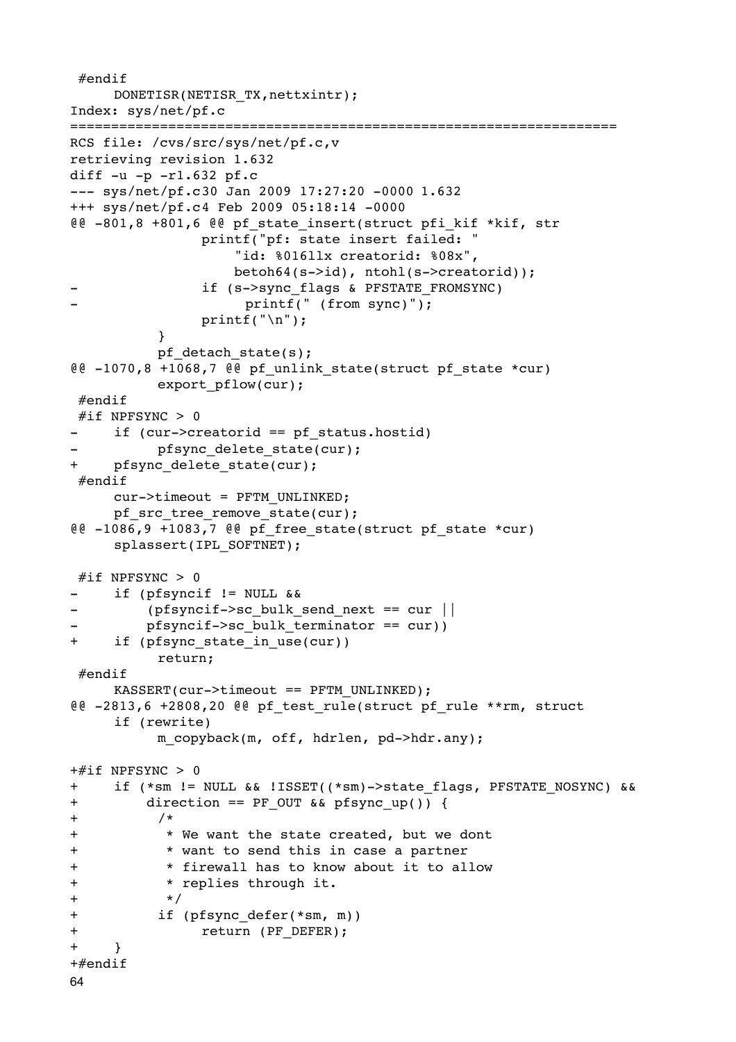```
 #endif
     DONETISR(NETISR_TX,nettxintr);
Index: sys/net/pf.c
===================================================================
RCS file: /cvs/src/sys/net/pf.c,v
retrieving revision 1.632
diff -u -p -r1.632 pf.c
--- sys/net/pf.c30 Jan 2009 17:27:20 -0000 1.632
+++ sys/net/pf.c4 Feb 2009 05:18:14 -0000
@@ -801,8 +801,6 @@ pf_state_insert(struct pfi_kif *kif, str
                printf("pf: state insert failed: "
                    "id: %016llx creatorid: %08x",
                    betoh64(s->id), ntohl(s->creatorid));
-               if (s->sync_flags & PFSTATE_FROMSYNC)
-                    printf(" (from sync)");
                printf("\n");
          }
          pf_detach_state(s);
@@ -1070,8 +1068,7 @@ pf_unlink_state(struct pf_state *cur)
          export_pflow(cur);
 #endif
 #if NPFSYNC > 0
-    if (cur->creatorid == pf_status.hostid)
-         pfsync_delete_state(cur);
+    pfsync_delete_state(cur);
 #endif
     cur->timeout = PFTM_UNLINKED;
     pf_src_tree_remove_state(cur);
@@ -1086,9 +1083,7 @@ pf_free_state(struct pf_state *cur)
     splassert(IPL_SOFTNET);

 #if NPFSYNC > 0
-    if (pfsyncif != NULL &&
-        (pfsyncif->sc_bulk_send_next == cur ||
-        pfsyncif->sc_bulk_terminator == cur))
+    if (pfsync_state_in_use(cur))
          return;
 #endif
     KASSERT(cur->timeout == PFTM_UNLINKED);
@@ -2813,6 +2808,20 @@ pf_test_rule(struct pf_rule **rm, struct
     if (rewrite)
          m_copyback(m, off, hdrlen, pd->hdr.any);

+#if NPFSYNC > 0
+    if (*sm != NULL && !ISSET((*sm)->state_flags, PFSTATE_NOSYNC) &&
+        direction == PF_OUT && pfsync_up()) {
+         /*
+          * We want the state created, but we dont
+          * want to send this in case a partner
+          * firewall has to know about it to allow
+          * replies through it.
+          */
+         if (pfsync_defer(*sm, m))
+              return (PF_DEFER);
+    }
+#endif
```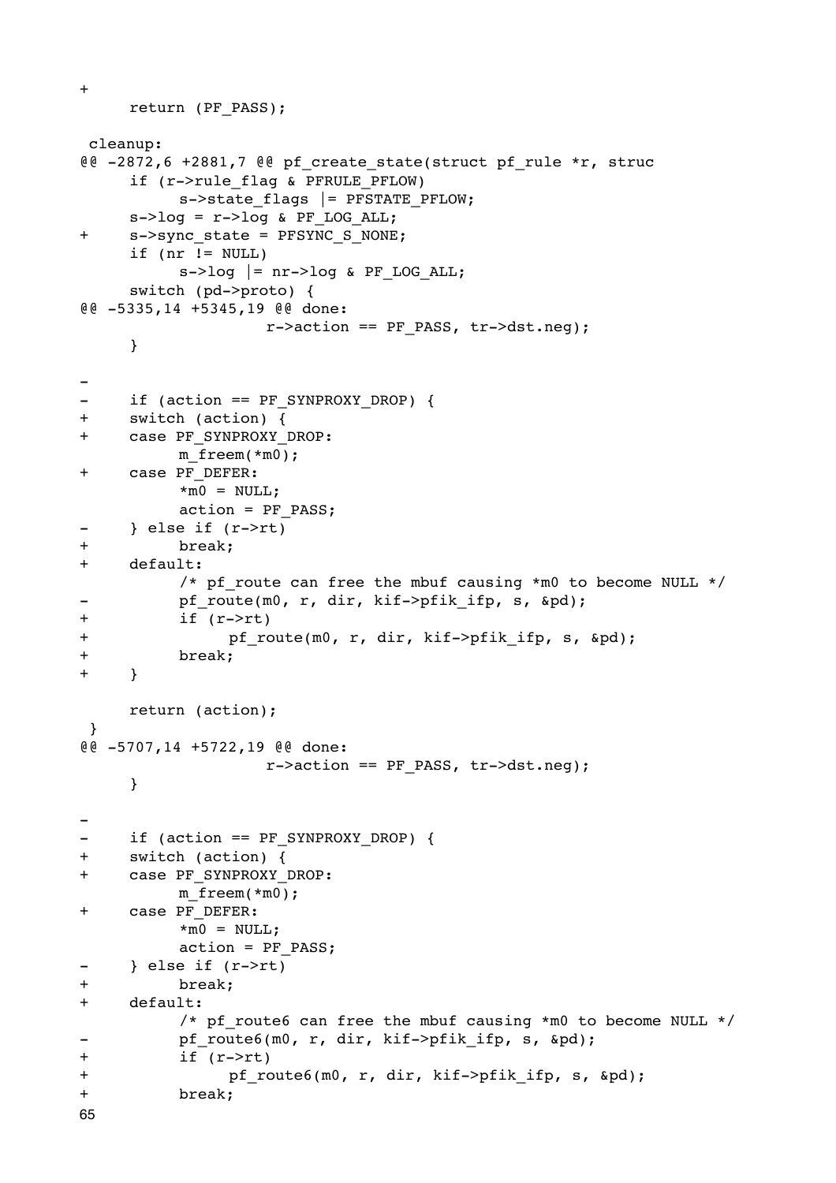```
+
 	return (PF_PASS);

 cleanup:
@@ -2872,6 +2881,7 @@ pf_create_state(struct pf_rule *r, struc
 	if (r->rule_flag & PFRULE_PFLOW)
 		s->state_flags |= PFSTATE_PFLOW;
 	s->log = r->log & PF_LOG_ALL;
+	s->sync_state = PFSYNC_S_NONE;
 	if (nr != NULL)
 		s->log |= nr->log & PF_LOG_ALL;
 	switch (pd->proto) {
@@ -5335,14 +5345,19 @@ done:
 		    r->action == PF_PASS, tr->dst.neg);
 	}

-
-	if (action == PF_SYNPROXY_DROP) {
+	switch (action) {
+	case PF_SYNPROXY_DROP:
 		m_freem(*m0);
+	case PF_DEFER:
 		*m0 = NULL;
 		action = PF_PASS;
-	} else if (r->rt)
+		break;
+	default:
 		/* pf_route can free the mbuf causing *m0 to become NULL */
-		pf_route(m0, r, dir, kif->pfik_ifp, s, &pd);
+		if (r->rt)
+			pf_route(m0, r, dir, kif->pfik_ifp, s, &pd);
+		break;
+	}

 	return (action);
 }
@@ -5707,14 +5722,19 @@ done:
 		    r->action == PF_PASS, tr->dst.neg);
 	}

-
-	if (action == PF_SYNPROXY_DROP) {
+	switch (action) {
+	case PF_SYNPROXY_DROP:
 		m_freem(*m0);
+	case PF_DEFER:
 		*m0 = NULL;
 		action = PF_PASS;
-	} else if (r->rt)
+		break;
+	default:
 		/* pf_route6 can free the mbuf causing *m0 to become NULL */
-		pf_route6(m0, r, dir, kif->pfik_ifp, s, &pd);
+		if (r->rt)
+			pf_route6(m0, r, dir, kif->pfik_ifp, s, &pd);
+		break;
```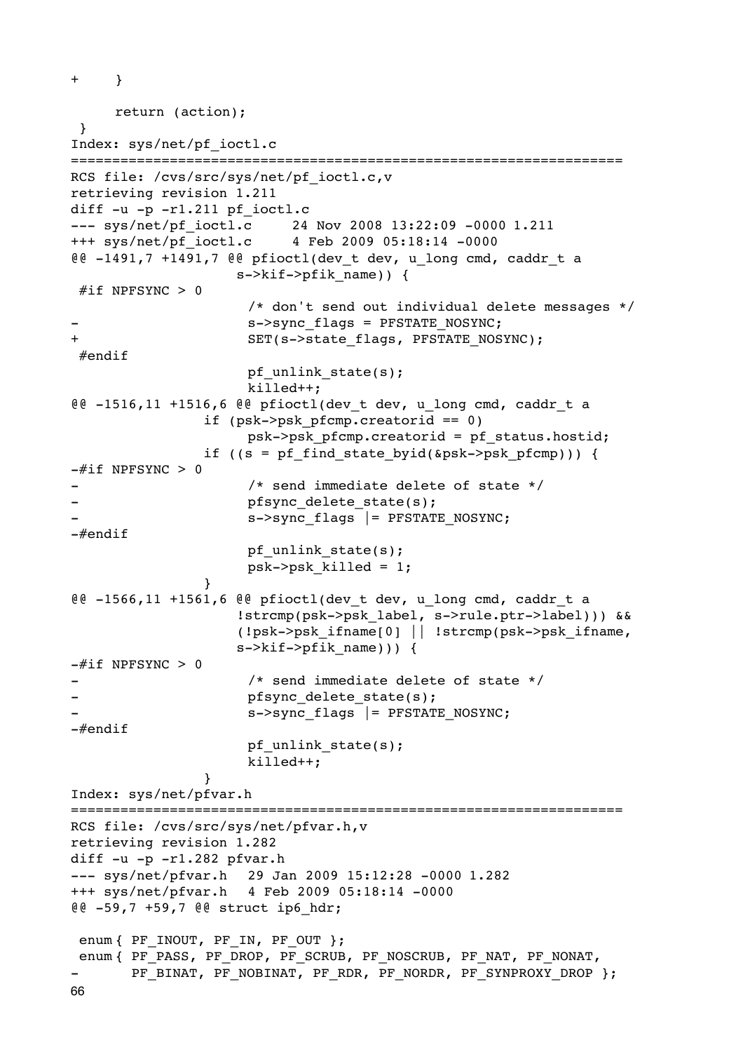```
+	}

	return (action);
 }
Index: sys/net/pf_ioctl.c
===================================================================
RCS file: /cvs/src/sys/net/pf_ioctl.c,v
retrieving revision 1.211
diff -u -p -r1.211 pf_ioctl.c
--- sys/net/pf_ioctl.c	24 Nov 2008 13:22:09 -0000	1.211
+++ sys/net/pf_ioctl.c	4 Feb 2009 05:18:14 -0000
@@ -1491,7 +1491,7 @@ pfioctl(dev_t dev, u_long cmd, caddr_t a
 		    s->kif->pfik_name)) {
 #if NPFSYNC > 0
 			/* don't send out individual delete messages */
-			s->sync_flags = PFSTATE_NOSYNC;
+			SET(s->state_flags, PFSTATE_NOSYNC);
 #endif
 			pf_unlink_state(s);
 			killed++;
@@ -1516,11 +1516,6 @@ pfioctl(dev_t dev, u_long cmd, caddr_t a
 		if (psk->psk_pfcmp.creatorid == 0)
 			psk->psk_pfcmp.creatorid = pf_status.hostid;
 		if ((s = pf_find_state_byid(&psk->psk_pfcmp))) {
-#if NPFSYNC > 0
-			/* send immediate delete of state */
-			pfsync_delete_state(s);
-			s->sync_flags |= PFSTATE_NOSYNC;
-#endif
 			pf_unlink_state(s);
 			psk->psk_killed = 1;
 		}
@@ -1566,11 +1561,6 @@ pfioctl(dev_t dev, u_long cmd, caddr_t a
 		    !strcmp(psk->psk_label, s->rule.ptr->label))) &&
 		    (!psk->psk_ifname[0] || !strcmp(psk->psk_ifname,
 		    s->kif->pfik_name))) {
-#if NPFSYNC > 0
-			/* send immediate delete of state */
-			pfsync_delete_state(s);
-			s->sync_flags |= PFSTATE_NOSYNC;
-#endif
 			pf_unlink_state(s);
 			killed++;
 		}
Index: sys/net/pfvar.h
===================================================================
RCS file: /cvs/src/sys/net/pfvar.h,v
retrieving revision 1.282
diff -u -p -r1.282 pfvar.h
--- sys/net/pfvar.h	29 Jan 2009 15:12:28 -0000	1.282
+++ sys/net/pfvar.h	4 Feb 2009 05:18:14 -0000
@@ -59,7 +59,7 @@ struct ip6_hdr;

 enum	{ PF_INOUT, PF_IN, PF_OUT };
 enum	{ PF_PASS, PF_DROP, PF_SCRUB, PF_NOSCRUB, PF_NAT, PF_NONAT,
-	  PF_BINAT, PF_NOBINAT, PF_RDR, PF_NORDR, PF_SYNPROXY_DROP };
```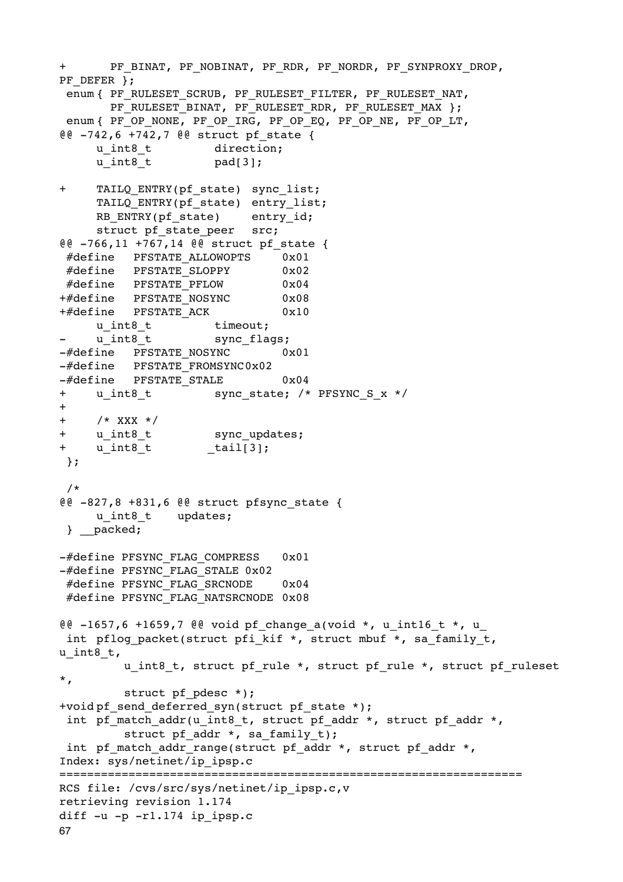```
+       PF_BINAT, PF_NOBINAT, PF_RDR, PF_NORDR, PF_SYNPROXY_DROP,
PF_DEFER };
 enum { PF_RULESET_SCRUB, PF_RULESET_FILTER, PF_RULESET_NAT,
        PF_RULESET_BINAT, PF_RULESET_RDR, PF_RULESET_MAX };
 enum { PF_OP_NONE, PF_OP_IRG, PF_OP_EQ, PF_OP_NE, PF_OP_LT,
@@ -742,6 +742,7 @@ struct pf_state {
     u_int8_t         direction;
     u_int8_t         pad[3];

+    TAILQ_ENTRY(pf_state)  sync_list;
     TAILQ_ENTRY(pf_state)  entry_list;
     RB_ENTRY(pf_state)     entry_id;
     struct pf_state_peer   src;
@@ -766,11 +767,14 @@ struct pf_state {
 #define   PFSTATE_ALLOWOPTS     0x01
 #define   PFSTATE_SLOPPY        0x02
 #define   PFSTATE_PFLOW         0x04
+#define   PFSTATE_NOSYNC        0x08
+#define   PFSTATE_ACK           0x10
     u_int8_t         timeout;
-    u_int8_t         sync_flags;
-#define   PFSTATE_NOSYNC        0x01
-#define   PFSTATE_FROMSYNC0x02
-#define   PFSTATE_STALE         0x04
+    u_int8_t         sync_state; /* PFSYNC_S_x */
+
+    /* XXX */
+    u_int8_t         sync_updates;
+    u_int8_t        _tail[3];
 };

 /*
@@ -827,8 +831,6 @@ struct pfsync_state {
     u_int8_t    updates;
 } __packed;

-#define PFSYNC_FLAG_COMPRESS   0x01
-#define PFSYNC_FLAG_STALE 0x02
 #define PFSYNC_FLAG_SRCNODE    0x04
 #define PFSYNC_FLAG_NATSRCNODE 0x08

@@ -1657,6 +1659,7 @@ void pf_change_a(void *, u_int16_t *, u_
 int pflog_packet(struct pfi_kif *, struct mbuf *, sa_family_t,
u_int8_t,
        u_int8_t, struct pf_rule *, struct pf_rule *, struct pf_ruleset
*,
        struct pf_pdesc *);
+void pf_send_deferred_syn(struct pf_state *);
 int pf_match_addr(u_int8_t, struct pf_addr *, struct pf_addr *,
        struct pf_addr *, sa_family_t);
 int pf_match_addr_range(struct pf_addr *, struct pf_addr *,
Index: sys/netinet/ip_ipsp.c
===================================================================
RCS file: /cvs/src/sys/netinet/ip_ipsp.c,v
retrieving revision 1.174
diff -u -p -r1.174 ip_ipsp.c
```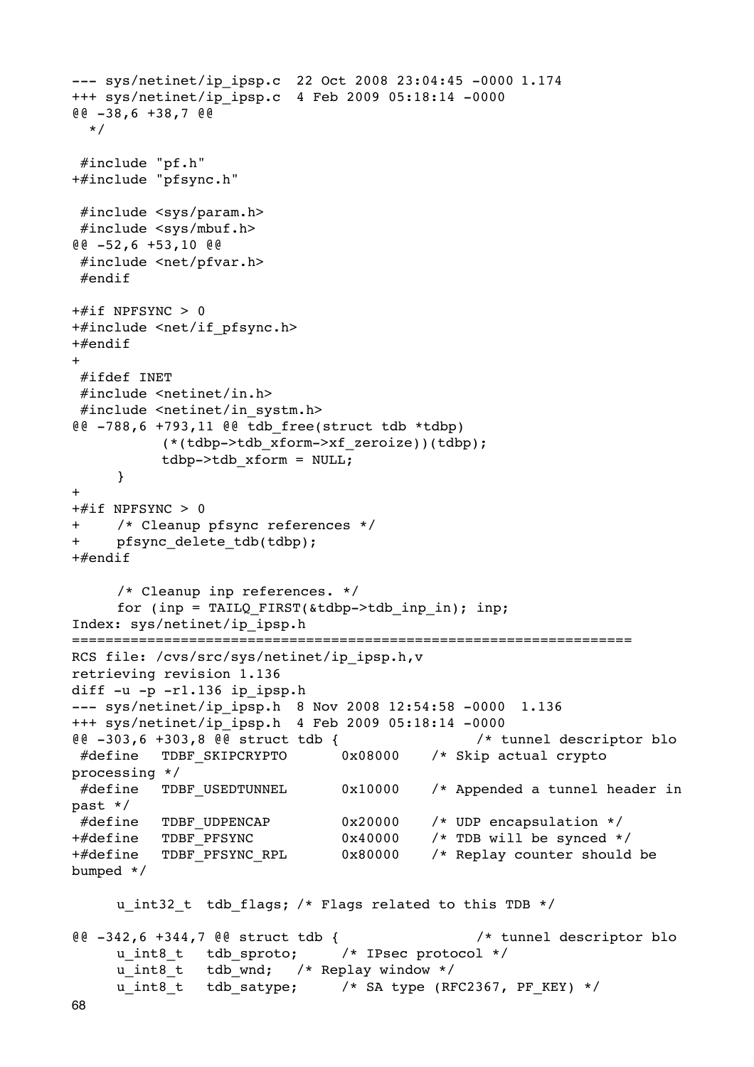```
--- sys/netinet/ip_ipsp.c  22 Oct 2008 23:04:45 -0000 1.174
+++ sys/netinet/ip_ipsp.c  4 Feb 2009 05:18:14 -0000
@@ -38,6 +38,7 @@
  */

 #include "pf.h"
+#include "pfsync.h"

 #include <sys/param.h>
 #include <sys/mbuf.h>
@@ -52,6 +53,10 @@
 #include <net/pfvar.h>
 #endif

+#if NPFSYNC > 0
+#include <net/if_pfsync.h>
+#endif
+
 #ifdef INET
 #include <netinet/in.h>
 #include <netinet/in_systm.h>
@@ -788,6 +793,11 @@ tdb_free(struct tdb *tdbp)
          (*(tdbp->tdb_xform->xf_zeroize))(tdbp);
          tdbp->tdb_xform = NULL;
     }
+
+#if NPFSYNC > 0
+    /* Cleanup pfsync references */
+    pfsync_delete_tdb(tdbp);
+#endif

     /* Cleanup inp references. */
     for (inp = TAILQ_FIRST(&tdbp->tdb_inp_in); inp;
Index: sys/netinet/ip_ipsp.h
===================================================================
RCS file: /cvs/src/sys/netinet/ip_ipsp.h,v
retrieving revision 1.136
diff -u -p -r1.136 ip_ipsp.h
--- sys/netinet/ip_ipsp.h  8 Nov 2008 12:54:58 -0000  1.136
+++ sys/netinet/ip_ipsp.h  4 Feb 2009 05:18:14 -0000
@@ -303,6 +303,8 @@ struct tdb {                /* tunnel descriptor blo
 #define   TDBF_SKIPCRYPTO      0x08000    /* Skip actual crypto
processing */
 #define   TDBF_USEDTUNNEL      0x10000    /* Appended a tunnel header in
past */
 #define   TDBF_UDPENCAP        0x20000    /* UDP encapsulation */
+#define   TDBF_PFSYNC          0x40000    /* TDB will be synced */
+#define   TDBF_PFSYNC_RPL      0x80000    /* Replay counter should be
bumped */

     u_int32_t  tdb_flags; /* Flags related to this TDB */

@@ -342,6 +344,7 @@ struct tdb {                /* tunnel descriptor blo
     u_int8_t   tdb_sproto;     /* IPsec protocol */
     u_int8_t   tdb_wnd;   /* Replay window */
     u_int8_t   tdb_satype;     /* SA type (RFC2367, PF_KEY) */
```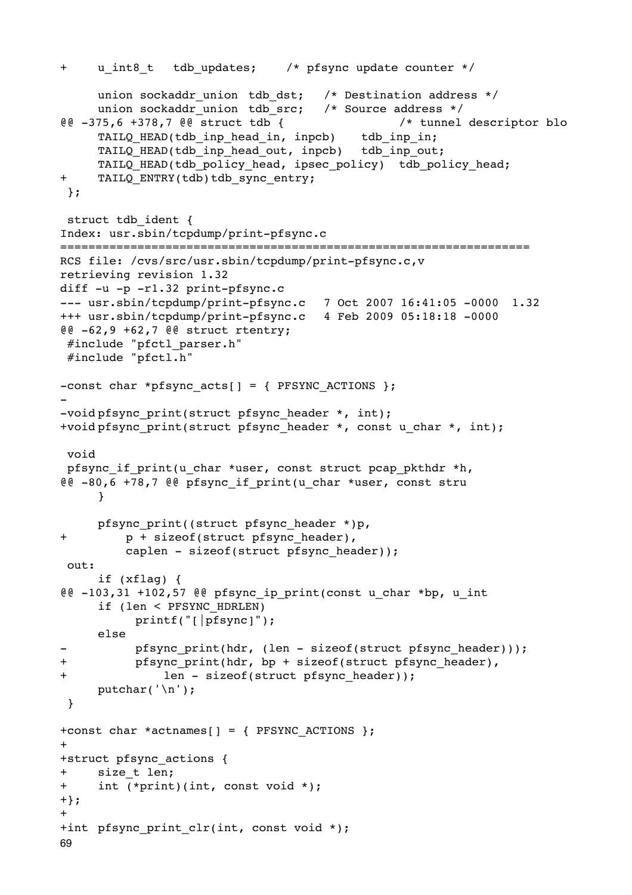```
+	u_int8_t	tdb_updates;	/* pfsync update counter */

	union sockaddr_union	tdb_dst;	/* Destination address */
	union sockaddr_union	tdb_src;	/* Source address */
@@ -375,6 +378,7 @@ struct tdb {				/* tunnel descriptor blo
	TAILQ_HEAD(tdb_inp_head_in, inpcb)	tdb_inp_in;
	TAILQ_HEAD(tdb_inp_head_out, inpcb)	tdb_inp_out;
	TAILQ_HEAD(tdb_policy_head, ipsec_policy)	tdb_policy_head;
+	TAILQ_ENTRY(tdb)tdb_sync_entry;
 };

 struct tdb_ident {
Index: usr.sbin/tcpdump/print-pfsync.c
===================================================================
RCS file: /cvs/src/usr.sbin/tcpdump/print-pfsync.c,v
retrieving revision 1.32
diff -u -p -r1.32 print-pfsync.c
--- usr.sbin/tcpdump/print-pfsync.c	7 Oct 2007 16:41:05 -0000	1.32
+++ usr.sbin/tcpdump/print-pfsync.c	4 Feb 2009 05:18:18 -0000
@@ -62,9 +62,7 @@ struct rtentry;
 #include "pfctl_parser.h"
 #include "pfctl.h"

-const char *pfsync_acts[] = { PFSYNC_ACTIONS };
-
-void	pfsync_print(struct pfsync_header *, int);
+void	pfsync_print(struct pfsync_header *, const u_char *, int);

 void
 pfsync_if_print(u_char *user, const struct pcap_pkthdr *h,
@@ -80,6 +78,7 @@ pfsync_if_print(u_char *user, const stru
	}

	pfsync_print((struct pfsync_header *)p,
+	    p + sizeof(struct pfsync_header),
	    caplen - sizeof(struct pfsync_header));
 out:
	if (xflag) {
@@ -103,31 +102,57 @@ pfsync_ip_print(const u_char *bp, u_int
	if (len < PFSYNC_HDRLEN)
		printf("[|pfsync]");
	else
-		pfsync_print(hdr, (len - sizeof(struct pfsync_header)));
+		pfsync_print(hdr, bp + sizeof(struct pfsync_header),
+		    len - sizeof(struct pfsync_header));
	putchar('\n');
 }

+const char *actnames[] = { PFSYNC_ACTIONS };
+
+struct pfsync_actions {
+	size_t len;
+	int (*print)(int, const void *);
+};
+
+int	pfsync_print_clr(int, const void *);
```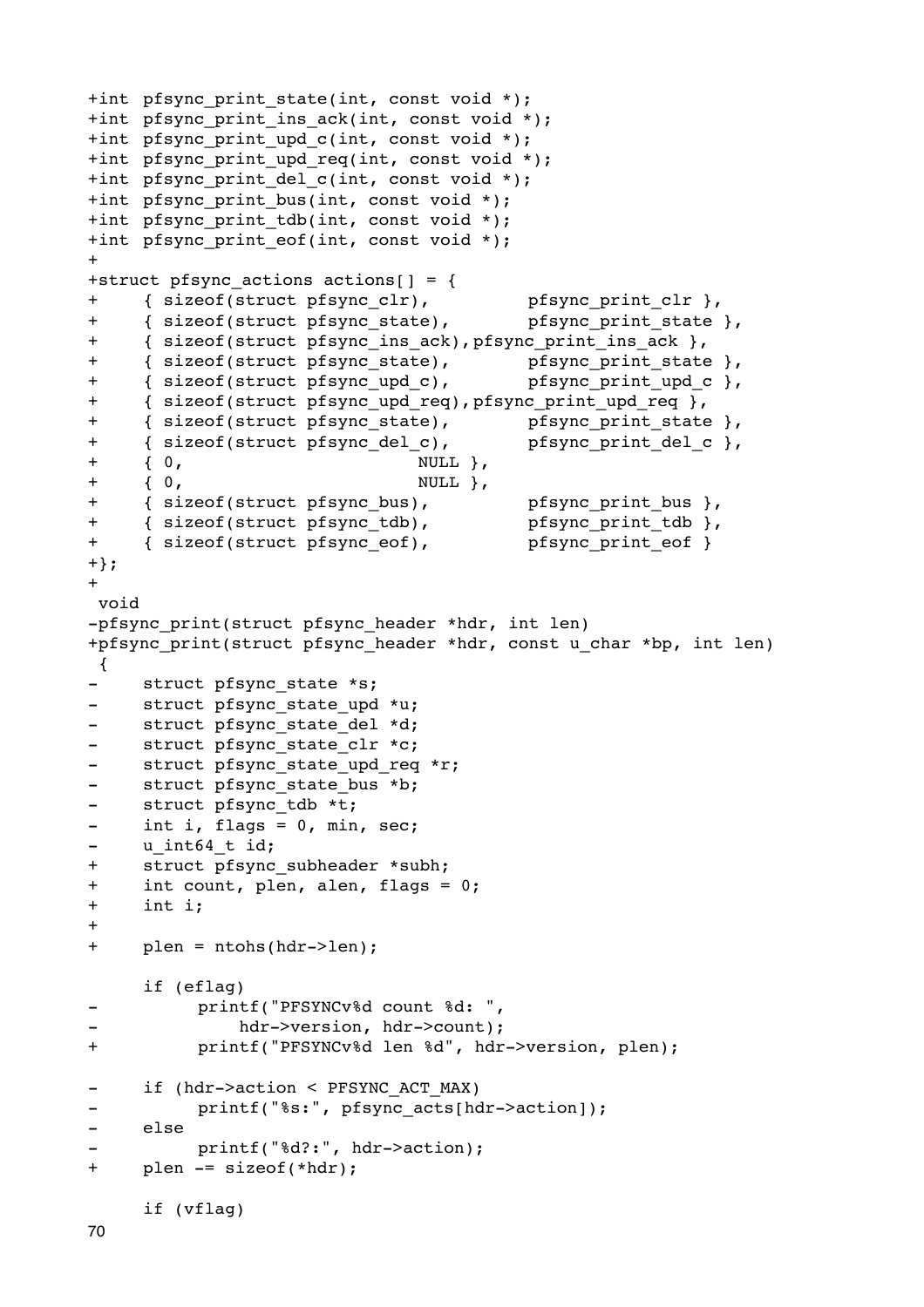```
+int pfsync_print_state(int, const void *);
+int pfsync_print_ins_ack(int, const void *);
+int pfsync_print_upd_c(int, const void *);
+int pfsync_print_upd_req(int, const void *);
+int pfsync_print_del_c(int, const void *);
+int pfsync_print_bus(int, const void *);
+int pfsync_print_tdb(int, const void *);
+int pfsync_print_eof(int, const void *);
+
+struct pfsync_actions actions[] = {
+	{ sizeof(struct pfsync_clr),		pfsync_print_clr },
+	{ sizeof(struct pfsync_state),		pfsync_print_state },
+	{ sizeof(struct pfsync_ins_ack),pfsync_print_ins_ack },
+	{ sizeof(struct pfsync_state),		pfsync_print_state },
+	{ sizeof(struct pfsync_upd_c),		pfsync_print_upd_c },
+	{ sizeof(struct pfsync_upd_req),pfsync_print_upd_req },
+	{ sizeof(struct pfsync_state),		pfsync_print_state },
+	{ sizeof(struct pfsync_del_c),		pfsync_print_del_c },
+	{ 0,				NULL },
+	{ 0,				NULL },
+	{ sizeof(struct pfsync_bus),		pfsync_print_bus },
+	{ sizeof(struct pfsync_tdb),		pfsync_print_tdb },
+	{ sizeof(struct pfsync_eof),		pfsync_print_eof }
+};
+
 void
-pfsync_print(struct pfsync_header *hdr, int len)
+pfsync_print(struct pfsync_header *hdr, const u_char *bp, int len)
 {
-	struct pfsync_state *s;
-	struct pfsync_state_upd *u;
-	struct pfsync_state_del *d;
-	struct pfsync_state_clr *c;
-	struct pfsync_state_upd_req *r;
-	struct pfsync_state_bus *b;
-	struct pfsync_tdb *t;
-	int i, flags = 0, min, sec;
-	u_int64_t id;
+	struct pfsync_subheader *subh;
+	int count, plen, alen, flags = 0;
+	int i;
+
+	plen = ntohs(hdr->len);

 	if (eflag)
-		printf("PFSYNCv%d count %d: ",
-		    hdr->version, hdr->count);
+		printf("PFSYNCv%d len %d", hdr->version, plen);

-	if (hdr->action < PFSYNC_ACT_MAX)
-		printf("%s:", pfsync_acts[hdr->action]);
-	else
-		printf("%d?:", hdr->action);
+	plen -= sizeof(*hdr);

 	if (vflag)
```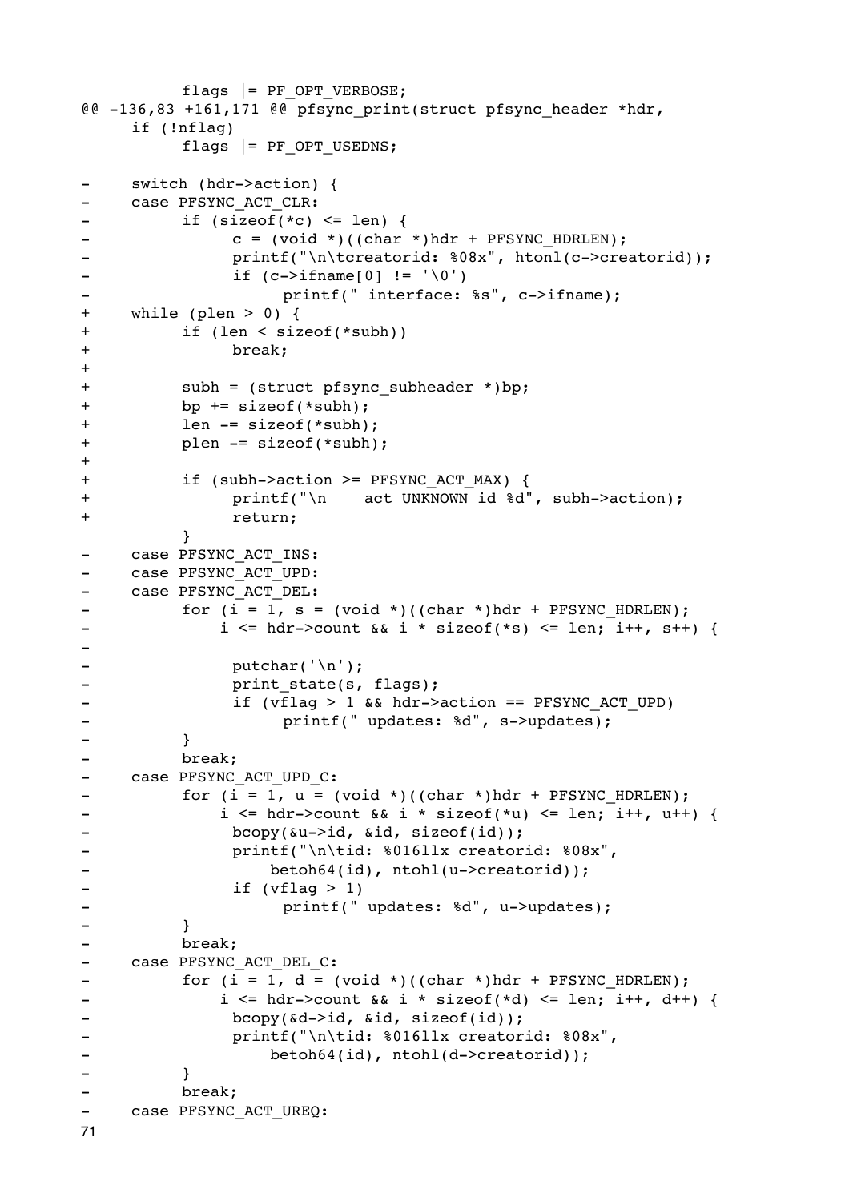```
		flags |= PF_OPT_VERBOSE;
@@ -136,83 +161,171 @@ pfsync_print(struct pfsync_header *hdr,
	if (!nflag)
		flags |= PF_OPT_USEDNS;

-	switch (hdr->action) {
-	case PFSYNC_ACT_CLR:
-		if (sizeof(*c) <= len) {
-			c = (void *)((char *)hdr + PFSYNC_HDRLEN);
-			printf("\n\tcreatorid: %08x", htonl(c->creatorid));
-			if (c->ifname[0] != '\0')
-				printf(" interface: %s", c->ifname);
+	while (plen > 0) {
+		if (len < sizeof(*subh))
+			break;
+
+		subh = (struct pfsync_subheader *)bp;
+		bp += sizeof(*subh);
+		len -= sizeof(*subh);
+		plen -= sizeof(*subh);
+
+		if (subh->action >= PFSYNC_ACT_MAX) {
+			printf("\n    act UNKNOWN id %d", subh->action);
+			return;
		}
-	case PFSYNC_ACT_INS:
-	case PFSYNC_ACT_UPD:
-	case PFSYNC_ACT_DEL:
-		for (i = 1, s = (void *)((char *)hdr + PFSYNC_HDRLEN);
-		    i <= hdr->count && i * sizeof(*s) <= len; i++, s++) {
-
-			putchar('\n');
-			print_state(s, flags);
-			if (vflag > 1 && hdr->action == PFSYNC_ACT_UPD)
-				printf(" updates: %d", s->updates);
-		}
-		break;
-	case PFSYNC_ACT_UPD_C:
-		for (i = 1, u = (void *)((char *)hdr + PFSYNC_HDRLEN);
-		    i <= hdr->count && i * sizeof(*u) <= len; i++, u++) {
-			bcopy(&u->id, &id, sizeof(id));
-			printf("\n\tid: %016llx creatorid: %08x",
-			    betoh64(id), ntohl(u->creatorid));
-			if (vflag > 1)
-				printf(" updates: %d", u->updates);
-		}
-		break;
-	case PFSYNC_ACT_DEL_C:
-		for (i = 1, d = (void *)((char *)hdr + PFSYNC_HDRLEN);
-		    i <= hdr->count && i * sizeof(*d) <= len; i++, d++) {
-			bcopy(&d->id, &id, sizeof(id));
-			printf("\n\tid: %016llx creatorid: %08x",
-			    betoh64(id), ntohl(d->creatorid));
-		}
-		break;
-	case PFSYNC_ACT_UREQ:
```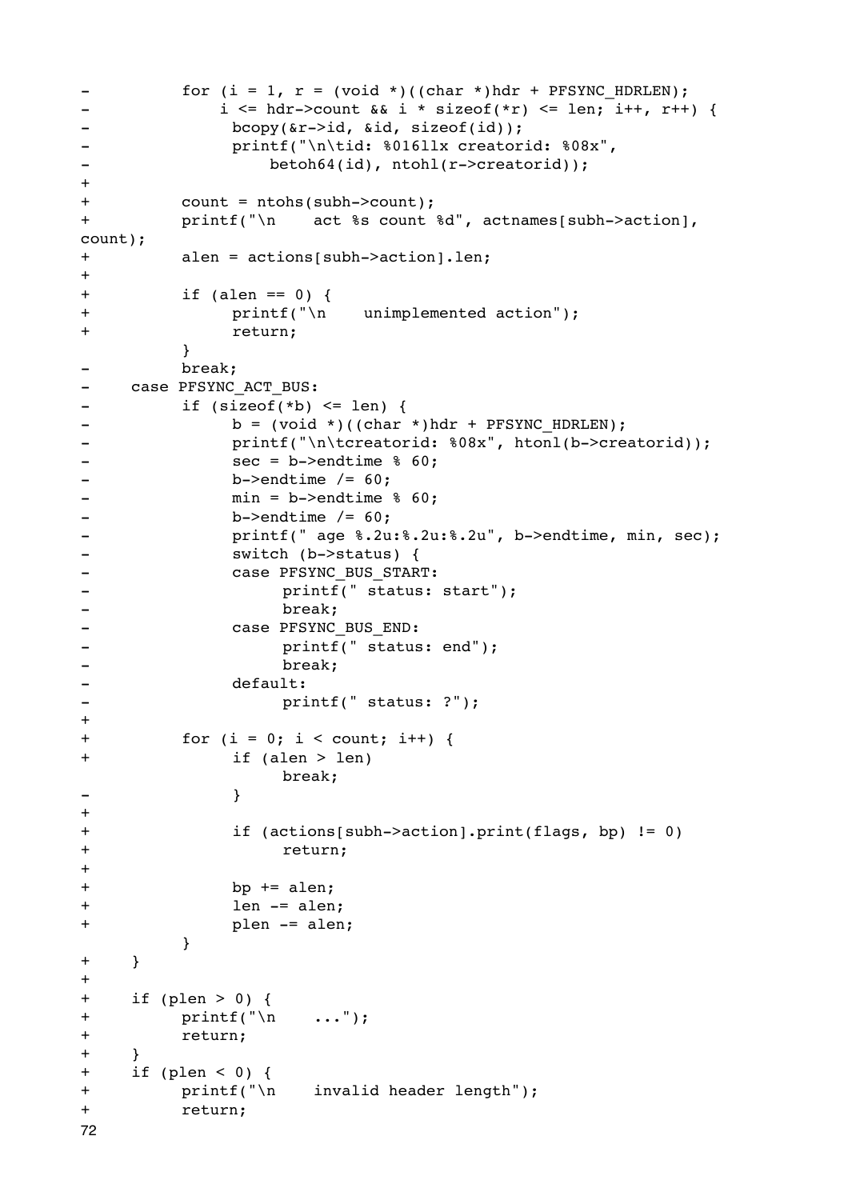```
-		for (i = 1, r = (void *)((char *)hdr + PFSYNC_HDRLEN);
-		    i <= hdr->count && i * sizeof(*r) <= len; i++, r++) {
-			bcopy(&r->id, &id, sizeof(id));
-			printf("\n\tid: %016llx creatorid: %08x",
-			    betoh64(id), ntohl(r->creatorid));
+
+		count = ntohs(subh->count);
+		printf("\n    act %s count %d", actnames[subh->action],
count);
+		alen = actions[subh->action].len;
+
+		if (alen == 0) {
+			printf("\n    unimplemented action");
+			return;
 		}
-		break;
-	case PFSYNC_ACT_BUS:
-		if (sizeof(*b) <= len) {
-			b = (void *)((char *)hdr + PFSYNC_HDRLEN);
-			printf("\n\tcreatorid: %08x", htonl(b->creatorid));
-			sec = b->endtime % 60;
-			b->endtime /= 60;
-			min = b->endtime % 60;
-			b->endtime /= 60;
-			printf(" age %.2u:%.2u:%.2u", b->endtime, min, sec);
-			switch (b->status) {
-			case PFSYNC_BUS_START:
-				printf(" status: start");
-				break;
-			case PFSYNC_BUS_END:
-				printf(" status: end");
-				break;
-			default:
-				printf(" status: ?");
+
+		for (i = 0; i < count; i++) {
+			if (alen > len)
 				break;
-			}
+
+			if (actions[subh->action].print(flags, bp) != 0)
+				return;
+
+			bp += alen;
+			len -= alen;
+			plen -= alen;
 		}
+	}
+
+	if (plen > 0) {
+		printf("\n    ...");
+		return;
+	}
+	if (plen < 0) {
+		printf("\n    invalid header length");
+		return;
```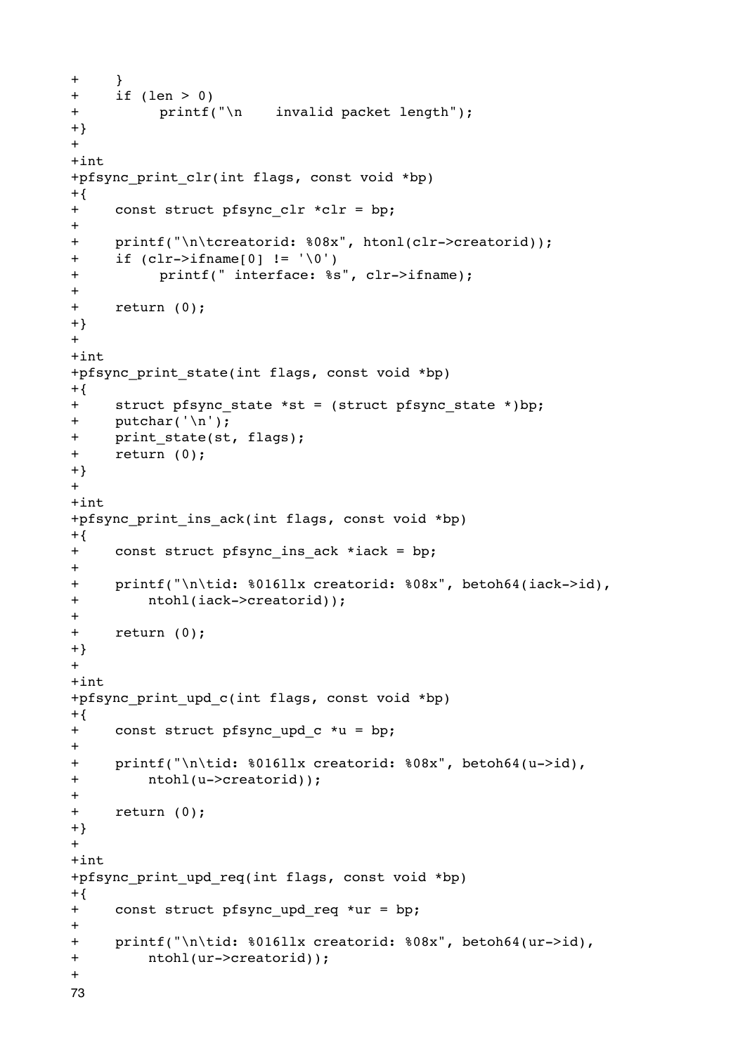```
+	}
+	if (len > 0)
+		printf("\n    invalid packet length");
+}
+
+int
+pfsync_print_clr(int flags, const void *bp)
+{
+	const struct pfsync_clr *clr = bp;
+
+	printf("\n\tcreatorid: %08x", htonl(clr->creatorid));
+	if (clr->ifname[0] != '\0')
+		printf(" interface: %s", clr->ifname);
+
+	return (0);
+}
+
+int
+pfsync_print_state(int flags, const void *bp)
+{
+	struct pfsync_state *st = (struct pfsync_state *)bp;
+	putchar('\n');
+	print_state(st, flags);
+	return (0);
+}
+
+int
+pfsync_print_ins_ack(int flags, const void *bp)
+{
+	const struct pfsync_ins_ack *iack = bp;
+
+	printf("\n\tid: %016llx creatorid: %08x", betoh64(iack->id),
+	    ntohl(iack->creatorid));
+
+	return (0);
+}
+
+int
+pfsync_print_upd_c(int flags, const void *bp)
+{
+	const struct pfsync_upd_c *u = bp;
+
+	printf("\n\tid: %016llx creatorid: %08x", betoh64(u->id),
+	    ntohl(u->creatorid));
+
+	return (0);
+}
+
+int
+pfsync_print_upd_req(int flags, const void *bp)
+{
+	const struct pfsync_upd_req *ur = bp;
+
+	printf("\n\tid: %016llx creatorid: %08x", betoh64(ur->id),
+	    ntohl(ur->creatorid));
+
```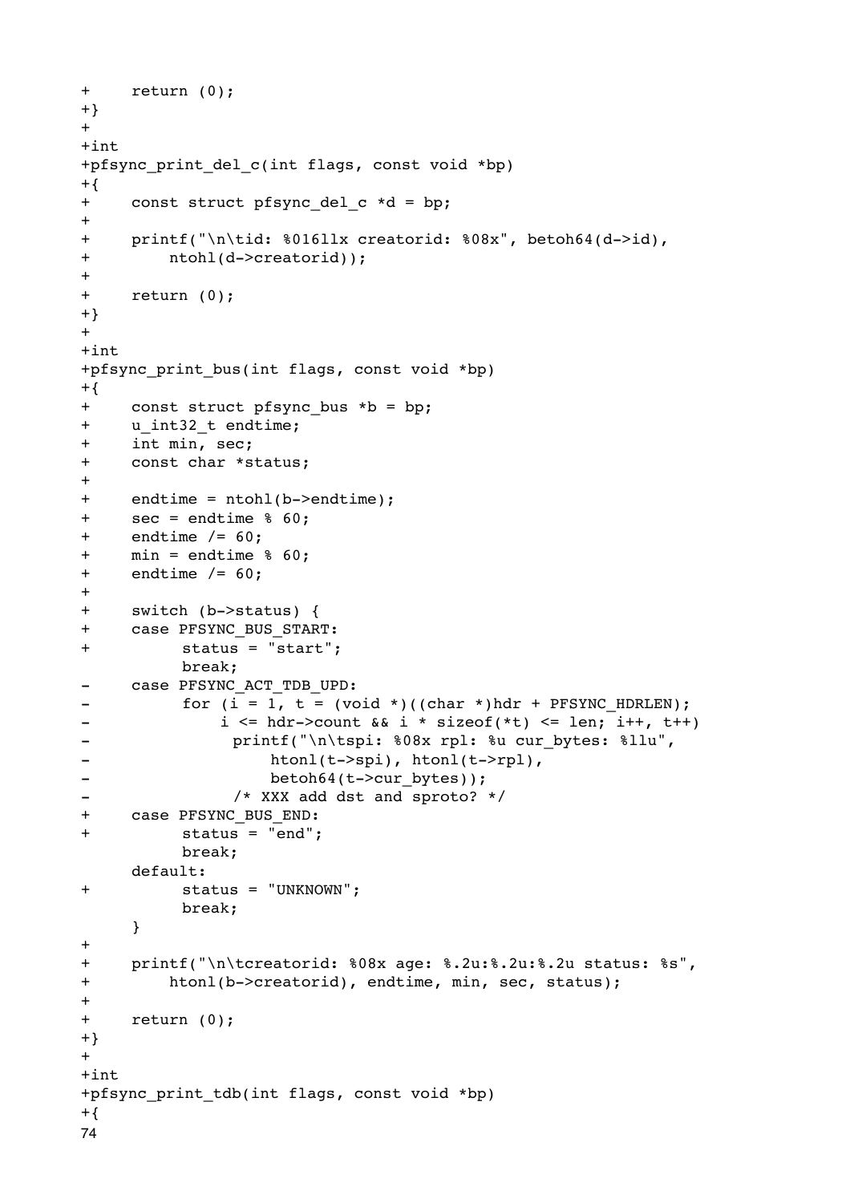```
+	return (0);
+}
+
+int
+pfsync_print_del_c(int flags, const void *bp)
+{
+	const struct pfsync_del_c *d = bp;
+
+	printf("\n\tid: %016llx creatorid: %08x", betoh64(d->id),
+	    ntohl(d->creatorid));
+
+	return (0);
+}
+
+int
+pfsync_print_bus(int flags, const void *bp)
+{
+	const struct pfsync_bus *b = bp;
+	u_int32_t endtime;
+	int min, sec;
+	const char *status;
+
+	endtime = ntohl(b->endtime);
+	sec = endtime % 60;
+	endtime /= 60;
+	min = endtime % 60;
+	endtime /= 60;
+
+	switch (b->status) {
+	case PFSYNC_BUS_START:
+		status = "start";
 		break;
-	case PFSYNC_ACT_TDB_UPD:
-		for (i = 1, t = (void *)((char *)hdr + PFSYNC_HDRLEN);
-		    i <= hdr->count && i * sizeof(*t) <= len; i++, t++)
-			printf("\n\tspi: %08x rpl: %u cur_bytes: %llu",
-			    htonl(t->spi), htonl(t->rpl),
-			    betoh64(t->cur_bytes));
-			/* XXX add dst and sproto? */
+	case PFSYNC_BUS_END:
+		status = "end";
 		break;
 	default:
+		status = "UNKNOWN";
 		break;
 	}
+
+	printf("\n\tcreatorid: %08x age: %.2u:%.2u:%.2u status: %s",
+	    htonl(b->creatorid), endtime, min, sec, status);
+
+	return (0);
+}
+
+int
+pfsync_print_tdb(int flags, const void *bp)
+{
```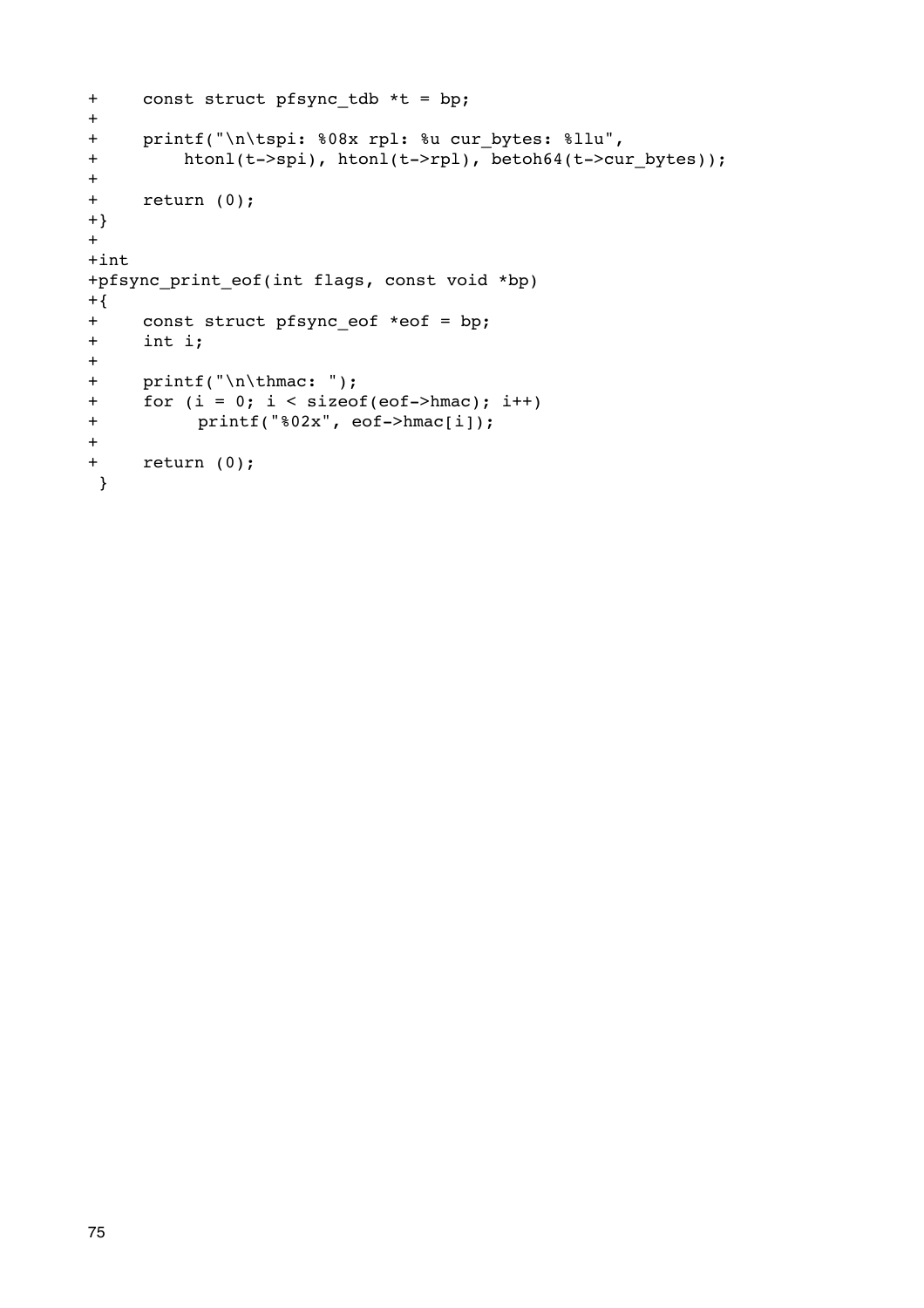```
+	const struct pfsync_tdb *t = bp;
+
+	printf("\n\tspi: %08x rpl: %u cur_bytes: %llu",
+	    htonl(t->spi), htonl(t->rpl), betoh64(t->cur_bytes));
+
+	return (0);
+}
+
+int
+pfsync_print_eof(int flags, const void *bp)
+{
+	const struct pfsync_eof *eof = bp;
+	int i;
+
+	printf("\n\thmac: ");
+	for (i = 0; i < sizeof(eof->hmac); i++)
+		printf("%02x", eof->hmac[i]);
+
+	return (0);
 }
```